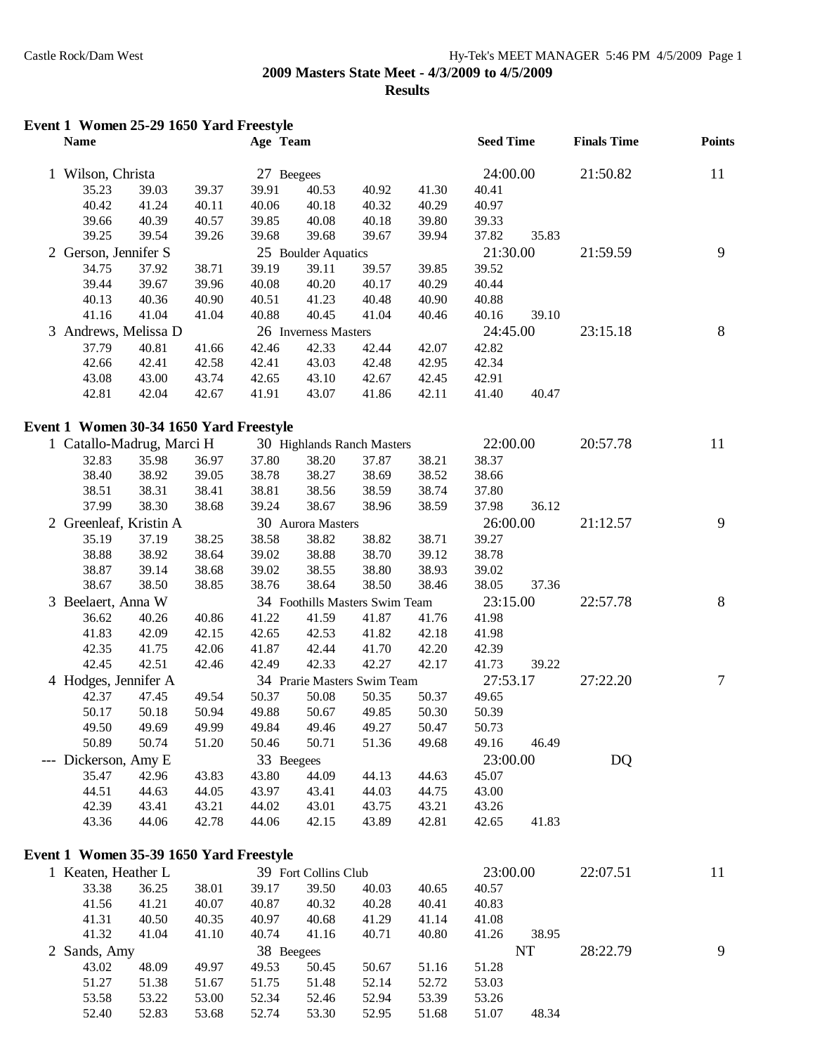## 2009 Masters State Meet - 4/3/2009 to 4/5/2009

### Results

**Event 1 Women 25-29 1650 Yard Freestyle**

| | Name | Age | Team | Seed Time | Finals Time | Points |
|---|---|---|---|---|---|---|
| 1 | Wilson, Christa | 27 | Beegees | 24:00.00 | 21:50.82 | 11 |
| | 35.23 39.03 39.37 39.91 40.53 40.92 41.30 40.41 | | | | | |
| | 40.42 41.24 40.11 40.06 40.18 40.32 40.29 40.97 | | | | | |
| | 39.66 40.39 40.57 39.85 40.08 40.18 39.80 39.33 | | | | | |
| | 39.25 39.54 39.26 39.68 39.68 39.67 39.94 37.82 35.83 | | | | | |
| 2 | Gerson, Jennifer S | 25 | Boulder Aquatics | 21:30.00 | 21:59.59 | 9 |
| | 34.75 37.92 38.71 39.19 39.11 39.57 39.85 39.52 | | | | | |
| | 39.44 39.67 39.96 40.08 40.20 40.17 40.29 40.44 | | | | | |
| | 40.13 40.36 40.90 40.51 41.23 40.48 40.90 40.88 | | | | | |
| | 41.16 41.04 41.04 40.88 40.45 41.04 40.46 40.16 39.10 | | | | | |
| 3 | Andrews, Melissa D | 26 | Inverness Masters | 24:45.00 | 23:15.18 | 8 |
| | 37.79 40.81 41.66 42.46 42.33 42.44 42.07 42.82 | | | | | |
| | 42.66 42.41 42.58 42.41 43.03 42.48 42.95 42.34 | | | | | |
| | 43.08 43.00 43.74 42.65 43.10 42.67 42.45 42.91 | | | | | |
| | 42.81 42.04 42.67 41.91 43.07 41.86 42.11 41.40 40.47 | | | | | |

**Event 1 Women 30-34 1650 Yard Freestyle**

| | Name | Age | Team | Seed Time | Finals Time | Points |
|---|---|---|---|---|---|---|
| 1 | Catallo-Madrug, Marci H | 30 | Highlands Ranch Masters | 22:00.00 | 20:57.78 | 11 |
| | 32.83 35.98 36.97 37.80 38.20 37.87 38.21 38.37 | | | | | |
| | 38.40 38.92 39.05 38.78 38.27 38.69 38.52 38.66 | | | | | |
| | 38.51 38.31 38.41 38.81 38.56 38.59 38.74 37.80 | | | | | |
| | 37.99 38.30 38.68 39.24 38.67 38.96 38.59 37.98 36.12 | | | | | |
| 2 | Greenleaf, Kristin A | 30 | Aurora Masters | 26:00.00 | 21:12.57 | 9 |
| | 35.19 37.19 38.25 38.58 38.82 38.82 38.71 39.27 | | | | | |
| | 38.88 38.92 38.64 39.02 38.88 38.70 39.12 38.78 | | | | | |
| | 38.87 39.14 38.68 39.02 38.55 38.80 38.93 39.02 | | | | | |
| | 38.67 38.50 38.85 38.76 38.64 38.50 38.46 38.05 37.36 | | | | | |
| 3 | Beelaert, Anna W | 34 | Foothills Masters Swim Team | 23:15.00 | 22:57.78 | 8 |
| | 36.62 40.26 40.86 41.22 41.59 41.87 41.76 41.98 | | | | | |
| | 41.83 42.09 42.15 42.65 42.53 41.82 42.18 41.98 | | | | | |
| | 42.35 41.75 42.06 41.87 42.44 41.70 42.20 42.39 | | | | | |
| | 42.45 42.51 42.46 42.49 42.33 42.27 42.17 41.73 39.22 | | | | | |
| 4 | Hodges, Jennifer A | 34 | Prarie Masters Swim Team | 27:53.17 | 27:22.20 | 7 |
| | 42.37 47.45 49.54 50.37 50.08 50.35 50.37 49.65 | | | | | |
| | 50.17 50.18 50.94 49.88 50.67 49.85 50.30 50.39 | | | | | |
| | 49.50 49.69 49.99 49.84 49.46 49.27 50.47 50.73 | | | | | |
| | 50.89 50.74 51.20 50.46 50.71 51.36 49.68 49.16 46.49 | | | | | |
| --- | Dickerson, Amy E | 33 | Beegees | 23:00.00 | DQ | |
| | 35.47 42.96 43.83 43.80 44.09 44.13 44.63 45.07 | | | | | |
| | 44.51 44.63 44.05 43.97 43.41 44.03 44.75 43.00 | | | | | |
| | 42.39 43.41 43.21 44.02 43.01 43.75 43.21 43.26 | | | | | |
| | 43.36 44.06 42.78 44.06 42.15 43.89 42.81 42.65 41.83 | | | | | |

**Event 1 Women 35-39 1650 Yard Freestyle**

| | Name | Age | Team | Seed Time | Finals Time | Points |
|---|---|---|---|---|---|---|
| 1 | Keaten, Heather L | 39 | Fort Collins Club | 23:00.00 | 22:07.51 | 11 |
| | 33.38 36.25 38.01 39.17 39.50 40.03 40.65 40.57 | | | | | |
| | 41.56 41.21 40.07 40.87 40.32 40.28 40.41 40.83 | | | | | |
| | 41.31 40.50 40.35 40.97 40.68 41.29 41.14 41.08 | | | | | |
| | 41.32 41.04 41.10 40.74 41.16 40.71 40.80 41.26 38.95 | | | | | |
| 2 | Sands, Amy | 38 | Beegees | NT | 28:22.79 | 9 |
| | 43.02 48.09 49.97 49.53 50.45 50.67 51.16 51.28 | | | | | |
| | 51.27 51.38 51.67 51.75 51.48 52.14 52.72 53.03 | | | | | |
| | 53.58 53.22 53.00 52.34 52.46 52.94 53.39 53.26 | | | | | |
| | 52.40 52.83 53.68 52.74 53.30 52.95 51.68 51.07 48.34 | | | | | |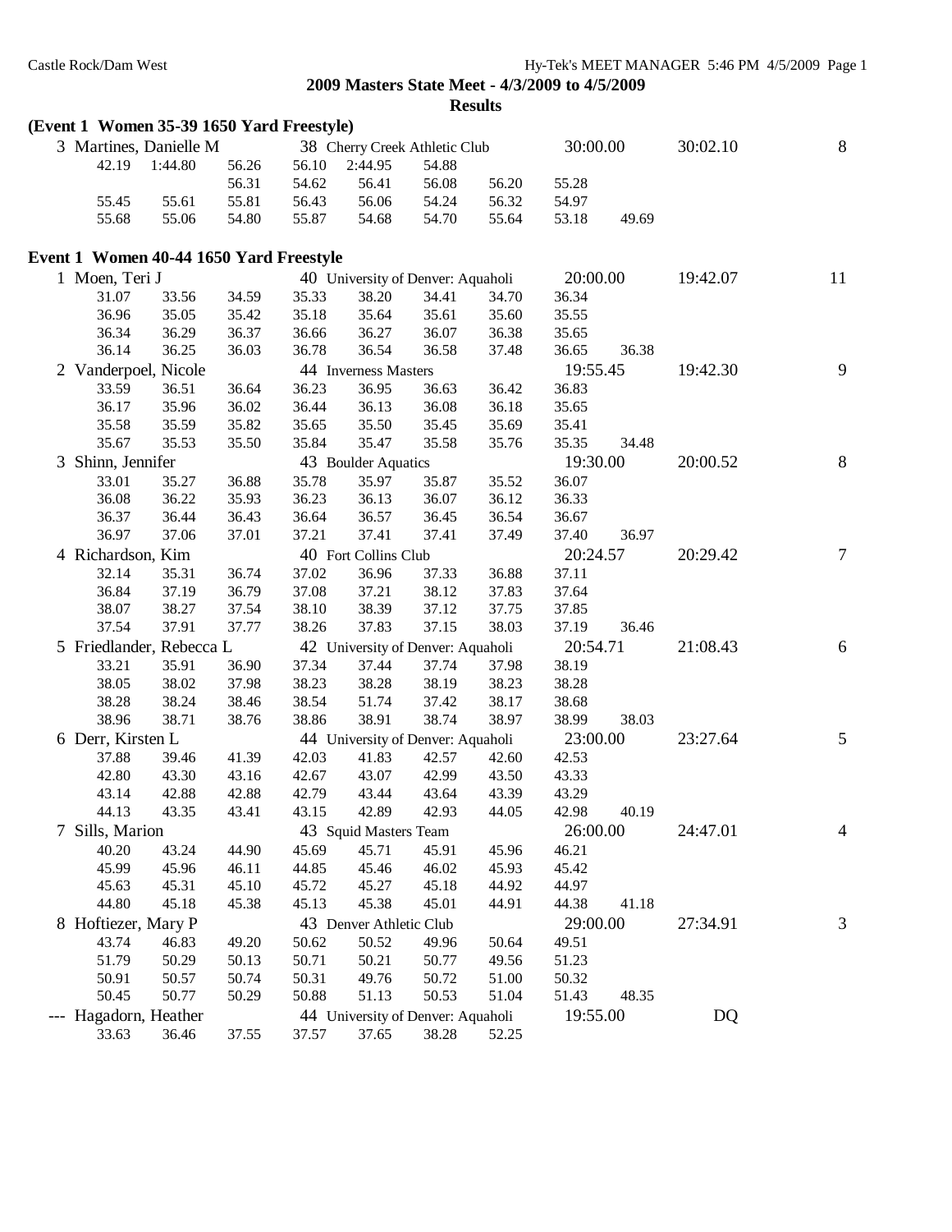2009 Masters State Meet - 4/3/2009 to 4/5/2009

**Results**

### (Event 1 Women 35-39 1650 Yard Freestyle)

3 Martines, Danielle M — 38 Cherry Creek Athletic Club — Seed: 30:00.00 — Finals: 30:02.10 — Points: 8

```
42.19  1:44.80  56.26  56.10  2:44.95  54.88
                56.31  54.62  56.41    56.08  56.20  55.28
55.45  55.61    55.81  56.43  56.06    54.24  56.32  54.97
55.68  55.06    54.80  55.87  54.68    54.70  55.64  53.18  49.69
```

### Event 1 Women 40-44 1650 Yard Freestyle

1 Moen, Teri J — 40 University of Denver: Aquaholi — Seed: 20:00.00 — Finals: 19:42.07 — Points: 11

```
31.07  33.56  34.59  35.33  38.20  34.41  34.70  36.34
36.96  35.05  35.42  35.18  35.64  35.61  35.60  35.55
36.34  36.29  36.37  36.66  36.27  36.07  36.38  35.65
36.14  36.25  36.03  36.78  36.54  36.58  37.48  36.65  36.38
```

2 Vanderpoel, Nicole — 44 Inverness Masters — Seed: 19:55.45 — Finals: 19:42.30 — Points: 9

```
33.59  36.51  36.64  36.23  36.95  36.63  36.42  36.83
36.17  35.96  36.02  36.44  36.13  36.08  36.18  35.65
35.58  35.59  35.82  35.65  35.50  35.45  35.69  35.41
35.67  35.53  35.50  35.84  35.47  35.58  35.76  35.35  34.48
```

3 Shinn, Jennifer — 43 Boulder Aquatics — Seed: 19:30.00 — Finals: 20:00.52 — Points: 8

```
33.01  35.27  36.88  35.78  35.97  35.87  35.52  36.07
36.08  36.22  35.93  36.23  36.13  36.07  36.12  36.33
36.37  36.44  36.43  36.64  36.57  36.45  36.54  36.67
36.97  37.06  37.01  37.21  37.41  37.41  37.49  37.40  36.97
```

4 Richardson, Kim — 40 Fort Collins Club — Seed: 20:24.57 — Finals: 20:29.42 — Points: 7

```
32.14  35.31  36.74  37.02  36.96  37.33  36.88  37.11
36.84  37.19  36.79  37.08  37.21  38.12  37.83  37.64
38.07  38.27  37.54  38.10  38.39  37.12  37.75  37.85
37.54  37.91  37.77  38.26  37.83  37.15  38.03  37.19  36.46
```

5 Friedlander, Rebecca L — 42 University of Denver: Aquaholi — Seed: 20:54.71 — Finals: 21:08.43 — Points: 6

```
33.21  35.91  36.90  37.34  37.44  37.74  37.98  38.19
38.05  38.02  37.98  38.23  38.28  38.19  38.23  38.28
38.28  38.24  38.46  38.54  51.74  37.42  38.17  38.68
38.96  38.71  38.76  38.86  38.91  38.74  38.97  38.99  38.03
```

6 Derr, Kirsten L — 44 University of Denver: Aquaholi — Seed: 23:00.00 — Finals: 23:27.64 — Points: 5

```
37.88  39.46  41.39  42.03  41.83  42.57  42.60  42.53
42.80  43.30  43.16  42.67  43.07  42.99  43.50  43.33
43.14  42.88  42.88  42.79  43.44  43.64  43.39  43.29
44.13  43.35  43.41  43.15  42.89  42.93  44.05  42.98  40.19
```

7 Sills, Marion — 43 Squid Masters Team — Seed: 26:00.00 — Finals: 24:47.01 — Points: 4

```
40.20  43.24  44.90  45.69  45.71  45.91  45.96  46.21
45.99  45.96  46.11  44.85  45.46  46.02  45.93  45.42
45.63  45.31  45.10  45.72  45.27  45.18  44.92  44.97
44.80  45.18  45.38  45.13  45.38  45.01  44.91  44.38  41.18
```

8 Hoftiezer, Mary P — 43 Denver Athletic Club — Seed: 29:00.00 — Finals: 27:34.91 — Points: 3

```
43.74  46.83  49.20  50.62  50.52  49.96  50.64  49.51
51.79  50.29  50.13  50.71  50.21  50.77  49.56  51.23
50.91  50.57  50.74  50.31  49.76  50.72  51.00  50.32
50.45  50.77  50.29  50.88  51.13  50.53  51.04  51.43  48.35
```

--- Hagadorn, Heather — 44 University of Denver: Aquaholi — Seed: 19:55.00 — Finals: DQ

```
33.63  36.46  37.55  37.57  37.65  38.28  52.25
```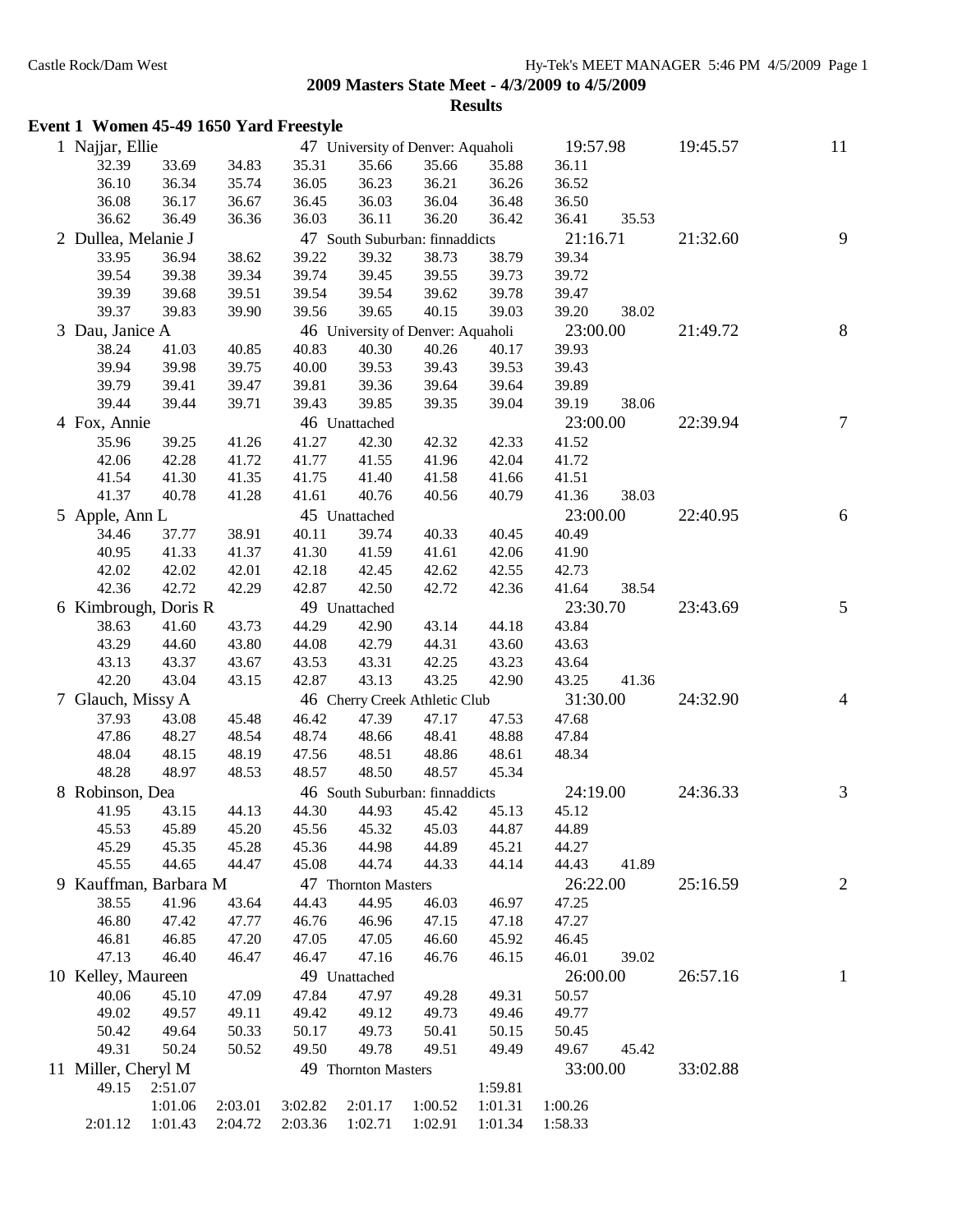## 2009 Masters State Meet - 4/3/2009 to 4/5/2009

### Results

### Event 1 Women 45-49 1650 Yard Freestyle

```
  1 Najjar, Ellie                47 University of Denver: Aquaholi   19:57.98     19:45.57        11
      32.39    33.69    34.83    35.31    35.66    35.66    35.88    36.11
      36.10    36.34    35.74    36.05    36.23    36.21    36.26    36.52
      36.08    36.17    36.67    36.45    36.03    36.04    36.48    36.50
      36.62    36.49    36.36    36.03    36.11    36.20    36.42    36.41    35.53
  2 Dullea, Melanie J            47 South Suburban: finnaddicts      21:16.71     21:32.60         9
      33.95    36.94    38.62    39.22    39.32    38.73    38.79    39.34
      39.54    39.38    39.34    39.74    39.45    39.55    39.73    39.72
      39.39    39.68    39.51    39.54    39.54    39.62    39.78    39.47
      39.37    39.83    39.90    39.56    39.65    40.15    39.03    39.20    38.02
  3 Dau, Janice A                46 University of Denver: Aquaholi   23:00.00     21:49.72         8
      38.24    41.03    40.85    40.83    40.30    40.26    40.17    39.93
      39.94    39.98    39.75    40.00    39.53    39.43    39.53    39.43
      39.79    39.41    39.47    39.81    39.36    39.64    39.64    39.89
      39.44    39.44    39.71    39.43    39.85    39.35    39.04    39.19    38.06
  4 Fox, Annie                   46 Unattached                       23:00.00     22:39.94         7
      35.96    39.25    41.26    41.27    42.30    42.32    42.33    41.52
      42.06    42.28    41.72    41.77    41.55    41.96    42.04    41.72
      41.54    41.30    41.35    41.75    41.40    41.58    41.66    41.51
      41.37    40.78    41.28    41.61    40.76    40.56    40.79    41.36    38.03
  5 Apple, Ann L                 45 Unattached                       23:00.00     22:40.95         6
      34.46    37.77    38.91    40.11    39.74    40.33    40.45    40.49
      40.95    41.33    41.37    41.30    41.59    41.61    42.06    41.90
      42.02    42.02    42.01    42.18    42.45    42.62    42.55    42.73
      42.36    42.72    42.29    42.87    42.50    42.72    42.36    41.64    38.54
  6 Kimbrough, Doris R           49 Unattached                       23:30.70     23:43.69         5
      38.63    41.60    43.73    44.29    42.90    43.14    44.18    43.84
      43.29    44.60    43.80    44.08    42.79    44.31    43.60    43.63
      43.13    43.37    43.67    43.53    43.31    42.25    43.23    43.64
      42.20    43.04    43.15    42.87    43.13    43.25    42.90    43.25    41.36
  7 Glauch, Missy A              46 Cherry Creek Athletic Club       31:30.00     24:32.90         4
      37.93    43.08    45.48    46.42    47.39    47.17    47.53    47.68
      47.86    48.27    48.54    48.74    48.66    48.41    48.88    47.84
      48.04    48.15    48.19    47.56    48.51    48.86    48.61    48.34
      48.28    48.97    48.53    48.57    48.50    48.57    45.34
  8 Robinson, Dea                46 South Suburban: finnaddicts      24:19.00     24:36.33         3
      41.95    43.15    44.13    44.30    44.93    45.42    45.13    45.12
      45.53    45.89    45.20    45.56    45.32    45.03    44.87    44.89
      45.29    45.35    45.28    45.36    44.98    44.89    45.21    44.27
      45.55    44.65    44.47    45.08    44.74    44.33    44.14    44.43    41.89
  9 Kauffman, Barbara M          47 Thornton Masters                 26:22.00     25:16.59         2
      38.55    41.96    43.64    44.43    44.95    46.03    46.97    47.25
      46.80    47.42    47.77    46.76    46.96    47.15    47.18    47.27
      46.81    46.85    47.20    47.05    47.05    46.60    45.92    46.45
      47.13    46.40    46.47    46.47    47.16    46.76    46.15    46.01    39.02
 10 Kelley, Maureen              49 Unattached                       26:00.00     26:57.16         1
      40.06    45.10    47.09    47.84    47.97    49.28    49.31    50.57
      49.02    49.57    49.11    49.42    49.12    49.73    49.46    49.77
      50.42    49.64    50.33    50.17    49.73    50.41    50.15    50.45
      49.31    50.24    50.52    49.50    49.78    49.51    49.49    49.67    45.42
 11 Miller, Cheryl M             49 Thornton Masters                 33:00.00     33:02.88
      49.15  2:51.07                                     1:59.81
             1:01.06  2:03.01  3:02.82  2:01.17  1:00.52  1:01.31  1:00.26
    2:01.12  1:01.43  2:04.72  2:03.36  1:02.71  1:02.91  1:01.34  1:58.33
```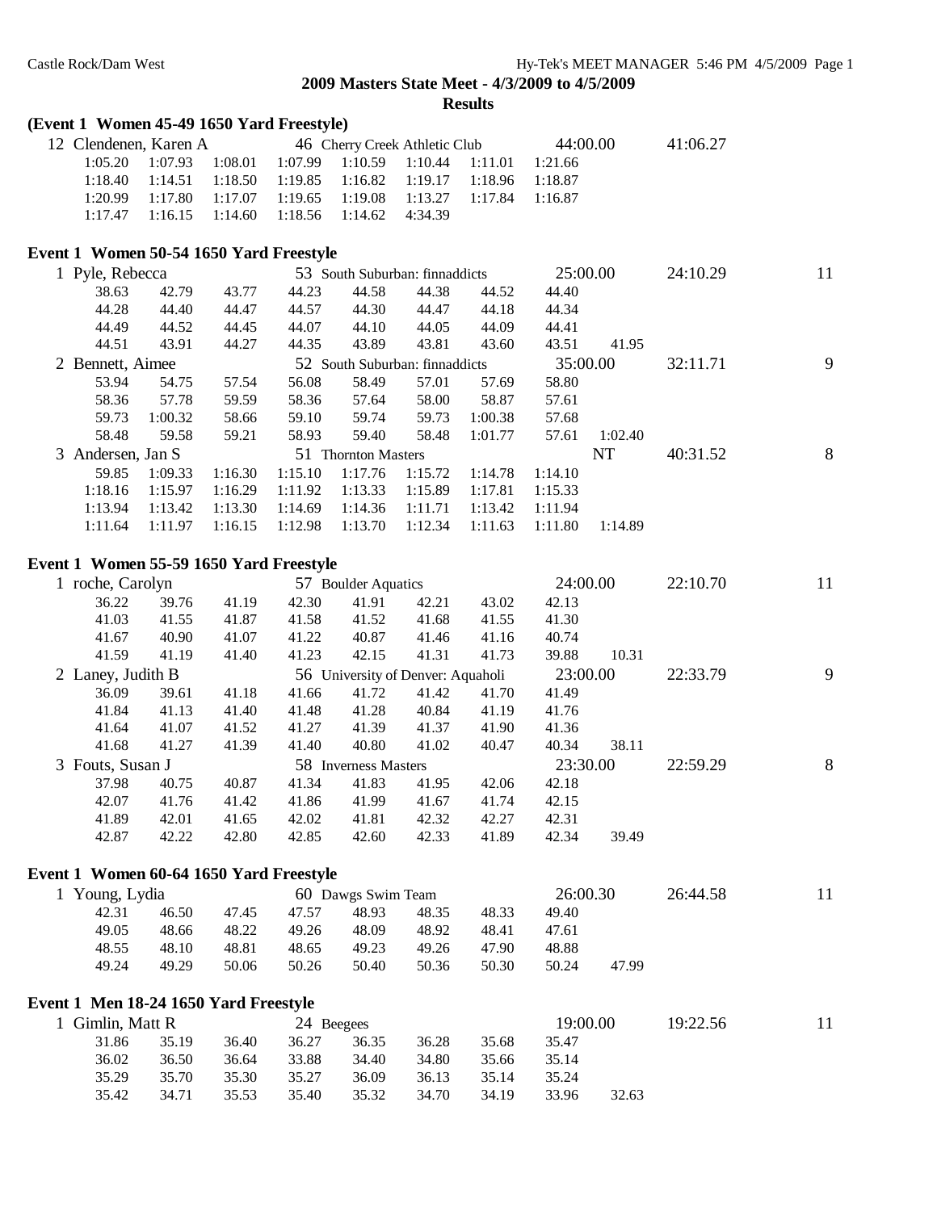**2009 Masters State Meet - 4/3/2009 to 4/5/2009**

**Results**

**(Event 1 Women 45-49 1650 Yard Freestyle)**

12 Clendenen, Karen A — 46 Cherry Creek Athletic Club — 44:00.00 — 41:06.27

| | | | | | | | | |
|---|---|---|---|---|---|---|---|---|
| 1:05.20 | 1:07.93 | 1:08.01 | 1:07.99 | 1:10.59 | 1:10.44 | 1:11.01 | 1:21.66 | |
| 1:18.40 | 1:14.51 | 1:18.50 | 1:19.85 | 1:16.82 | 1:19.17 | 1:18.96 | 1:18.87 | |
| 1:20.99 | 1:17.80 | 1:17.07 | 1:19.65 | 1:19.08 | 1:13.27 | 1:17.84 | 1:16.87 | |
| 1:17.47 | 1:16.15 | 1:14.60 | 1:18.56 | 1:14.62 | 4:34.39 | | | |

## Event 1 Women 50-54 1650 Yard Freestyle

1 Pyle, Rebecca — 53 South Suburban: finnaddicts — 25:00.00 — 24:10.29 — 11

| | | | | | | | | |
|---|---|---|---|---|---|---|---|---|
| 38.63 | 42.79 | 43.77 | 44.23 | 44.58 | 44.38 | 44.52 | 44.40 | |
| 44.28 | 44.40 | 44.47 | 44.57 | 44.30 | 44.47 | 44.18 | 44.34 | |
| 44.49 | 44.52 | 44.45 | 44.07 | 44.10 | 44.05 | 44.09 | 44.41 | |
| 44.51 | 43.91 | 44.27 | 44.35 | 43.89 | 43.81 | 43.60 | 43.51 | 41.95 |

2 Bennett, Aimee — 52 South Suburban: finnaddicts — 35:00.00 — 32:11.71 — 9

| | | | | | | | | |
|---|---|---|---|---|---|---|---|---|
| 53.94 | 54.75 | 57.54 | 56.08 | 58.49 | 57.01 | 57.69 | 58.80 | |
| 58.36 | 57.78 | 59.59 | 58.36 | 57.64 | 58.00 | 58.87 | 57.61 | |
| 59.73 | 1:00.32 | 58.66 | 59.10 | 59.74 | 59.73 | 1:00.38 | 57.68 | |
| 58.48 | 59.58 | 59.21 | 58.93 | 59.40 | 58.48 | 1:01.77 | 57.61 | 1:02.40 |

3 Andersen, Jan S — 51 Thornton Masters — NT — 40:31.52 — 8

| | | | | | | | | |
|---|---|---|---|---|---|---|---|---|
| 59.85 | 1:09.33 | 1:16.30 | 1:15.10 | 1:17.76 | 1:15.72 | 1:14.78 | 1:14.10 | |
| 1:18.16 | 1:15.97 | 1:16.29 | 1:11.92 | 1:13.33 | 1:15.89 | 1:17.81 | 1:15.33 | |
| 1:13.94 | 1:13.42 | 1:13.30 | 1:14.69 | 1:14.36 | 1:11.71 | 1:13.42 | 1:11.94 | |
| 1:11.64 | 1:11.97 | 1:16.15 | 1:12.98 | 1:13.70 | 1:12.34 | 1:11.63 | 1:11.80 | 1:14.89 |

## Event 1 Women 55-59 1650 Yard Freestyle

1 roche, Carolyn — 57 Boulder Aquatics — 24:00.00 — 22:10.70 — 11

| | | | | | | | | |
|---|---|---|---|---|---|---|---|---|
| 36.22 | 39.76 | 41.19 | 42.30 | 41.91 | 42.21 | 43.02 | 42.13 | |
| 41.03 | 41.55 | 41.87 | 41.58 | 41.52 | 41.68 | 41.55 | 41.30 | |
| 41.67 | 40.90 | 41.07 | 41.22 | 40.87 | 41.46 | 41.16 | 40.74 | |
| 41.59 | 41.19 | 41.40 | 41.23 | 42.15 | 41.31 | 41.73 | 39.88 | 10.31 |

2 Laney, Judith B — 56 University of Denver: Aquaholi — 23:00.00 — 22:33.79 — 9

| | | | | | | | | |
|---|---|---|---|---|---|---|---|---|
| 36.09 | 39.61 | 41.18 | 41.66 | 41.72 | 41.42 | 41.70 | 41.49 | |
| 41.84 | 41.13 | 41.40 | 41.48 | 41.28 | 40.84 | 41.19 | 41.76 | |
| 41.64 | 41.07 | 41.52 | 41.27 | 41.39 | 41.37 | 41.90 | 41.36 | |
| 41.68 | 41.27 | 41.39 | 41.40 | 40.80 | 41.02 | 40.47 | 40.34 | 38.11 |

3 Fouts, Susan J — 58 Inverness Masters — 23:30.00 — 22:59.29 — 8

| | | | | | | | | |
|---|---|---|---|---|---|---|---|---|
| 37.98 | 40.75 | 40.87 | 41.34 | 41.83 | 41.95 | 42.06 | 42.18 | |
| 42.07 | 41.76 | 41.42 | 41.86 | 41.99 | 41.67 | 41.74 | 42.15 | |
| 41.89 | 42.01 | 41.65 | 42.02 | 41.81 | 42.32 | 42.27 | 42.31 | |
| 42.87 | 42.22 | 42.80 | 42.85 | 42.60 | 42.33 | 41.89 | 42.34 | 39.49 |

## Event 1 Women 60-64 1650 Yard Freestyle

1 Young, Lydia — 60 Dawgs Swim Team — 26:00.30 — 26:44.58 — 11

| | | | | | | | | |
|---|---|---|---|---|---|---|---|---|
| 42.31 | 46.50 | 47.45 | 47.57 | 48.93 | 48.35 | 48.33 | 49.40 | |
| 49.05 | 48.66 | 48.22 | 49.26 | 48.09 | 48.92 | 48.41 | 47.61 | |
| 48.55 | 48.10 | 48.81 | 48.65 | 49.23 | 49.26 | 47.90 | 48.88 | |
| 49.24 | 49.29 | 50.06 | 50.26 | 50.40 | 50.36 | 50.30 | 50.24 | 47.99 |

## Event 1 Men 18-24 1650 Yard Freestyle

1 Gimlin, Matt R — 24 Beegees — 19:00.00 — 19:22.56 — 11

| | | | | | | | | |
|---|---|---|---|---|---|---|---|---|
| 31.86 | 35.19 | 36.40 | 36.27 | 36.35 | 36.28 | 35.68 | 35.47 | |
| 36.02 | 36.50 | 36.64 | 33.88 | 34.40 | 34.80 | 35.66 | 35.14 | |
| 35.29 | 35.70 | 35.30 | 35.27 | 36.09 | 36.13 | 35.14 | 35.24 | |
| 35.42 | 34.71 | 35.53 | 35.40 | 35.32 | 34.70 | 34.19 | 33.96 | 32.63 |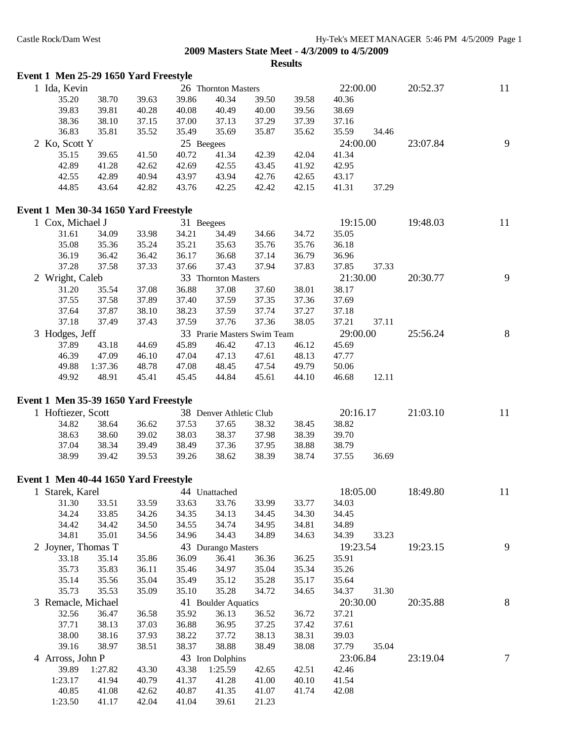# 2009 Masters State Meet - 4/3/2009 to 4/5/2009

## Results

### Event 1 Men 25-29 1650 Yard Freestyle

1 Ida, Kevin — 26 Thornton Masters — 22:00.00 — 20:52.37 — 11

| | | | | | | | | |
|---|---|---|---|---|---|---|---|---|
| 35.20 | 38.70 | 39.63 | 39.86 | 40.34 | 39.50 | 39.58 | 40.36 | |
| 39.83 | 39.81 | 40.28 | 40.08 | 40.49 | 40.00 | 39.56 | 38.69 | |
| 38.36 | 38.10 | 37.15 | 37.00 | 37.13 | 37.29 | 37.39 | 37.16 | |
| 36.83 | 35.81 | 35.52 | 35.49 | 35.69 | 35.87 | 35.62 | 35.59 | 34.46 |

2 Ko, Scott Y — 25 Beegees — 24:00.00 — 23:07.84 — 9

| | | | | | | | | |
|---|---|---|---|---|---|---|---|---|
| 35.15 | 39.65 | 41.50 | 40.72 | 41.34 | 42.39 | 42.04 | 41.34 | |
| 42.89 | 41.28 | 42.62 | 42.69 | 42.55 | 43.45 | 41.92 | 42.95 | |
| 42.55 | 42.89 | 40.94 | 43.97 | 43.94 | 42.76 | 42.65 | 43.17 | |
| 44.85 | 43.64 | 42.82 | 43.76 | 42.25 | 42.42 | 42.15 | 41.31 | 37.29 |

### Event 1 Men 30-34 1650 Yard Freestyle

1 Cox, Michael J — 31 Beegees — 19:15.00 — 19:48.03 — 11

| | | | | | | | | |
|---|---|---|---|---|---|---|---|---|
| 31.61 | 34.09 | 33.98 | 34.21 | 34.49 | 34.66 | 34.72 | 35.05 | |
| 35.08 | 35.36 | 35.24 | 35.21 | 35.63 | 35.76 | 35.76 | 36.18 | |
| 36.19 | 36.42 | 36.42 | 36.17 | 36.68 | 37.14 | 36.79 | 36.96 | |
| 37.28 | 37.58 | 37.33 | 37.66 | 37.43 | 37.94 | 37.83 | 37.85 | 37.33 |

2 Wright, Caleb — 33 Thornton Masters — 21:30.00 — 20:30.77 — 9

| | | | | | | | | |
|---|---|---|---|---|---|---|---|---|
| 31.20 | 35.54 | 37.08 | 36.88 | 37.08 | 37.60 | 38.01 | 38.17 | |
| 37.55 | 37.58 | 37.89 | 37.40 | 37.59 | 37.35 | 37.36 | 37.69 | |
| 37.64 | 37.87 | 38.10 | 38.23 | 37.59 | 37.74 | 37.27 | 37.18 | |
| 37.18 | 37.49 | 37.43 | 37.59 | 37.76 | 37.36 | 38.05 | 37.21 | 37.11 |

3 Hodges, Jeff — 33 Prarie Masters Swim Team — 29:00.00 — 25:56.24 — 8

| | | | | | | | | |
|---|---|---|---|---|---|---|---|---|
| 37.89 | 43.18 | 44.69 | 45.89 | 46.42 | 47.13 | 46.12 | 45.69 | |
| 46.39 | 47.09 | 46.10 | 47.04 | 47.13 | 47.61 | 48.13 | 47.77 | |
| 49.88 | 1:37.36 | 48.78 | 47.08 | 48.45 | 47.54 | 49.79 | 50.06 | |
| 49.92 | 48.91 | 45.41 | 45.45 | 44.84 | 45.61 | 44.10 | 46.68 | 12.11 |

### Event 1 Men 35-39 1650 Yard Freestyle

1 Hoftiezer, Scott — 38 Denver Athletic Club — 20:16.17 — 21:03.10 — 11

| | | | | | | | | |
|---|---|---|---|---|---|---|---|---|
| 34.82 | 38.64 | 36.62 | 37.53 | 37.65 | 38.32 | 38.45 | 38.82 | |
| 38.63 | 38.60 | 39.02 | 38.03 | 38.37 | 37.98 | 38.39 | 39.70 | |
| 37.04 | 38.34 | 39.49 | 38.49 | 37.36 | 37.95 | 38.88 | 38.79 | |
| 38.99 | 39.42 | 39.53 | 39.26 | 38.62 | 38.39 | 38.74 | 37.55 | 36.69 |

### Event 1 Men 40-44 1650 Yard Freestyle

1 Starek, Karel — 44 Unattached — 18:05.00 — 18:49.80 — 11

| | | | | | | | | |
|---|---|---|---|---|---|---|---|---|
| 31.30 | 33.51 | 33.59 | 33.63 | 33.76 | 33.99 | 33.77 | 34.03 | |
| 34.24 | 33.85 | 34.26 | 34.35 | 34.13 | 34.45 | 34.30 | 34.45 | |
| 34.42 | 34.42 | 34.50 | 34.55 | 34.74 | 34.95 | 34.81 | 34.89 | |
| 34.81 | 35.01 | 34.56 | 34.96 | 34.43 | 34.89 | 34.63 | 34.39 | 33.23 |

2 Joyner, Thomas T — 43 Durango Masters — 19:23.54 — 19:23.15 — 9

| | | | | | | | | |
|---|---|---|---|---|---|---|---|---|
| 33.18 | 35.14 | 35.86 | 36.09 | 36.41 | 36.36 | 36.25 | 35.91 | |
| 35.73 | 35.83 | 36.11 | 35.46 | 34.97 | 35.04 | 35.34 | 35.26 | |
| 35.14 | 35.56 | 35.04 | 35.49 | 35.12 | 35.28 | 35.17 | 35.64 | |
| 35.73 | 35.53 | 35.09 | 35.10 | 35.28 | 34.72 | 34.65 | 34.37 | 31.30 |

3 Remacle, Michael — 41 Boulder Aquatics — 20:30.00 — 20:35.88 — 8

| | | | | | | | | |
|---|---|---|---|---|---|---|---|---|
| 32.56 | 36.47 | 36.58 | 35.92 | 36.13 | 36.52 | 36.72 | 37.21 | |
| 37.71 | 38.13 | 37.03 | 36.88 | 36.95 | 37.25 | 37.42 | 37.61 | |
| 38.00 | 38.16 | 37.93 | 38.22 | 37.72 | 38.13 | 38.31 | 39.03 | |
| 39.16 | 38.97 | 38.51 | 38.37 | 38.88 | 38.49 | 38.08 | 37.79 | 35.04 |

4 Arross, John P — 43 Iron Dolphins — 23:06.84 — 23:19.04 — 7

| | | | | | | | |
|---|---|---|---|---|---|---|---|
| 39.89 | 1:27.82 | 43.30 | 43.38 | 1:25.59 | 42.65 | 42.51 | 42.46 |
| 1:23.17 | 41.94 | 40.79 | 41.37 | 41.28 | 41.00 | 40.10 | 41.54 |
| 40.85 | 41.08 | 42.62 | 40.87 | 41.35 | 41.07 | 41.74 | 42.08 |
| 1:23.50 | 41.17 | 42.04 | 41.04 | 39.61 | 21.23 | | |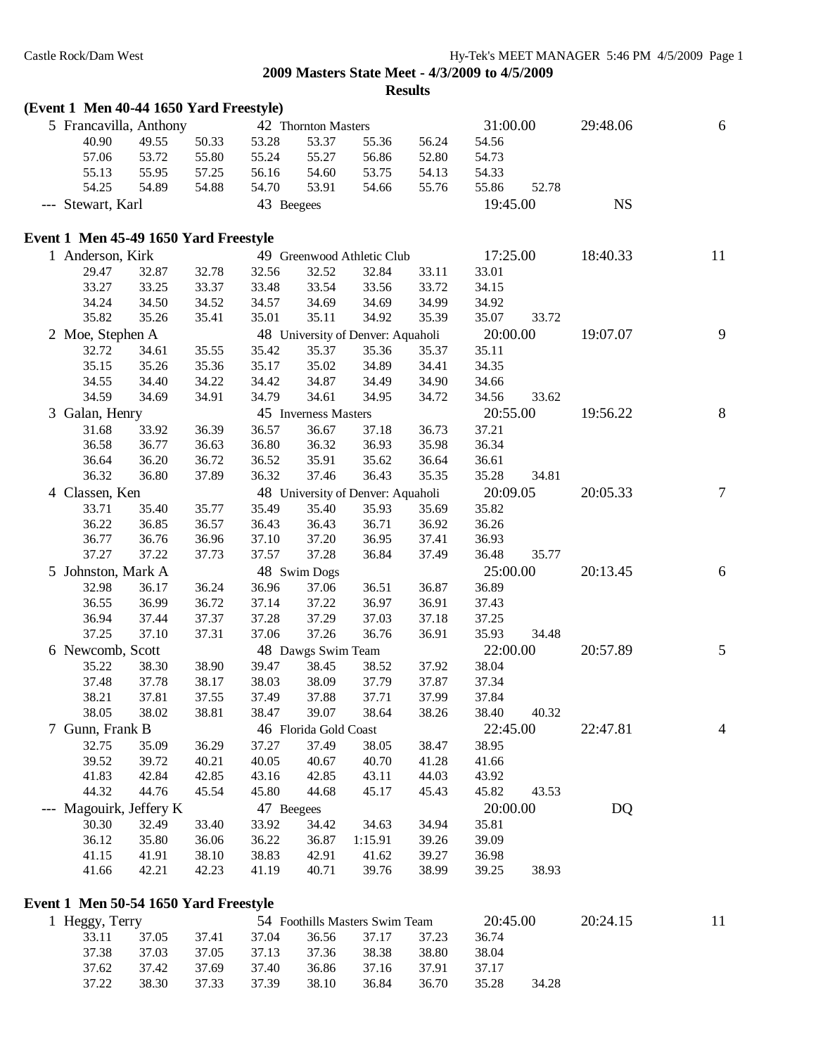**2009 Masters State Meet - 4/3/2009 to 4/5/2009**

**Results**

### (Event 1 Men 40-44 1650 Yard Freestyle)

| | Name | Age | Team | Seed Time | Finals Time | Points |
|---|---|---|---|---|---|---|
| 5 | Francavilla, Anthony | 42 | Thornton Masters | 31:00.00 | 29:48.06 | 6 |

40.90 49.55 50.33 53.28 53.37 55.36 56.24 54.56
57.06 53.72 55.80 55.24 55.27 56.86 52.80 54.73
55.13 55.95 57.25 56.16 54.60 53.75 54.13 54.33
54.25 54.89 54.88 54.70 53.91 54.66 55.76 55.86 52.78

| | Name | Age | Team | Seed Time | Finals Time | Points |
|---|---|---|---|---|---|---|
| --- | Stewart, Karl | 43 | Beegees | 19:45.00 | NS | |

### Event 1 Men 45-49 1650 Yard Freestyle

| | Name | Age | Team | Seed Time | Finals Time | Points |
|---|---|---|---|---|---|---|
| 1 | Anderson, Kirk | 49 | Greenwood Athletic Club | 17:25.00 | 18:40.33 | 11 |

29.47 32.87 32.78 32.56 32.52 32.84 33.11 33.01
33.27 33.25 33.37 33.48 33.54 33.56 33.72 34.15
34.24 34.50 34.52 34.57 34.69 34.69 34.99 34.92
35.82 35.26 35.41 35.01 35.11 34.92 35.39 35.07 33.72

| | Name | Age | Team | Seed Time | Finals Time | Points |
|---|---|---|---|---|---|---|
| 2 | Moe, Stephen A | 48 | University of Denver: Aquaholi | 20:00.00 | 19:07.07 | 9 |

32.72 34.61 35.55 35.42 35.37 35.36 35.37 35.11
35.15 35.26 35.36 35.17 35.02 34.89 34.41 34.35
34.55 34.40 34.22 34.42 34.87 34.49 34.90 34.66
34.59 34.69 34.91 34.79 34.61 34.95 34.72 34.56 33.62

| | Name | Age | Team | Seed Time | Finals Time | Points |
|---|---|---|---|---|---|---|
| 3 | Galan, Henry | 45 | Inverness Masters | 20:55.00 | 19:56.22 | 8 |

31.68 33.92 36.39 36.57 36.67 37.18 36.73 37.21
36.58 36.77 36.63 36.80 36.32 36.93 35.98 36.34
36.64 36.20 36.72 36.52 35.91 35.62 36.64 36.61
36.32 36.80 37.89 36.32 37.46 36.43 35.35 35.28 34.81

| | Name | Age | Team | Seed Time | Finals Time | Points |
|---|---|---|---|---|---|---|
| 4 | Classen, Ken | 48 | University of Denver: Aquaholi | 20:09.05 | 20:05.33 | 7 |

33.71 35.40 35.77 35.49 35.40 35.93 35.69 35.82
36.22 36.85 36.57 36.43 36.43 36.71 36.92 36.26
36.77 36.76 36.96 37.10 37.20 36.95 37.41 36.93
37.27 37.22 37.73 37.57 37.28 36.84 37.49 36.48 35.77

| | Name | Age | Team | Seed Time | Finals Time | Points |
|---|---|---|---|---|---|---|
| 5 | Johnston, Mark A | 48 | Swim Dogs | 25:00.00 | 20:13.45 | 6 |

32.98 36.17 36.24 36.96 37.06 36.51 36.87 36.89
36.55 36.99 36.72 37.14 37.22 36.97 36.91 37.43
36.94 37.44 37.37 37.28 37.29 37.03 37.18 37.25
37.25 37.10 37.31 37.06 37.26 36.76 36.91 35.93 34.48

| | Name | Age | Team | Seed Time | Finals Time | Points |
|---|---|---|---|---|---|---|
| 6 | Newcomb, Scott | 48 | Dawgs Swim Team | 22:00.00 | 20:57.89 | 5 |

35.22 38.30 38.90 39.47 38.45 38.52 37.92 38.04
37.48 37.78 38.17 38.03 38.09 37.79 37.87 37.34
38.21 37.81 37.55 37.49 37.88 37.71 37.99 37.84
38.05 38.02 38.81 38.47 39.07 38.64 38.26 38.40 40.32

| | Name | Age | Team | Seed Time | Finals Time | Points |
|---|---|---|---|---|---|---|
| 7 | Gunn, Frank B | 46 | Florida Gold Coast | 22:45.00 | 22:47.81 | 4 |

32.75 35.09 36.29 37.27 37.49 38.05 38.47 38.95
39.52 39.72 40.21 40.05 40.67 40.70 41.28 41.66
41.83 42.84 42.85 43.16 42.85 43.11 44.03 43.92
44.32 44.76 45.54 45.80 44.68 45.17 45.43 45.82 43.53

| | Name | Age | Team | Seed Time | Finals Time | Points |
|---|---|---|---|---|---|---|
| --- | Magouirk, Jeffery K | 47 | Beegees | 20:00.00 | DQ | |

30.30 32.49 33.40 33.92 34.42 34.63 34.94 35.81
36.12 35.80 36.06 36.22 36.87 1:15.91 39.26 39.09
41.15 41.91 38.10 38.83 42.91 41.62 39.27 36.98
41.66 42.21 42.23 41.19 40.71 39.76 38.99 39.25 38.93

### Event 1 Men 50-54 1650 Yard Freestyle

| | Name | Age | Team | Seed Time | Finals Time | Points |
|---|---|---|---|---|---|---|
| 1 | Heggy, Terry | 54 | Foothills Masters Swim Team | 20:45.00 | 20:24.15 | 11 |

33.11 37.05 37.41 37.04 36.56 37.17 37.23 36.74
37.38 37.03 37.05 37.13 37.36 38.38 38.80 38.04
37.62 37.42 37.69 37.40 36.86 37.16 37.91 37.17
37.22 38.30 37.33 37.39 38.10 36.84 36.70 35.28 34.28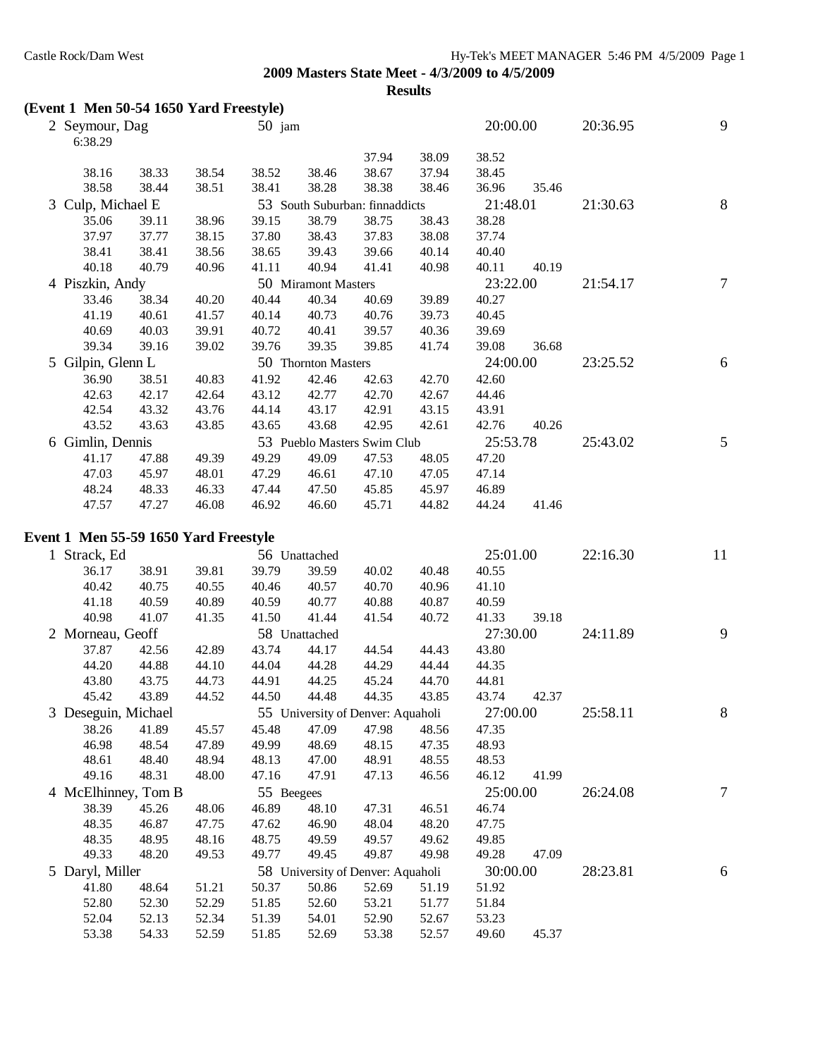**2009 Masters State Meet - 4/3/2009 to 4/5/2009**

**Results**

## (Event 1 Men 50-54 1650 Yard Freestyle)

| | Name | Age | Team | Seed Time | Finals Time | Points |
|---|---|---|---|---|---|---|
| 2 | Seymour, Dag | 50 | jam | 20:00.00 | 20:36.95 | 9 |

6:38.29

| | | | | | | | | |
|---|---|---|---|---|---|---|---|---|
| | | | | | 37.94 | 38.09 | 38.52 | |
| 38.16 | 38.33 | 38.54 | 38.52 | 38.46 | 38.67 | 37.94 | 38.45 | |
| 38.58 | 38.44 | 38.51 | 38.41 | 38.28 | 38.38 | 38.46 | 36.96 | 35.46 |

| | Name | Age | Team | Seed Time | Finals Time | Points |
|---|---|---|---|---|---|---|
| 3 | Culp, Michael E | 53 | South Suburban: finnaddicts | 21:48.01 | 21:30.63 | 8 |

| | | | | | | | | |
|---|---|---|---|---|---|---|---|---|
| 35.06 | 39.11 | 38.96 | 39.15 | 38.79 | 38.75 | 38.43 | 38.28 | |
| 37.97 | 37.77 | 38.15 | 37.80 | 38.43 | 37.83 | 38.08 | 37.74 | |
| 38.41 | 38.41 | 38.56 | 38.65 | 39.43 | 39.66 | 40.14 | 40.40 | |
| 40.18 | 40.79 | 40.96 | 41.11 | 40.94 | 41.41 | 40.98 | 40.11 | 40.19 |

| | Name | Age | Team | Seed Time | Finals Time | Points |
|---|---|---|---|---|---|---|
| 4 | Piszkin, Andy | 50 | Miramont Masters | 23:22.00 | 21:54.17 | 7 |

| | | | | | | | | |
|---|---|---|---|---|---|---|---|---|
| 33.46 | 38.34 | 40.20 | 40.44 | 40.34 | 40.69 | 39.89 | 40.27 | |
| 41.19 | 40.61 | 41.57 | 40.14 | 40.73 | 40.76 | 39.73 | 40.45 | |
| 40.69 | 40.03 | 39.91 | 40.72 | 40.41 | 39.57 | 40.36 | 39.69 | |
| 39.34 | 39.16 | 39.02 | 39.76 | 39.35 | 39.85 | 41.74 | 39.08 | 36.68 |

| | Name | Age | Team | Seed Time | Finals Time | Points |
|---|---|---|---|---|---|---|
| 5 | Gilpin, Glenn L | 50 | Thornton Masters | 24:00.00 | 23:25.52 | 6 |

| | | | | | | | | |
|---|---|---|---|---|---|---|---|---|
| 36.90 | 38.51 | 40.83 | 41.92 | 42.46 | 42.63 | 42.70 | 42.60 | |
| 42.63 | 42.17 | 42.64 | 43.12 | 42.77 | 42.70 | 42.67 | 44.46 | |
| 42.54 | 43.32 | 43.76 | 44.14 | 43.17 | 42.91 | 43.15 | 43.91 | |
| 43.52 | 43.63 | 43.85 | 43.65 | 43.68 | 42.95 | 42.61 | 42.76 | 40.26 |

| | Name | Age | Team | Seed Time | Finals Time | Points |
|---|---|---|---|---|---|---|
| 6 | Gimlin, Dennis | 53 | Pueblo Masters Swim Club | 25:53.78 | 25:43.02 | 5 |

| | | | | | | | | |
|---|---|---|---|---|---|---|---|---|
| 41.17 | 47.88 | 49.39 | 49.29 | 49.09 | 47.53 | 48.05 | 47.20 | |
| 47.03 | 45.97 | 48.01 | 47.29 | 46.61 | 47.10 | 47.05 | 47.14 | |
| 48.24 | 48.33 | 46.33 | 47.44 | 47.50 | 45.85 | 45.97 | 46.89 | |
| 47.57 | 47.27 | 46.08 | 46.92 | 46.60 | 45.71 | 44.82 | 44.24 | 41.46 |

## Event 1 Men 55-59 1650 Yard Freestyle

| | Name | Age | Team | Seed Time | Finals Time | Points |
|---|---|---|---|---|---|---|
| 1 | Strack, Ed | 56 | Unattached | 25:01.00 | 22:16.30 | 11 |

| | | | | | | | | |
|---|---|---|---|---|---|---|---|---|
| 36.17 | 38.91 | 39.81 | 39.79 | 39.59 | 40.02 | 40.48 | 40.55 | |
| 40.42 | 40.75 | 40.55 | 40.46 | 40.57 | 40.70 | 40.96 | 41.10 | |
| 41.18 | 40.59 | 40.89 | 40.59 | 40.77 | 40.88 | 40.87 | 40.59 | |
| 40.98 | 41.07 | 41.35 | 41.50 | 41.44 | 41.54 | 40.72 | 41.33 | 39.18 |

| | Name | Age | Team | Seed Time | Finals Time | Points |
|---|---|---|---|---|---|---|
| 2 | Morneau, Geoff | 58 | Unattached | 27:30.00 | 24:11.89 | 9 |

| | | | | | | | | |
|---|---|---|---|---|---|---|---|---|
| 37.87 | 42.56 | 42.89 | 43.74 | 44.17 | 44.54 | 44.43 | 43.80 | |
| 44.20 | 44.88 | 44.10 | 44.04 | 44.28 | 44.29 | 44.44 | 44.35 | |
| 43.80 | 43.75 | 44.73 | 44.91 | 44.25 | 45.24 | 44.70 | 44.81 | |
| 45.42 | 43.89 | 44.52 | 44.50 | 44.48 | 44.35 | 43.85 | 43.74 | 42.37 |

| | Name | Age | Team | Seed Time | Finals Time | Points |
|---|---|---|---|---|---|---|
| 3 | Deseguin, Michael | 55 | University of Denver: Aquaholi | 27:00.00 | 25:58.11 | 8 |

| | | | | | | | | |
|---|---|---|---|---|---|---|---|---|
| 38.26 | 41.89 | 45.57 | 45.48 | 47.09 | 47.98 | 48.56 | 47.35 | |
| 46.98 | 48.54 | 47.89 | 49.99 | 48.69 | 48.15 | 47.35 | 48.93 | |
| 48.61 | 48.40 | 48.94 | 48.13 | 47.00 | 48.91 | 48.55 | 48.53 | |
| 49.16 | 48.31 | 48.00 | 47.16 | 47.91 | 47.13 | 46.56 | 46.12 | 41.99 |

| | Name | Age | Team | Seed Time | Finals Time | Points |
|---|---|---|---|---|---|---|
| 4 | McElhinney, Tom B | 55 | Beegees | 25:00.00 | 26:24.08 | 7 |

| | | | | | | | | |
|---|---|---|---|---|---|---|---|---|
| 38.39 | 45.26 | 48.06 | 46.89 | 48.10 | 47.31 | 46.51 | 46.74 | |
| 48.35 | 46.87 | 47.75 | 47.62 | 46.90 | 48.04 | 48.20 | 47.75 | |
| 48.35 | 48.95 | 48.16 | 48.75 | 49.59 | 49.57 | 49.62 | 49.85 | |
| 49.33 | 48.20 | 49.53 | 49.77 | 49.45 | 49.87 | 49.98 | 49.28 | 47.09 |

| | Name | Age | Team | Seed Time | Finals Time | Points |
|---|---|---|---|---|---|---|
| 5 | Daryl, Miller | 58 | University of Denver: Aquaholi | 30:00.00 | 28:23.81 | 6 |

| | | | | | | | | |
|---|---|---|---|---|---|---|---|---|
| 41.80 | 48.64 | 51.21 | 50.37 | 50.86 | 52.69 | 51.19 | 51.92 | |
| 52.80 | 52.30 | 52.29 | 51.85 | 52.60 | 53.21 | 51.77 | 51.84 | |
| 52.04 | 52.13 | 52.34 | 51.39 | 54.01 | 52.90 | 52.67 | 53.23 | |
| 53.38 | 54.33 | 52.59 | 51.85 | 52.69 | 53.38 | 52.57 | 49.60 | 45.37 |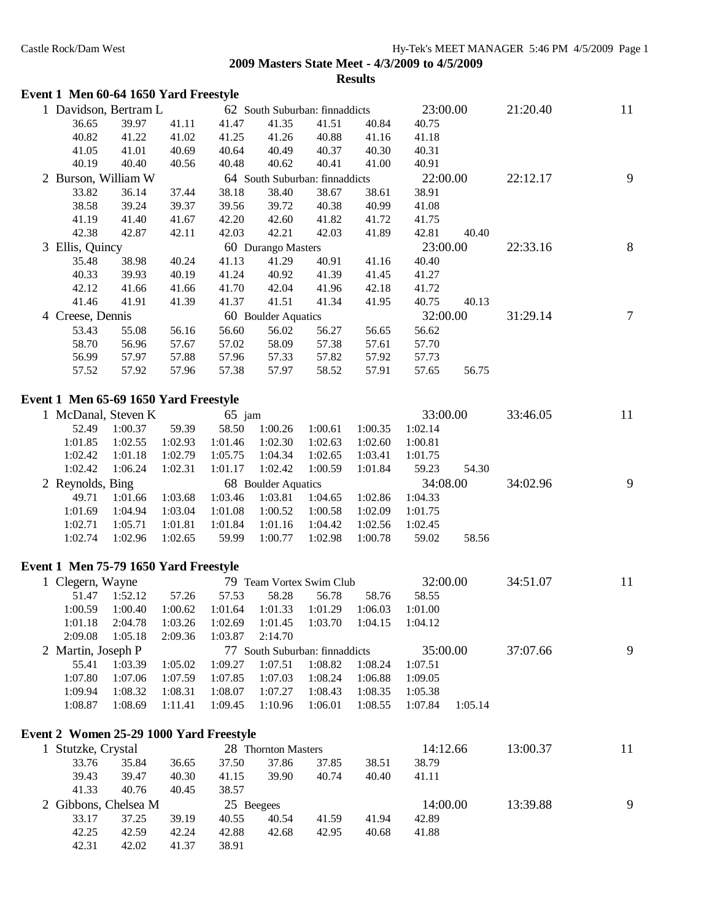## 2009 Masters State Meet - 4/3/2009 to 4/5/2009

### Results

**Event 1 Men 60-64 1650 Yard Freestyle**

1 Davidson, Bertram L — 62 South Suburban: finnaddicts — 23:00.00 — 21:20.40 — 11

| | | | | | | | | |
|---|---|---|---|---|---|---|---|---|
| 36.65 | 39.97 | 41.11 | 41.47 | 41.35 | 41.51 | 40.84 | 40.75 | |
| 40.82 | 41.22 | 41.02 | 41.25 | 41.26 | 40.88 | 41.16 | 41.18 | |
| 41.05 | 41.01 | 40.69 | 40.64 | 40.49 | 40.37 | 40.30 | 40.31 | |
| 40.19 | 40.40 | 40.56 | 40.48 | 40.62 | 40.41 | 41.00 | 40.91 | |

2 Burson, William W — 64 South Suburban: finnaddicts — 22:00.00 — 22:12.17 — 9

| | | | | | | | | |
|---|---|---|---|---|---|---|---|---|
| 33.82 | 36.14 | 37.44 | 38.18 | 38.40 | 38.67 | 38.61 | 38.91 | |
| 38.58 | 39.24 | 39.37 | 39.56 | 39.72 | 40.38 | 40.99 | 41.08 | |
| 41.19 | 41.40 | 41.67 | 42.20 | 42.60 | 41.82 | 41.72 | 41.75 | |
| 42.38 | 42.87 | 42.11 | 42.03 | 42.21 | 42.03 | 41.89 | 42.81 | 40.40 |

3 Ellis, Quincy — 60 Durango Masters — 23:00.00 — 22:33.16 — 8

| | | | | | | | | |
|---|---|---|---|---|---|---|---|---|
| 35.48 | 38.98 | 40.24 | 41.13 | 41.29 | 40.91 | 41.16 | 40.40 | |
| 40.33 | 39.93 | 40.19 | 41.24 | 40.92 | 41.39 | 41.45 | 41.27 | |
| 42.12 | 41.66 | 41.66 | 41.70 | 42.04 | 41.96 | 42.18 | 41.72 | |
| 41.46 | 41.91 | 41.39 | 41.37 | 41.51 | 41.34 | 41.95 | 40.75 | 40.13 |

4 Creese, Dennis — 60 Boulder Aquatics — 32:00.00 — 31:29.14 — 7

| | | | | | | | | |
|---|---|---|---|---|---|---|---|---|
| 53.43 | 55.08 | 56.16 | 56.60 | 56.02 | 56.27 | 56.65 | 56.62 | |
| 58.70 | 56.96 | 57.67 | 57.02 | 58.09 | 57.38 | 57.61 | 57.70 | |
| 56.99 | 57.97 | 57.88 | 57.96 | 57.33 | 57.82 | 57.92 | 57.73 | |
| 57.52 | 57.92 | 57.96 | 57.38 | 57.97 | 58.52 | 57.91 | 57.65 | 56.75 |

**Event 1 Men 65-69 1650 Yard Freestyle**

1 McDanal, Steven K — 65 jam — 33:00.00 — 33:46.05 — 11

| | | | | | | | | |
|---|---|---|---|---|---|---|---|---|
| 52.49 | 1:00.37 | 59.39 | 58.50 | 1:00.26 | 1:00.61 | 1:00.35 | 1:02.14 | |
| 1:01.85 | 1:02.55 | 1:02.93 | 1:01.46 | 1:02.30 | 1:02.63 | 1:02.60 | 1:00.81 | |
| 1:02.42 | 1:01.18 | 1:02.79 | 1:05.75 | 1:04.34 | 1:02.65 | 1:03.41 | 1:01.75 | |
| 1:02.42 | 1:06.24 | 1:02.31 | 1:01.17 | 1:02.42 | 1:00.59 | 1:01.84 | 59.23 | 54.30 |

2 Reynolds, Bing — 68 Boulder Aquatics — 34:08.00 — 34:02.96 — 9

| | | | | | | | | |
|---|---|---|---|---|---|---|---|---|
| 49.71 | 1:01.66 | 1:03.68 | 1:03.46 | 1:03.81 | 1:04.65 | 1:02.86 | 1:04.33 | |
| 1:01.69 | 1:04.94 | 1:03.04 | 1:01.08 | 1:00.52 | 1:00.58 | 1:02.09 | 1:01.75 | |
| 1:02.71 | 1:05.71 | 1:01.81 | 1:01.84 | 1:01.16 | 1:04.42 | 1:02.56 | 1:02.45 | |
| 1:02.74 | 1:02.96 | 1:02.65 | 59.99 | 1:00.77 | 1:02.98 | 1:00.78 | 59.02 | 58.56 |

**Event 1 Men 75-79 1650 Yard Freestyle**

1 Clegern, Wayne — 79 Team Vortex Swim Club — 32:00.00 — 34:51.07 — 11

| | | | | | | | | |
|---|---|---|---|---|---|---|---|---|
| 51.47 | 1:52.12 | 57.26 | 57.53 | 58.28 | 56.78 | 58.76 | 58.55 | |
| 1:00.59 | 1:00.40 | 1:00.62 | 1:01.64 | 1:01.33 | 1:01.29 | 1:06.03 | 1:01.00 | |
| 1:01.18 | 2:04.78 | 1:03.26 | 1:02.69 | 1:01.45 | 1:03.70 | 1:04.15 | 1:04.12 | |
| 2:09.08 | 1:05.18 | 2:09.36 | 1:03.87 | 2:14.70 | | | | |

2 Martin, Joseph P — 77 South Suburban: finnaddicts — 35:00.00 — 37:07.66 — 9

| | | | | | | | | |
|---|---|---|---|---|---|---|---|---|
| 55.41 | 1:03.39 | 1:05.02 | 1:09.27 | 1:07.51 | 1:08.82 | 1:08.24 | 1:07.51 | |
| 1:07.80 | 1:07.06 | 1:07.59 | 1:07.85 | 1:07.03 | 1:08.24 | 1:06.88 | 1:09.05 | |
| 1:09.94 | 1:08.32 | 1:08.31 | 1:08.07 | 1:07.27 | 1:08.43 | 1:08.35 | 1:05.38 | |
| 1:08.87 | 1:08.69 | 1:11.41 | 1:09.45 | 1:10.96 | 1:06.01 | 1:08.55 | 1:07.84 | 1:05.14 |

**Event 2 Women 25-29 1000 Yard Freestyle**

1 Stutzke, Crystal — 28 Thornton Masters — 14:12.66 — 13:00.37 — 11

| | | | | | | | |
|---|---|---|---|---|---|---|---|
| 33.76 | 35.84 | 36.65 | 37.50 | 37.86 | 37.85 | 38.51 | 38.79 |
| 39.43 | 39.47 | 40.30 | 41.15 | 39.90 | 40.74 | 40.40 | 41.11 |
| 41.33 | 40.76 | 40.45 | 38.57 | | | | |

2 Gibbons, Chelsea M — 25 Beegees — 14:00.00 — 13:39.88 — 9

| | | | | | | | |
|---|---|---|---|---|---|---|---|
| 33.17 | 37.25 | 39.19 | 40.55 | 40.54 | 41.59 | 41.94 | 42.89 |
| 42.25 | 42.59 | 42.24 | 42.88 | 42.68 | 42.95 | 40.68 | 41.88 |
| 42.31 | 42.02 | 41.37 | 38.91 | | | | |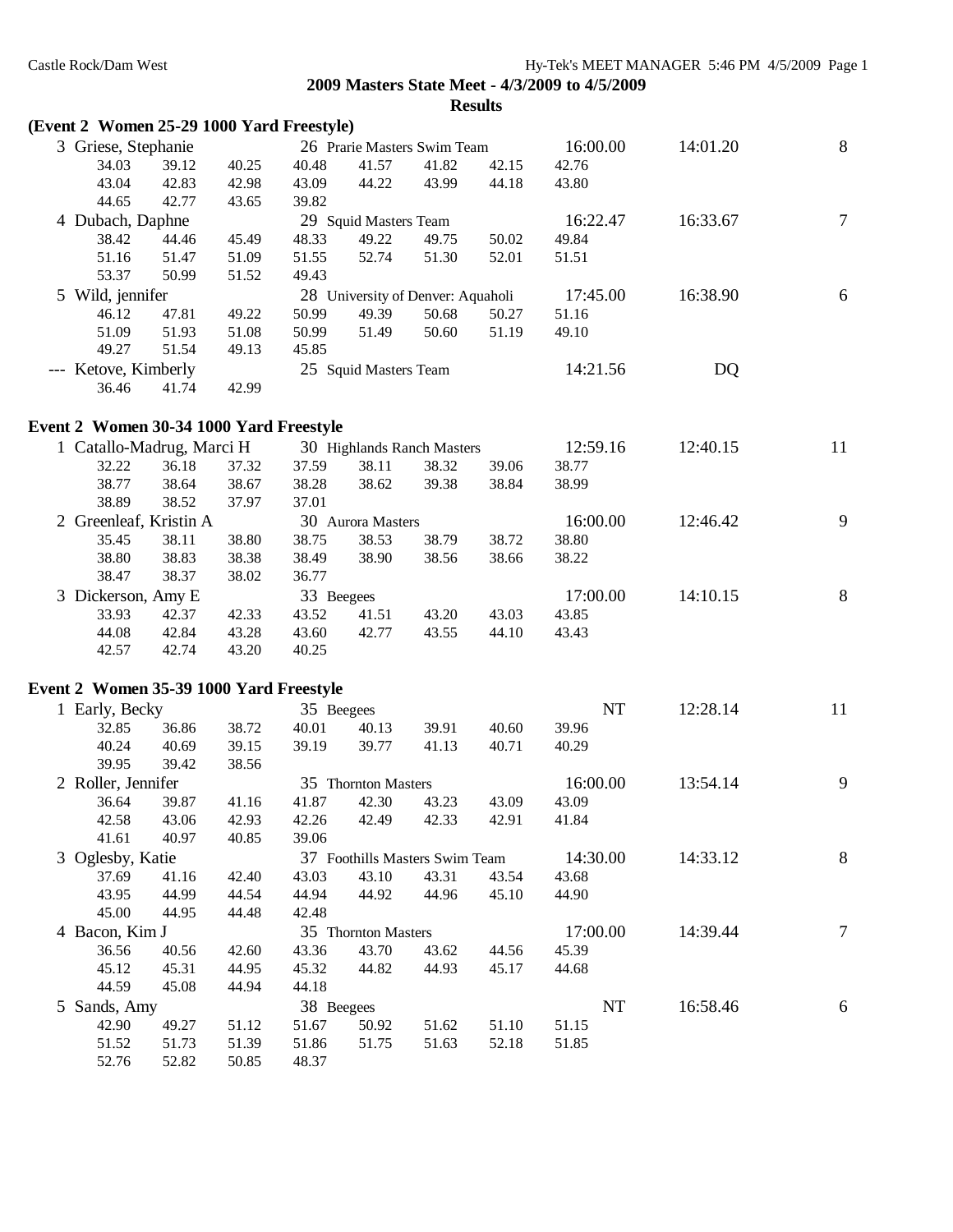**2009 Masters State Meet - 4/3/2009 to 4/5/2009**

**Results**

### (Event 2 Women 25-29 1000 Yard Freestyle)

| Place | Name | Age | Team | Seed Time | Finals Time | Points |
|---|---|---|---|---|---|---|
| 3 | Griese, Stephanie | 26 | Prarie Masters Swim Team | 16:00.00 | 14:01.20 | 8 |
| | 34.03 39.12 40.25 40.48 41.57 41.82 42.15 42.76 | | | | | |
| | 43.04 42.83 42.98 43.09 44.22 43.99 44.18 43.80 | | | | | |
| | 44.65 42.77 43.65 39.82 | | | | | |
| 4 | Dubach, Daphne | 29 | Squid Masters Team | 16:22.47 | 16:33.67 | 7 |
| | 38.42 44.46 45.49 48.33 49.22 49.75 50.02 49.84 | | | | | |
| | 51.16 51.47 51.09 51.55 52.74 51.30 52.01 51.51 | | | | | |
| | 53.37 50.99 51.52 49.43 | | | | | |
| 5 | Wild, jennifer | 28 | University of Denver: Aquaholi | 17:45.00 | 16:38.90 | 6 |
| | 46.12 47.81 49.22 50.99 49.39 50.68 50.27 51.16 | | | | | |
| | 51.09 51.93 51.08 50.99 51.49 50.60 51.19 49.10 | | | | | |
| | 49.27 51.54 49.13 45.85 | | | | | |
| --- | Ketove, Kimberly | 25 | Squid Masters Team | 14:21.56 | DQ | |
| | 36.46 41.74 42.99 | | | | | |

### Event 2 Women 30-34 1000 Yard Freestyle

| Place | Name | Age | Team | Seed Time | Finals Time | Points |
|---|---|---|---|---|---|---|
| 1 | Catallo-Madrug, Marci H | 30 | Highlands Ranch Masters | 12:59.16 | 12:40.15 | 11 |
| | 32.22 36.18 37.32 37.59 38.11 38.32 39.06 38.77 | | | | | |
| | 38.77 38.64 38.67 38.28 38.62 39.38 38.84 38.99 | | | | | |
| | 38.89 38.52 37.97 37.01 | | | | | |
| 2 | Greenleaf, Kristin A | 30 | Aurora Masters | 16:00.00 | 12:46.42 | 9 |
| | 35.45 38.11 38.80 38.75 38.53 38.79 38.72 38.80 | | | | | |
| | 38.80 38.83 38.38 38.49 38.90 38.56 38.66 38.22 | | | | | |
| | 38.47 38.37 38.02 36.77 | | | | | |
| 3 | Dickerson, Amy E | 33 | Beegees | 17:00.00 | 14:10.15 | 8 |
| | 33.93 42.37 42.33 43.52 41.51 43.20 43.03 43.85 | | | | | |
| | 44.08 42.84 43.28 43.60 42.77 43.55 44.10 43.43 | | | | | |
| | 42.57 42.74 43.20 40.25 | | | | | |

### Event 2 Women 35-39 1000 Yard Freestyle

| Place | Name | Age | Team | Seed Time | Finals Time | Points |
|---|---|---|---|---|---|---|
| 1 | Early, Becky | 35 | Beegees | NT | 12:28.14 | 11 |
| | 32.85 36.86 38.72 40.01 40.13 39.91 40.60 39.96 | | | | | |
| | 40.24 40.69 39.15 39.19 39.77 41.13 40.71 40.29 | | | | | |
| | 39.95 39.42 38.56 | | | | | |
| 2 | Roller, Jennifer | 35 | Thornton Masters | 16:00.00 | 13:54.14 | 9 |
| | 36.64 39.87 41.16 41.87 42.30 43.23 43.09 43.09 | | | | | |
| | 42.58 43.06 42.93 42.26 42.49 42.33 42.91 41.84 | | | | | |
| | 41.61 40.97 40.85 39.06 | | | | | |
| 3 | Oglesby, Katie | 37 | Foothills Masters Swim Team | 14:30.00 | 14:33.12 | 8 |
| | 37.69 41.16 42.40 43.03 43.10 43.31 43.54 43.68 | | | | | |
| | 43.95 44.99 44.54 44.94 44.92 44.96 45.10 44.90 | | | | | |
| | 45.00 44.95 44.48 42.48 | | | | | |
| 4 | Bacon, Kim J | 35 | Thornton Masters | 17:00.00 | 14:39.44 | 7 |
| | 36.56 40.56 42.60 43.36 43.70 43.62 44.56 45.39 | | | | | |
| | 45.12 45.31 44.95 45.32 44.82 44.93 45.17 44.68 | | | | | |
| | 44.59 45.08 44.94 44.18 | | | | | |
| 5 | Sands, Amy | 38 | Beegees | NT | 16:58.46 | 6 |
| | 42.90 49.27 51.12 51.67 50.92 51.62 51.10 51.15 | | | | | |
| | 51.52 51.73 51.39 51.86 51.75 51.63 52.18 51.85 | | | | | |
| | 52.76 52.82 50.85 48.37 | | | | | |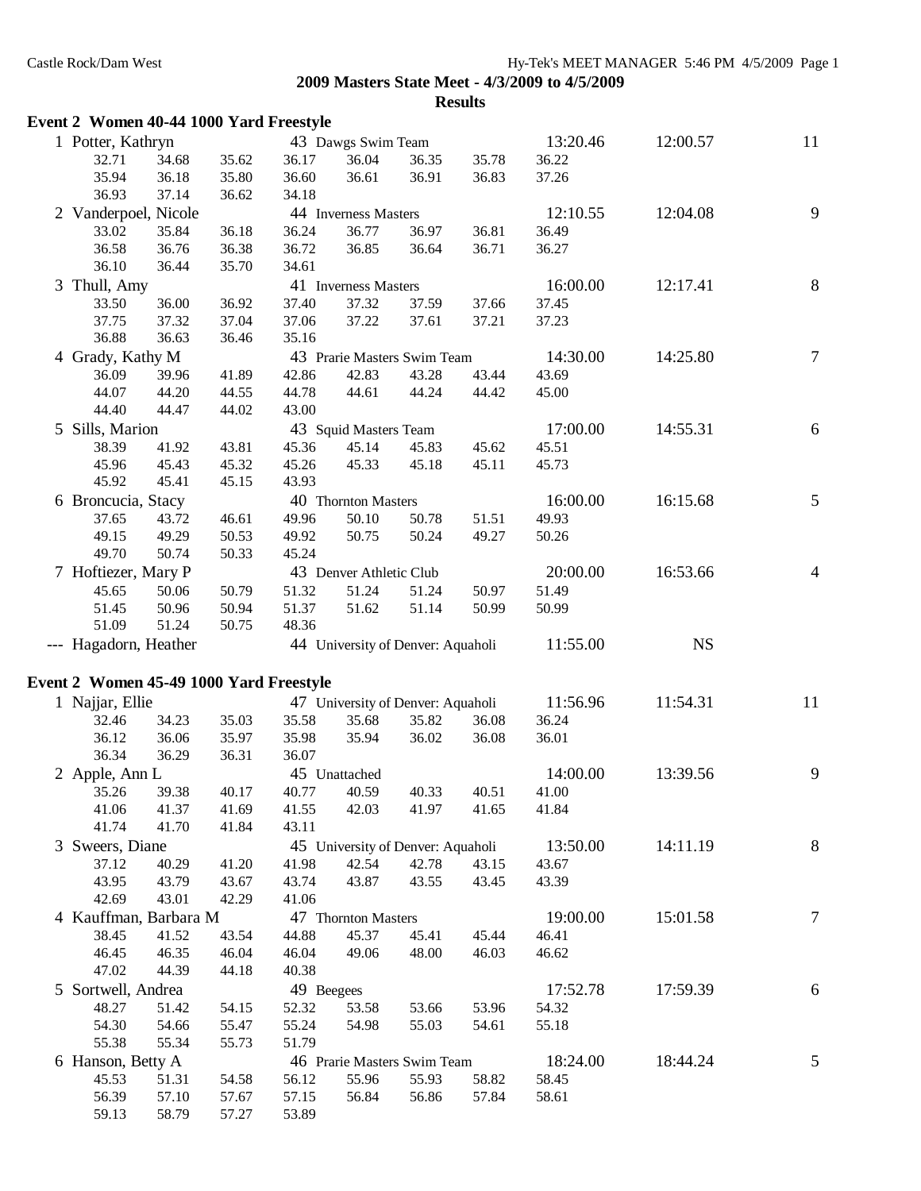## 2009 Masters State Meet - 4/3/2009 to 4/5/2009

### Results

### Event 2 Women 40-44 1000 Yard Freestyle

| Place | Name | Age | Team | Seed Time | Finals Time | Points |
|---|---|---|---|---|---|---|
| 1 | Potter, Kathryn | 43 | Dawgs Swim Team | 13:20.46 | 12:00.57 | 11 |
| | 32.71 34.68 35.62 36.17 36.04 36.35 35.78 36.22 | | | | | |
| | 35.94 36.18 35.80 36.60 36.61 36.91 36.83 37.26 | | | | | |
| | 36.93 37.14 36.62 34.18 | | | | | |
| 2 | Vanderpoel, Nicole | 44 | Inverness Masters | 12:10.55 | 12:04.08 | 9 |
| | 33.02 35.84 36.18 36.24 36.77 36.97 36.81 36.49 | | | | | |
| | 36.58 36.76 36.38 36.72 36.85 36.64 36.71 36.27 | | | | | |
| | 36.10 36.44 35.70 34.61 | | | | | |
| 3 | Thull, Amy | 41 | Inverness Masters | 16:00.00 | 12:17.41 | 8 |
| | 33.50 36.00 36.92 37.40 37.32 37.59 37.66 37.45 | | | | | |
| | 37.75 37.32 37.04 37.06 37.22 37.61 37.21 37.23 | | | | | |
| | 36.88 36.63 36.46 35.16 | | | | | |
| 4 | Grady, Kathy M | 43 | Prarie Masters Swim Team | 14:30.00 | 14:25.80 | 7 |
| | 36.09 39.96 41.89 42.86 42.83 43.28 43.44 43.69 | | | | | |
| | 44.07 44.20 44.55 44.78 44.61 44.24 44.42 45.00 | | | | | |
| | 44.40 44.47 44.02 43.00 | | | | | |
| 5 | Sills, Marion | 43 | Squid Masters Team | 17:00.00 | 14:55.31 | 6 |
| | 38.39 41.92 43.81 45.36 45.14 45.83 45.62 45.51 | | | | | |
| | 45.96 45.43 45.32 45.26 45.33 45.18 45.11 45.73 | | | | | |
| | 45.92 45.41 45.15 43.93 | | | | | |
| 6 | Broncucia, Stacy | 40 | Thornton Masters | 16:00.00 | 16:15.68 | 5 |
| | 37.65 43.72 46.61 49.96 50.10 50.78 51.51 49.93 | | | | | |
| | 49.15 49.29 50.53 49.92 50.75 50.24 49.27 50.26 | | | | | |
| | 49.70 50.74 50.33 45.24 | | | | | |
| 7 | Hoftiezer, Mary P | 43 | Denver Athletic Club | 20:00.00 | 16:53.66 | 4 |
| | 45.65 50.06 50.79 51.32 51.24 51.24 50.97 51.49 | | | | | |
| | 51.45 50.96 50.94 51.37 51.62 51.14 50.99 50.99 | | | | | |
| | 51.09 51.24 50.75 48.36 | | | | | |
| --- | Hagadorn, Heather | 44 | University of Denver: Aquaholi | 11:55.00 | NS | |

### Event 2 Women 45-49 1000 Yard Freestyle

| Place | Name | Age | Team | Seed Time | Finals Time | Points |
|---|---|---|---|---|---|---|
| 1 | Najjar, Ellie | 47 | University of Denver: Aquaholi | 11:56.96 | 11:54.31 | 11 |
| | 32.46 34.23 35.03 35.58 35.68 35.82 36.08 36.24 | | | | | |
| | 36.12 36.06 35.97 35.98 35.94 36.02 36.08 36.01 | | | | | |
| | 36.34 36.29 36.31 36.07 | | | | | |
| 2 | Apple, Ann L | 45 | Unattached | 14:00.00 | 13:39.56 | 9 |
| | 35.26 39.38 40.17 40.77 40.59 40.33 40.51 41.00 | | | | | |
| | 41.06 41.37 41.69 41.55 42.03 41.97 41.65 41.84 | | | | | |
| | 41.74 41.70 41.84 43.11 | | | | | |
| 3 | Sweers, Diane | 45 | University of Denver: Aquaholi | 13:50.00 | 14:11.19 | 8 |
| | 37.12 40.29 41.20 41.98 42.54 42.78 43.15 43.67 | | | | | |
| | 43.95 43.79 43.67 43.74 43.87 43.55 43.45 43.39 | | | | | |
| | 42.69 43.01 42.29 41.06 | | | | | |
| 4 | Kauffman, Barbara M | 47 | Thornton Masters | 19:00.00 | 15:01.58 | 7 |
| | 38.45 41.52 43.54 44.88 45.37 45.41 45.44 46.41 | | | | | |
| | 46.45 46.35 46.04 46.04 49.06 48.00 46.03 46.62 | | | | | |
| | 47.02 44.39 44.18 40.38 | | | | | |
| 5 | Sortwell, Andrea | 49 | Beegees | 17:52.78 | 17:59.39 | 6 |
| | 48.27 51.42 54.15 52.32 53.58 53.66 53.96 54.32 | | | | | |
| | 54.30 54.66 55.47 55.24 54.98 55.03 54.61 55.18 | | | | | |
| | 55.38 55.34 55.73 51.79 | | | | | |
| 6 | Hanson, Betty A | 46 | Prarie Masters Swim Team | 18:24.00 | 18:44.24 | 5 |
| | 45.53 51.31 54.58 56.12 55.96 55.93 58.82 58.45 | | | | | |
| | 56.39 57.10 57.67 57.15 56.84 56.86 57.84 58.61 | | | | | |
| | 59.13 58.79 57.27 53.89 | | | | | |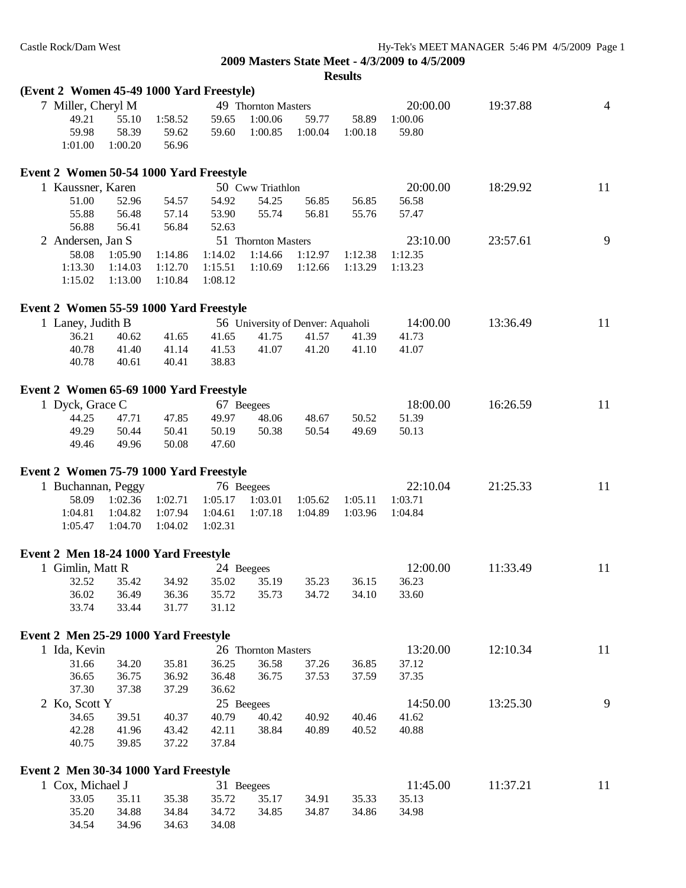**2009 Masters State Meet - 4/3/2009 to 4/5/2009**

**Results**

### (Event 2 Women 45-49 1000 Yard Freestyle)

| Place | Name | Age | Team | Seed Time | Finals Time | Points |
|---|---|---|---|---|---|---|
| 7 | Miller, Cheryl M | 49 | Thornton Masters | 20:00.00 | 19:37.88 | 4 |

49.21 55.10 1:58.52 59.65 1:00.06 59.77 58.89 1:00.06
59.98 58.39 59.62 59.60 1:00.85 1:00.04 1:00.18 59.80
1:01.00 1:00.20 56.96

### Event 2 Women 50-54 1000 Yard Freestyle

| Place | Name | Age | Team | Seed Time | Finals Time | Points |
|---|---|---|---|---|---|---|
| 1 | Kaussner, Karen | 50 | Cww Triathlon | 20:00.00 | 18:29.92 | 11 |

51.00 52.96 54.57 54.92 54.25 56.85 56.85 56.58
55.88 56.48 57.14 53.90 55.74 56.81 55.76 57.47
56.88 56.41 56.84 52.63

| Place | Name | Age | Team | Seed Time | Finals Time | Points |
|---|---|---|---|---|---|---|
| 2 | Andersen, Jan S | 51 | Thornton Masters | 23:10.00 | 23:57.61 | 9 |

58.08 1:05.90 1:14.86 1:14.02 1:14.66 1:12.97 1:12.38 1:12.35
1:13.30 1:14.03 1:12.70 1:15.51 1:10.69 1:12.66 1:13.29 1:13.23
1:15.02 1:13.00 1:10.84 1:08.12

### Event 2 Women 55-59 1000 Yard Freestyle

| Place | Name | Age | Team | Seed Time | Finals Time | Points |
|---|---|---|---|---|---|---|
| 1 | Laney, Judith B | 56 | University of Denver: Aquaholi | 14:00.00 | 13:36.49 | 11 |

36.21 40.62 41.65 41.65 41.75 41.57 41.39 41.73
40.78 41.40 41.14 41.53 41.07 41.20 41.10 41.07
40.78 40.61 40.41 38.83

### Event 2 Women 65-69 1000 Yard Freestyle

| Place | Name | Age | Team | Seed Time | Finals Time | Points |
|---|---|---|---|---|---|---|
| 1 | Dyck, Grace C | 67 | Beegees | 18:00.00 | 16:26.59 | 11 |

44.25 47.71 47.85 49.97 48.06 48.67 50.52 51.39
49.29 50.44 50.41 50.19 50.38 50.54 49.69 50.13
49.46 49.96 50.08 47.60

### Event 2 Women 75-79 1000 Yard Freestyle

| Place | Name | Age | Team | Seed Time | Finals Time | Points |
|---|---|---|---|---|---|---|
| 1 | Buchannan, Peggy | 76 | Beegees | 22:10.04 | 21:25.33 | 11 |

58.09 1:02.36 1:02.71 1:05.17 1:03.01 1:05.62 1:05.11 1:03.71
1:04.81 1:04.82 1:07.94 1:04.61 1:07.18 1:04.89 1:03.96 1:04.84
1:05.47 1:04.70 1:04.02 1:02.31

### Event 2 Men 18-24 1000 Yard Freestyle

| Place | Name | Age | Team | Seed Time | Finals Time | Points |
|---|---|---|---|---|---|---|
| 1 | Gimlin, Matt R | 24 | Beegees | 12:00.00 | 11:33.49 | 11 |

32.52 35.42 34.92 35.02 35.19 35.23 36.15 36.23
36.02 36.49 36.36 35.72 35.73 34.72 34.10 33.60
33.74 33.44 31.77 31.12

### Event 2 Men 25-29 1000 Yard Freestyle

| Place | Name | Age | Team | Seed Time | Finals Time | Points |
|---|---|---|---|---|---|---|
| 1 | Ida, Kevin | 26 | Thornton Masters | 13:20.00 | 12:10.34 | 11 |

31.66 34.20 35.81 36.25 36.58 37.26 36.85 37.12
36.65 36.75 36.92 36.48 36.75 37.53 37.59 37.35
37.30 37.38 37.29 36.62

| Place | Name | Age | Team | Seed Time | Finals Time | Points |
|---|---|---|---|---|---|---|
| 2 | Ko, Scott Y | 25 | Beegees | 14:50.00 | 13:25.30 | 9 |

34.65 39.51 40.37 40.79 40.42 40.92 40.46 41.62
42.28 41.96 43.42 42.11 38.84 40.89 40.52 40.88
40.75 39.85 37.22 37.84

### Event 2 Men 30-34 1000 Yard Freestyle

| Place | Name | Age | Team | Seed Time | Finals Time | Points |
|---|---|---|---|---|---|---|
| 1 | Cox, Michael J | 31 | Beegees | 11:45.00 | 11:37.21 | 11 |

33.05 35.11 35.38 35.72 35.17 34.91 35.33 35.13
35.20 34.88 34.84 34.72 34.85 34.87 34.86 34.98
34.54 34.96 34.63 34.08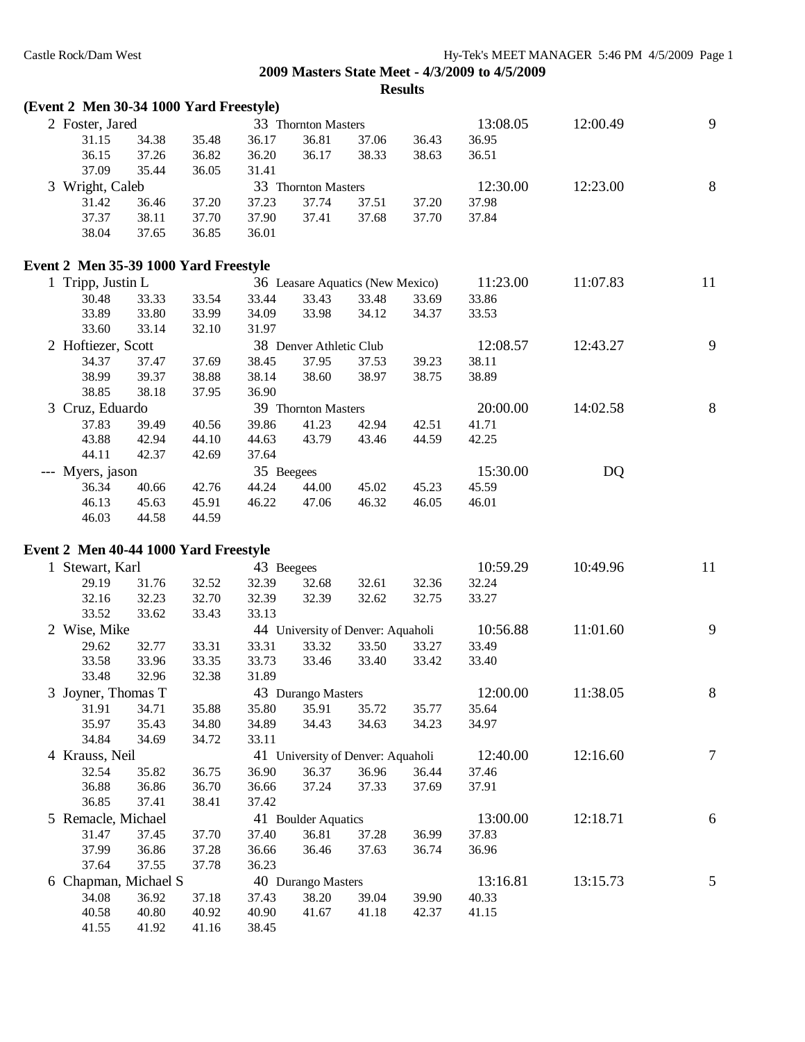2009 Masters State Meet - 4/3/2009 to 4/5/2009

**Results**

**(Event 2 Men 30-34 1000 Yard Freestyle)**

| Place | Name | Age | Team | Seed Time | Finals Time | Points |
|---|---|---|---|---|---|---|
| 2 | Foster, Jared | 33 | Thornton Masters | 13:08.05 | 12:00.49 | 9 |
| | 31.15 34.38 35.48 36.17 36.81 37.06 36.43 36.95 | | | | | |
| | 36.15 37.26 36.82 36.20 36.17 38.33 38.63 36.51 | | | | | |
| | 37.09 35.44 36.05 31.41 | | | | | |
| 3 | Wright, Caleb | 33 | Thornton Masters | 12:30.00 | 12:23.00 | 8 |
| | 31.42 36.46 37.20 37.23 37.74 37.51 37.20 37.98 | | | | | |
| | 37.37 38.11 37.70 37.90 37.41 37.68 37.70 37.84 | | | | | |
| | 38.04 37.65 36.85 36.01 | | | | | |

**Event 2 Men 35-39 1000 Yard Freestyle**

| Place | Name | Age | Team | Seed Time | Finals Time | Points |
|---|---|---|---|---|---|---|
| 1 | Tripp, Justin L | 36 | Leasare Aquatics (New Mexico) | 11:23.00 | 11:07.83 | 11 |
| | 30.48 33.33 33.54 33.44 33.43 33.48 33.69 33.86 | | | | | |
| | 33.89 33.80 33.99 34.09 33.98 34.12 34.37 33.53 | | | | | |
| | 33.60 33.14 32.10 31.97 | | | | | |
| 2 | Hoftiezer, Scott | 38 | Denver Athletic Club | 12:08.57 | 12:43.27 | 9 |
| | 34.37 37.47 37.69 38.45 37.95 37.53 39.23 38.11 | | | | | |
| | 38.99 39.37 38.88 38.14 38.60 38.97 38.75 38.89 | | | | | |
| | 38.85 38.18 37.95 36.90 | | | | | |
| 3 | Cruz, Eduardo | 39 | Thornton Masters | 20:00.00 | 14:02.58 | 8 |
| | 37.83 39.49 40.56 39.86 41.23 42.94 42.51 41.71 | | | | | |
| | 43.88 42.94 44.10 44.63 43.79 43.46 44.59 42.25 | | | | | |
| | 44.11 42.37 42.69 37.64 | | | | | |
| --- | Myers, jason | 35 | Beegees | 15:30.00 | DQ | |
| | 36.34 40.66 42.76 44.24 44.00 45.02 45.23 45.59 | | | | | |
| | 46.13 45.63 45.91 46.22 47.06 46.32 46.05 46.01 | | | | | |
| | 46.03 44.58 44.59 | | | | | |

**Event 2 Men 40-44 1000 Yard Freestyle**

| Place | Name | Age | Team | Seed Time | Finals Time | Points |
|---|---|---|---|---|---|---|
| 1 | Stewart, Karl | 43 | Beegees | 10:59.29 | 10:49.96 | 11 |
| | 29.19 31.76 32.52 32.39 32.68 32.61 32.36 32.24 | | | | | |
| | 32.16 32.23 32.70 32.39 32.39 32.62 32.75 33.27 | | | | | |
| | 33.52 33.62 33.43 33.13 | | | | | |
| 2 | Wise, Mike | 44 | University of Denver: Aquaholi | 10:56.88 | 11:01.60 | 9 |
| | 29.62 32.77 33.31 33.31 33.32 33.50 33.27 33.49 | | | | | |
| | 33.58 33.96 33.35 33.73 33.46 33.40 33.42 33.40 | | | | | |
| | 33.48 32.96 32.38 31.89 | | | | | |
| 3 | Joyner, Thomas T | 43 | Durango Masters | 12:00.00 | 11:38.05 | 8 |
| | 31.91 34.71 35.88 35.80 35.91 35.72 35.77 35.64 | | | | | |
| | 35.97 35.43 34.80 34.89 34.43 34.63 34.23 34.97 | | | | | |
| | 34.84 34.69 34.72 33.11 | | | | | |
| 4 | Krauss, Neil | 41 | University of Denver: Aquaholi | 12:40.00 | 12:16.60 | 7 |
| | 32.54 35.82 36.75 36.90 36.37 36.96 36.44 37.46 | | | | | |
| | 36.88 36.86 36.70 36.66 37.24 37.33 37.69 37.91 | | | | | |
| | 36.85 37.41 38.41 37.42 | | | | | |
| 5 | Remacle, Michael | 41 | Boulder Aquatics | 13:00.00 | 12:18.71 | 6 |
| | 31.47 37.45 37.70 37.40 36.81 37.28 36.99 37.83 | | | | | |
| | 37.99 36.86 37.28 36.66 36.46 37.63 36.74 36.96 | | | | | |
| | 37.64 37.55 37.78 36.23 | | | | | |
| 6 | Chapman, Michael S | 40 | Durango Masters | 13:16.81 | 13:15.73 | 5 |
| | 34.08 36.92 37.18 37.43 38.20 39.04 39.90 40.33 | | | | | |
| | 40.58 40.80 40.92 40.90 41.67 41.18 42.37 41.15 | | | | | |
| | 41.55 41.92 41.16 38.45 | | | | | |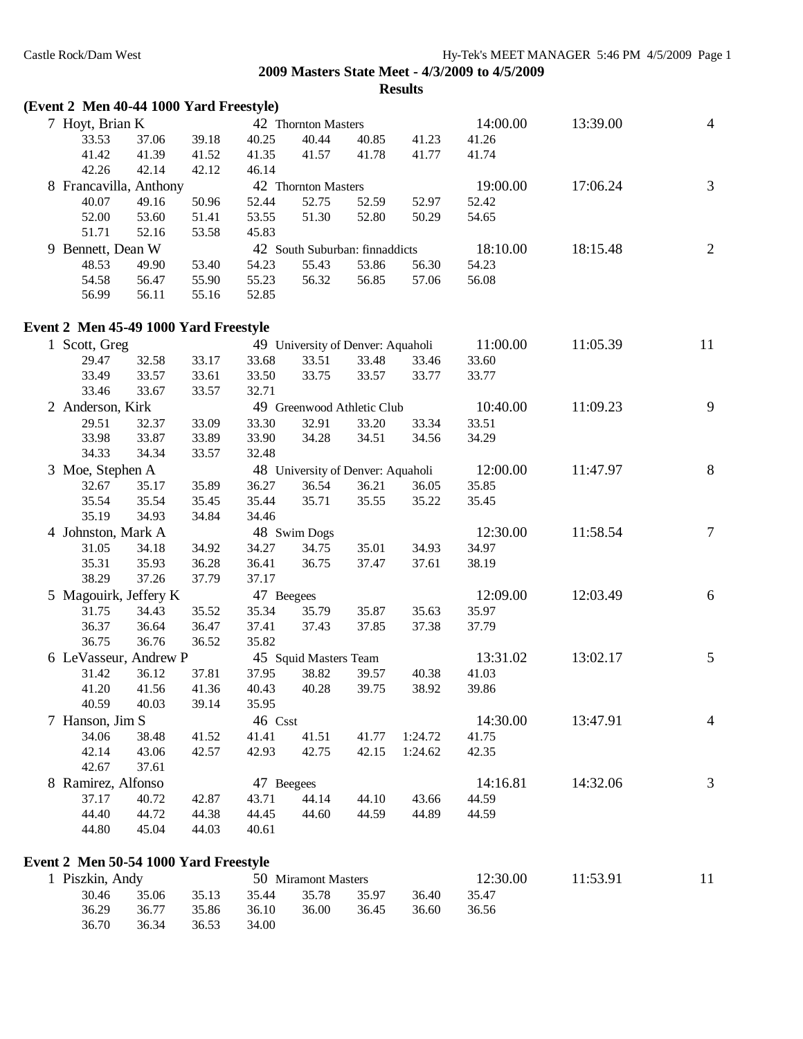## 2009 Masters State Meet - 4/3/2009 to 4/5/2009

### Results

**(Event 2 Men 40-44 1000 Yard Freestyle)**

| Place | Name | Age | Team | Seed Time | Finals Time | Points |
|---|---|---|---|---|---|---|
| 7 | Hoyt, Brian K | 42 | Thornton Masters | 14:00.00 | 13:39.00 | 4 |
| | 33.53 37.06 39.18 40.25 40.44 40.85 41.23 41.26 | | | | | |
| | 41.42 41.39 41.52 41.35 41.57 41.78 41.77 41.74 | | | | | |
| | 42.26 42.14 42.12 46.14 | | | | | |
| 8 | Francavilla, Anthony | 42 | Thornton Masters | 19:00.00 | 17:06.24 | 3 |
| | 40.07 49.16 50.96 52.44 52.75 52.59 52.97 52.42 | | | | | |
| | 52.00 53.60 51.41 53.55 51.30 52.80 50.29 54.65 | | | | | |
| | 51.71 52.16 53.58 45.83 | | | | | |
| 9 | Bennett, Dean W | 42 | South Suburban: finnaddicts | 18:10.00 | 18:15.48 | 2 |
| | 48.53 49.90 53.40 54.23 55.43 53.86 56.30 54.23 | | | | | |
| | 54.58 56.47 55.90 55.23 56.32 56.85 57.06 56.08 | | | | | |
| | 56.99 56.11 55.16 52.85 | | | | | |

**Event 2 Men 45-49 1000 Yard Freestyle**

| Place | Name | Age | Team | Seed Time | Finals Time | Points |
|---|---|---|---|---|---|---|
| 1 | Scott, Greg | 49 | University of Denver: Aquaholi | 11:00.00 | 11:05.39 | 11 |
| | 29.47 32.58 33.17 33.68 33.51 33.48 33.46 33.60 | | | | | |
| | 33.49 33.57 33.61 33.50 33.75 33.57 33.77 33.77 | | | | | |
| | 33.46 33.67 33.57 32.71 | | | | | |
| 2 | Anderson, Kirk | 49 | Greenwood Athletic Club | 10:40.00 | 11:09.23 | 9 |
| | 29.51 32.37 33.09 33.30 32.91 33.20 33.34 33.51 | | | | | |
| | 33.98 33.87 33.89 33.90 34.28 34.51 34.56 34.29 | | | | | |
| | 34.33 34.34 33.57 32.48 | | | | | |
| 3 | Moe, Stephen A | 48 | University of Denver: Aquaholi | 12:00.00 | 11:47.97 | 8 |
| | 32.67 35.17 35.89 36.27 36.54 36.21 36.05 35.85 | | | | | |
| | 35.54 35.54 35.45 35.44 35.71 35.55 35.22 35.45 | | | | | |
| | 35.19 34.93 34.84 34.46 | | | | | |
| 4 | Johnston, Mark A | 48 | Swim Dogs | 12:30.00 | 11:58.54 | 7 |
| | 31.05 34.18 34.92 34.27 34.75 35.01 34.93 34.97 | | | | | |
| | 35.31 35.93 36.28 36.41 36.75 37.47 37.61 38.19 | | | | | |
| | 38.29 37.26 37.79 37.17 | | | | | |
| 5 | Magouirk, Jeffery K | 47 | Beegees | 12:09.00 | 12:03.49 | 6 |
| | 31.75 34.43 35.52 35.34 35.79 35.87 35.63 35.97 | | | | | |
| | 36.37 36.64 36.47 37.41 37.43 37.85 37.38 37.79 | | | | | |
| | 36.75 36.76 36.52 35.82 | | | | | |
| 6 | LeVasseur, Andrew P | 45 | Squid Masters Team | 13:31.02 | 13:02.17 | 5 |
| | 31.42 36.12 37.81 37.95 38.82 39.57 40.38 41.03 | | | | | |
| | 41.20 41.56 41.36 40.43 40.28 39.75 38.92 39.86 | | | | | |
| | 40.59 40.03 39.14 35.95 | | | | | |
| 7 | Hanson, Jim S | 46 | Csst | 14:30.00 | 13:47.91 | 4 |
| | 34.06 38.48 41.52 41.41 41.51 41.77 1:24.72 41.75 | | | | | |
| | 42.14 43.06 42.57 42.93 42.75 42.15 1:24.62 42.35 | | | | | |
| | 42.67 37.61 | | | | | |
| 8 | Ramirez, Alfonso | 47 | Beegees | 14:16.81 | 14:32.06 | 3 |
| | 37.17 40.72 42.87 43.71 44.14 44.10 43.66 44.59 | | | | | |
| | 44.40 44.72 44.38 44.45 44.60 44.59 44.89 44.59 | | | | | |
| | 44.80 45.04 44.03 40.61 | | | | | |

**Event 2 Men 50-54 1000 Yard Freestyle**

| Place | Name | Age | Team | Seed Time | Finals Time | Points |
|---|---|---|---|---|---|---|
| 1 | Piszkin, Andy | 50 | Miramont Masters | 12:30.00 | 11:53.91 | 11 |
| | 30.46 35.06 35.13 35.44 35.78 35.97 36.40 35.47 | | | | | |
| | 36.29 36.77 35.86 36.10 36.00 36.45 36.60 36.56 | | | | | |
| | 36.70 36.34 36.53 34.00 | | | | | |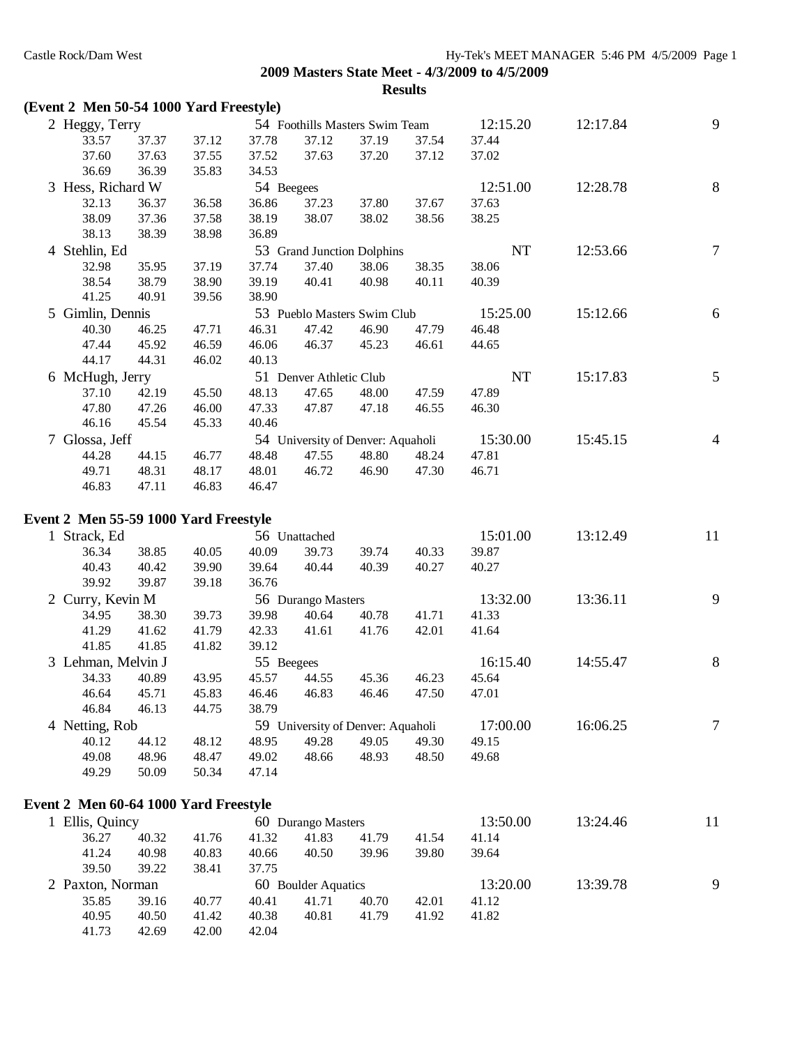## 2009 Masters State Meet - 4/3/2009 to 4/5/2009

### Results

**(Event 2 Men 50-54 1000 Yard Freestyle)**

| Place | Name | Age | Team | Seed Time | Finals Time | Points |
|---|---|---|---|---|---|---|
| 2 | Heggy, Terry | 54 | Foothills Masters Swim Team | 12:15.20 | 12:17.84 | 9 |
| | 33.57 37.37 37.12 37.78 37.12 37.19 37.54 37.44 | | | | | |
| | 37.60 37.63 37.55 37.52 37.63 37.20 37.12 37.02 | | | | | |
| | 36.69 36.39 35.83 34.53 | | | | | |
| 3 | Hess, Richard W | 54 | Beegees | 12:51.00 | 12:28.78 | 8 |
| | 32.13 36.37 36.58 36.86 37.23 37.80 37.67 37.63 | | | | | |
| | 38.09 37.36 37.58 38.19 38.07 38.02 38.56 38.25 | | | | | |
| | 38.13 38.39 38.98 36.89 | | | | | |
| 4 | Stehlin, Ed | 53 | Grand Junction Dolphins | NT | 12:53.66 | 7 |
| | 32.98 35.95 37.19 37.74 37.40 38.06 38.35 38.06 | | | | | |
| | 38.54 38.79 38.90 39.19 40.41 40.98 40.11 40.39 | | | | | |
| | 41.25 40.91 39.56 38.90 | | | | | |
| 5 | Gimlin, Dennis | 53 | Pueblo Masters Swim Club | 15:25.00 | 15:12.66 | 6 |
| | 40.30 46.25 47.71 46.31 47.42 46.90 47.79 46.48 | | | | | |
| | 47.44 45.92 46.59 46.06 46.37 45.23 46.61 44.65 | | | | | |
| | 44.17 44.31 46.02 40.13 | | | | | |
| 6 | McHugh, Jerry | 51 | Denver Athletic Club | NT | 15:17.83 | 5 |
| | 37.10 42.19 45.50 48.13 47.65 48.00 47.59 47.89 | | | | | |
| | 47.80 47.26 46.00 47.33 47.87 47.18 46.55 46.30 | | | | | |
| | 46.16 45.54 45.33 40.46 | | | | | |
| 7 | Glossa, Jeff | 54 | University of Denver: Aquaholi | 15:30.00 | 15:45.15 | 4 |
| | 44.28 44.15 46.77 48.48 47.55 48.80 48.24 47.81 | | | | | |
| | 49.71 48.31 48.17 48.01 46.72 46.90 47.30 46.71 | | | | | |
| | 46.83 47.11 46.83 46.47 | | | | | |

**Event 2 Men 55-59 1000 Yard Freestyle**

| Place | Name | Age | Team | Seed Time | Finals Time | Points |
|---|---|---|---|---|---|---|
| 1 | Strack, Ed | 56 | Unattached | 15:01.00 | 13:12.49 | 11 |
| | 36.34 38.85 40.05 40.09 39.73 39.74 40.33 39.87 | | | | | |
| | 40.43 40.42 39.90 39.64 40.44 40.39 40.27 40.27 | | | | | |
| | 39.92 39.87 39.18 36.76 | | | | | |
| 2 | Curry, Kevin M | 56 | Durango Masters | 13:32.00 | 13:36.11 | 9 |
| | 34.95 38.30 39.73 39.98 40.64 40.78 41.71 41.33 | | | | | |
| | 41.29 41.62 41.79 42.33 41.61 41.76 42.01 41.64 | | | | | |
| | 41.85 41.85 41.82 39.12 | | | | | |
| 3 | Lehman, Melvin J | 55 | Beegees | 16:15.40 | 14:55.47 | 8 |
| | 34.33 40.89 43.95 45.57 44.55 45.36 46.23 45.64 | | | | | |
| | 46.64 45.71 45.83 46.46 46.83 46.46 47.50 47.01 | | | | | |
| | 46.84 46.13 44.75 38.79 | | | | | |
| 4 | Netting, Rob | 59 | University of Denver: Aquaholi | 17:00.00 | 16:06.25 | 7 |
| | 40.12 44.12 48.12 48.95 49.28 49.05 49.30 49.15 | | | | | |
| | 49.08 48.96 48.47 49.02 48.66 48.93 48.50 49.68 | | | | | |
| | 49.29 50.09 50.34 47.14 | | | | | |

**Event 2 Men 60-64 1000 Yard Freestyle**

| Place | Name | Age | Team | Seed Time | Finals Time | Points |
|---|---|---|---|---|---|---|
| 1 | Ellis, Quincy | 60 | Durango Masters | 13:50.00 | 13:24.46 | 11 |
| | 36.27 40.32 41.76 41.32 41.83 41.79 41.54 41.14 | | | | | |
| | 41.24 40.98 40.83 40.66 40.50 39.96 39.80 39.64 | | | | | |
| | 39.50 39.22 38.41 37.75 | | | | | |
| 2 | Paxton, Norman | 60 | Boulder Aquatics | 13:20.00 | 13:39.78 | 9 |
| | 35.85 39.16 40.77 40.41 41.71 40.70 42.01 41.12 | | | | | |
| | 40.95 40.50 41.42 40.38 40.81 41.79 41.92 41.82 | | | | | |
| | 41.73 42.69 42.00 42.04 | | | | | |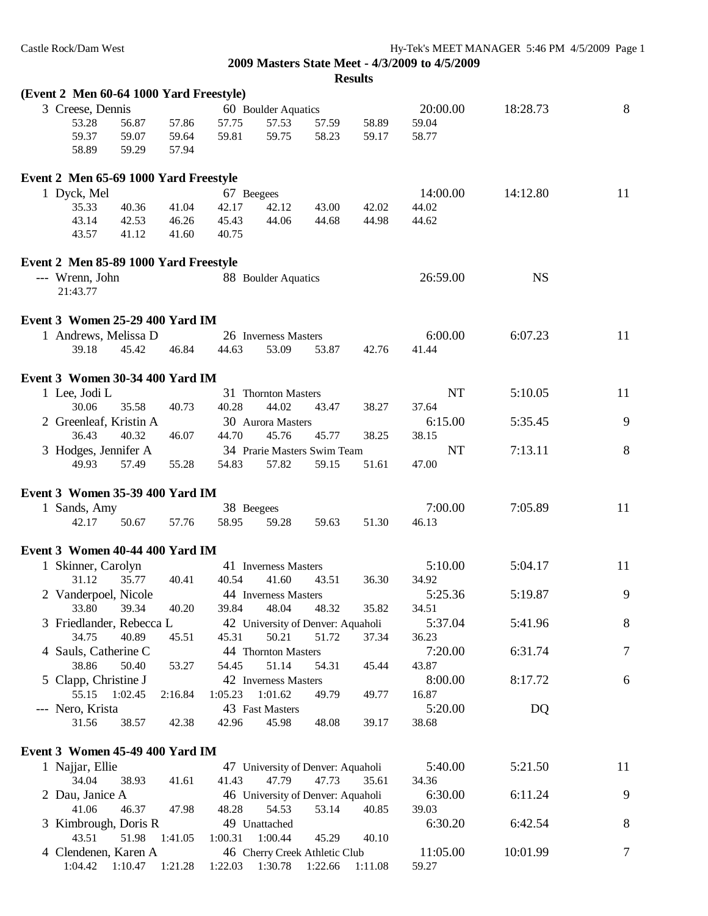**2009 Masters State Meet - 4/3/2009 to 4/5/2009**

**Results**

### (Event 2 Men 60-64 1000 Yard Freestyle)

3 Creese, Dennis — 60 Boulder Aquatics — 20:00.00 — 18:28.73 — 8
53.28 56.87 57.86 57.75 57.53 57.59 58.89 59.04
59.37 59.07 59.64 59.81 59.75 58.23 59.17 58.77
58.89 59.29 57.94

### Event 2 Men 65-69 1000 Yard Freestyle

1 Dyck, Mel — 67 Beegees — 14:00.00 — 14:12.80 — 11
35.33 40.36 41.04 42.17 42.12 43.00 42.02 44.02
43.14 42.53 46.26 45.43 44.06 44.68 44.98 44.62
43.57 41.12 41.60 40.75

### Event 2 Men 85-89 1000 Yard Freestyle

--- Wrenn, John — 88 Boulder Aquatics — 26:59.00 — NS
21:43.77

### Event 3 Women 25-29 400 Yard IM

1 Andrews, Melissa D — 26 Inverness Masters — 6:00.00 — 6:07.23 — 11
39.18 45.42 46.84 44.63 53.09 53.87 42.76 41.44

### Event 3 Women 30-34 400 Yard IM

1 Lee, Jodi L — 31 Thornton Masters — NT — 5:10.05 — 11
30.06 35.58 40.73 40.28 44.02 43.47 38.27 37.64

2 Greenleaf, Kristin A — 30 Aurora Masters — 6:15.00 — 5:35.45 — 9
36.43 40.32 46.07 44.70 45.76 45.77 38.25 38.15

3 Hodges, Jennifer A — 34 Prarie Masters Swim Team — NT — 7:13.11 — 8
49.93 57.49 55.28 54.83 57.82 59.15 51.61 47.00

### Event 3 Women 35-39 400 Yard IM

1 Sands, Amy — 38 Beegees — 7:00.00 — 7:05.89 — 11
42.17 50.67 57.76 58.95 59.28 59.63 51.30 46.13

### Event 3 Women 40-44 400 Yard IM

1 Skinner, Carolyn — 41 Inverness Masters — 5:10.00 — 5:04.17 — 11
31.12 35.77 40.41 40.54 41.60 43.51 36.30 34.92

2 Vanderpoel, Nicole — 44 Inverness Masters — 5:25.36 — 5:19.87 — 9
33.80 39.34 40.20 39.84 48.04 48.32 35.82 34.51

3 Friedlander, Rebecca L — 42 University of Denver: Aquaholi — 5:37.04 — 5:41.96 — 8
34.75 40.89 45.51 45.31 50.21 51.72 37.34 36.23

4 Sauls, Catherine C — 44 Thornton Masters — 7:20.00 — 6:31.74 — 7
38.86 50.40 53.27 54.45 51.14 54.31 45.44 43.87

5 Clapp, Christine J — 42 Inverness Masters — 8:00.00 — 8:17.72 — 6
55.15 1:02.45 2:16.84 1:05.23 1:01.62 49.79 49.77 16.87

--- Nero, Krista — 43 Fast Masters — 5:20.00 — DQ
31.56 38.57 42.38 42.96 45.98 48.08 39.17 38.68

### Event 3 Women 45-49 400 Yard IM

1 Najjar, Ellie — 47 University of Denver: Aquaholi — 5:40.00 — 5:21.50 — 11
34.04 38.93 41.61 41.43 47.79 47.73 35.61 34.36

2 Dau, Janice A — 46 University of Denver: Aquaholi — 6:30.00 — 6:11.24 — 9
41.06 46.37 47.98 48.28 54.53 53.14 40.85 39.03

3 Kimbrough, Doris R — 49 Unattached — 6:30.20 — 6:42.54 — 8
43.51 51.98 1:41.05 1:00.31 1:00.44 45.29 40.10

4 Clendenen, Karen A — 46 Cherry Creek Athletic Club — 11:05.00 — 10:01.99 — 7
1:04.42 1:10.47 1:21.28 1:22.03 1:30.78 1:22.66 1:11.08 59.27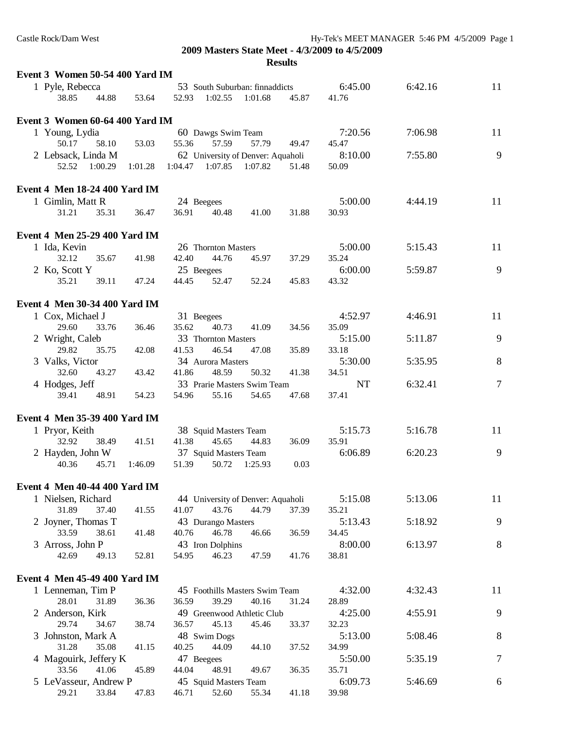## 2009 Masters State Meet - 4/3/2009 to 4/5/2009

### Results

**Event 3 Women 50-54 400 Yard IM**

| Place | Name | Age | Team | Seed Time | Finals Time | Points |
|---|---|---|---|---|---|---|
| 1 | Pyle, Rebecca | 53 | South Suburban: finnaddicts | 6:45.00 | 6:42.16 | 11 |
| | 38.85 44.88 53.64 52.93 1:02.55 1:01.68 45.87 41.76 | | | | | |

**Event 3 Women 60-64 400 Yard IM**

| Place | Name | Age | Team | Seed Time | Finals Time | Points |
|---|---|---|---|---|---|---|
| 1 | Young, Lydia | 60 | Dawgs Swim Team | 7:20.56 | 7:06.98 | 11 |
| | 50.17 58.10 53.03 55.36 57.59 57.79 49.47 45.47 | | | | | |
| 2 | Lebsack, Linda M | 62 | University of Denver: Aquaholi | 8:10.00 | 7:55.80 | 9 |
| | 52.52 1:00.29 1:01.28 1:04.47 1:07.85 1:07.82 51.48 50.09 | | | | | |

**Event 4 Men 18-24 400 Yard IM**

| Place | Name | Age | Team | Seed Time | Finals Time | Points |
|---|---|---|---|---|---|---|
| 1 | Gimlin, Matt R | 24 | Beegees | 5:00.00 | 4:44.19 | 11 |
| | 31.21 35.31 36.47 36.91 40.48 41.00 31.88 30.93 | | | | | |

**Event 4 Men 25-29 400 Yard IM**

| Place | Name | Age | Team | Seed Time | Finals Time | Points |
|---|---|---|---|---|---|---|
| 1 | Ida, Kevin | 26 | Thornton Masters | 5:00.00 | 5:15.43 | 11 |
| | 32.12 35.67 41.98 42.40 44.76 45.97 37.29 35.24 | | | | | |
| 2 | Ko, Scott Y | 25 | Beegees | 6:00.00 | 5:59.87 | 9 |
| | 35.21 39.11 47.24 44.45 52.47 52.24 45.83 43.32 | | | | | |

**Event 4 Men 30-34 400 Yard IM**

| Place | Name | Age | Team | Seed Time | Finals Time | Points |
|---|---|---|---|---|---|---|
| 1 | Cox, Michael J | 31 | Beegees | 4:52.97 | 4:46.91 | 11 |
| | 29.60 33.76 36.46 35.62 40.73 41.09 34.56 35.09 | | | | | |
| 2 | Wright, Caleb | 33 | Thornton Masters | 5:15.00 | 5:11.87 | 9 |
| | 29.82 35.75 42.08 41.53 46.54 47.08 35.89 33.18 | | | | | |
| 3 | Valks, Victor | 34 | Aurora Masters | 5:30.00 | 5:35.95 | 8 |
| | 32.60 43.27 43.42 41.86 48.59 50.32 41.38 34.51 | | | | | |
| 4 | Hodges, Jeff | 33 | Prarie Masters Swim Team | NT | 6:32.41 | 7 |
| | 39.41 48.91 54.23 54.96 55.16 54.65 47.68 37.41 | | | | | |

**Event 4 Men 35-39 400 Yard IM**

| Place | Name | Age | Team | Seed Time | Finals Time | Points |
|---|---|---|---|---|---|---|
| 1 | Pryor, Keith | 38 | Squid Masters Team | 5:15.73 | 5:16.78 | 11 |
| | 32.92 38.49 41.51 41.38 45.65 44.83 36.09 35.91 | | | | | |
| 2 | Hayden, John W | 37 | Squid Masters Team | 6:06.89 | 6:20.23 | 9 |
| | 40.36 45.71 1:46.09 51.39 50.72 1:25.93 0.03 | | | | | |

**Event 4 Men 40-44 400 Yard IM**

| Place | Name | Age | Team | Seed Time | Finals Time | Points |
|---|---|---|---|---|---|---|
| 1 | Nielsen, Richard | 44 | University of Denver: Aquaholi | 5:15.08 | 5:13.06 | 11 |
| | 31.89 37.40 41.55 41.07 43.76 44.79 37.39 35.21 | | | | | |
| 2 | Joyner, Thomas T | 43 | Durango Masters | 5:13.43 | 5:18.92 | 9 |
| | 33.59 38.61 41.48 40.76 46.78 46.66 36.59 34.45 | | | | | |
| 3 | Arross, John P | 43 | Iron Dolphins | 8:00.00 | 6:13.97 | 8 |
| | 42.69 49.13 52.81 54.95 46.23 47.59 41.76 38.81 | | | | | |

**Event 4 Men 45-49 400 Yard IM**

| Place | Name | Age | Team | Seed Time | Finals Time | Points |
|---|---|---|---|---|---|---|
| 1 | Lenneman, Tim P | 45 | Foothills Masters Swim Team | 4:32.00 | 4:32.43 | 11 |
| | 28.01 31.89 36.36 36.59 39.29 40.16 31.24 28.89 | | | | | |
| 2 | Anderson, Kirk | 49 | Greenwood Athletic Club | 4:25.00 | 4:55.91 | 9 |
| | 29.74 34.67 38.74 36.57 45.13 45.46 33.37 32.23 | | | | | |
| 3 | Johnston, Mark A | 48 | Swim Dogs | 5:13.00 | 5:08.46 | 8 |
| | 31.28 35.08 41.15 40.25 44.09 44.10 37.52 34.99 | | | | | |
| 4 | Magouirk, Jeffery K | 47 | Beegees | 5:50.00 | 5:35.19 | 7 |
| | 33.56 41.06 45.89 44.04 48.91 49.67 36.35 35.71 | | | | | |
| 5 | LeVasseur, Andrew P | 45 | Squid Masters Team | 6:09.73 | 5:46.69 | 6 |
| | 29.21 33.84 47.83 46.71 52.60 55.34 41.18 39.98 | | | | | |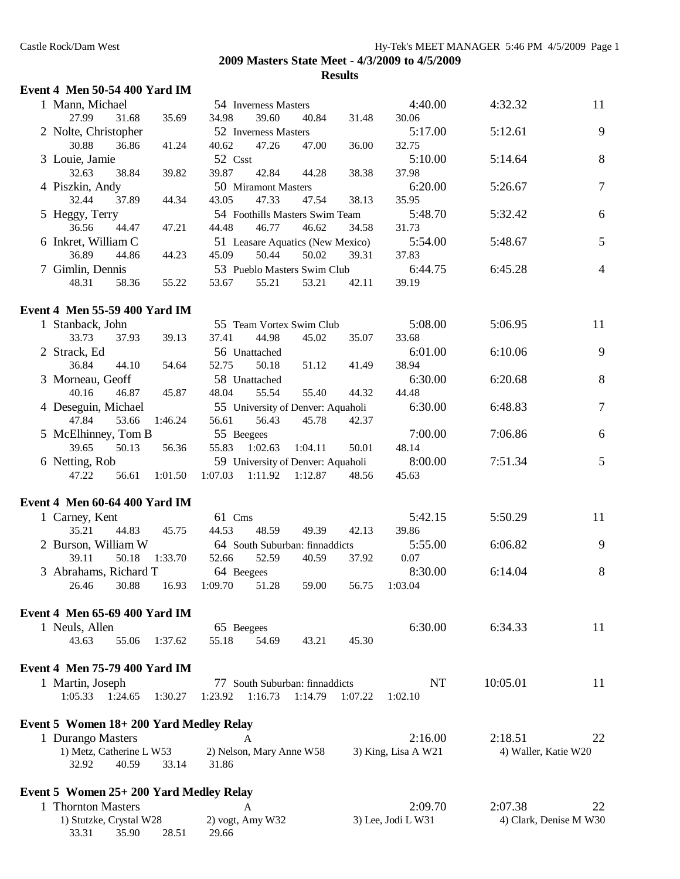## 2009 Masters State Meet - 4/3/2009 to 4/5/2009

### Results

**Event 4 Men 50-54 400 Yard IM**

| Place | Name | Age | Team | Seed Time | Finals Time | Points |
|---|---|---|---|---|---|---|
| 1 | Mann, Michael | 54 | Inverness Masters | 4:40.00 | 4:32.32 | 11 |
| | 27.99 31.68 35.69 34.98 39.60 40.84 31.48 30.06 | | | | | |
| 2 | Nolte, Christopher | 52 | Inverness Masters | 5:17.00 | 5:12.61 | 9 |
| | 30.88 36.86 41.24 40.62 47.26 47.00 36.00 32.75 | | | | | |
| 3 | Louie, Jamie | 52 | Csst | 5:10.00 | 5:14.64 | 8 |
| | 32.63 38.84 39.82 39.87 42.84 44.28 38.38 37.98 | | | | | |
| 4 | Piszkin, Andy | 50 | Miramont Masters | 6:20.00 | 5:26.67 | 7 |
| | 32.44 37.89 44.34 43.05 47.33 47.54 38.13 35.95 | | | | | |
| 5 | Heggy, Terry | 54 | Foothills Masters Swim Team | 5:48.70 | 5:32.42 | 6 |
| | 36.56 44.47 47.21 44.48 46.77 46.62 34.58 31.73 | | | | | |
| 6 | Inkret, William C | 51 | Leasare Aquatics (New Mexico) | 5:54.00 | 5:48.67 | 5 |
| | 36.89 44.86 44.23 45.09 50.44 50.02 39.31 37.83 | | | | | |
| 7 | Gimlin, Dennis | 53 | Pueblo Masters Swim Club | 6:44.75 | 6:45.28 | 4 |
| | 48.31 58.36 55.22 53.67 55.21 53.21 42.11 39.19 | | | | | |

**Event 4 Men 55-59 400 Yard IM**

| Place | Name | Age | Team | Seed Time | Finals Time | Points |
|---|---|---|---|---|---|---|
| 1 | Stanback, John | 55 | Team Vortex Swim Club | 5:08.00 | 5:06.95 | 11 |
| | 33.73 37.93 39.13 37.41 44.98 45.02 35.07 33.68 | | | | | |
| 2 | Strack, Ed | 56 | Unattached | 6:01.00 | 6:10.06 | 9 |
| | 36.84 44.10 54.64 52.75 50.18 51.12 41.49 38.94 | | | | | |
| 3 | Morneau, Geoff | 58 | Unattached | 6:30.00 | 6:20.68 | 8 |
| | 40.16 46.87 45.87 48.04 55.54 55.40 44.32 44.48 | | | | | |
| 4 | Deseguin, Michael | 55 | University of Denver: Aquaholi | 6:30.00 | 6:48.83 | 7 |
| | 47.84 53.66 1:46.24 56.61 56.43 45.78 42.37 | | | | | |
| 5 | McElhinney, Tom B | 55 | Beegees | 7:00.00 | 7:06.86 | 6 |
| | 39.65 50.13 56.36 55.83 1:02.63 1:04.11 50.01 48.14 | | | | | |
| 6 | Netting, Rob | 59 | University of Denver: Aquaholi | 8:00.00 | 7:51.34 | 5 |
| | 47.22 56.61 1:01.50 1:07.03 1:11.92 1:12.87 48.56 45.63 | | | | | |

**Event 4 Men 60-64 400 Yard IM**

| Place | Name | Age | Team | Seed Time | Finals Time | Points |
|---|---|---|---|---|---|---|
| 1 | Carney, Kent | 61 | Cms | 5:42.15 | 5:50.29 | 11 |
| | 35.21 44.83 45.75 44.53 48.59 49.39 42.13 39.86 | | | | | |
| 2 | Burson, William W | 64 | South Suburban: finnaddicts | 5:55.00 | 6:06.82 | 9 |
| | 39.11 50.18 1:33.70 52.66 52.59 40.59 37.92 0.07 | | | | | |
| 3 | Abrahams, Richard T | 64 | Beegees | 8:30.00 | 6:14.04 | 8 |
| | 26.46 30.88 16.93 1:09.70 51.28 59.00 56.75 1:03.04 | | | | | |

**Event 4 Men 65-69 400 Yard IM**

| Place | Name | Age | Team | Seed Time | Finals Time | Points |
|---|---|---|---|---|---|---|
| 1 | Neuls, Allen | 65 | Beegees | 6:30.00 | 6:34.33 | 11 |
| | 43.63 55.06 1:37.62 55.18 54.69 43.21 45.30 | | | | | |

**Event 4 Men 75-79 400 Yard IM**

| Place | Name | Age | Team | Seed Time | Finals Time | Points |
|---|---|---|---|---|---|---|
| 1 | Martin, Joseph | 77 | South Suburban: finnaddicts | NT | 10:05.01 | 11 |
| | 1:05.33 1:24.65 1:30.27 1:23.92 1:16.73 1:14.79 1:07.22 1:02.10 | | | | | |

**Event 5 Women 18+ 200 Yard Medley Relay**

| Place | Team | Relay | Seed Time | Finals Time | Points |
|---|---|---|---|---|---|
| 1 | Durango Masters | A | 2:16.00 | 2:18.51 | 22 |
| | 1) Metz, Catherine L W53 | 2) Nelson, Mary Anne W58 | 3) King, Lisa A W21 | 4) Waller, Katie W20 | |
| | 32.92 40.59 33.14 31.86 | | | | |

**Event 5 Women 25+ 200 Yard Medley Relay**

| Place | Team | Relay | Seed Time | Finals Time | Points |
|---|---|---|---|---|---|
| 1 | Thornton Masters | A | 2:09.70 | 2:07.38 | 22 |
| | 1) Stutzke, Crystal W28 | 2) vogt, Amy W32 | 3) Lee, Jodi L W31 | 4) Clark, Denise M W30 | |
| | 33.31 35.90 28.51 29.66 | | | | |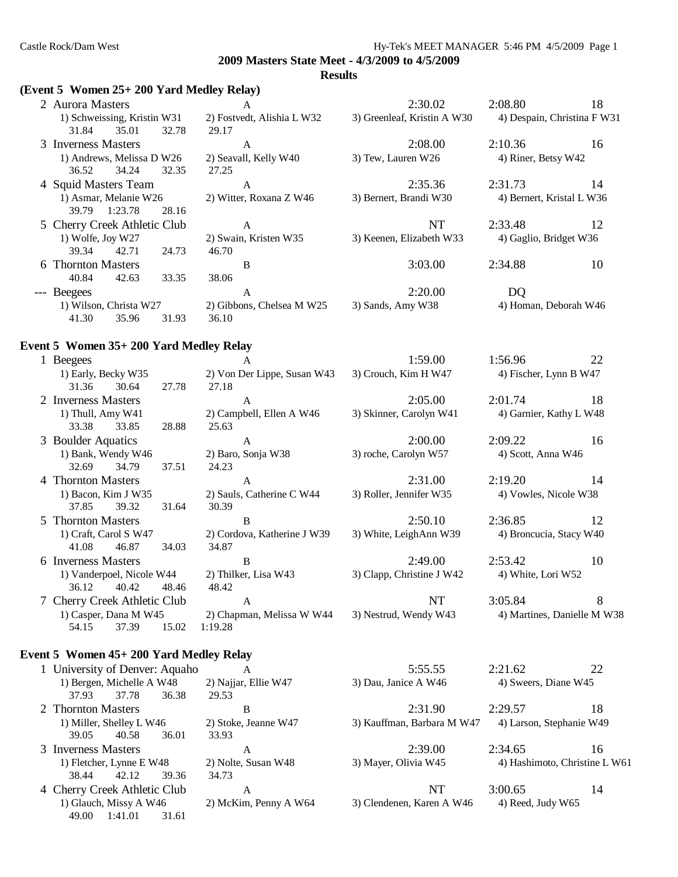## 2009 Masters State Meet - 4/3/2009 to 4/5/2009

### Results

### (Event 5 Women 25+ 200 Yard Medley Relay)

| Place | Team | Relay | Seed Time | Finals Time | Points |
|---|---|---|---|---|---|
| 2 | Aurora Masters | A | 2:30.02 | 2:08.80 | 18 |
| | 1) Schweissing, Kristin W31 | 2) Fostvedt, Alishia L W32 | 3) Greenleaf, Kristin A W30 | 4) Despain, Christina F W31 | |
| | 31.84 35.01 32.78 29.17 | | | | |
| 3 | Inverness Masters | A | 2:08.00 | 2:10.36 | 16 |
| | 1) Andrews, Melissa D W26 | 2) Seavall, Kelly W40 | 3) Tew, Lauren W26 | 4) Riner, Betsy W42 | |
| | 36.52 34.24 32.35 27.25 | | | | |
| 4 | Squid Masters Team | A | 2:35.36 | 2:31.73 | 14 |
| | 1) Asmar, Melanie W26 | 2) Witter, Roxana Z W46 | 3) Bernert, Brandi W30 | 4) Bernert, Kristal L W36 | |
| | 39.79 1:23.78 28.16 | | | | |
| 5 | Cherry Creek Athletic Club | A | NT | 2:33.48 | 12 |
| | 1) Wolfe, Joy W27 | 2) Swain, Kristen W35 | 3) Keenen, Elizabeth W33 | 4) Gaglio, Bridget W36 | |
| | 39.34 42.71 24.73 46.70 | | | | |
| 6 | Thornton Masters | B | 3:03.00 | 2:34.88 | 10 |
| | 40.84 42.63 33.35 38.06 | | | | |
| --- | Beegees | A | 2:20.00 | DQ | |
| | 1) Wilson, Christa W27 | 2) Gibbons, Chelsea M W25 | 3) Sands, Amy W38 | 4) Homan, Deborah W46 | |
| | 41.30 35.96 31.93 36.10 | | | | |

### Event 5 Women 35+ 200 Yard Medley Relay

| Place | Team | Relay | Seed Time | Finals Time | Points |
|---|---|---|---|---|---|
| 1 | Beegees | A | 1:59.00 | 1:56.96 | 22 |
| | 1) Early, Becky W35 | 2) Von Der Lippe, Susan W43 | 3) Crouch, Kim H W47 | 4) Fischer, Lynn B W47 | |
| | 31.36 30.64 27.78 27.18 | | | | |
| 2 | Inverness Masters | A | 2:05.00 | 2:01.74 | 18 |
| | 1) Thull, Amy W41 | 2) Campbell, Ellen A W46 | 3) Skinner, Carolyn W41 | 4) Garnier, Kathy L W48 | |
| | 33.38 33.85 28.88 25.63 | | | | |
| 3 | Boulder Aquatics | A | 2:00.00 | 2:09.22 | 16 |
| | 1) Bank, Wendy W46 | 2) Baro, Sonja W38 | 3) roche, Carolyn W57 | 4) Scott, Anna W46 | |
| | 32.69 34.79 37.51 24.23 | | | | |
| 4 | Thornton Masters | A | 2:31.00 | 2:19.20 | 14 |
| | 1) Bacon, Kim J W35 | 2) Sauls, Catherine C W44 | 3) Roller, Jennifer W35 | 4) Vowles, Nicole W38 | |
| | 37.85 39.32 31.64 30.39 | | | | |
| 5 | Thornton Masters | B | 2:50.10 | 2:36.85 | 12 |
| | 1) Craft, Carol S W47 | 2) Cordova, Katherine J W39 | 3) White, LeighAnn W39 | 4) Broncucia, Stacy W40 | |
| | 41.08 46.87 34.03 34.87 | | | | |
| 6 | Inverness Masters | B | 2:49.00 | 2:53.42 | 10 |
| | 1) Vanderpoel, Nicole W44 | 2) Thilker, Lisa W43 | 3) Clapp, Christine J W42 | 4) White, Lori W52 | |
| | 36.12 40.42 48.46 48.42 | | | | |
| 7 | Cherry Creek Athletic Club | A | NT | 3:05.84 | 8 |
| | 1) Casper, Dana M W45 | 2) Chapman, Melissa W W44 | 3) Nestrud, Wendy W43 | 4) Martines, Danielle M W38 | |
| | 54.15 37.39 15.02 1:19.28 | | | | |

### Event 5 Women 45+ 200 Yard Medley Relay

| Place | Team | Relay | Seed Time | Finals Time | Points |
|---|---|---|---|---|---|
| 1 | University of Denver: Aquaho | A | 5:55.55 | 2:21.62 | 22 |
| | 1) Bergen, Michelle A W48 | 2) Najjar, Ellie W47 | 3) Dau, Janice A W46 | 4) Sweers, Diane W45 | |
| | 37.93 37.78 36.38 29.53 | | | | |
| 2 | Thornton Masters | B | 2:31.90 | 2:29.57 | 18 |
| | 1) Miller, Shelley L W46 | 2) Stoke, Jeanne W47 | 3) Kauffman, Barbara M W47 | 4) Larson, Stephanie W49 | |
| | 39.05 40.58 36.01 33.93 | | | | |
| 3 | Inverness Masters | A | 2:39.00 | 2:34.65 | 16 |
| | 1) Fletcher, Lynne E W48 | 2) Nolte, Susan W48 | 3) Mayer, Olivia W45 | 4) Hashimoto, Christine L W61 | |
| | 38.44 42.12 39.36 34.73 | | | | |
| 4 | Cherry Creek Athletic Club | A | NT | 3:00.65 | 14 |
| | 1) Glauch, Missy A W46 | 2) McKim, Penny A W64 | 3) Clendenen, Karen A W46 | 4) Reed, Judy W65 | |
| | 49.00 1:41.01 31.61 | | | | |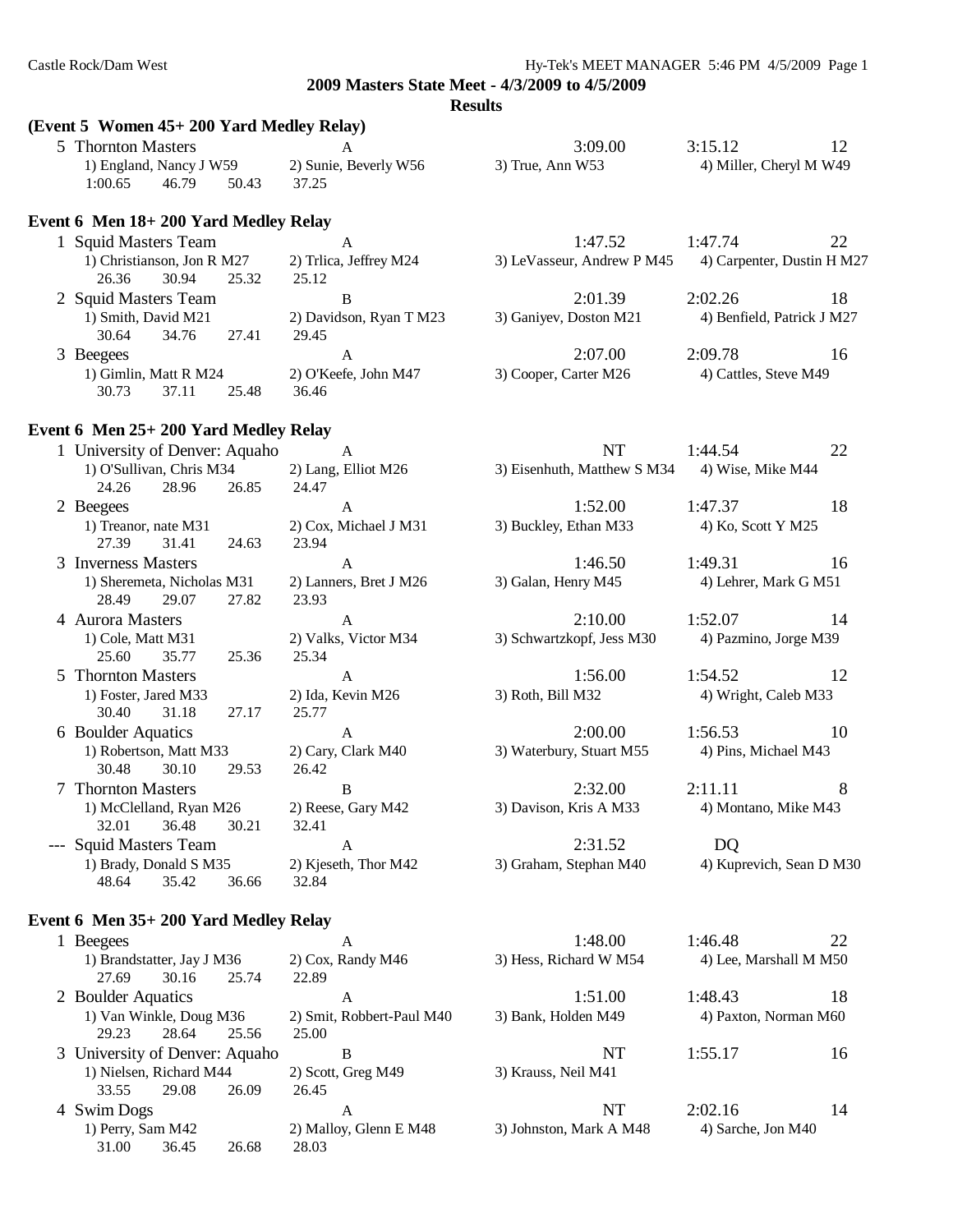## 2009 Masters State Meet - 4/3/2009 to 4/5/2009

### Results

### (Event 5 Women 45+ 200 Yard Medley Relay)

```
  5 Thornton Masters              A                           3:09.00        3:15.12      12
     1) England, Nancy J W59      2) Sunie, Beverly W56       3) True, Ann W53              4) Miller, Cheryl M W49
     1:00.65      46.79      50.43      37.25
```

### Event 6 Men 18+ 200 Yard Medley Relay

```
  1 Squid Masters Team            A                           1:47.52        1:47.74      22
     1) Christianson, Jon R M27   2) Trlica, Jeffrey M24      3) LeVasseur, Andrew P M45    4) Carpenter, Dustin H M27
       26.36      30.94      25.32      25.12
  2 Squid Masters Team            B                           2:01.39        2:02.26      18
     1) Smith, David M21          2) Davidson, Ryan T M23     3) Ganiyev, Doston M21        4) Benfield, Patrick J M27
       30.64      34.76      27.41      29.45
  3 Beegees                       A                           2:07.00        2:09.78      16
     1) Gimlin, Matt R M24        2) O'Keefe, John M47        3) Cooper, Carter M26         4) Cattles, Steve M49
       30.73      37.11      25.48      36.46
```

### Event 6 Men 25+ 200 Yard Medley Relay

```
  1 University of Denver: Aquaho  A                           NT             1:44.54      22
     1) O'Sullivan, Chris M34     2) Lang, Elliot M26         3) Eisenhuth, Matthew S M34   4) Wise, Mike M44
       24.26      28.96      26.85      24.47
  2 Beegees                       A                           1:52.00        1:47.37      18
     1) Treanor, nate M31         2) Cox, Michael J M31       3) Buckley, Ethan M33         4) Ko, Scott Y M25
       27.39      31.41      24.63      23.94
  3 Inverness Masters             A                           1:46.50        1:49.31      16
     1) Sheremeta, Nicholas M31   2) Lanners, Bret J M26      3) Galan, Henry M45           4) Lehrer, Mark G M51
       28.49      29.07      27.82      23.93
  4 Aurora Masters                A                           2:10.00        1:52.07      14
     1) Cole, Matt M31            2) Valks, Victor M34        3) Schwartzkopf, Jess M30     4) Pazmino, Jorge M39
       25.60      35.77      25.36      25.34
  5 Thornton Masters              A                           1:56.00        1:54.52      12
     1) Foster, Jared M33         2) Ida, Kevin M26           3) Roth, Bill M32             4) Wright, Caleb M33
       30.40      31.18      27.17      25.77
  6 Boulder Aquatics              A                           2:00.00        1:56.53      10
     1) Robertson, Matt M33       2) Cary, Clark M40          3) Waterbury, Stuart M55      4) Pins, Michael M43
       30.48      30.10      29.53      26.42
  7 Thornton Masters              B                           2:32.00        2:11.11       8
     1) McClelland, Ryan M26      2) Reese, Gary M42          3) Davison, Kris A M33        4) Montano, Mike M43
       32.01      36.48      30.21      32.41
--- Squid Masters Team            A                           2:31.52        DQ
     1) Brady, Donald S M35       2) Kjeseth, Thor M42        3) Graham, Stephan M40        4) Kuprevich, Sean D M30
       48.64      35.42      36.66      32.84
```

### Event 6 Men 35+ 200 Yard Medley Relay

```
  1 Beegees                       A                           1:48.00        1:46.48      22
     1) Brandstatter, Jay J M36   2) Cox, Randy M46           3) Hess, Richard W M54        4) Lee, Marshall M M50
       27.69      30.16      25.74      22.89
  2 Boulder Aquatics              A                           1:51.00        1:48.43      18
     1) Van Winkle, Doug M36      2) Smit, Robbert-Paul M40   3) Bank, Holden M49           4) Paxton, Norman M60
       29.23      28.64      25.56      25.00
  3 University of Denver: Aquaho  B                           NT             1:55.17      16
     1) Nielsen, Richard M44      2) Scott, Greg M49          3) Krauss, Neil M41
       33.55      29.08      26.09      26.45
  4 Swim Dogs                     A                           NT             2:02.16      14
     1) Perry, Sam M42            2) Malloy, Glenn E M48      3) Johnston, Mark A M48       4) Sarche, Jon M40
       31.00      36.45      26.68      28.03
```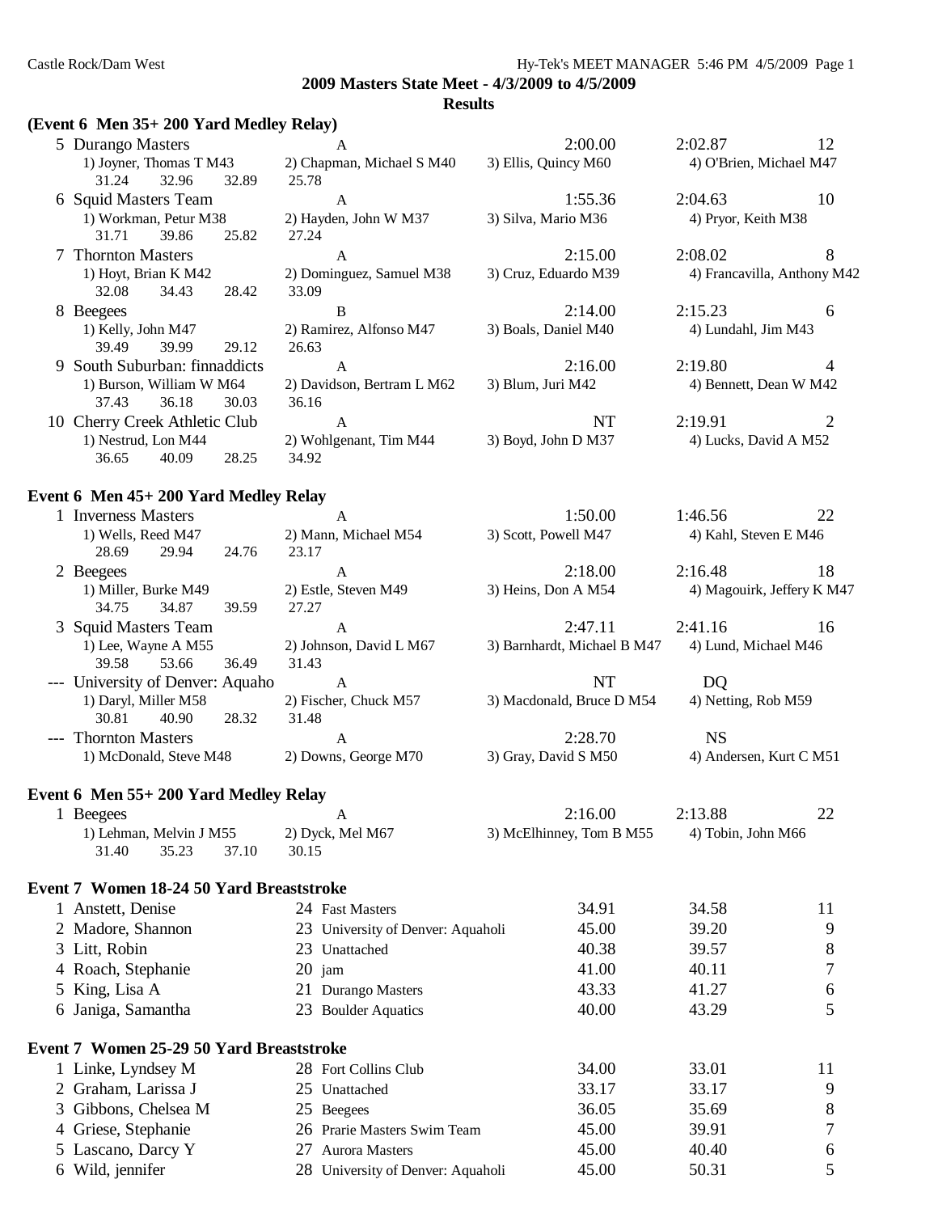## 2009 Masters State Meet - 4/3/2009 to 4/5/2009

### Results

**(Event 6 Men 35+ 200 Yard Medley Relay)**

| Place | Team | Relay | Seed Time | Finals Time | Points |
|---|---|---|---|---|---|
| 5 | Durango Masters | A | 2:00.00 | 2:02.87 | 12 |
| | 1) Joyner, Thomas T M43 | 2) Chapman, Michael S M40 | 3) Ellis, Quincy M60 | 4) O'Brien, Michael M47 | |
| | 31.24 32.96 32.89 25.78 | | | | |
| 6 | Squid Masters Team | A | 1:55.36 | 2:04.63 | 10 |
| | 1) Workman, Petur M38 | 2) Hayden, John W M37 | 3) Silva, Mario M36 | 4) Pryor, Keith M38 | |
| | 31.71 39.86 25.82 27.24 | | | | |
| 7 | Thornton Masters | A | 2:15.00 | 2:08.02 | 8 |
| | 1) Hoyt, Brian K M42 | 2) Dominguez, Samuel M38 | 3) Cruz, Eduardo M39 | 4) Francavilla, Anthony M42 | |
| | 32.08 34.43 28.42 33.09 | | | | |
| 8 | Beegees | B | 2:14.00 | 2:15.23 | 6 |
| | 1) Kelly, John M47 | 2) Ramirez, Alfonso M47 | 3) Boals, Daniel M40 | 4) Lundahl, Jim M43 | |
| | 39.49 39.99 29.12 26.63 | | | | |
| 9 | South Suburban: finnaddicts | A | 2:16.00 | 2:19.80 | 4 |
| | 1) Burson, William W M64 | 2) Davidson, Bertram L M62 | 3) Blum, Juri M42 | 4) Bennett, Dean W M42 | |
| | 37.43 36.18 30.03 36.16 | | | | |
| 10 | Cherry Creek Athletic Club | A | NT | 2:19.91 | 2 |
| | 1) Nestrud, Lon M44 | 2) Wohlgenant, Tim M44 | 3) Boyd, John D M37 | 4) Lucks, David A M52 | |
| | 36.65 40.09 28.25 34.92 | | | | |

**Event 6 Men 45+ 200 Yard Medley Relay**

| Place | Team | Relay | Seed Time | Finals Time | Points |
|---|---|---|---|---|---|
| 1 | Inverness Masters | A | 1:50.00 | 1:46.56 | 22 |
| | 1) Wells, Reed M47 | 2) Mann, Michael M54 | 3) Scott, Powell M47 | 4) Kahl, Steven E M46 | |
| | 28.69 29.94 24.76 23.17 | | | | |
| 2 | Beegees | A | 2:18.00 | 2:16.48 | 18 |
| | 1) Miller, Burke M49 | 2) Estle, Steven M49 | 3) Heins, Don A M54 | 4) Magouirk, Jeffery K M47 | |
| | 34.75 34.87 39.59 27.27 | | | | |
| 3 | Squid Masters Team | A | 2:47.11 | 2:41.16 | 16 |
| | 1) Lee, Wayne A M55 | 2) Johnson, David L M67 | 3) Barnhardt, Michael B M47 | 4) Lund, Michael M46 | |
| | 39.58 53.66 36.49 31.43 | | | | |
| --- | University of Denver: Aquaho | A | NT | DQ | |
| | 1) Daryl, Miller M58 | 2) Fischer, Chuck M57 | 3) Macdonald, Bruce D M54 | 4) Netting, Rob M59 | |
| | 30.81 40.90 28.32 31.48 | | | | |
| --- | Thornton Masters | A | 2:28.70 | NS | |
| | 1) McDonald, Steve M48 | 2) Downs, George M70 | 3) Gray, David S M50 | 4) Andersen, Kurt C M51 | |

**Event 6 Men 55+ 200 Yard Medley Relay**

| Place | Team | Relay | Seed Time | Finals Time | Points |
|---|---|---|---|---|---|
| 1 | Beegees | A | 2:16.00 | 2:13.88 | 22 |
| | 1) Lehman, Melvin J M55 | 2) Dyck, Mel M67 | 3) McElhinney, Tom B M55 | 4) Tobin, John M66 | |
| | 31.40 35.23 37.10 30.15 | | | | |

**Event 7 Women 18-24 50 Yard Breaststroke**

| Place | Name | Age | Team | Seed Time | Finals Time | Points |
|---|---|---|---|---|---|---|
| 1 | Anstett, Denise | 24 | Fast Masters | 34.91 | 34.58 | 11 |
| 2 | Madore, Shannon | 23 | University of Denver: Aquaholi | 45.00 | 39.20 | 9 |
| 3 | Litt, Robin | 23 | Unattached | 40.38 | 39.57 | 8 |
| 4 | Roach, Stephanie | 20 | jam | 41.00 | 40.11 | 7 |
| 5 | King, Lisa A | 21 | Durango Masters | 43.33 | 41.27 | 6 |
| 6 | Janiga, Samantha | 23 | Boulder Aquatics | 40.00 | 43.29 | 5 |

**Event 7 Women 25-29 50 Yard Breaststroke**

| Place | Name | Age | Team | Seed Time | Finals Time | Points |
|---|---|---|---|---|---|---|
| 1 | Linke, Lyndsey M | 28 | Fort Collins Club | 34.00 | 33.01 | 11 |
| 2 | Graham, Larissa J | 25 | Unattached | 33.17 | 33.17 | 9 |
| 3 | Gibbons, Chelsea M | 25 | Beegees | 36.05 | 35.69 | 8 |
| 4 | Griese, Stephanie | 26 | Prarie Masters Swim Team | 45.00 | 39.91 | 7 |
| 5 | Lascano, Darcy Y | 27 | Aurora Masters | 45.00 | 40.40 | 6 |
| 6 | Wild, jennifer | 28 | University of Denver: Aquaholi | 45.00 | 50.31 | 5 |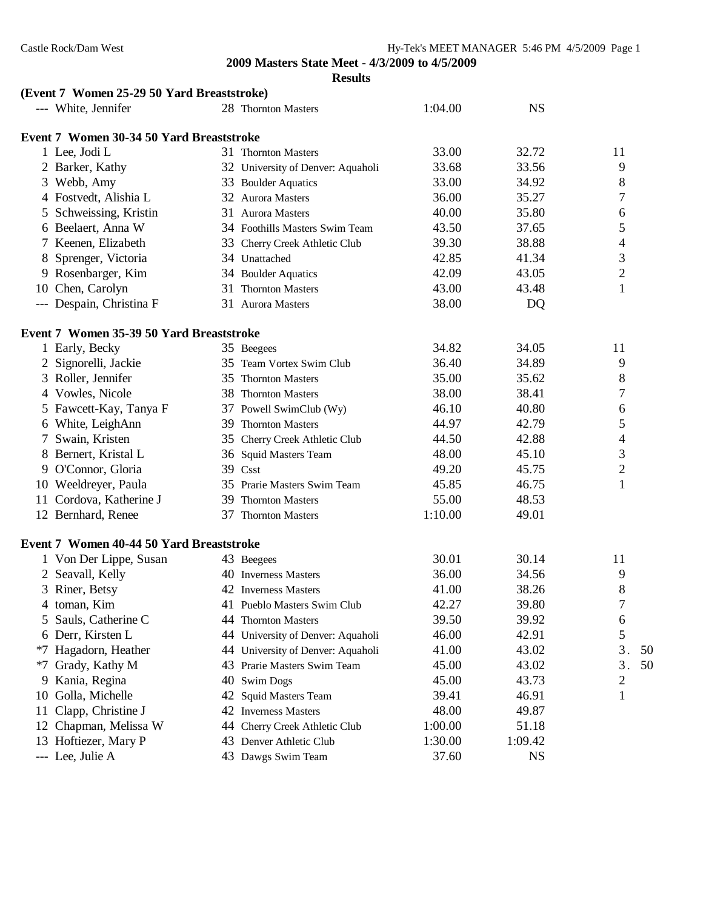2009 Masters State Meet - 4/3/2009 to 4/5/2009

**Results**

**(Event 7 Women 25-29 50 Yard Breaststroke)**

| | Name | Age | Team | Seed | Finals | Points |
|---|---|---|---|---|---|---|
| --- | White, Jennifer | 28 | Thornton Masters | 1:04.00 | NS | |

**Event 7 Women 30-34 50 Yard Breaststroke**

| | Name | Age | Team | Seed | Finals | Points |
|---|---|---|---|---|---|---|
| 1 | Lee, Jodi L | 31 | Thornton Masters | 33.00 | 32.72 | 11 |
| 2 | Barker, Kathy | 32 | University of Denver: Aquaholi | 33.68 | 33.56 | 9 |
| 3 | Webb, Amy | 33 | Boulder Aquatics | 33.00 | 34.92 | 8 |
| 4 | Fostvedt, Alishia L | 32 | Aurora Masters | 36.00 | 35.27 | 7 |
| 5 | Schweissing, Kristin | 31 | Aurora Masters | 40.00 | 35.80 | 6 |
| 6 | Beelaert, Anna W | 34 | Foothills Masters Swim Team | 43.50 | 37.65 | 5 |
| 7 | Keenen, Elizabeth | 33 | Cherry Creek Athletic Club | 39.30 | 38.88 | 4 |
| 8 | Sprenger, Victoria | 34 | Unattached | 42.85 | 41.34 | 3 |
| 9 | Rosenbarger, Kim | 34 | Boulder Aquatics | 42.09 | 43.05 | 2 |
| 10 | Chen, Carolyn | 31 | Thornton Masters | 43.00 | 43.48 | 1 |
| --- | Despain, Christina F | 31 | Aurora Masters | 38.00 | DQ | |

**Event 7 Women 35-39 50 Yard Breaststroke**

| | Name | Age | Team | Seed | Finals | Points |
|---|---|---|---|---|---|---|
| 1 | Early, Becky | 35 | Beegees | 34.82 | 34.05 | 11 |
| 2 | Signorelli, Jackie | 35 | Team Vortex Swim Club | 36.40 | 34.89 | 9 |
| 3 | Roller, Jennifer | 35 | Thornton Masters | 35.00 | 35.62 | 8 |
| 4 | Vowles, Nicole | 38 | Thornton Masters | 38.00 | 38.41 | 7 |
| 5 | Fawcett-Kay, Tanya F | 37 | Powell SwimClub (Wy) | 46.10 | 40.80 | 6 |
| 6 | White, LeighAnn | 39 | Thornton Masters | 44.97 | 42.79 | 5 |
| 7 | Swain, Kristen | 35 | Cherry Creek Athletic Club | 44.50 | 42.88 | 4 |
| 8 | Bernert, Kristal L | 36 | Squid Masters Team | 48.00 | 45.10 | 3 |
| 9 | O'Connor, Gloria | 39 | Csst | 49.20 | 45.75 | 2 |
| 10 | Weeldreyer, Paula | 35 | Prarie Masters Swim Team | 45.85 | 46.75 | 1 |
| 11 | Cordova, Katherine J | 39 | Thornton Masters | 55.00 | 48.53 | |
| 12 | Bernhard, Renee | 37 | Thornton Masters | 1:10.00 | 49.01 | |

**Event 7 Women 40-44 50 Yard Breaststroke**

| | Name | Age | Team | Seed | Finals | Points |
|---|---|---|---|---|---|---|
| 1 | Von Der Lippe, Susan | 43 | Beegees | 30.01 | 30.14 | 11 |
| 2 | Seavall, Kelly | 40 | Inverness Masters | 36.00 | 34.56 | 9 |
| 3 | Riner, Betsy | 42 | Inverness Masters | 41.00 | 38.26 | 8 |
| 4 | toman, Kim | 41 | Pueblo Masters Swim Club | 42.27 | 39.80 | 7 |
| 5 | Sauls, Catherine C | 44 | Thornton Masters | 39.50 | 39.92 | 6 |
| 6 | Derr, Kirsten L | 44 | University of Denver: Aquaholi | 46.00 | 42.91 | 5 |
| *7 | Hagadorn, Heather | 44 | University of Denver: Aquaholi | 41.00 | 43.02 | 3.50 |
| *7 | Grady, Kathy M | 43 | Prarie Masters Swim Team | 45.00 | 43.02 | 3.50 |
| 9 | Kania, Regina | 40 | Swim Dogs | 45.00 | 43.73 | 2 |
| 10 | Golla, Michelle | 42 | Squid Masters Team | 39.41 | 46.91 | 1 |
| 11 | Clapp, Christine J | 42 | Inverness Masters | 48.00 | 49.87 | |
| 12 | Chapman, Melissa W | 44 | Cherry Creek Athletic Club | 1:00.00 | 51.18 | |
| 13 | Hoftiezer, Mary P | 43 | Denver Athletic Club | 1:30.00 | 1:09.42 | |
| --- | Lee, Julie A | 43 | Dawgs Swim Team | 37.60 | NS | |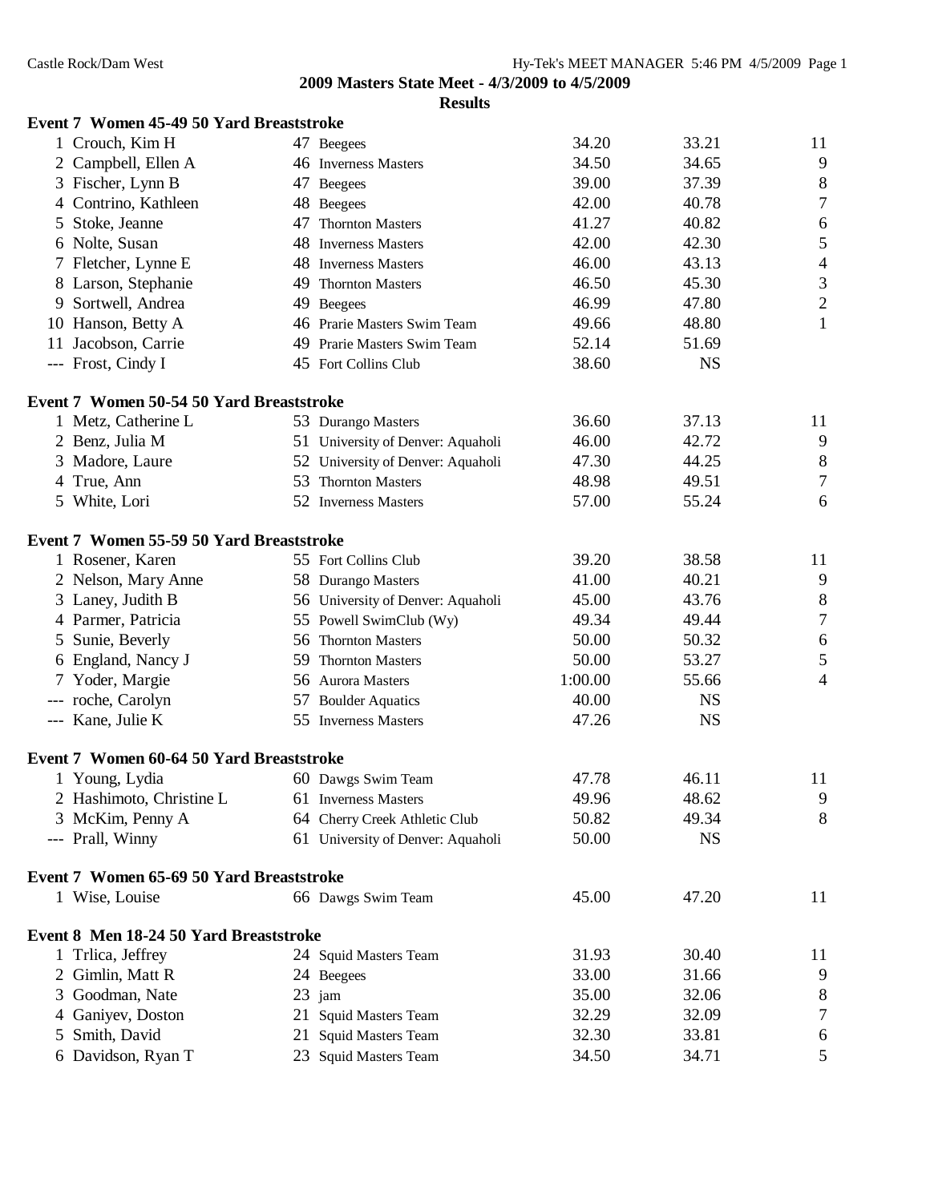**2009 Masters State Meet - 4/3/2009 to 4/5/2009**

**Results**

### Event 7 Women 45-49 50 Yard Breaststroke

| Place | Name | Age | Team | Seed Time | Finals Time | Points |
|---|---|---|---|---|---|---|
| 1 | Crouch, Kim H | 47 | Beegees | 34.20 | 33.21 | 11 |
| 2 | Campbell, Ellen A | 46 | Inverness Masters | 34.50 | 34.65 | 9 |
| 3 | Fischer, Lynn B | 47 | Beegees | 39.00 | 37.39 | 8 |
| 4 | Contrino, Kathleen | 48 | Beegees | 42.00 | 40.78 | 7 |
| 5 | Stoke, Jeanne | 47 | Thornton Masters | 41.27 | 40.82 | 6 |
| 6 | Nolte, Susan | 48 | Inverness Masters | 42.00 | 42.30 | 5 |
| 7 | Fletcher, Lynne E | 48 | Inverness Masters | 46.00 | 43.13 | 4 |
| 8 | Larson, Stephanie | 49 | Thornton Masters | 46.50 | 45.30 | 3 |
| 9 | Sortwell, Andrea | 49 | Beegees | 46.99 | 47.80 | 2 |
| 10 | Hanson, Betty A | 46 | Prarie Masters Swim Team | 49.66 | 48.80 | 1 |
| 11 | Jacobson, Carrie | 49 | Prarie Masters Swim Team | 52.14 | 51.69 | |
| --- | Frost, Cindy I | 45 | Fort Collins Club | 38.60 | NS | |

### Event 7 Women 50-54 50 Yard Breaststroke

| Place | Name | Age | Team | Seed Time | Finals Time | Points |
|---|---|---|---|---|---|---|
| 1 | Metz, Catherine L | 53 | Durango Masters | 36.60 | 37.13 | 11 |
| 2 | Benz, Julia M | 51 | University of Denver: Aquaholi | 46.00 | 42.72 | 9 |
| 3 | Madore, Laure | 52 | University of Denver: Aquaholi | 47.30 | 44.25 | 8 |
| 4 | True, Ann | 53 | Thornton Masters | 48.98 | 49.51 | 7 |
| 5 | White, Lori | 52 | Inverness Masters | 57.00 | 55.24 | 6 |

### Event 7 Women 55-59 50 Yard Breaststroke

| Place | Name | Age | Team | Seed Time | Finals Time | Points |
|---|---|---|---|---|---|---|
| 1 | Rosener, Karen | 55 | Fort Collins Club | 39.20 | 38.58 | 11 |
| 2 | Nelson, Mary Anne | 58 | Durango Masters | 41.00 | 40.21 | 9 |
| 3 | Laney, Judith B | 56 | University of Denver: Aquaholi | 45.00 | 43.76 | 8 |
| 4 | Parmer, Patricia | 55 | Powell SwimClub (Wy) | 49.34 | 49.44 | 7 |
| 5 | Sunie, Beverly | 56 | Thornton Masters | 50.00 | 50.32 | 6 |
| 6 | England, Nancy J | 59 | Thornton Masters | 50.00 | 53.27 | 5 |
| 7 | Yoder, Margie | 56 | Aurora Masters | 1:00.00 | 55.66 | 4 |
| --- | roche, Carolyn | 57 | Boulder Aquatics | 40.00 | NS | |
| --- | Kane, Julie K | 55 | Inverness Masters | 47.26 | NS | |

### Event 7 Women 60-64 50 Yard Breaststroke

| Place | Name | Age | Team | Seed Time | Finals Time | Points |
|---|---|---|---|---|---|---|
| 1 | Young, Lydia | 60 | Dawgs Swim Team | 47.78 | 46.11 | 11 |
| 2 | Hashimoto, Christine L | 61 | Inverness Masters | 49.96 | 48.62 | 9 |
| 3 | McKim, Penny A | 64 | Cherry Creek Athletic Club | 50.82 | 49.34 | 8 |
| --- | Prall, Winny | 61 | University of Denver: Aquaholi | 50.00 | NS | |

### Event 7 Women 65-69 50 Yard Breaststroke

| Place | Name | Age | Team | Seed Time | Finals Time | Points |
|---|---|---|---|---|---|---|
| 1 | Wise, Louise | 66 | Dawgs Swim Team | 45.00 | 47.20 | 11 |

### Event 8 Men 18-24 50 Yard Breaststroke

| Place | Name | Age | Team | Seed Time | Finals Time | Points |
|---|---|---|---|---|---|---|
| 1 | Trlica, Jeffrey | 24 | Squid Masters Team | 31.93 | 30.40 | 11 |
| 2 | Gimlin, Matt R | 24 | Beegees | 33.00 | 31.66 | 9 |
| 3 | Goodman, Nate | 23 | jam | 35.00 | 32.06 | 8 |
| 4 | Ganiyev, Doston | 21 | Squid Masters Team | 32.29 | 32.09 | 7 |
| 5 | Smith, David | 21 | Squid Masters Team | 32.30 | 33.81 | 6 |
| 6 | Davidson, Ryan T | 23 | Squid Masters Team | 34.50 | 34.71 | 5 |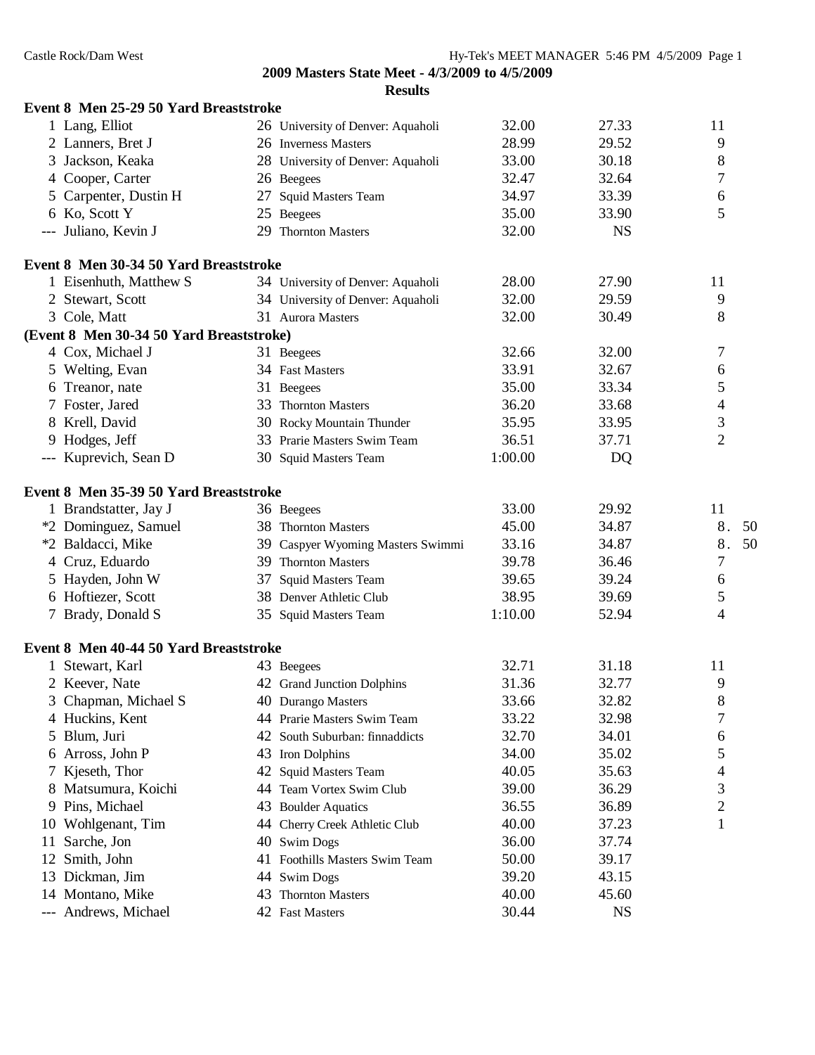**2009 Masters State Meet - 4/3/2009 to 4/5/2009**

**Results**

### Event 8 Men 25-29 50 Yard Breaststroke

| Place | Name | Age | Team | Seed Time | Finals Time | Points |
|---|---|---|---|---|---|---|
| 1 | Lang, Elliot | 26 | University of Denver: Aquaholi | 32.00 | 27.33 | 11 |
| 2 | Lanners, Bret J | 26 | Inverness Masters | 28.99 | 29.52 | 9 |
| 3 | Jackson, Keaka | 28 | University of Denver: Aquaholi | 33.00 | 30.18 | 8 |
| 4 | Cooper, Carter | 26 | Beegees | 32.47 | 32.64 | 7 |
| 5 | Carpenter, Dustin H | 27 | Squid Masters Team | 34.97 | 33.39 | 6 |
| 6 | Ko, Scott Y | 25 | Beegees | 35.00 | 33.90 | 5 |
| --- | Juliano, Kevin J | 29 | Thornton Masters | 32.00 | NS | |

### Event 8 Men 30-34 50 Yard Breaststroke

| Place | Name | Age | Team | Seed Time | Finals Time | Points |
|---|---|---|---|---|---|---|
| 1 | Eisenhuth, Matthew S | 34 | University of Denver: Aquaholi | 28.00 | 27.90 | 11 |
| 2 | Stewart, Scott | 34 | University of Denver: Aquaholi | 32.00 | 29.59 | 9 |
| 3 | Cole, Matt | 31 | Aurora Masters | 32.00 | 30.49 | 8 |
| 4 | Cox, Michael J | 31 | Beegees | 32.66 | 32.00 | 7 |
| 5 | Welting, Evan | 34 | Fast Masters | 33.91 | 32.67 | 6 |
| 6 | Treanor, nate | 31 | Beegees | 35.00 | 33.34 | 5 |
| 7 | Foster, Jared | 33 | Thornton Masters | 36.20 | 33.68 | 4 |
| 8 | Krell, David | 30 | Rocky Mountain Thunder | 35.95 | 33.95 | 3 |
| 9 | Hodges, Jeff | 33 | Prarie Masters Swim Team | 36.51 | 37.71 | 2 |
| --- | Kuprevich, Sean D | 30 | Squid Masters Team | 1:00.00 | DQ | |

### Event 8 Men 35-39 50 Yard Breaststroke

| Place | Name | Age | Team | Seed Time | Finals Time | Points |
|---|---|---|---|---|---|---|
| 1 | Brandstatter, Jay J | 36 | Beegees | 33.00 | 29.92 | 11 |
| *2 | Dominguez, Samuel | 38 | Thornton Masters | 45.00 | 34.87 | 8.50 |
| *2 | Baldacci, Mike | 39 | Caspyer Wyoming Masters Swimmi | 33.16 | 34.87 | 8.50 |
| 4 | Cruz, Eduardo | 39 | Thornton Masters | 39.78 | 36.46 | 7 |
| 5 | Hayden, John W | 37 | Squid Masters Team | 39.65 | 39.24 | 6 |
| 6 | Hoftiezer, Scott | 38 | Denver Athletic Club | 38.95 | 39.69 | 5 |
| 7 | Brady, Donald S | 35 | Squid Masters Team | 1:10.00 | 52.94 | 4 |

### Event 8 Men 40-44 50 Yard Breaststroke

| Place | Name | Age | Team | Seed Time | Finals Time | Points |
|---|---|---|---|---|---|---|
| 1 | Stewart, Karl | 43 | Beegees | 32.71 | 31.18 | 11 |
| 2 | Keever, Nate | 42 | Grand Junction Dolphins | 31.36 | 32.77 | 9 |
| 3 | Chapman, Michael S | 40 | Durango Masters | 33.66 | 32.82 | 8 |
| 4 | Huckins, Kent | 44 | Prarie Masters Swim Team | 33.22 | 32.98 | 7 |
| 5 | Blum, Juri | 42 | South Suburban: finnaddicts | 32.70 | 34.01 | 6 |
| 6 | Arross, John P | 43 | Iron Dolphins | 34.00 | 35.02 | 5 |
| 7 | Kjeseth, Thor | 42 | Squid Masters Team | 40.05 | 35.63 | 4 |
| 8 | Matsumura, Koichi | 44 | Team Vortex Swim Club | 39.00 | 36.29 | 3 |
| 9 | Pins, Michael | 43 | Boulder Aquatics | 36.55 | 36.89 | 2 |
| 10 | Wohlgenant, Tim | 44 | Cherry Creek Athletic Club | 40.00 | 37.23 | 1 |
| 11 | Sarche, Jon | 40 | Swim Dogs | 36.00 | 37.74 | |
| 12 | Smith, John | 41 | Foothills Masters Swim Team | 50.00 | 39.17 | |
| 13 | Dickman, Jim | 44 | Swim Dogs | 39.20 | 43.15 | |
| 14 | Montano, Mike | 43 | Thornton Masters | 40.00 | 45.60 | |
| --- | Andrews, Michael | 42 | Fast Masters | 30.44 | NS | |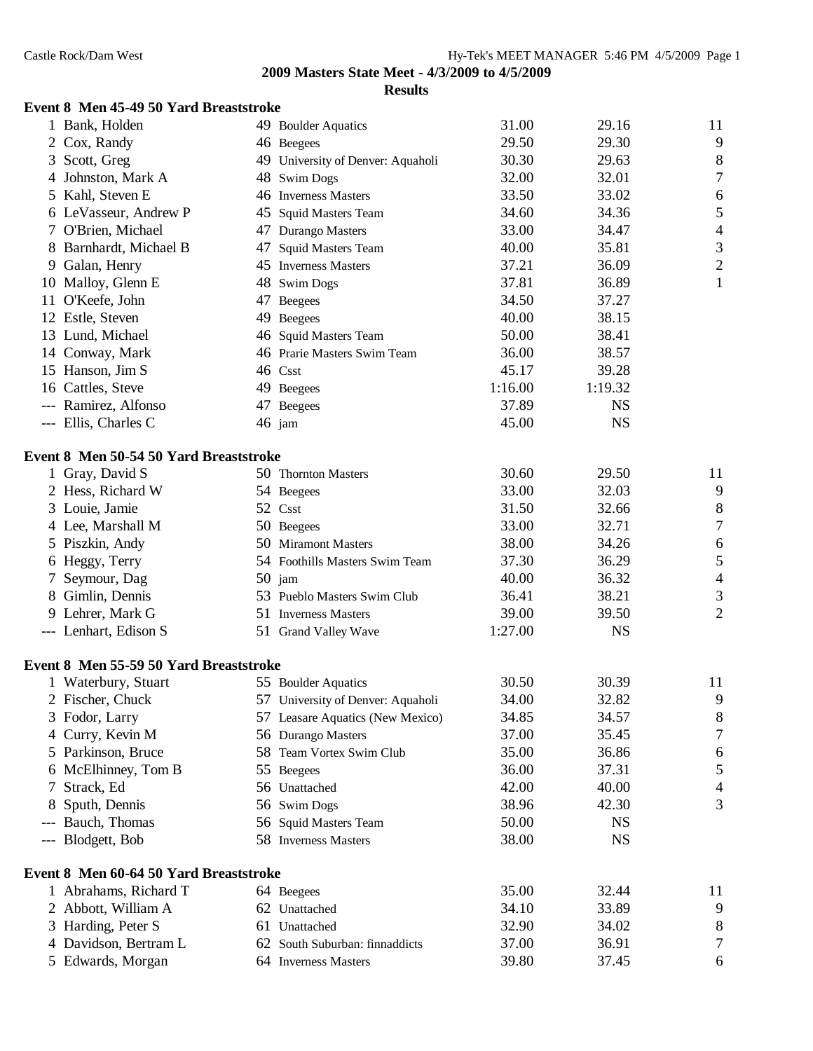## 2009 Masters State Meet - 4/3/2009 to 4/5/2009

### Results

**Event 8 Men 45-49 50 Yard Breaststroke**

| Place | Name | Age | Team | Seed | Finals | Points |
|---|---|---|---|---|---|---|
| 1 | Bank, Holden | 49 | Boulder Aquatics | 31.00 | 29.16 | 11 |
| 2 | Cox, Randy | 46 | Beegees | 29.50 | 29.30 | 9 |
| 3 | Scott, Greg | 49 | University of Denver: Aquaholi | 30.30 | 29.63 | 8 |
| 4 | Johnston, Mark A | 48 | Swim Dogs | 32.00 | 32.01 | 7 |
| 5 | Kahl, Steven E | 46 | Inverness Masters | 33.50 | 33.02 | 6 |
| 6 | LeVasseur, Andrew P | 45 | Squid Masters Team | 34.60 | 34.36 | 5 |
| 7 | O'Brien, Michael | 47 | Durango Masters | 33.00 | 34.47 | 4 |
| 8 | Barnhardt, Michael B | 47 | Squid Masters Team | 40.00 | 35.81 | 3 |
| 9 | Galan, Henry | 45 | Inverness Masters | 37.21 | 36.09 | 2 |
| 10 | Malloy, Glenn E | 48 | Swim Dogs | 37.81 | 36.89 | 1 |
| 11 | O'Keefe, John | 47 | Beegees | 34.50 | 37.27 | |
| 12 | Estle, Steven | 49 | Beegees | 40.00 | 38.15 | |
| 13 | Lund, Michael | 46 | Squid Masters Team | 50.00 | 38.41 | |
| 14 | Conway, Mark | 46 | Prarie Masters Swim Team | 36.00 | 38.57 | |
| 15 | Hanson, Jim S | 46 | Csst | 45.17 | 39.28 | |
| 16 | Cattles, Steve | 49 | Beegees | 1:16.00 | 1:19.32 | |
| --- | Ramirez, Alfonso | 47 | Beegees | 37.89 | NS | |
| --- | Ellis, Charles C | 46 | jam | 45.00 | NS | |

**Event 8 Men 50-54 50 Yard Breaststroke**

| Place | Name | Age | Team | Seed | Finals | Points |
|---|---|---|---|---|---|---|
| 1 | Gray, David S | 50 | Thornton Masters | 30.60 | 29.50 | 11 |
| 2 | Hess, Richard W | 54 | Beegees | 33.00 | 32.03 | 9 |
| 3 | Louie, Jamie | 52 | Csst | 31.50 | 32.66 | 8 |
| 4 | Lee, Marshall M | 50 | Beegees | 33.00 | 32.71 | 7 |
| 5 | Piszkin, Andy | 50 | Miramont Masters | 38.00 | 34.26 | 6 |
| 6 | Heggy, Terry | 54 | Foothills Masters Swim Team | 37.30 | 36.29 | 5 |
| 7 | Seymour, Dag | 50 | jam | 40.00 | 36.32 | 4 |
| 8 | Gimlin, Dennis | 53 | Pueblo Masters Swim Club | 36.41 | 38.21 | 3 |
| 9 | Lehrer, Mark G | 51 | Inverness Masters | 39.00 | 39.50 | 2 |
| --- | Lenhart, Edison S | 51 | Grand Valley Wave | 1:27.00 | NS | |

**Event 8 Men 55-59 50 Yard Breaststroke**

| Place | Name | Age | Team | Seed | Finals | Points |
|---|---|---|---|---|---|---|
| 1 | Waterbury, Stuart | 55 | Boulder Aquatics | 30.50 | 30.39 | 11 |
| 2 | Fischer, Chuck | 57 | University of Denver: Aquaholi | 34.00 | 32.82 | 9 |
| 3 | Fodor, Larry | 57 | Leasare Aquatics (New Mexico) | 34.85 | 34.57 | 8 |
| 4 | Curry, Kevin M | 56 | Durango Masters | 37.00 | 35.45 | 7 |
| 5 | Parkinson, Bruce | 58 | Team Vortex Swim Club | 35.00 | 36.86 | 6 |
| 6 | McElhinney, Tom B | 55 | Beegees | 36.00 | 37.31 | 5 |
| 7 | Strack, Ed | 56 | Unattached | 42.00 | 40.00 | 4 |
| 8 | Sputh, Dennis | 56 | Swim Dogs | 38.96 | 42.30 | 3 |
| --- | Bauch, Thomas | 56 | Squid Masters Team | 50.00 | NS | |
| --- | Blodgett, Bob | 58 | Inverness Masters | 38.00 | NS | |

**Event 8 Men 60-64 50 Yard Breaststroke**

| Place | Name | Age | Team | Seed | Finals | Points |
|---|---|---|---|---|---|---|
| 1 | Abrahams, Richard T | 64 | Beegees | 35.00 | 32.44 | 11 |
| 2 | Abbott, William A | 62 | Unattached | 34.10 | 33.89 | 9 |
| 3 | Harding, Peter S | 61 | Unattached | 32.90 | 34.02 | 8 |
| 4 | Davidson, Bertram L | 62 | South Suburban: finnaddicts | 37.00 | 36.91 | 7 |
| 5 | Edwards, Morgan | 64 | Inverness Masters | 39.80 | 37.45 | 6 |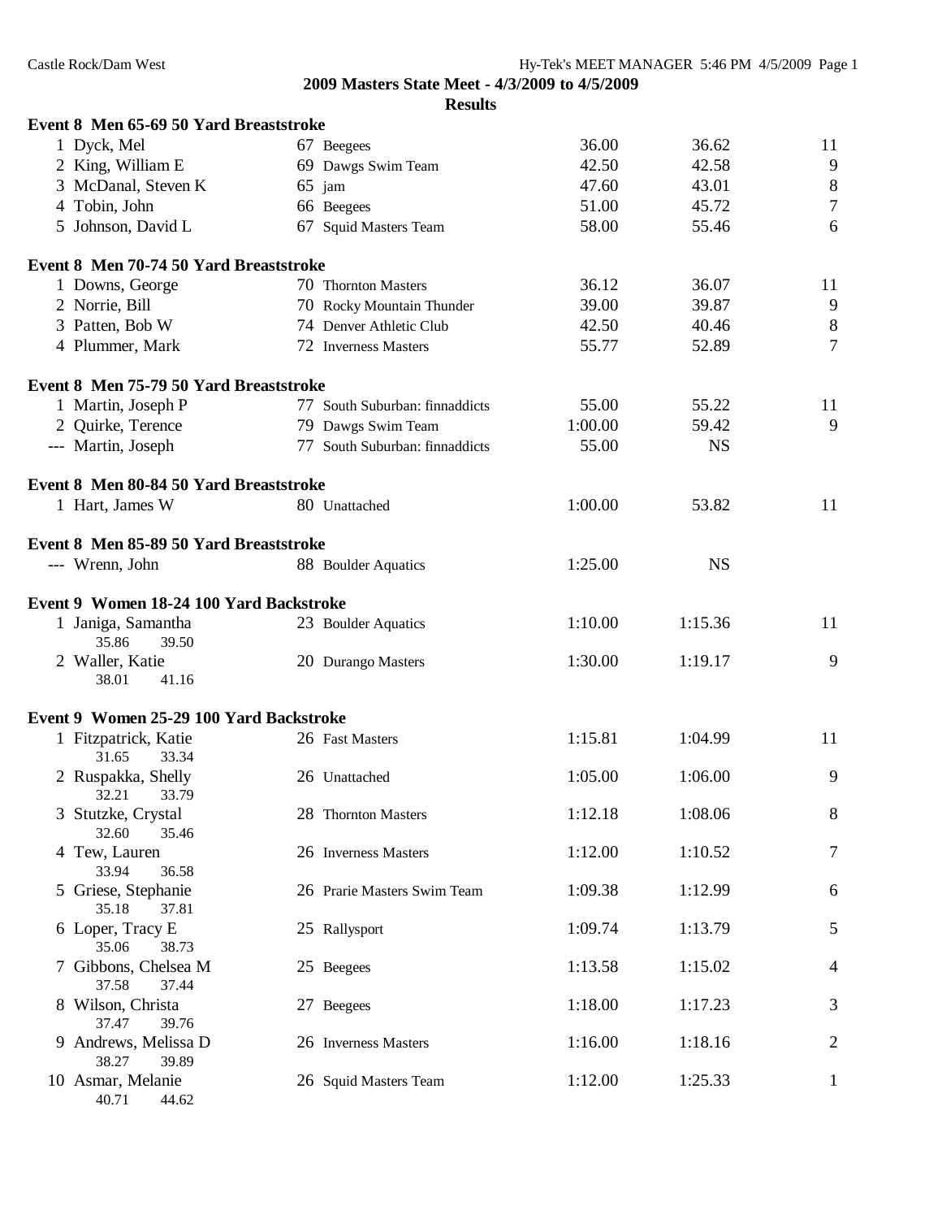## 2009 Masters State Meet - 4/3/2009 to 4/5/2009

### Results

**Event 8 Men 65-69 50 Yard Breaststroke**

| Place | Name | Age | Team | Seed Time | Finals Time | Points |
|---|---|---|---|---|---|---|
| 1 | Dyck, Mel | 67 | Beegees | 36.00 | 36.62 | 11 |
| 2 | King, William E | 69 | Dawgs Swim Team | 42.50 | 42.58 | 9 |
| 3 | McDanal, Steven K | 65 | jam | 47.60 | 43.01 | 8 |
| 4 | Tobin, John | 66 | Beegees | 51.00 | 45.72 | 7 |
| 5 | Johnson, David L | 67 | Squid Masters Team | 58.00 | 55.46 | 6 |

**Event 8 Men 70-74 50 Yard Breaststroke**

| Place | Name | Age | Team | Seed Time | Finals Time | Points |
|---|---|---|---|---|---|---|
| 1 | Downs, George | 70 | Thornton Masters | 36.12 | 36.07 | 11 |
| 2 | Norrie, Bill | 70 | Rocky Mountain Thunder | 39.00 | 39.87 | 9 |
| 3 | Patten, Bob W | 74 | Denver Athletic Club | 42.50 | 40.46 | 8 |
| 4 | Plummer, Mark | 72 | Inverness Masters | 55.77 | 52.89 | 7 |

**Event 8 Men 75-79 50 Yard Breaststroke**

| Place | Name | Age | Team | Seed Time | Finals Time | Points |
|---|---|---|---|---|---|---|
| 1 | Martin, Joseph P | 77 | South Suburban: finnaddicts | 55.00 | 55.22 | 11 |
| 2 | Quirke, Terence | 79 | Dawgs Swim Team | 1:00.00 | 59.42 | 9 |
| --- | Martin, Joseph | 77 | South Suburban: finnaddicts | 55.00 | NS | |

**Event 8 Men 80-84 50 Yard Breaststroke**

| Place | Name | Age | Team | Seed Time | Finals Time | Points |
|---|---|---|---|---|---|---|
| 1 | Hart, James W | 80 | Unattached | 1:00.00 | 53.82 | 11 |

**Event 8 Men 85-89 50 Yard Breaststroke**

| Place | Name | Age | Team | Seed Time | Finals Time | Points |
|---|---|---|---|---|---|---|
| --- | Wrenn, John | 88 | Boulder Aquatics | 1:25.00 | NS | |

**Event 9 Women 18-24 100 Yard Backstroke**

| Place | Name | Age | Team | Seed Time | Finals Time | Points |
|---|---|---|---|---|---|---|
| 1 | Janiga, Samantha | 23 | Boulder Aquatics | 1:10.00 | 1:15.36 | 11 |
| | 35.86 39.50 | | | | | |
| 2 | Waller, Katie | 20 | Durango Masters | 1:30.00 | 1:19.17 | 9 |
| | 38.01 41.16 | | | | | |

**Event 9 Women 25-29 100 Yard Backstroke**

| Place | Name | Age | Team | Seed Time | Finals Time | Points |
|---|---|---|---|---|---|---|
| 1 | Fitzpatrick, Katie | 26 | Fast Masters | 1:15.81 | 1:04.99 | 11 |
| | 31.65 33.34 | | | | | |
| 2 | Ruspakka, Shelly | 26 | Unattached | 1:05.00 | 1:06.00 | 9 |
| | 32.21 33.79 | | | | | |
| 3 | Stutzke, Crystal | 28 | Thornton Masters | 1:12.18 | 1:08.06 | 8 |
| | 32.60 35.46 | | | | | |
| 4 | Tew, Lauren | 26 | Inverness Masters | 1:12.00 | 1:10.52 | 7 |
| | 33.94 36.58 | | | | | |
| 5 | Griese, Stephanie | 26 | Prarie Masters Swim Team | 1:09.38 | 1:12.99 | 6 |
| | 35.18 37.81 | | | | | |
| 6 | Loper, Tracy E | 25 | Rallysport | 1:09.74 | 1:13.79 | 5 |
| | 35.06 38.73 | | | | | |
| 7 | Gibbons, Chelsea M | 25 | Beegees | 1:13.58 | 1:15.02 | 4 |
| | 37.58 37.44 | | | | | |
| 8 | Wilson, Christa | 27 | Beegees | 1:18.00 | 1:17.23 | 3 |
| | 37.47 39.76 | | | | | |
| 9 | Andrews, Melissa D | 26 | Inverness Masters | 1:16.00 | 1:18.16 | 2 |
| | 38.27 39.89 | | | | | |
| 10 | Asmar, Melanie | 26 | Squid Masters Team | 1:12.00 | 1:25.33 | 1 |
| | 40.71 44.62 | | | | | |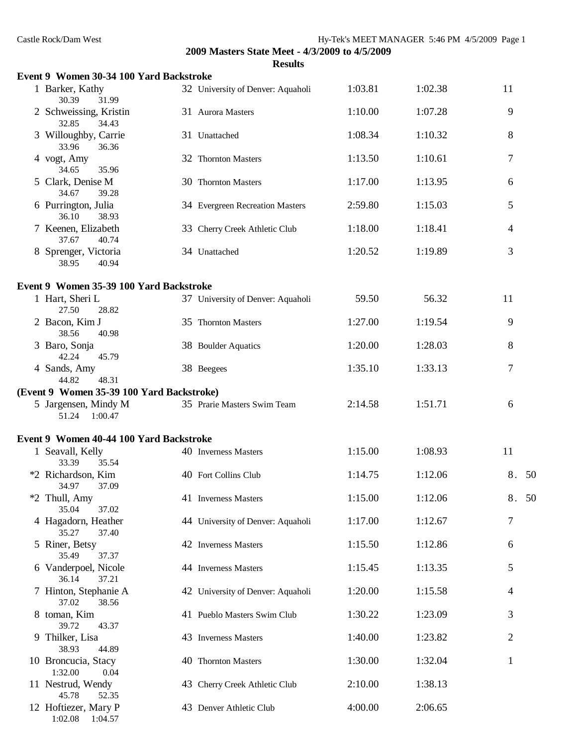## 2009 Masters State Meet - 4/3/2009 to 4/5/2009

### Results

**Event 9 Women 30-34 100 Yard Backstroke**

| Place | Name | Age | Team | Seed Time | Finals Time | Points |
|---|---|---|---|---|---|---|
| 1 | Barker, Kathy | 32 | University of Denver: Aquaholi | 1:03.81 | 1:02.38 | 11 |
| | 30.39 31.99 | | | | | |
| 2 | Schweissing, Kristin | 31 | Aurora Masters | 1:10.00 | 1:07.28 | 9 |
| | 32.85 34.43 | | | | | |
| 3 | Willoughby, Carrie | 31 | Unattached | 1:08.34 | 1:10.32 | 8 |
| | 33.96 36.36 | | | | | |
| 4 | vogt, Amy | 32 | Thornton Masters | 1:13.50 | 1:10.61 | 7 |
| | 34.65 35.96 | | | | | |
| 5 | Clark, Denise M | 30 | Thornton Masters | 1:17.00 | 1:13.95 | 6 |
| | 34.67 39.28 | | | | | |
| 6 | Purrington, Julia | 34 | Evergreen Recreation Masters | 2:59.80 | 1:15.03 | 5 |
| | 36.10 38.93 | | | | | |
| 7 | Keenen, Elizabeth | 33 | Cherry Creek Athletic Club | 1:18.00 | 1:18.41 | 4 |
| | 37.67 40.74 | | | | | |
| 8 | Sprenger, Victoria | 34 | Unattached | 1:20.52 | 1:19.89 | 3 |
| | 38.95 40.94 | | | | | |

**Event 9 Women 35-39 100 Yard Backstroke**

| Place | Name | Age | Team | Seed Time | Finals Time | Points |
|---|---|---|---|---|---|---|
| 1 | Hart, Sheri L | 37 | University of Denver: Aquaholi | 59.50 | 56.32 | 11 |
| | 27.50 28.82 | | | | | |
| 2 | Bacon, Kim J | 35 | Thornton Masters | 1:27.00 | 1:19.54 | 9 |
| | 38.56 40.98 | | | | | |
| 3 | Baro, Sonja | 38 | Boulder Aquatics | 1:20.00 | 1:28.03 | 8 |
| | 42.24 45.79 | | | | | |
| 4 | Sands, Amy | 38 | Beegees | 1:35.10 | 1:33.13 | 7 |
| | 44.82 48.31 | | | | | |
| 5 | Jargensen, Mindy M | 35 | Prarie Masters Swim Team | 2:14.58 | 1:51.71 | 6 |
| | 51.24 1:00.47 | | | | | |

**Event 9 Women 40-44 100 Yard Backstroke**

| Place | Name | Age | Team | Seed Time | Finals Time | Points |
|---|---|---|---|---|---|---|
| 1 | Seavall, Kelly | 40 | Inverness Masters | 1:15.00 | 1:08.93 | 11 |
| | 33.39 35.54 | | | | | |
| *2 | Richardson, Kim | 40 | Fort Collins Club | 1:14.75 | 1:12.06 | 8.50 |
| | 34.97 37.09 | | | | | |
| *2 | Thull, Amy | 41 | Inverness Masters | 1:15.00 | 1:12.06 | 8.50 |
| | 35.04 37.02 | | | | | |
| 4 | Hagadorn, Heather | 44 | University of Denver: Aquaholi | 1:17.00 | 1:12.67 | 7 |
| | 35.27 37.40 | | | | | |
| 5 | Riner, Betsy | 42 | Inverness Masters | 1:15.50 | 1:12.86 | 6 |
| | 35.49 37.37 | | | | | |
| 6 | Vanderpoel, Nicole | 44 | Inverness Masters | 1:15.45 | 1:13.35 | 5 |
| | 36.14 37.21 | | | | | |
| 7 | Hinton, Stephanie A | 42 | University of Denver: Aquaholi | 1:20.00 | 1:15.58 | 4 |
| | 37.02 38.56 | | | | | |
| 8 | toman, Kim | 41 | Pueblo Masters Swim Club | 1:30.22 | 1:23.09 | 3 |
| | 39.72 43.37 | | | | | |
| 9 | Thilker, Lisa | 43 | Inverness Masters | 1:40.00 | 1:23.82 | 2 |
| | 38.93 44.89 | | | | | |
| 10 | Broncucia, Stacy | 40 | Thornton Masters | 1:30.00 | 1:32.04 | 1 |
| | 1:32.00 0.04 | | | | | |
| 11 | Nestrud, Wendy | 43 | Cherry Creek Athletic Club | 2:10.00 | 1:38.13 | |
| | 45.78 52.35 | | | | | |
| 12 | Hoftiezer, Mary P | 43 | Denver Athletic Club | 4:00.00 | 2:06.65 | |
| | 1:02.08 1:04.57 | | | | | |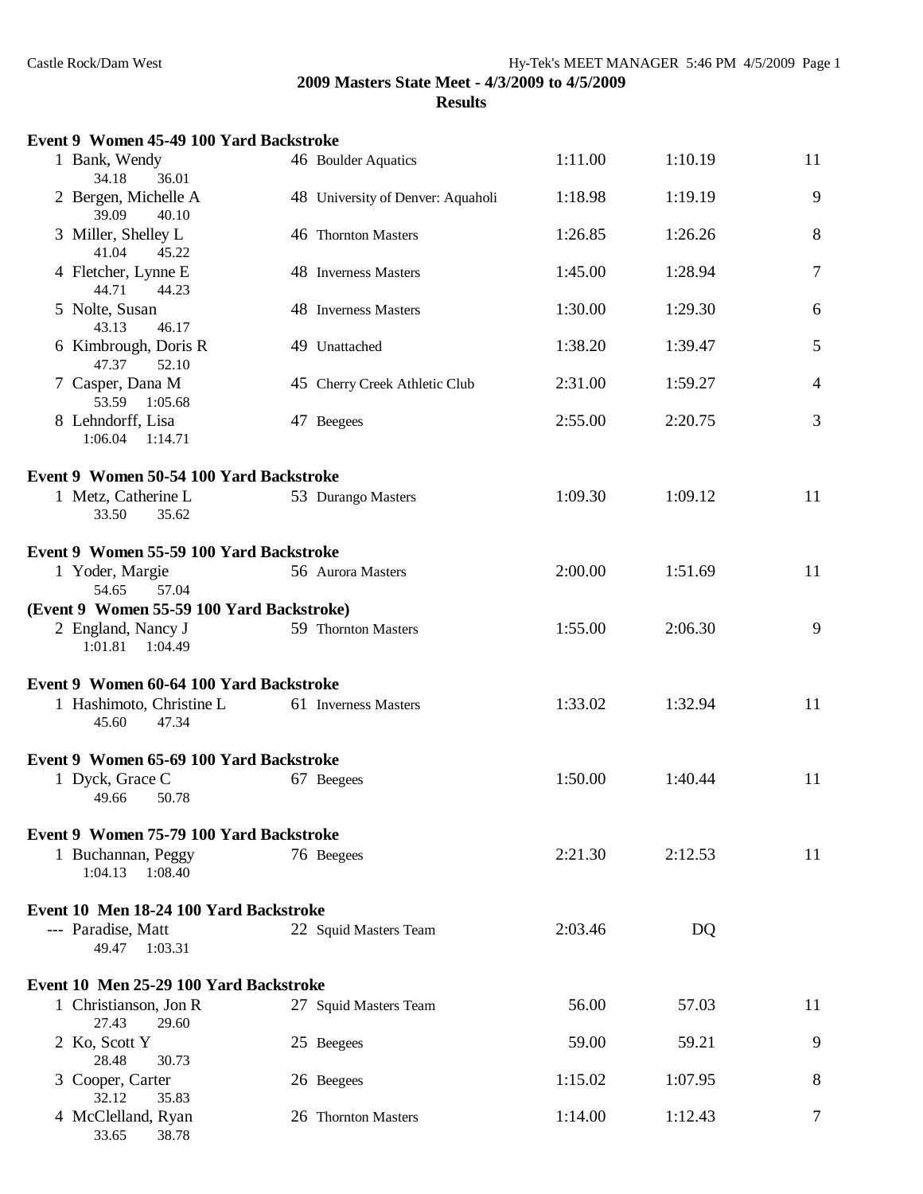**2009 Masters State Meet - 4/3/2009 to 4/5/2009**
**Results**

### Event 9 Women 45-49 100 Yard Backstroke

| Place | Name | Age | Team | Seed Time | Finals Time | Points |
|---|---|---|---|---|---|---|
| 1 | Bank, Wendy | 46 | Boulder Aquatics | 1:11.00 | 1:10.19 | 11 |
| | 34.18 36.01 | | | | | |
| 2 | Bergen, Michelle A | 48 | University of Denver: Aquaholi | 1:18.98 | 1:19.19 | 9 |
| | 39.09 40.10 | | | | | |
| 3 | Miller, Shelley L | 46 | Thornton Masters | 1:26.85 | 1:26.26 | 8 |
| | 41.04 45.22 | | | | | |
| 4 | Fletcher, Lynne E | 48 | Inverness Masters | 1:45.00 | 1:28.94 | 7 |
| | 44.71 44.23 | | | | | |
| 5 | Nolte, Susan | 48 | Inverness Masters | 1:30.00 | 1:29.30 | 6 |
| | 43.13 46.17 | | | | | |
| 6 | Kimbrough, Doris R | 49 | Unattached | 1:38.20 | 1:39.47 | 5 |
| | 47.37 52.10 | | | | | |
| 7 | Casper, Dana M | 45 | Cherry Creek Athletic Club | 2:31.00 | 1:59.27 | 4 |
| | 53.59 1:05.68 | | | | | |
| 8 | Lehndorff, Lisa | 47 | Beegees | 2:55.00 | 2:20.75 | 3 |
| | 1:06.04 1:14.71 | | | | | |

### Event 9 Women 50-54 100 Yard Backstroke

| Place | Name | Age | Team | Seed Time | Finals Time | Points |
|---|---|---|---|---|---|---|
| 1 | Metz, Catherine L | 53 | Durango Masters | 1:09.30 | 1:09.12 | 11 |
| | 33.50 35.62 | | | | | |

### Event 9 Women 55-59 100 Yard Backstroke

| Place | Name | Age | Team | Seed Time | Finals Time | Points |
|---|---|---|---|---|---|---|
| 1 | Yoder, Margie | 56 | Aurora Masters | 2:00.00 | 1:51.69 | 11 |
| | 54.65 57.04 | | | | | |
| 2 | England, Nancy J | 59 | Thornton Masters | 1:55.00 | 2:06.30 | 9 |
| | 1:01.81 1:04.49 | | | | | |

### Event 9 Women 60-64 100 Yard Backstroke

| Place | Name | Age | Team | Seed Time | Finals Time | Points |
|---|---|---|---|---|---|---|
| 1 | Hashimoto, Christine L | 61 | Inverness Masters | 1:33.02 | 1:32.94 | 11 |
| | 45.60 47.34 | | | | | |

### Event 9 Women 65-69 100 Yard Backstroke

| Place | Name | Age | Team | Seed Time | Finals Time | Points |
|---|---|---|---|---|---|---|
| 1 | Dyck, Grace C | 67 | Beegees | 1:50.00 | 1:40.44 | 11 |
| | 49.66 50.78 | | | | | |

### Event 9 Women 75-79 100 Yard Backstroke

| Place | Name | Age | Team | Seed Time | Finals Time | Points |
|---|---|---|---|---|---|---|
| 1 | Buchannan, Peggy | 76 | Beegees | 2:21.30 | 2:12.53 | 11 |
| | 1:04.13 1:08.40 | | | | | |

### Event 10 Men 18-24 100 Yard Backstroke

| Place | Name | Age | Team | Seed Time | Finals Time | Points |
|---|---|---|---|---|---|---|
| --- | Paradise, Matt | 22 | Squid Masters Team | 2:03.46 | DQ | |
| | 49.47 1:03.31 | | | | | |

### Event 10 Men 25-29 100 Yard Backstroke

| Place | Name | Age | Team | Seed Time | Finals Time | Points |
|---|---|---|---|---|---|---|
| 1 | Christianson, Jon R | 27 | Squid Masters Team | 56.00 | 57.03 | 11 |
| | 27.43 29.60 | | | | | |
| 2 | Ko, Scott Y | 25 | Beegees | 59.00 | 59.21 | 9 |
| | 28.48 30.73 | | | | | |
| 3 | Cooper, Carter | 26 | Beegees | 1:15.02 | 1:07.95 | 8 |
| | 32.12 35.83 | | | | | |
| 4 | McClelland, Ryan | 26 | Thornton Masters | 1:14.00 | 1:12.43 | 7 |
| | 33.65 38.78 | | | | | |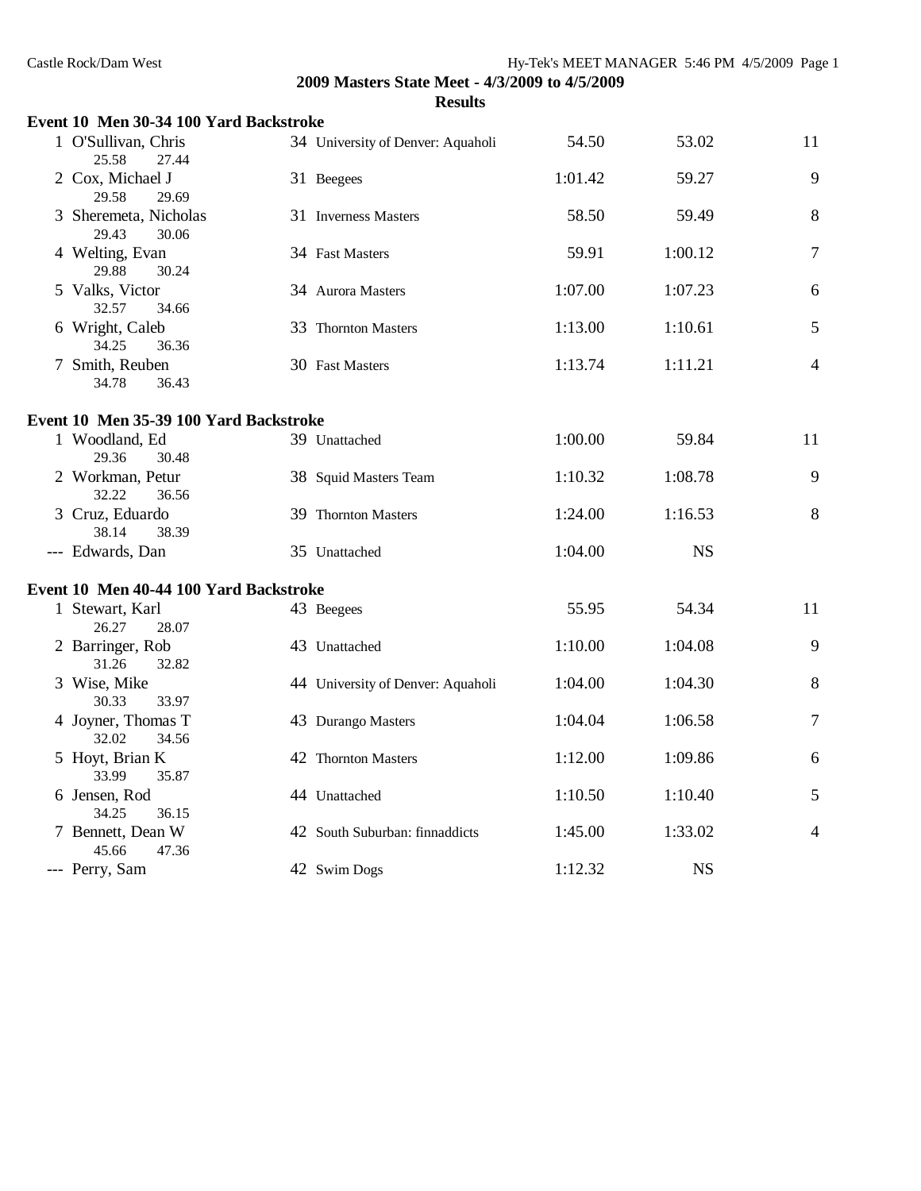## 2009 Masters State Meet - 4/3/2009 to 4/5/2009

### Results

**Event 10 Men 30-34 100 Yard Backstroke**

| Place | Name | Age | Team | Seed Time | Finals Time | Points |
|---|---|---|---|---|---|---|
| 1 | O'Sullivan, Chris | 34 | University of Denver: Aquaholi | 54.50 | 53.02 | 11 |
| | 25.58 27.44 | | | | | |
| 2 | Cox, Michael J | 31 | Beegees | 1:01.42 | 59.27 | 9 |
| | 29.58 29.69 | | | | | |
| 3 | Sheremeta, Nicholas | 31 | Inverness Masters | 58.50 | 59.49 | 8 |
| | 29.43 30.06 | | | | | |
| 4 | Welting, Evan | 34 | Fast Masters | 59.91 | 1:00.12 | 7 |
| | 29.88 30.24 | | | | | |
| 5 | Valks, Victor | 34 | Aurora Masters | 1:07.00 | 1:07.23 | 6 |
| | 32.57 34.66 | | | | | |
| 6 | Wright, Caleb | 33 | Thornton Masters | 1:13.00 | 1:10.61 | 5 |
| | 34.25 36.36 | | | | | |
| 7 | Smith, Reuben | 30 | Fast Masters | 1:13.74 | 1:11.21 | 4 |
| | 34.78 36.43 | | | | | |

**Event 10 Men 35-39 100 Yard Backstroke**

| Place | Name | Age | Team | Seed Time | Finals Time | Points |
|---|---|---|---|---|---|---|
| 1 | Woodland, Ed | 39 | Unattached | 1:00.00 | 59.84 | 11 |
| | 29.36 30.48 | | | | | |
| 2 | Workman, Petur | 38 | Squid Masters Team | 1:10.32 | 1:08.78 | 9 |
| | 32.22 36.56 | | | | | |
| 3 | Cruz, Eduardo | 39 | Thornton Masters | 1:24.00 | 1:16.53 | 8 |
| | 38.14 38.39 | | | | | |
| --- | Edwards, Dan | 35 | Unattached | 1:04.00 | NS | |

**Event 10 Men 40-44 100 Yard Backstroke**

| Place | Name | Age | Team | Seed Time | Finals Time | Points |
|---|---|---|---|---|---|---|
| 1 | Stewart, Karl | 43 | Beegees | 55.95 | 54.34 | 11 |
| | 26.27 28.07 | | | | | |
| 2 | Barringer, Rob | 43 | Unattached | 1:10.00 | 1:04.08 | 9 |
| | 31.26 32.82 | | | | | |
| 3 | Wise, Mike | 44 | University of Denver: Aquaholi | 1:04.00 | 1:04.30 | 8 |
| | 30.33 33.97 | | | | | |
| 4 | Joyner, Thomas T | 43 | Durango Masters | 1:04.04 | 1:06.58 | 7 |
| | 32.02 34.56 | | | | | |
| 5 | Hoyt, Brian K | 42 | Thornton Masters | 1:12.00 | 1:09.86 | 6 |
| | 33.99 35.87 | | | | | |
| 6 | Jensen, Rod | 44 | Unattached | 1:10.50 | 1:10.40 | 5 |
| | 34.25 36.15 | | | | | |
| 7 | Bennett, Dean W | 42 | South Suburban: finnaddicts | 1:45.00 | 1:33.02 | 4 |
| | 45.66 47.36 | | | | | |
| --- | Perry, Sam | 42 | Swim Dogs | 1:12.32 | NS | |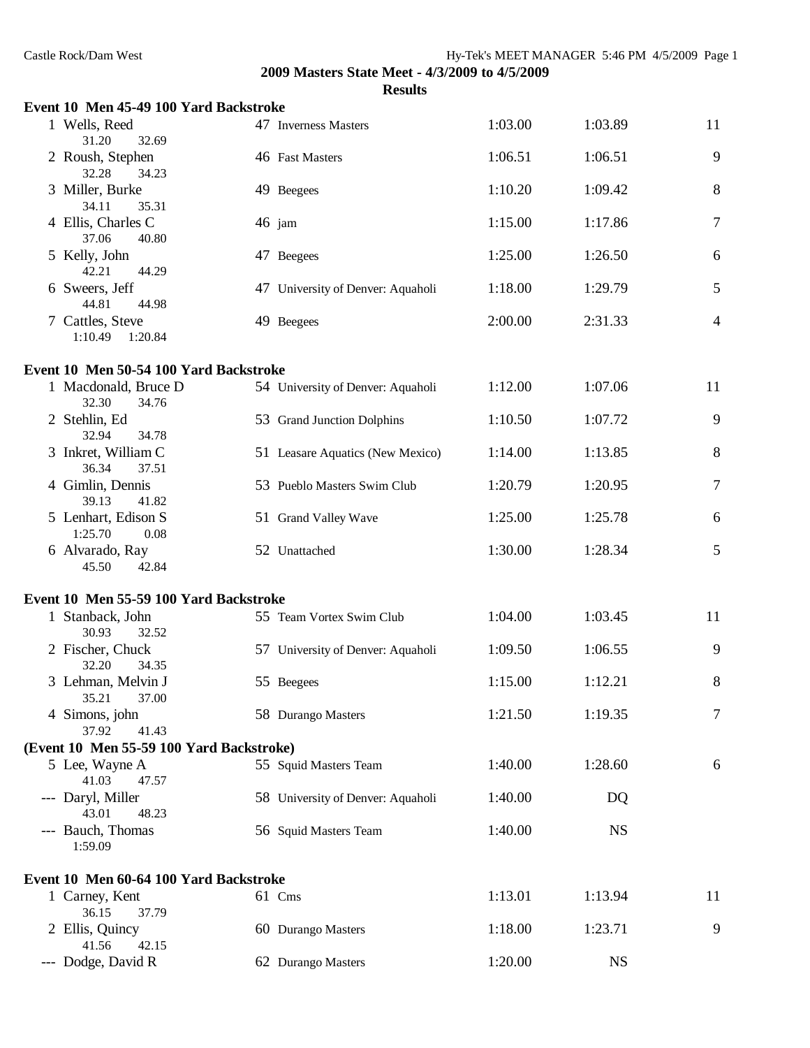## 2009 Masters State Meet - 4/3/2009 to 4/5/2009

### Results

### Event 10 Men 45-49 100 Yard Backstroke

| Place | Name | Age | Team | Seed Time | Finals Time | Points |
|---|---|---|---|---|---|---|
| 1 | Wells, Reed | 47 | Inverness Masters | 1:03.00 | 1:03.89 | 11 |
| | 31.20 32.69 | | | | | |
| 2 | Roush, Stephen | 46 | Fast Masters | 1:06.51 | 1:06.51 | 9 |
| | 32.28 34.23 | | | | | |
| 3 | Miller, Burke | 49 | Beegees | 1:10.20 | 1:09.42 | 8 |
| | 34.11 35.31 | | | | | |
| 4 | Ellis, Charles C | 46 | jam | 1:15.00 | 1:17.86 | 7 |
| | 37.06 40.80 | | | | | |
| 5 | Kelly, John | 47 | Beegees | 1:25.00 | 1:26.50 | 6 |
| | 42.21 44.29 | | | | | |
| 6 | Sweers, Jeff | 47 | University of Denver: Aquaholi | 1:18.00 | 1:29.79 | 5 |
| | 44.81 44.98 | | | | | |
| 7 | Cattles, Steve | 49 | Beegees | 2:00.00 | 2:31.33 | 4 |
| | 1:10.49 1:20.84 | | | | | |

### Event 10 Men 50-54 100 Yard Backstroke

| Place | Name | Age | Team | Seed Time | Finals Time | Points |
|---|---|---|---|---|---|---|
| 1 | Macdonald, Bruce D | 54 | University of Denver: Aquaholi | 1:12.00 | 1:07.06 | 11 |
| | 32.30 34.76 | | | | | |
| 2 | Stehlin, Ed | 53 | Grand Junction Dolphins | 1:10.50 | 1:07.72 | 9 |
| | 32.94 34.78 | | | | | |
| 3 | Inkret, William C | 51 | Leasare Aquatics (New Mexico) | 1:14.00 | 1:13.85 | 8 |
| | 36.34 37.51 | | | | | |
| 4 | Gimlin, Dennis | 53 | Pueblo Masters Swim Club | 1:20.79 | 1:20.95 | 7 |
| | 39.13 41.82 | | | | | |
| 5 | Lenhart, Edison S | 51 | Grand Valley Wave | 1:25.00 | 1:25.78 | 6 |
| | 1:25.70 0.08 | | | | | |
| 6 | Alvarado, Ray | 52 | Unattached | 1:30.00 | 1:28.34 | 5 |
| | 45.50 42.84 | | | | | |

### Event 10 Men 55-59 100 Yard Backstroke

| Place | Name | Age | Team | Seed Time | Finals Time | Points |
|---|---|---|---|---|---|---|
| 1 | Stanback, John | 55 | Team Vortex Swim Club | 1:04.00 | 1:03.45 | 11 |
| | 30.93 32.52 | | | | | |
| 2 | Fischer, Chuck | 57 | University of Denver: Aquaholi | 1:09.50 | 1:06.55 | 9 |
| | 32.20 34.35 | | | | | |
| 3 | Lehman, Melvin J | 55 | Beegees | 1:15.00 | 1:12.21 | 8 |
| | 35.21 37.00 | | | | | |
| 4 | Simons, john | 58 | Durango Masters | 1:21.50 | 1:19.35 | 7 |
| | 37.92 41.43 | | | | | |

### (Event 10 Men 55-59 100 Yard Backstroke)

| Place | Name | Age | Team | Seed Time | Finals Time | Points |
|---|---|---|---|---|---|---|
| 5 | Lee, Wayne A | 55 | Squid Masters Team | 1:40.00 | 1:28.60 | 6 |
| | 41.03 47.57 | | | | | |
| --- | Daryl, Miller | 58 | University of Denver: Aquaholi | 1:40.00 | DQ | |
| | 43.01 48.23 | | | | | |
| --- | Bauch, Thomas | 56 | Squid Masters Team | 1:40.00 | NS | |
| | 1:59.09 | | | | | |

### Event 10 Men 60-64 100 Yard Backstroke

| Place | Name | Age | Team | Seed Time | Finals Time | Points |
|---|---|---|---|---|---|---|
| 1 | Carney, Kent | 61 | Cms | 1:13.01 | 1:13.94 | 11 |
| | 36.15 37.79 | | | | | |
| 2 | Ellis, Quincy | 60 | Durango Masters | 1:18.00 | 1:23.71 | 9 |
| | 41.56 42.15 | | | | | |
| --- | Dodge, David R | 62 | Durango Masters | 1:20.00 | NS | |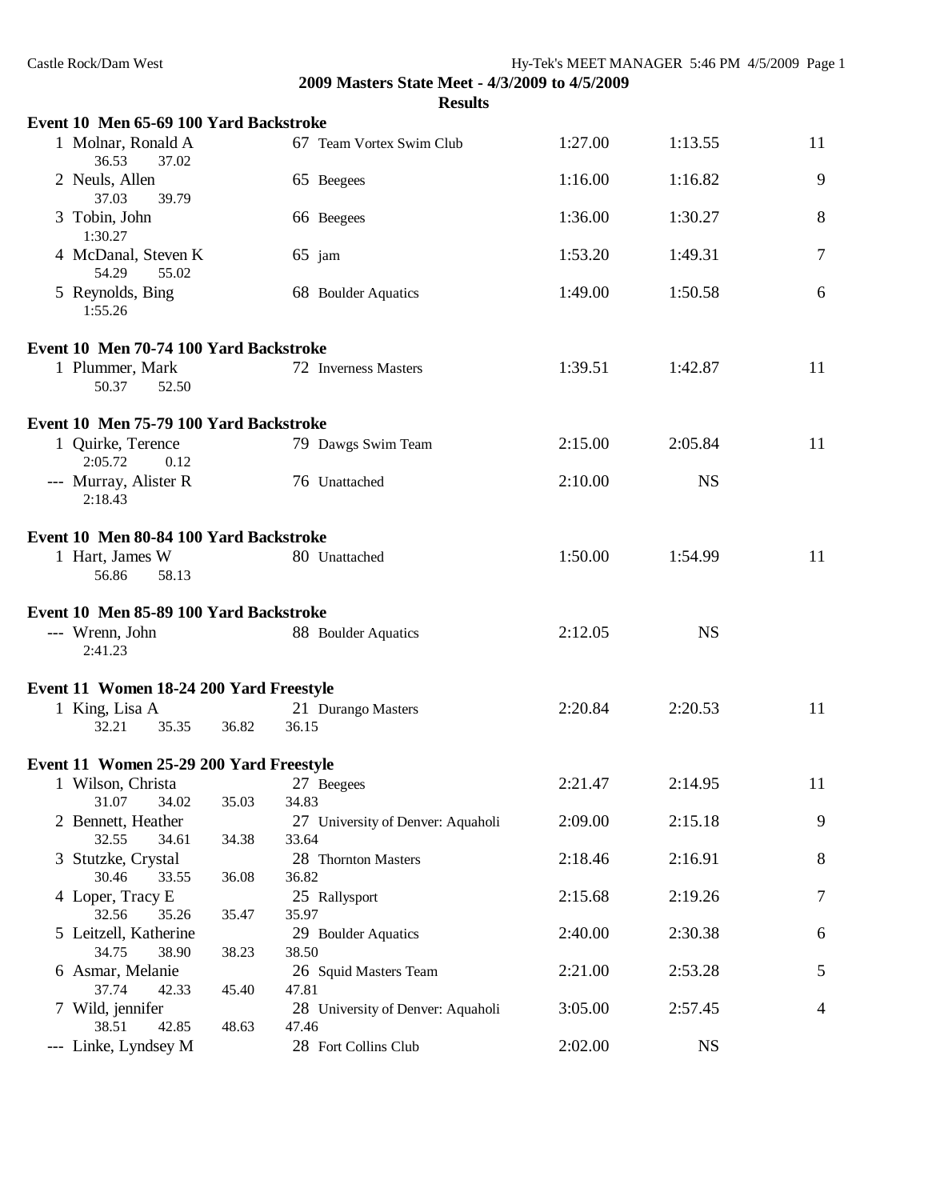**2009 Masters State Meet - 4/3/2009 to 4/5/2009**

**Results**

### Event 10 Men 65-69 100 Yard Backstroke

| Place | Name | Age | Team | Seed Time | Finals Time | Points |
|---|---|---|---|---|---|---|
| 1 | Molnar, Ronald A | 67 | Team Vortex Swim Club | 1:27.00 | 1:13.55 | 11 |
| | 36.53 37.02 | | | | | |
| 2 | Neuls, Allen | 65 | Beegees | 1:16.00 | 1:16.82 | 9 |
| | 37.03 39.79 | | | | | |
| 3 | Tobin, John | 66 | Beegees | 1:36.00 | 1:30.27 | 8 |
| | 1:30.27 | | | | | |
| 4 | McDanal, Steven K | 65 | jam | 1:53.20 | 1:49.31 | 7 |
| | 54.29 55.02 | | | | | |
| 5 | Reynolds, Bing | 68 | Boulder Aquatics | 1:49.00 | 1:50.58 | 6 |
| | 1:55.26 | | | | | |

### Event 10 Men 70-74 100 Yard Backstroke

| Place | Name | Age | Team | Seed Time | Finals Time | Points |
|---|---|---|---|---|---|---|
| 1 | Plummer, Mark | 72 | Inverness Masters | 1:39.51 | 1:42.87 | 11 |
| | 50.37 52.50 | | | | | |

### Event 10 Men 75-79 100 Yard Backstroke

| Place | Name | Age | Team | Seed Time | Finals Time | Points |
|---|---|---|---|---|---|---|
| 1 | Quirke, Terence | 79 | Dawgs Swim Team | 2:15.00 | 2:05.84 | 11 |
| | 2:05.72 0.12 | | | | | |
| --- | Murray, Alister R | 76 | Unattached | 2:10.00 | NS | |
| | 2:18.43 | | | | | |

### Event 10 Men 80-84 100 Yard Backstroke

| Place | Name | Age | Team | Seed Time | Finals Time | Points |
|---|---|---|---|---|---|---|
| 1 | Hart, James W | 80 | Unattached | 1:50.00 | 1:54.99 | 11 |
| | 56.86 58.13 | | | | | |

### Event 10 Men 85-89 100 Yard Backstroke

| Place | Name | Age | Team | Seed Time | Finals Time | Points |
|---|---|---|---|---|---|---|
| --- | Wrenn, John | 88 | Boulder Aquatics | 2:12.05 | NS | |
| | 2:41.23 | | | | | |

### Event 11 Women 18-24 200 Yard Freestyle

| Place | Name | Age | Team | Seed Time | Finals Time | Points |
|---|---|---|---|---|---|---|
| 1 | King, Lisa A | 21 | Durango Masters | 2:20.84 | 2:20.53 | 11 |
| | 32.21 35.35 36.82 36.15 | | | | | |

### Event 11 Women 25-29 200 Yard Freestyle

| Place | Name | Age | Team | Seed Time | Finals Time | Points |
|---|---|---|---|---|---|---|
| 1 | Wilson, Christa | 27 | Beegees | 2:21.47 | 2:14.95 | 11 |
| | 31.07 34.02 35.03 34.83 | | | | | |
| 2 | Bennett, Heather | 27 | University of Denver: Aquaholi | 2:09.00 | 2:15.18 | 9 |
| | 32.55 34.61 34.38 33.64 | | | | | |
| 3 | Stutzke, Crystal | 28 | Thornton Masters | 2:18.46 | 2:16.91 | 8 |
| | 30.46 33.55 36.08 36.82 | | | | | |
| 4 | Loper, Tracy E | 25 | Rallysport | 2:15.68 | 2:19.26 | 7 |
| | 32.56 35.26 35.47 35.97 | | | | | |
| 5 | Leitzell, Katherine | 29 | Boulder Aquatics | 2:40.00 | 2:30.38 | 6 |
| | 34.75 38.90 38.23 38.50 | | | | | |
| 6 | Asmar, Melanie | 26 | Squid Masters Team | 2:21.00 | 2:53.28 | 5 |
| | 37.74 42.33 45.40 47.81 | | | | | |
| 7 | Wild, jennifer | 28 | University of Denver: Aquaholi | 3:05.00 | 2:57.45 | 4 |
| | 38.51 42.85 48.63 47.46 | | | | | |
| --- | Linke, Lyndsey M | 28 | Fort Collins Club | 2:02.00 | NS | |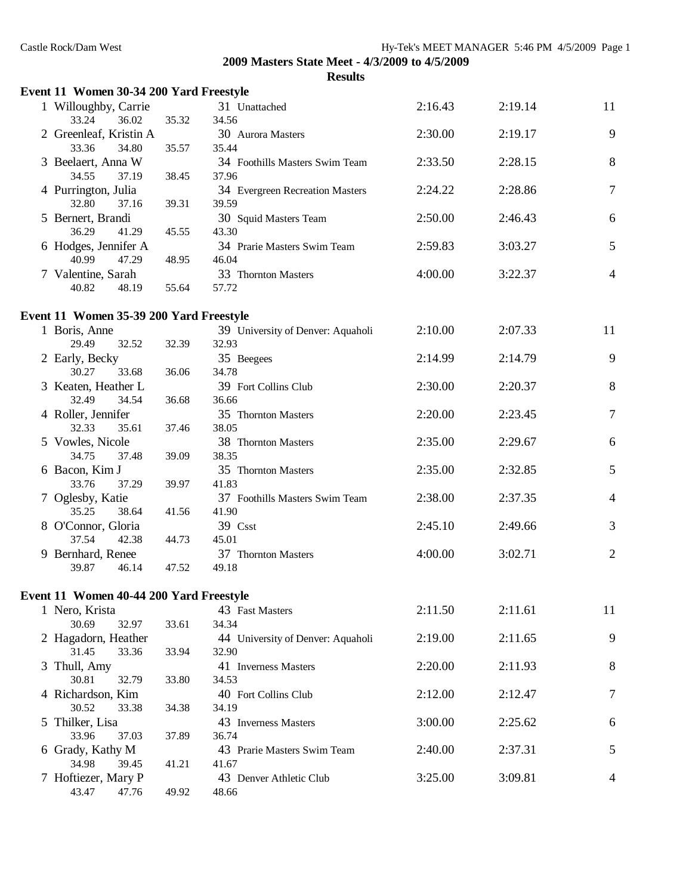**2009 Masters State Meet - 4/3/2009 to 4/5/2009**

**Results**

### Event 11 Women 30-34 200 Yard Freestyle

| Place | Name | Age | Team | Seed Time | Finals Time | Points |
|---|---|---|---|---|---|---|
| 1 | Willoughby, Carrie | 31 | Unattached | 2:16.43 | 2:19.14 | 11 |
| | 33.24 36.02 35.32 34.56 | | | | | |
| 2 | Greenleaf, Kristin A | 30 | Aurora Masters | 2:30.00 | 2:19.17 | 9 |
| | 33.36 34.80 35.57 35.44 | | | | | |
| 3 | Beelaert, Anna W | 34 | Foothills Masters Swim Team | 2:33.50 | 2:28.15 | 8 |
| | 34.55 37.19 38.45 37.96 | | | | | |
| 4 | Purrington, Julia | 34 | Evergreen Recreation Masters | 2:24.22 | 2:28.86 | 7 |
| | 32.80 37.16 39.31 39.59 | | | | | |
| 5 | Bernert, Brandi | 30 | Squid Masters Team | 2:50.00 | 2:46.43 | 6 |
| | 36.29 41.29 45.55 43.30 | | | | | |
| 6 | Hodges, Jennifer A | 34 | Prarie Masters Swim Team | 2:59.83 | 3:03.27 | 5 |
| | 40.99 47.29 48.95 46.04 | | | | | |
| 7 | Valentine, Sarah | 33 | Thornton Masters | 4:00.00 | 3:22.37 | 4 |
| | 40.82 48.19 55.64 57.72 | | | | | |

### Event 11 Women 35-39 200 Yard Freestyle

| Place | Name | Age | Team | Seed Time | Finals Time | Points |
|---|---|---|---|---|---|---|
| 1 | Boris, Anne | 39 | University of Denver: Aquaholi | 2:10.00 | 2:07.33 | 11 |
| | 29.49 32.52 32.39 32.93 | | | | | |
| 2 | Early, Becky | 35 | Beegees | 2:14.99 | 2:14.79 | 9 |
| | 30.27 33.68 36.06 34.78 | | | | | |
| 3 | Keaten, Heather L | 39 | Fort Collins Club | 2:30.00 | 2:20.37 | 8 |
| | 32.49 34.54 36.68 36.66 | | | | | |
| 4 | Roller, Jennifer | 35 | Thornton Masters | 2:20.00 | 2:23.45 | 7 |
| | 32.33 35.61 37.46 38.05 | | | | | |
| 5 | Vowles, Nicole | 38 | Thornton Masters | 2:35.00 | 2:29.67 | 6 |
| | 34.75 37.48 39.09 38.35 | | | | | |
| 6 | Bacon, Kim J | 35 | Thornton Masters | 2:35.00 | 2:32.85 | 5 |
| | 33.76 37.29 39.97 41.83 | | | | | |
| 7 | Oglesby, Katie | 37 | Foothills Masters Swim Team | 2:38.00 | 2:37.35 | 4 |
| | 35.25 38.64 41.56 41.90 | | | | | |
| 8 | O'Connor, Gloria | 39 | Csst | 2:45.10 | 2:49.66 | 3 |
| | 37.54 42.38 44.73 45.01 | | | | | |
| 9 | Bernhard, Renee | 37 | Thornton Masters | 4:00.00 | 3:02.71 | 2 |
| | 39.87 46.14 47.52 49.18 | | | | | |

### Event 11 Women 40-44 200 Yard Freestyle

| Place | Name | Age | Team | Seed Time | Finals Time | Points |
|---|---|---|---|---|---|---|
| 1 | Nero, Krista | 43 | Fast Masters | 2:11.50 | 2:11.61 | 11 |
| | 30.69 32.97 33.61 34.34 | | | | | |
| 2 | Hagadorn, Heather | 44 | University of Denver: Aquaholi | 2:19.00 | 2:11.65 | 9 |
| | 31.45 33.36 33.94 32.90 | | | | | |
| 3 | Thull, Amy | 41 | Inverness Masters | 2:20.00 | 2:11.93 | 8 |
| | 30.81 32.79 33.80 34.53 | | | | | |
| 4 | Richardson, Kim | 40 | Fort Collins Club | 2:12.00 | 2:12.47 | 7 |
| | 30.52 33.38 34.38 34.19 | | | | | |
| 5 | Thilker, Lisa | 43 | Inverness Masters | 3:00.00 | 2:25.62 | 6 |
| | 33.96 37.03 37.89 36.74 | | | | | |
| 6 | Grady, Kathy M | 43 | Prarie Masters Swim Team | 2:40.00 | 2:37.31 | 5 |
| | 34.98 39.45 41.21 41.67 | | | | | |
| 7 | Hoftiezer, Mary P | 43 | Denver Athletic Club | 3:25.00 | 3:09.81 | 4 |
| | 43.47 47.76 49.92 48.66 | | | | | |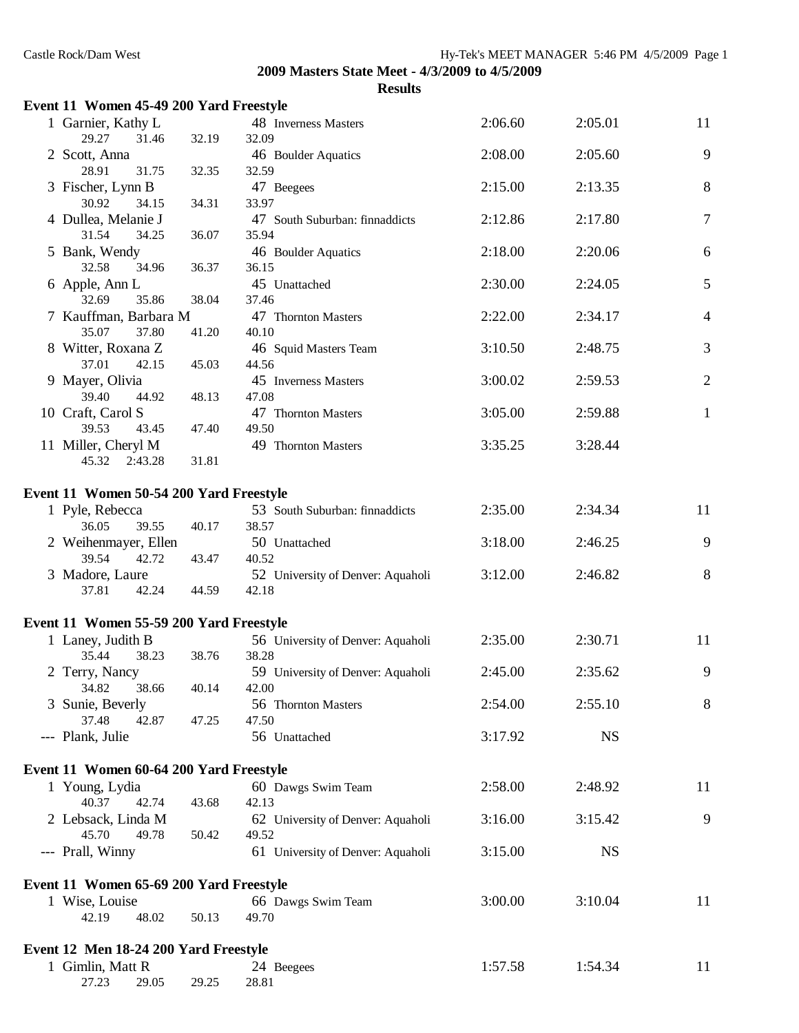**2009 Masters State Meet - 4/3/2009 to 4/5/2009**

**Results**

### Event 11 Women 45-49 200 Yard Freestyle

| Place | Name | Age | Team | Seed Time | Finals Time | Points |
|---|---|---|---|---|---|---|
| 1 | Garnier, Kathy L | 48 | Inverness Masters | 2:06.60 | 2:05.01 | 11 |
| | 29.27 31.46 32.19 32.09 | | | | | |
| 2 | Scott, Anna | 46 | Boulder Aquatics | 2:08.00 | 2:05.60 | 9 |
| | 28.91 31.75 32.35 32.59 | | | | | |
| 3 | Fischer, Lynn B | 47 | Beegees | 2:15.00 | 2:13.35 | 8 |
| | 30.92 34.15 34.31 33.97 | | | | | |
| 4 | Dullea, Melanie J | 47 | South Suburban: finnaddicts | 2:12.86 | 2:17.80 | 7 |
| | 31.54 34.25 36.07 35.94 | | | | | |
| 5 | Bank, Wendy | 46 | Boulder Aquatics | 2:18.00 | 2:20.06 | 6 |
| | 32.58 34.96 36.37 36.15 | | | | | |
| 6 | Apple, Ann L | 45 | Unattached | 2:30.00 | 2:24.05 | 5 |
| | 32.69 35.86 38.04 37.46 | | | | | |
| 7 | Kauffman, Barbara M | 47 | Thornton Masters | 2:22.00 | 2:34.17 | 4 |
| | 35.07 37.80 41.20 40.10 | | | | | |
| 8 | Witter, Roxana Z | 46 | Squid Masters Team | 3:10.50 | 2:48.75 | 3 |
| | 37.01 42.15 45.03 44.56 | | | | | |
| 9 | Mayer, Olivia | 45 | Inverness Masters | 3:00.02 | 2:59.53 | 2 |
| | 39.40 44.92 48.13 47.08 | | | | | |
| 10 | Craft, Carol S | 47 | Thornton Masters | 3:05.00 | 2:59.88 | 1 |
| | 39.53 43.45 47.40 49.50 | | | | | |
| 11 | Miller, Cheryl M | 49 | Thornton Masters | 3:35.25 | 3:28.44 | |
| | 45.32 2:43.28 31.81 | | | | | |

### Event 11 Women 50-54 200 Yard Freestyle

| Place | Name | Age | Team | Seed Time | Finals Time | Points |
|---|---|---|---|---|---|---|
| 1 | Pyle, Rebecca | 53 | South Suburban: finnaddicts | 2:35.00 | 2:34.34 | 11 |
| | 36.05 39.55 40.17 38.57 | | | | | |
| 2 | Weihenmayer, Ellen | 50 | Unattached | 3:18.00 | 2:46.25 | 9 |
| | 39.54 42.72 43.47 40.52 | | | | | |
| 3 | Madore, Laure | 52 | University of Denver: Aquaholi | 3:12.00 | 2:46.82 | 8 |
| | 37.81 42.24 44.59 42.18 | | | | | |

### Event 11 Women 55-59 200 Yard Freestyle

| Place | Name | Age | Team | Seed Time | Finals Time | Points |
|---|---|---|---|---|---|---|
| 1 | Laney, Judith B | 56 | University of Denver: Aquaholi | 2:35.00 | 2:30.71 | 11 |
| | 35.44 38.23 38.76 38.28 | | | | | |
| 2 | Terry, Nancy | 59 | University of Denver: Aquaholi | 2:45.00 | 2:35.62 | 9 |
| | 34.82 38.66 40.14 42.00 | | | | | |
| 3 | Sunie, Beverly | 56 | Thornton Masters | 2:54.00 | 2:55.10 | 8 |
| | 37.48 42.87 47.25 47.50 | | | | | |
| --- | Plank, Julie | 56 | Unattached | 3:17.92 | NS | |

### Event 11 Women 60-64 200 Yard Freestyle

| Place | Name | Age | Team | Seed Time | Finals Time | Points |
|---|---|---|---|---|---|---|
| 1 | Young, Lydia | 60 | Dawgs Swim Team | 2:58.00 | 2:48.92 | 11 |
| | 40.37 42.74 43.68 42.13 | | | | | |
| 2 | Lebsack, Linda M | 62 | University of Denver: Aquaholi | 3:16.00 | 3:15.42 | 9 |
| | 45.70 49.78 50.42 49.52 | | | | | |
| --- | Prall, Winny | 61 | University of Denver: Aquaholi | 3:15.00 | NS | |

### Event 11 Women 65-69 200 Yard Freestyle

| Place | Name | Age | Team | Seed Time | Finals Time | Points |
|---|---|---|---|---|---|---|
| 1 | Wise, Louise | 66 | Dawgs Swim Team | 3:00.00 | 3:10.04 | 11 |
| | 42.19 48.02 50.13 49.70 | | | | | |

### Event 12 Men 18-24 200 Yard Freestyle

| Place | Name | Age | Team | Seed Time | Finals Time | Points |
|---|---|---|---|---|---|---|
| 1 | Gimlin, Matt R | 24 | Beegees | 1:57.58 | 1:54.34 | 11 |
| | 27.23 29.05 29.25 28.81 | | | | | |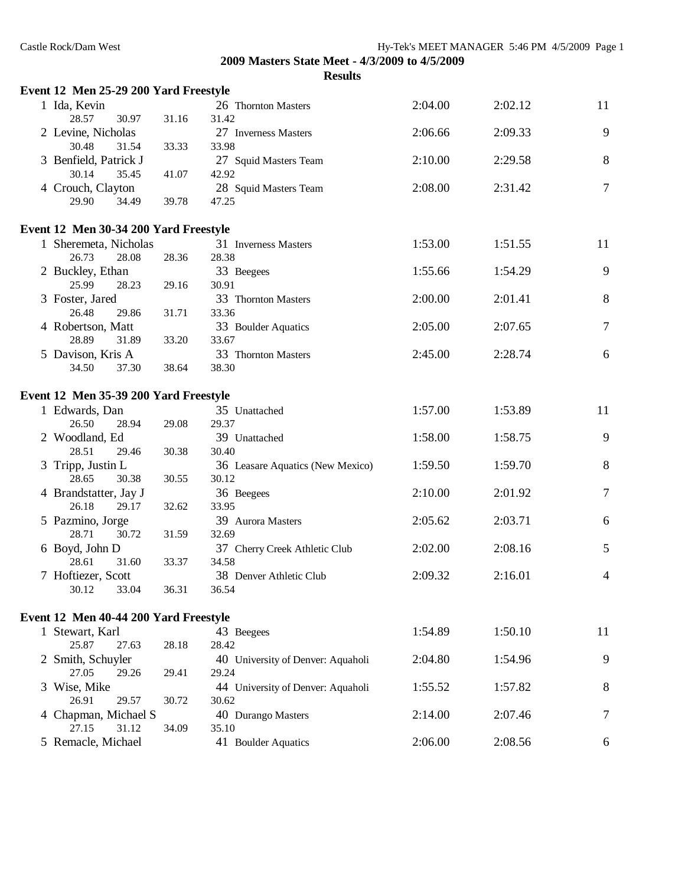2009 Masters State Meet - 4/3/2009 to 4/5/2009

**Results**

**Event 12 Men 25-29 200 Yard Freestyle**

| Place | Name | Age | Team | Seed Time | Finals Time | Points |
|---|---|---|---|---|---|---|
| 1 | Ida, Kevin | 26 | Thornton Masters | 2:04.00 | 2:02.12 | 11 |
| | 28.57 30.97 31.16 31.42 | | | | | |
| 2 | Levine, Nicholas | 27 | Inverness Masters | 2:06.66 | 2:09.33 | 9 |
| | 30.48 31.54 33.33 33.98 | | | | | |
| 3 | Benfield, Patrick J | 27 | Squid Masters Team | 2:10.00 | 2:29.58 | 8 |
| | 30.14 35.45 41.07 42.92 | | | | | |
| 4 | Crouch, Clayton | 28 | Squid Masters Team | 2:08.00 | 2:31.42 | 7 |
| | 29.90 34.49 39.78 47.25 | | | | | |

**Event 12 Men 30-34 200 Yard Freestyle**

| Place | Name | Age | Team | Seed Time | Finals Time | Points |
|---|---|---|---|---|---|---|
| 1 | Sheremeta, Nicholas | 31 | Inverness Masters | 1:53.00 | 1:51.55 | 11 |
| | 26.73 28.08 28.36 28.38 | | | | | |
| 2 | Buckley, Ethan | 33 | Beegees | 1:55.66 | 1:54.29 | 9 |
| | 25.99 28.23 29.16 30.91 | | | | | |
| 3 | Foster, Jared | 33 | Thornton Masters | 2:00.00 | 2:01.41 | 8 |
| | 26.48 29.86 31.71 33.36 | | | | | |
| 4 | Robertson, Matt | 33 | Boulder Aquatics | 2:05.00 | 2:07.65 | 7 |
| | 28.89 31.89 33.20 33.67 | | | | | |
| 5 | Davison, Kris A | 33 | Thornton Masters | 2:45.00 | 2:28.74 | 6 |
| | 34.50 37.30 38.64 38.30 | | | | | |

**Event 12 Men 35-39 200 Yard Freestyle**

| Place | Name | Age | Team | Seed Time | Finals Time | Points |
|---|---|---|---|---|---|---|
| 1 | Edwards, Dan | 35 | Unattached | 1:57.00 | 1:53.89 | 11 |
| | 26.50 28.94 29.08 29.37 | | | | | |
| 2 | Woodland, Ed | 39 | Unattached | 1:58.00 | 1:58.75 | 9 |
| | 28.51 29.46 30.38 30.40 | | | | | |
| 3 | Tripp, Justin L | 36 | Leasare Aquatics (New Mexico) | 1:59.50 | 1:59.70 | 8 |
| | 28.65 30.38 30.55 30.12 | | | | | |
| 4 | Brandstatter, Jay J | 36 | Beegees | 2:10.00 | 2:01.92 | 7 |
| | 26.18 29.17 32.62 33.95 | | | | | |
| 5 | Pazmino, Jorge | 39 | Aurora Masters | 2:05.62 | 2:03.71 | 6 |
| | 28.71 30.72 31.59 32.69 | | | | | |
| 6 | Boyd, John D | 37 | Cherry Creek Athletic Club | 2:02.00 | 2:08.16 | 5 |
| | 28.61 31.60 33.37 34.58 | | | | | |
| 7 | Hoftiezer, Scott | 38 | Denver Athletic Club | 2:09.32 | 2:16.01 | 4 |
| | 30.12 33.04 36.31 36.54 | | | | | |

**Event 12 Men 40-44 200 Yard Freestyle**

| Place | Name | Age | Team | Seed Time | Finals Time | Points |
|---|---|---|---|---|---|---|
| 1 | Stewart, Karl | 43 | Beegees | 1:54.89 | 1:50.10 | 11 |
| | 25.87 27.63 28.18 28.42 | | | | | |
| 2 | Smith, Schuyler | 40 | University of Denver: Aquaholi | 2:04.80 | 1:54.96 | 9 |
| | 27.05 29.26 29.41 29.24 | | | | | |
| 3 | Wise, Mike | 44 | University of Denver: Aquaholi | 1:55.52 | 1:57.82 | 8 |
| | 26.91 29.57 30.72 30.62 | | | | | |
| 4 | Chapman, Michael S | 40 | Durango Masters | 2:14.00 | 2:07.46 | 7 |
| | 27.15 31.12 34.09 35.10 | | | | | |
| 5 | Remacle, Michael | 41 | Boulder Aquatics | 2:06.00 | 2:08.56 | 6 |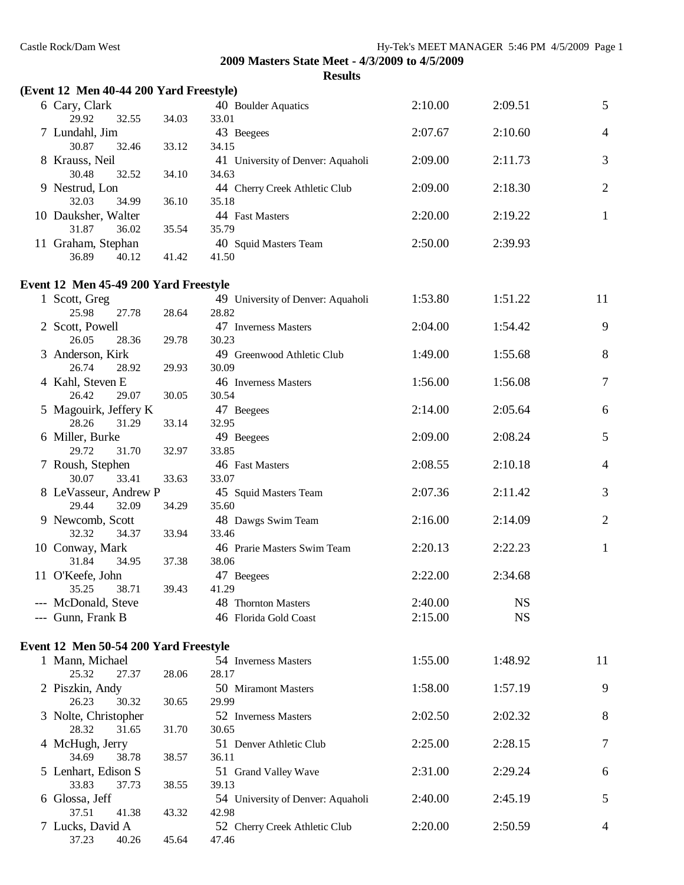**2009 Masters State Meet - 4/3/2009 to 4/5/2009**

**Results**

### (Event 12 Men 40-44 200 Yard Freestyle)

| Place | Name | Age | Team | Seed Time | Finals Time | Points |
|---|---|---|---|---|---|---|
| 6 | Cary, Clark | 40 | Boulder Aquatics | 2:10.00 | 2:09.51 | 5 |
| | 29.92 32.55 34.03 33.01 | | | | | |
| 7 | Lundahl, Jim | 43 | Beegees | 2:07.67 | 2:10.60 | 4 |
| | 30.87 32.46 33.12 34.15 | | | | | |
| 8 | Krauss, Neil | 41 | University of Denver: Aquaholi | 2:09.00 | 2:11.73 | 3 |
| | 30.48 32.52 34.10 34.63 | | | | | |
| 9 | Nestrud, Lon | 44 | Cherry Creek Athletic Club | 2:09.00 | 2:18.30 | 2 |
| | 32.03 34.99 36.10 35.18 | | | | | |
| 10 | Dauksher, Walter | 44 | Fast Masters | 2:20.00 | 2:19.22 | 1 |
| | 31.87 36.02 35.54 35.79 | | | | | |
| 11 | Graham, Stephan | 40 | Squid Masters Team | 2:50.00 | 2:39.93 | |
| | 36.89 40.12 41.42 41.50 | | | | | |

### Event 12 Men 45-49 200 Yard Freestyle

| Place | Name | Age | Team | Seed Time | Finals Time | Points |
|---|---|---|---|---|---|---|
| 1 | Scott, Greg | 49 | University of Denver: Aquaholi | 1:53.80 | 1:51.22 | 11 |
| | 25.98 27.78 28.64 28.82 | | | | | |
| 2 | Scott, Powell | 47 | Inverness Masters | 2:04.00 | 1:54.42 | 9 |
| | 26.05 28.36 29.78 30.23 | | | | | |
| 3 | Anderson, Kirk | 49 | Greenwood Athletic Club | 1:49.00 | 1:55.68 | 8 |
| | 26.74 28.92 29.93 30.09 | | | | | |
| 4 | Kahl, Steven E | 46 | Inverness Masters | 1:56.00 | 1:56.08 | 7 |
| | 26.42 29.07 30.05 30.54 | | | | | |
| 5 | Magouirk, Jeffery K | 47 | Beegees | 2:14.00 | 2:05.64 | 6 |
| | 28.26 31.29 33.14 32.95 | | | | | |
| 6 | Miller, Burke | 49 | Beegees | 2:09.00 | 2:08.24 | 5 |
| | 29.72 31.70 32.97 33.85 | | | | | |
| 7 | Roush, Stephen | 46 | Fast Masters | 2:08.55 | 2:10.18 | 4 |
| | 30.07 33.41 33.63 33.07 | | | | | |
| 8 | LeVasseur, Andrew P | 45 | Squid Masters Team | 2:07.36 | 2:11.42 | 3 |
| | 29.44 32.09 34.29 35.60 | | | | | |
| 9 | Newcomb, Scott | 48 | Dawgs Swim Team | 2:16.00 | 2:14.09 | 2 |
| | 32.32 34.37 33.94 33.46 | | | | | |
| 10 | Conway, Mark | 46 | Prarie Masters Swim Team | 2:20.13 | 2:22.23 | 1 |
| | 31.84 34.95 37.38 38.06 | | | | | |
| 11 | O'Keefe, John | 47 | Beegees | 2:22.00 | 2:34.68 | |
| | 35.25 38.71 39.43 41.29 | | | | | |
| --- | McDonald, Steve | 48 | Thornton Masters | 2:40.00 | NS | |
| --- | Gunn, Frank B | 46 | Florida Gold Coast | 2:15.00 | NS | |

### Event 12 Men 50-54 200 Yard Freestyle

| Place | Name | Age | Team | Seed Time | Finals Time | Points |
|---|---|---|---|---|---|---|
| 1 | Mann, Michael | 54 | Inverness Masters | 1:55.00 | 1:48.92 | 11 |
| | 25.32 27.37 28.06 28.17 | | | | | |
| 2 | Piszkin, Andy | 50 | Miramont Masters | 1:58.00 | 1:57.19 | 9 |
| | 26.23 30.32 30.65 29.99 | | | | | |
| 3 | Nolte, Christopher | 52 | Inverness Masters | 2:02.50 | 2:02.32 | 8 |
| | 28.32 31.65 31.70 30.65 | | | | | |
| 4 | McHugh, Jerry | 51 | Denver Athletic Club | 2:25.00 | 2:28.15 | 7 |
| | 34.69 38.78 38.57 36.11 | | | | | |
| 5 | Lenhart, Edison S | 51 | Grand Valley Wave | 2:31.00 | 2:29.24 | 6 |
| | 33.83 37.73 38.55 39.13 | | | | | |
| 6 | Glossa, Jeff | 54 | University of Denver: Aquaholi | 2:40.00 | 2:45.19 | 5 |
| | 37.51 41.38 43.32 42.98 | | | | | |
| 7 | Lucks, David A | 52 | Cherry Creek Athletic Club | 2:20.00 | 2:50.59 | 4 |
| | 37.23 40.26 45.64 47.46 | | | | | |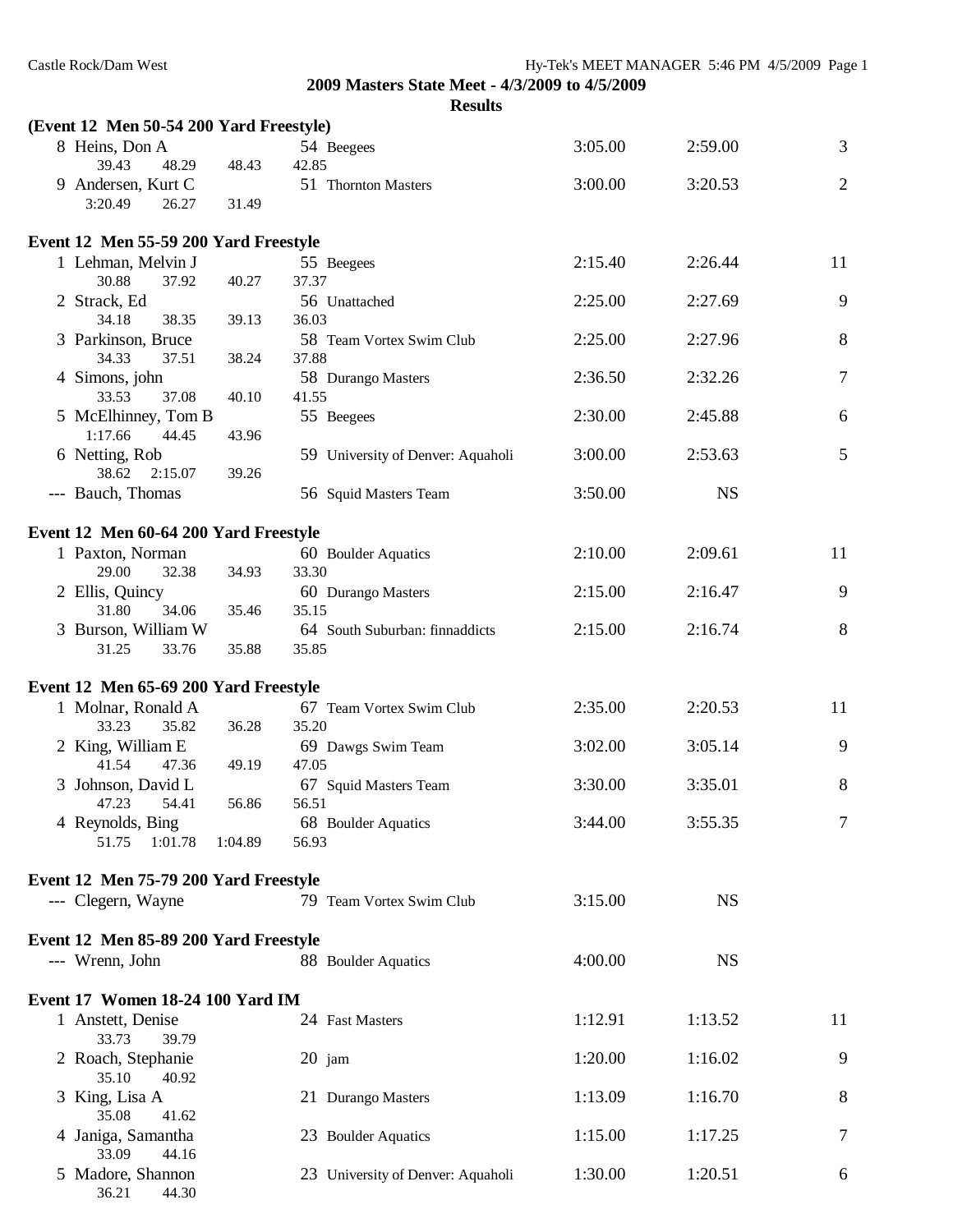2009 Masters State Meet - 4/3/2009 to 4/5/2009

**Results**

**(Event 12 Men 50-54 200 Yard Freestyle)**

| | Name | Age | Team | Seed Time | Finals Time | Points |
|---|---|---|---|---|---|---|
| 8 | Heins, Don A | 54 | Beegees | 3:05.00 | 2:59.00 | 3 |
| | 39.43 48.29 48.43 42.85 | | | | | |
| 9 | Andersen, Kurt C | 51 | Thornton Masters | 3:00.00 | 3:20.53 | 2 |
| | 3:20.49 26.27 31.49 | | | | | |

**Event 12 Men 55-59 200 Yard Freestyle**

| | Name | Age | Team | Seed Time | Finals Time | Points |
|---|---|---|---|---|---|---|
| 1 | Lehman, Melvin J | 55 | Beegees | 2:15.40 | 2:26.44 | 11 |
| | 30.88 37.92 40.27 37.37 | | | | | |
| 2 | Strack, Ed | 56 | Unattached | 2:25.00 | 2:27.69 | 9 |
| | 34.18 38.35 39.13 36.03 | | | | | |
| 3 | Parkinson, Bruce | 58 | Team Vortex Swim Club | 2:25.00 | 2:27.96 | 8 |
| | 34.33 37.51 38.24 37.88 | | | | | |
| 4 | Simons, john | 58 | Durango Masters | 2:36.50 | 2:32.26 | 7 |
| | 33.53 37.08 40.10 41.55 | | | | | |
| 5 | McElhinney, Tom B | 55 | Beegees | 2:30.00 | 2:45.88 | 6 |
| | 1:17.66 44.45 43.96 | | | | | |
| 6 | Netting, Rob | 59 | University of Denver: Aquaholi | 3:00.00 | 2:53.63 | 5 |
| | 38.62 2:15.07 39.26 | | | | | |
| --- | Bauch, Thomas | 56 | Squid Masters Team | 3:50.00 | NS | |

**Event 12 Men 60-64 200 Yard Freestyle**

| | Name | Age | Team | Seed Time | Finals Time | Points |
|---|---|---|---|---|---|---|
| 1 | Paxton, Norman | 60 | Boulder Aquatics | 2:10.00 | 2:09.61 | 11 |
| | 29.00 32.38 34.93 33.30 | | | | | |
| 2 | Ellis, Quincy | 60 | Durango Masters | 2:15.00 | 2:16.47 | 9 |
| | 31.80 34.06 35.46 35.15 | | | | | |
| 3 | Burson, William W | 64 | South Suburban: finnaddicts | 2:15.00 | 2:16.74 | 8 |
| | 31.25 33.76 35.88 35.85 | | | | | |

**Event 12 Men 65-69 200 Yard Freestyle**

| | Name | Age | Team | Seed Time | Finals Time | Points |
|---|---|---|---|---|---|---|
| 1 | Molnar, Ronald A | 67 | Team Vortex Swim Club | 2:35.00 | 2:20.53 | 11 |
| | 33.23 35.82 36.28 35.20 | | | | | |
| 2 | King, William E | 69 | Dawgs Swim Team | 3:02.00 | 3:05.14 | 9 |
| | 41.54 47.36 49.19 47.05 | | | | | |
| 3 | Johnson, David L | 67 | Squid Masters Team | 3:30.00 | 3:35.01 | 8 |
| | 47.23 54.41 56.86 56.51 | | | | | |
| 4 | Reynolds, Bing | 68 | Boulder Aquatics | 3:44.00 | 3:55.35 | 7 |
| | 51.75 1:01.78 1:04.89 56.93 | | | | | |

**Event 12 Men 75-79 200 Yard Freestyle**

| | Name | Age | Team | Seed Time | Finals Time | Points |
|---|---|---|---|---|---|---|
| --- | Clegern, Wayne | 79 | Team Vortex Swim Club | 3:15.00 | NS | |

**Event 12 Men 85-89 200 Yard Freestyle**

| | Name | Age | Team | Seed Time | Finals Time | Points |
|---|---|---|---|---|---|---|
| --- | Wrenn, John | 88 | Boulder Aquatics | 4:00.00 | NS | |

**Event 17 Women 18-24 100 Yard IM**

| | Name | Age | Team | Seed Time | Finals Time | Points |
|---|---|---|---|---|---|---|
| 1 | Anstett, Denise | 24 | Fast Masters | 1:12.91 | 1:13.52 | 11 |
| | 33.73 39.79 | | | | | |
| 2 | Roach, Stephanie | 20 | jam | 1:20.00 | 1:16.02 | 9 |
| | 35.10 40.92 | | | | | |
| 3 | King, Lisa A | 21 | Durango Masters | 1:13.09 | 1:16.70 | 8 |
| | 35.08 41.62 | | | | | |
| 4 | Janiga, Samantha | 23 | Boulder Aquatics | 1:15.00 | 1:17.25 | 7 |
| | 33.09 44.16 | | | | | |
| 5 | Madore, Shannon | 23 | University of Denver: Aquaholi | 1:30.00 | 1:20.51 | 6 |
| | 36.21 44.30 | | | | | |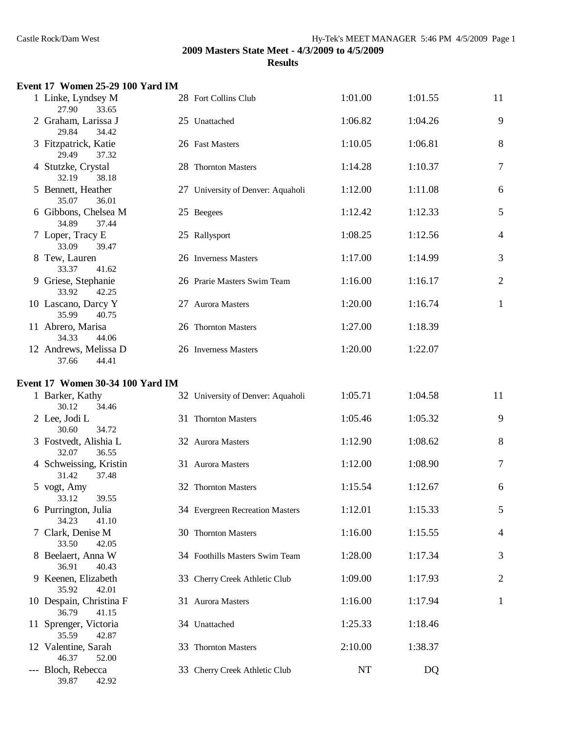**2009 Masters State Meet - 4/3/2009 to 4/5/2009**

**Results**

### Event 17 Women 25-29 100 Yard IM

| Place | Name | Age | Team | Seed Time | Finals Time | Points |
|---|---|---|---|---|---|---|
| 1 | Linke, Lyndsey M | 28 | Fort Collins Club | 1:01.00 | 1:01.55 | 11 |
| | 27.90 33.65 | | | | | |
| 2 | Graham, Larissa J | 25 | Unattached | 1:06.82 | 1:04.26 | 9 |
| | 29.84 34.42 | | | | | |
| 3 | Fitzpatrick, Katie | 26 | Fast Masters | 1:10.05 | 1:06.81 | 8 |
| | 29.49 37.32 | | | | | |
| 4 | Stutzke, Crystal | 28 | Thornton Masters | 1:14.28 | 1:10.37 | 7 |
| | 32.19 38.18 | | | | | |
| 5 | Bennett, Heather | 27 | University of Denver: Aquaholi | 1:12.00 | 1:11.08 | 6 |
| | 35.07 36.01 | | | | | |
| 6 | Gibbons, Chelsea M | 25 | Beegees | 1:12.42 | 1:12.33 | 5 |
| | 34.89 37.44 | | | | | |
| 7 | Loper, Tracy E | 25 | Rallysport | 1:08.25 | 1:12.56 | 4 |
| | 33.09 39.47 | | | | | |
| 8 | Tew, Lauren | 26 | Inverness Masters | 1:17.00 | 1:14.99 | 3 |
| | 33.37 41.62 | | | | | |
| 9 | Griese, Stephanie | 26 | Prarie Masters Swim Team | 1:16.00 | 1:16.17 | 2 |
| | 33.92 42.25 | | | | | |
| 10 | Lascano, Darcy Y | 27 | Aurora Masters | 1:20.00 | 1:16.74 | 1 |
| | 35.99 40.75 | | | | | |
| 11 | Abrero, Marisa | 26 | Thornton Masters | 1:27.00 | 1:18.39 | |
| | 34.33 44.06 | | | | | |
| 12 | Andrews, Melissa D | 26 | Inverness Masters | 1:20.00 | 1:22.07 | |
| | 37.66 44.41 | | | | | |

### Event 17 Women 30-34 100 Yard IM

| Place | Name | Age | Team | Seed Time | Finals Time | Points |
|---|---|---|---|---|---|---|
| 1 | Barker, Kathy | 32 | University of Denver: Aquaholi | 1:05.71 | 1:04.58 | 11 |
| | 30.12 34.46 | | | | | |
| 2 | Lee, Jodi L | 31 | Thornton Masters | 1:05.46 | 1:05.32 | 9 |
| | 30.60 34.72 | | | | | |
| 3 | Fostvedt, Alishia L | 32 | Aurora Masters | 1:12.90 | 1:08.62 | 8 |
| | 32.07 36.55 | | | | | |
| 4 | Schweissing, Kristin | 31 | Aurora Masters | 1:12.00 | 1:08.90 | 7 |
| | 31.42 37.48 | | | | | |
| 5 | vogt, Amy | 32 | Thornton Masters | 1:15.54 | 1:12.67 | 6 |
| | 33.12 39.55 | | | | | |
| 6 | Purrington, Julia | 34 | Evergreen Recreation Masters | 1:12.01 | 1:15.33 | 5 |
| | 34.23 41.10 | | | | | |
| 7 | Clark, Denise M | 30 | Thornton Masters | 1:16.00 | 1:15.55 | 4 |
| | 33.50 42.05 | | | | | |
| 8 | Beelaert, Anna W | 34 | Foothills Masters Swim Team | 1:28.00 | 1:17.34 | 3 |
| | 36.91 40.43 | | | | | |
| 9 | Keenen, Elizabeth | 33 | Cherry Creek Athletic Club | 1:09.00 | 1:17.93 | 2 |
| | 35.92 42.01 | | | | | |
| 10 | Despain, Christina F | 31 | Aurora Masters | 1:16.00 | 1:17.94 | 1 |
| | 36.79 41.15 | | | | | |
| 11 | Sprenger, Victoria | 34 | Unattached | 1:25.33 | 1:18.46 | |
| | 35.59 42.87 | | | | | |
| 12 | Valentine, Sarah | 33 | Thornton Masters | 2:10.00 | 1:38.37 | |
| | 46.37 52.00 | | | | | |
| --- | Bloch, Rebecca | 33 | Cherry Creek Athletic Club | NT | DQ | |
| | 39.87 42.92 | | | | | |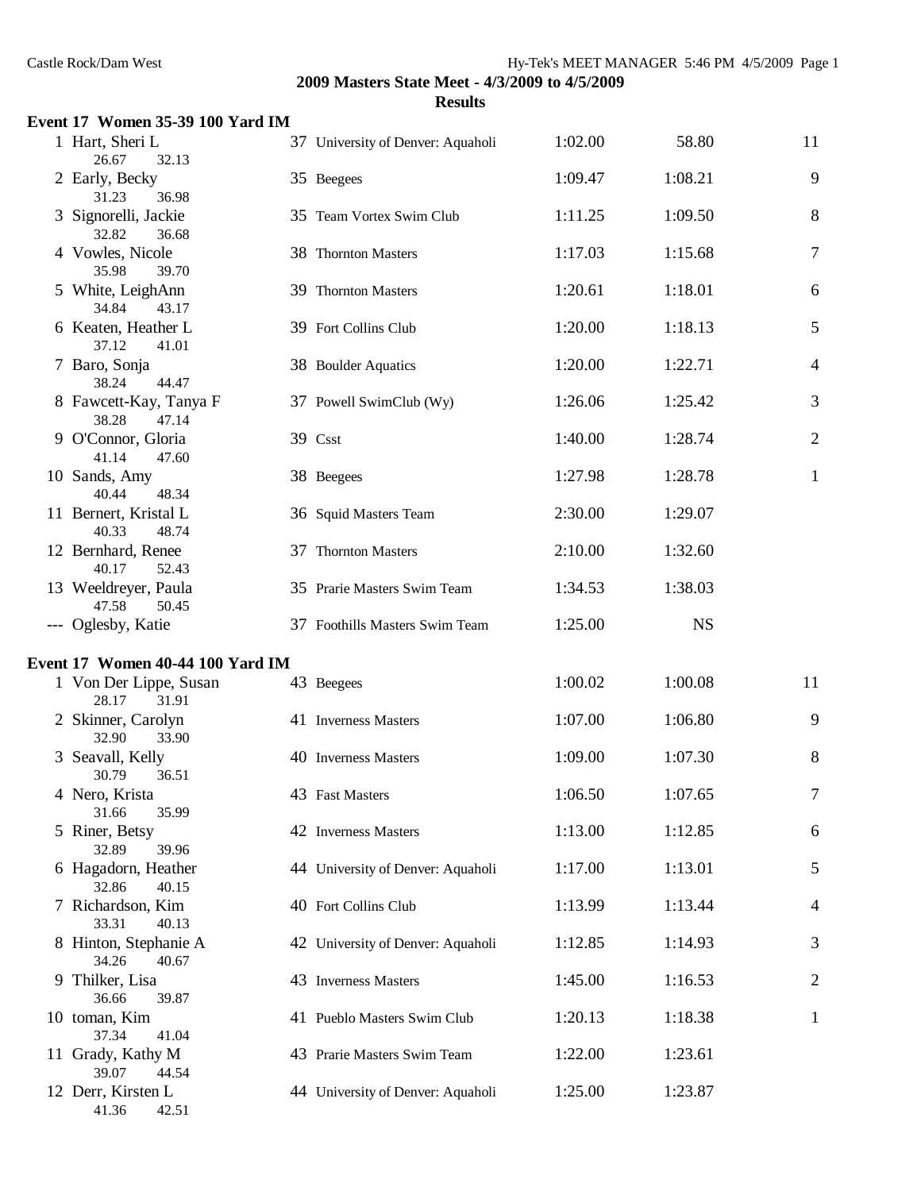## 2009 Masters State Meet - 4/3/2009 to 4/5/2009

### Results

#### Event 17 Women 35-39 100 Yard IM

| Place | Name | Age | Team | Seed Time | Finals Time | Points |
|---|---|---|---|---|---|---|
| 1 | Hart, Sheri L | 37 | University of Denver: Aquaholi | 1:02.00 | 58.80 | 11 |
| | 26.67 32.13 | | | | | |
| 2 | Early, Becky | 35 | Beegees | 1:09.47 | 1:08.21 | 9 |
| | 31.23 36.98 | | | | | |
| 3 | Signorelli, Jackie | 35 | Team Vortex Swim Club | 1:11.25 | 1:09.50 | 8 |
| | 32.82 36.68 | | | | | |
| 4 | Vowles, Nicole | 38 | Thornton Masters | 1:17.03 | 1:15.68 | 7 |
| | 35.98 39.70 | | | | | |
| 5 | White, LeighAnn | 39 | Thornton Masters | 1:20.61 | 1:18.01 | 6 |
| | 34.84 43.17 | | | | | |
| 6 | Keaten, Heather L | 39 | Fort Collins Club | 1:20.00 | 1:18.13 | 5 |
| | 37.12 41.01 | | | | | |
| 7 | Baro, Sonja | 38 | Boulder Aquatics | 1:20.00 | 1:22.71 | 4 |
| | 38.24 44.47 | | | | | |
| 8 | Fawcett-Kay, Tanya F | 37 | Powell SwimClub (Wy) | 1:26.06 | 1:25.42 | 3 |
| | 38.28 47.14 | | | | | |
| 9 | O'Connor, Gloria | 39 | Csst | 1:40.00 | 1:28.74 | 2 |
| | 41.14 47.60 | | | | | |
| 10 | Sands, Amy | 38 | Beegees | 1:27.98 | 1:28.78 | 1 |
| | 40.44 48.34 | | | | | |
| 11 | Bernert, Kristal L | 36 | Squid Masters Team | 2:30.00 | 1:29.07 | |
| | 40.33 48.74 | | | | | |
| 12 | Bernhard, Renee | 37 | Thornton Masters | 2:10.00 | 1:32.60 | |
| | 40.17 52.43 | | | | | |
| 13 | Weeldreyer, Paula | 35 | Prarie Masters Swim Team | 1:34.53 | 1:38.03 | |
| | 47.58 50.45 | | | | | |
| --- | Oglesby, Katie | 37 | Foothills Masters Swim Team | 1:25.00 | NS | |

#### Event 17 Women 40-44 100 Yard IM

| Place | Name | Age | Team | Seed Time | Finals Time | Points |
|---|---|---|---|---|---|---|
| 1 | Von Der Lippe, Susan | 43 | Beegees | 1:00.02 | 1:00.08 | 11 |
| | 28.17 31.91 | | | | | |
| 2 | Skinner, Carolyn | 41 | Inverness Masters | 1:07.00 | 1:06.80 | 9 |
| | 32.90 33.90 | | | | | |
| 3 | Seavall, Kelly | 40 | Inverness Masters | 1:09.00 | 1:07.30 | 8 |
| | 30.79 36.51 | | | | | |
| 4 | Nero, Krista | 43 | Fast Masters | 1:06.50 | 1:07.65 | 7 |
| | 31.66 35.99 | | | | | |
| 5 | Riner, Betsy | 42 | Inverness Masters | 1:13.00 | 1:12.85 | 6 |
| | 32.89 39.96 | | | | | |
| 6 | Hagadorn, Heather | 44 | University of Denver: Aquaholi | 1:17.00 | 1:13.01 | 5 |
| | 32.86 40.15 | | | | | |
| 7 | Richardson, Kim | 40 | Fort Collins Club | 1:13.99 | 1:13.44 | 4 |
| | 33.31 40.13 | | | | | |
| 8 | Hinton, Stephanie A | 42 | University of Denver: Aquaholi | 1:12.85 | 1:14.93 | 3 |
| | 34.26 40.67 | | | | | |
| 9 | Thilker, Lisa | 43 | Inverness Masters | 1:45.00 | 1:16.53 | 2 |
| | 36.66 39.87 | | | | | |
| 10 | toman, Kim | 41 | Pueblo Masters Swim Club | 1:20.13 | 1:18.38 | 1 |
| | 37.34 41.04 | | | | | |
| 11 | Grady, Kathy M | 43 | Prarie Masters Swim Team | 1:22.00 | 1:23.61 | |
| | 39.07 44.54 | | | | | |
| 12 | Derr, Kirsten L | 44 | University of Denver: Aquaholi | 1:25.00 | 1:23.87 | |
| | 41.36 42.51 | | | | | |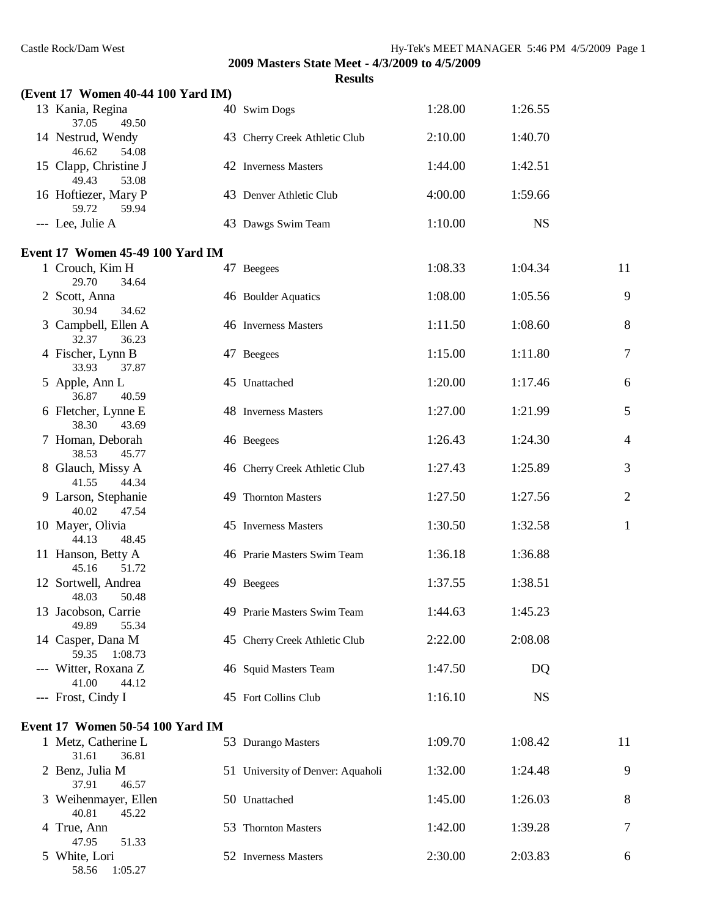**2009 Masters State Meet - 4/3/2009 to 4/5/2009**

**Results**

**(Event 17 Women 40-44 100 Yard IM)**

| Place | Name | Age | Team | Seed Time | Finals Time | Points |
|---|---|---|---|---|---|---|
| 13 | Kania, Regina | 40 | Swim Dogs | 1:28.00 | 1:26.55 | |
| | 37.05 49.50 | | | | | |
| 14 | Nestrud, Wendy | 43 | Cherry Creek Athletic Club | 2:10.00 | 1:40.70 | |
| | 46.62 54.08 | | | | | |
| 15 | Clapp, Christine J | 42 | Inverness Masters | 1:44.00 | 1:42.51 | |
| | 49.43 53.08 | | | | | |
| 16 | Hoftiezer, Mary P | 43 | Denver Athletic Club | 4:00.00 | 1:59.66 | |
| | 59.72 59.94 | | | | | |
| --- | Lee, Julie A | 43 | Dawgs Swim Team | 1:10.00 | NS | |

**Event 17 Women 45-49 100 Yard IM**

| Place | Name | Age | Team | Seed Time | Finals Time | Points |
|---|---|---|---|---|---|---|
| 1 | Crouch, Kim H | 47 | Beegees | 1:08.33 | 1:04.34 | 11 |
| | 29.70 34.64 | | | | | |
| 2 | Scott, Anna | 46 | Boulder Aquatics | 1:08.00 | 1:05.56 | 9 |
| | 30.94 34.62 | | | | | |
| 3 | Campbell, Ellen A | 46 | Inverness Masters | 1:11.50 | 1:08.60 | 8 |
| | 32.37 36.23 | | | | | |
| 4 | Fischer, Lynn B | 47 | Beegees | 1:15.00 | 1:11.80 | 7 |
| | 33.93 37.87 | | | | | |
| 5 | Apple, Ann L | 45 | Unattached | 1:20.00 | 1:17.46 | 6 |
| | 36.87 40.59 | | | | | |
| 6 | Fletcher, Lynne E | 48 | Inverness Masters | 1:27.00 | 1:21.99 | 5 |
| | 38.30 43.69 | | | | | |
| 7 | Homan, Deborah | 46 | Beegees | 1:26.43 | 1:24.30 | 4 |
| | 38.53 45.77 | | | | | |
| 8 | Glauch, Missy A | 46 | Cherry Creek Athletic Club | 1:27.43 | 1:25.89 | 3 |
| | 41.55 44.34 | | | | | |
| 9 | Larson, Stephanie | 49 | Thornton Masters | 1:27.50 | 1:27.56 | 2 |
| | 40.02 47.54 | | | | | |
| 10 | Mayer, Olivia | 45 | Inverness Masters | 1:30.50 | 1:32.58 | 1 |
| | 44.13 48.45 | | | | | |
| 11 | Hanson, Betty A | 46 | Prarie Masters Swim Team | 1:36.18 | 1:36.88 | |
| | 45.16 51.72 | | | | | |
| 12 | Sortwell, Andrea | 49 | Beegees | 1:37.55 | 1:38.51 | |
| | 48.03 50.48 | | | | | |
| 13 | Jacobson, Carrie | 49 | Prarie Masters Swim Team | 1:44.63 | 1:45.23 | |
| | 49.89 55.34 | | | | | |
| 14 | Casper, Dana M | 45 | Cherry Creek Athletic Club | 2:22.00 | 2:08.08 | |
| | 59.35 1:08.73 | | | | | |
| --- | Witter, Roxana Z | 46 | Squid Masters Team | 1:47.50 | DQ | |
| | 41.00 44.12 | | | | | |
| --- | Frost, Cindy I | 45 | Fort Collins Club | 1:16.10 | NS | |

**Event 17 Women 50-54 100 Yard IM**

| Place | Name | Age | Team | Seed Time | Finals Time | Points |
|---|---|---|---|---|---|---|
| 1 | Metz, Catherine L | 53 | Durango Masters | 1:09.70 | 1:08.42 | 11 |
| | 31.61 36.81 | | | | | |
| 2 | Benz, Julia M | 51 | University of Denver: Aquaholi | 1:32.00 | 1:24.48 | 9 |
| | 37.91 46.57 | | | | | |
| 3 | Weihenmayer, Ellen | 50 | Unattached | 1:45.00 | 1:26.03 | 8 |
| | 40.81 45.22 | | | | | |
| 4 | True, Ann | 53 | Thornton Masters | 1:42.00 | 1:39.28 | 7 |
| | 47.95 51.33 | | | | | |
| 5 | White, Lori | 52 | Inverness Masters | 2:30.00 | 2:03.83 | 6 |
| | 58.56 1:05.27 | | | | | |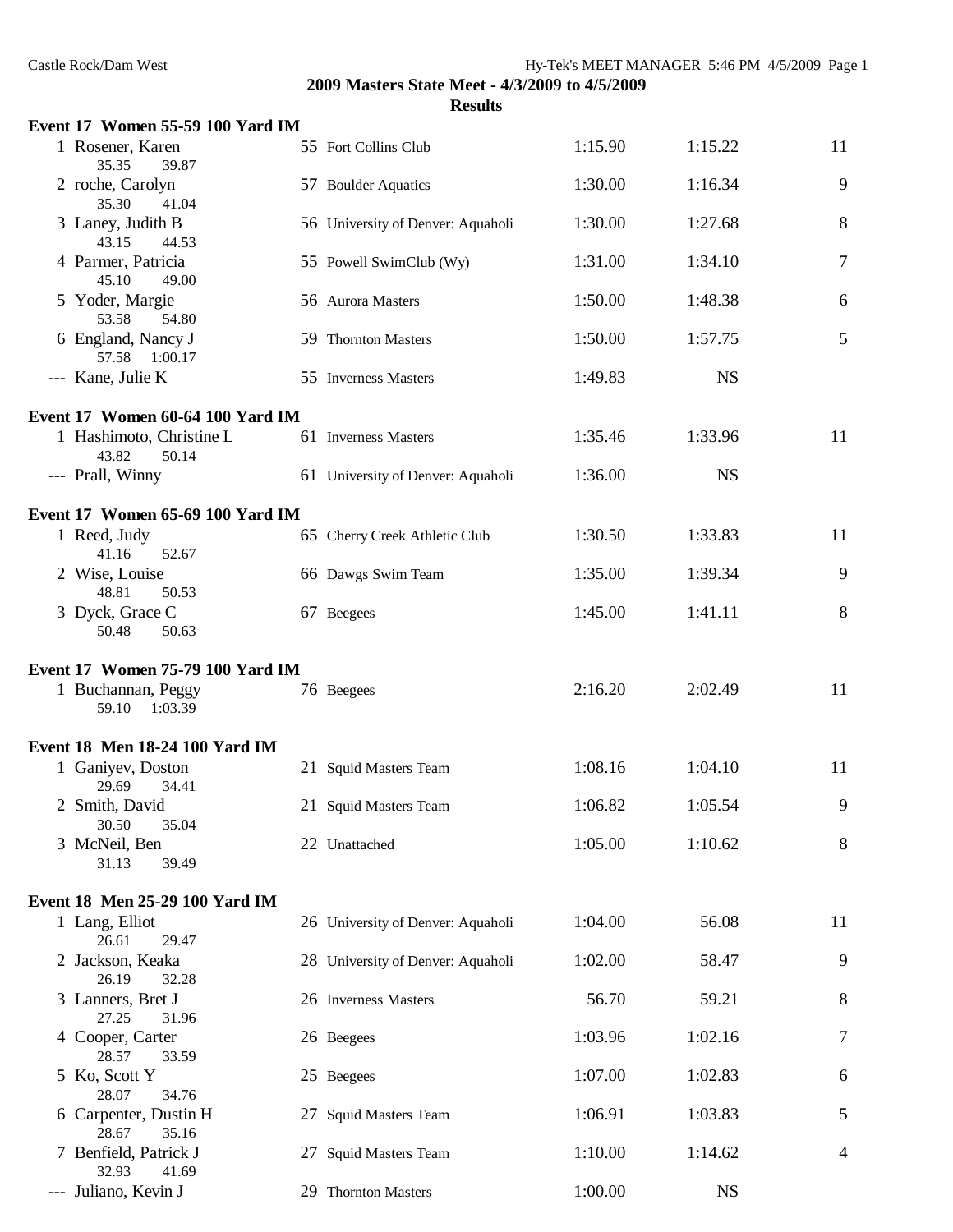## 2009 Masters State Meet - 4/3/2009 to 4/5/2009

### Results

**Event 17 Women 55-59 100 Yard IM**

| Place | Name | Age | Team | Seed Time | Finals Time | Points |
|---|---|---|---|---|---|---|
| 1 | Rosener, Karen | 55 | Fort Collins Club | 1:15.90 | 1:15.22 | 11 |
| | 35.35 39.87 | | | | | |
| 2 | roche, Carolyn | 57 | Boulder Aquatics | 1:30.00 | 1:16.34 | 9 |
| | 35.30 41.04 | | | | | |
| 3 | Laney, Judith B | 56 | University of Denver: Aquaholi | 1:30.00 | 1:27.68 | 8 |
| | 43.15 44.53 | | | | | |
| 4 | Parmer, Patricia | 55 | Powell SwimClub (Wy) | 1:31.00 | 1:34.10 | 7 |
| | 45.10 49.00 | | | | | |
| 5 | Yoder, Margie | 56 | Aurora Masters | 1:50.00 | 1:48.38 | 6 |
| | 53.58 54.80 | | | | | |
| 6 | England, Nancy J | 59 | Thornton Masters | 1:50.00 | 1:57.75 | 5 |
| | 57.58 1:00.17 | | | | | |
| --- | Kane, Julie K | 55 | Inverness Masters | 1:49.83 | NS | |

**Event 17 Women 60-64 100 Yard IM**

| Place | Name | Age | Team | Seed Time | Finals Time | Points |
|---|---|---|---|---|---|---|
| 1 | Hashimoto, Christine L | 61 | Inverness Masters | 1:35.46 | 1:33.96 | 11 |
| | 43.82 50.14 | | | | | |
| --- | Prall, Winny | 61 | University of Denver: Aquaholi | 1:36.00 | NS | |

**Event 17 Women 65-69 100 Yard IM**

| Place | Name | Age | Team | Seed Time | Finals Time | Points |
|---|---|---|---|---|---|---|
| 1 | Reed, Judy | 65 | Cherry Creek Athletic Club | 1:30.50 | 1:33.83 | 11 |
| | 41.16 52.67 | | | | | |
| 2 | Wise, Louise | 66 | Dawgs Swim Team | 1:35.00 | 1:39.34 | 9 |
| | 48.81 50.53 | | | | | |
| 3 | Dyck, Grace C | 67 | Beegees | 1:45.00 | 1:41.11 | 8 |
| | 50.48 50.63 | | | | | |

**Event 17 Women 75-79 100 Yard IM**

| Place | Name | Age | Team | Seed Time | Finals Time | Points |
|---|---|---|---|---|---|---|
| 1 | Buchannan, Peggy | 76 | Beegees | 2:16.20 | 2:02.49 | 11 |
| | 59.10 1:03.39 | | | | | |

**Event 18 Men 18-24 100 Yard IM**

| Place | Name | Age | Team | Seed Time | Finals Time | Points |
|---|---|---|---|---|---|---|
| 1 | Ganiyev, Doston | 21 | Squid Masters Team | 1:08.16 | 1:04.10 | 11 |
| | 29.69 34.41 | | | | | |
| 2 | Smith, David | 21 | Squid Masters Team | 1:06.82 | 1:05.54 | 9 |
| | 30.50 35.04 | | | | | |
| 3 | McNeil, Ben | 22 | Unattached | 1:05.00 | 1:10.62 | 8 |
| | 31.13 39.49 | | | | | |

**Event 18 Men 25-29 100 Yard IM**

| Place | Name | Age | Team | Seed Time | Finals Time | Points |
|---|---|---|---|---|---|---|
| 1 | Lang, Elliot | 26 | University of Denver: Aquaholi | 1:04.00 | 56.08 | 11 |
| | 26.61 29.47 | | | | | |
| 2 | Jackson, Keaka | 28 | University of Denver: Aquaholi | 1:02.00 | 58.47 | 9 |
| | 26.19 32.28 | | | | | |
| 3 | Lanners, Bret J | 26 | Inverness Masters | 56.70 | 59.21 | 8 |
| | 27.25 31.96 | | | | | |
| 4 | Cooper, Carter | 26 | Beegees | 1:03.96 | 1:02.16 | 7 |
| | 28.57 33.59 | | | | | |
| 5 | Ko, Scott Y | 25 | Beegees | 1:07.00 | 1:02.83 | 6 |
| | 28.07 34.76 | | | | | |
| 6 | Carpenter, Dustin H | 27 | Squid Masters Team | 1:06.91 | 1:03.83 | 5 |
| | 28.67 35.16 | | | | | |
| 7 | Benfield, Patrick J | 27 | Squid Masters Team | 1:10.00 | 1:14.62 | 4 |
| | 32.93 41.69 | | | | | |
| --- | Juliano, Kevin J | 29 | Thornton Masters | 1:00.00 | NS | |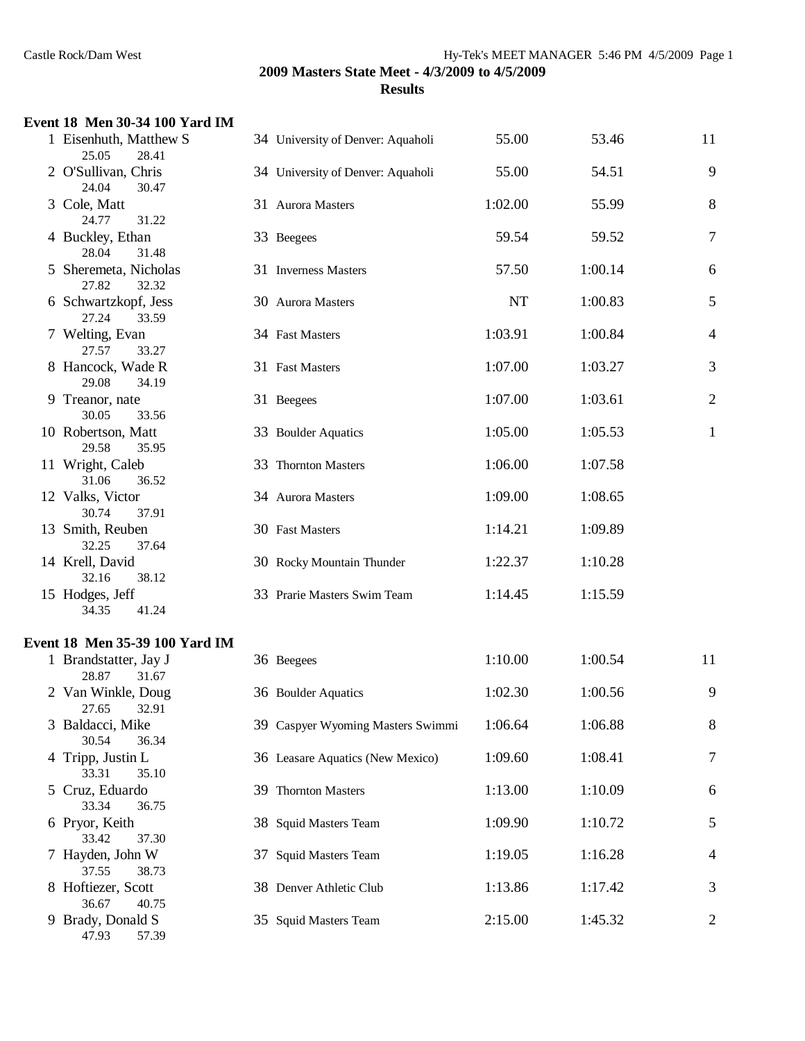**2009 Masters State Meet - 4/3/2009 to 4/5/2009**

**Results**

### Event 18 Men 30-34 100 Yard IM

| Place | Name | Age | Team | Seed Time | Finals Time | Points |
|---|---|---|---|---|---|---|
| 1 | Eisenhuth, Matthew S | 34 | University of Denver: Aquaholi | 55.00 | 53.46 | 11 |
| | 25.05 28.41 | | | | | |
| 2 | O'Sullivan, Chris | 34 | University of Denver: Aquaholi | 55.00 | 54.51 | 9 |
| | 24.04 30.47 | | | | | |
| 3 | Cole, Matt | 31 | Aurora Masters | 1:02.00 | 55.99 | 8 |
| | 24.77 31.22 | | | | | |
| 4 | Buckley, Ethan | 33 | Beegees | 59.54 | 59.52 | 7 |
| | 28.04 31.48 | | | | | |
| 5 | Sheremeta, Nicholas | 31 | Inverness Masters | 57.50 | 1:00.14 | 6 |
| | 27.82 32.32 | | | | | |
| 6 | Schwartzkopf, Jess | 30 | Aurora Masters | NT | 1:00.83 | 5 |
| | 27.24 33.59 | | | | | |
| 7 | Welting, Evan | 34 | Fast Masters | 1:03.91 | 1:00.84 | 4 |
| | 27.57 33.27 | | | | | |
| 8 | Hancock, Wade R | 31 | Fast Masters | 1:07.00 | 1:03.27 | 3 |
| | 29.08 34.19 | | | | | |
| 9 | Treanor, nate | 31 | Beegees | 1:07.00 | 1:03.61 | 2 |
| | 30.05 33.56 | | | | | |
| 10 | Robertson, Matt | 33 | Boulder Aquatics | 1:05.00 | 1:05.53 | 1 |
| | 29.58 35.95 | | | | | |
| 11 | Wright, Caleb | 33 | Thornton Masters | 1:06.00 | 1:07.58 | |
| | 31.06 36.52 | | | | | |
| 12 | Valks, Victor | 34 | Aurora Masters | 1:09.00 | 1:08.65 | |
| | 30.74 37.91 | | | | | |
| 13 | Smith, Reuben | 30 | Fast Masters | 1:14.21 | 1:09.89 | |
| | 32.25 37.64 | | | | | |
| 14 | Krell, David | 30 | Rocky Mountain Thunder | 1:22.37 | 1:10.28 | |
| | 32.16 38.12 | | | | | |
| 15 | Hodges, Jeff | 33 | Prarie Masters Swim Team | 1:14.45 | 1:15.59 | |
| | 34.35 41.24 | | | | | |

### Event 18 Men 35-39 100 Yard IM

| Place | Name | Age | Team | Seed Time | Finals Time | Points |
|---|---|---|---|---|---|---|
| 1 | Brandstatter, Jay J | 36 | Beegees | 1:10.00 | 1:00.54 | 11 |
| | 28.87 31.67 | | | | | |
| 2 | Van Winkle, Doug | 36 | Boulder Aquatics | 1:02.30 | 1:00.56 | 9 |
| | 27.65 32.91 | | | | | |
| 3 | Baldacci, Mike | 39 | Caspyer Wyoming Masters Swimmi | 1:06.64 | 1:06.88 | 8 |
| | 30.54 36.34 | | | | | |
| 4 | Tripp, Justin L | 36 | Leasare Aquatics (New Mexico) | 1:09.60 | 1:08.41 | 7 |
| | 33.31 35.10 | | | | | |
| 5 | Cruz, Eduardo | 39 | Thornton Masters | 1:13.00 | 1:10.09 | 6 |
| | 33.34 36.75 | | | | | |
| 6 | Pryor, Keith | 38 | Squid Masters Team | 1:09.90 | 1:10.72 | 5 |
| | 33.42 37.30 | | | | | |
| 7 | Hayden, John W | 37 | Squid Masters Team | 1:19.05 | 1:16.28 | 4 |
| | 37.55 38.73 | | | | | |
| 8 | Hoftiezer, Scott | 38 | Denver Athletic Club | 1:13.86 | 1:17.42 | 3 |
| | 36.67 40.75 | | | | | |
| 9 | Brady, Donald S | 35 | Squid Masters Team | 2:15.00 | 1:45.32 | 2 |
| | 47.93 57.39 | | | | | |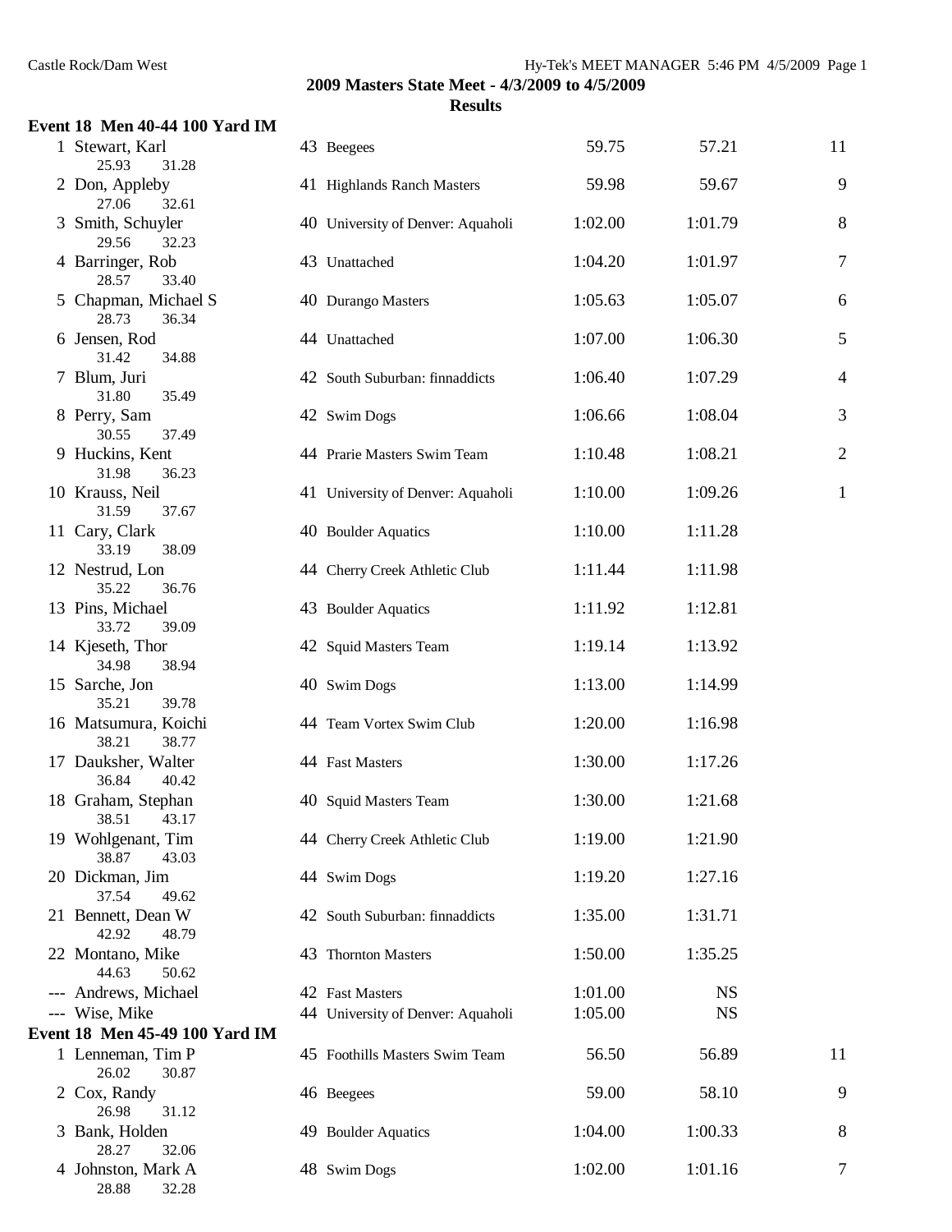## 2009 Masters State Meet - 4/3/2009 to 4/5/2009

### Results

**Event 18 Men 40-44 100 Yard IM**

| Place | Name | Age | Team | Seed Time | Finals Time | Points |
|---|---|---|---|---|---|---|
| 1 | Stewart, Karl | 43 | Beegees | 59.75 | 57.21 | 11 |
| | 25.93 31.28 | | | | | |
| 2 | Don, Appleby | 41 | Highlands Ranch Masters | 59.98 | 59.67 | 9 |
| | 27.06 32.61 | | | | | |
| 3 | Smith, Schuyler | 40 | University of Denver: Aquaholi | 1:02.00 | 1:01.79 | 8 |
| | 29.56 32.23 | | | | | |
| 4 | Barringer, Rob | 43 | Unattached | 1:04.20 | 1:01.97 | 7 |
| | 28.57 33.40 | | | | | |
| 5 | Chapman, Michael S | 40 | Durango Masters | 1:05.63 | 1:05.07 | 6 |
| | 28.73 36.34 | | | | | |
| 6 | Jensen, Rod | 44 | Unattached | 1:07.00 | 1:06.30 | 5 |
| | 31.42 34.88 | | | | | |
| 7 | Blum, Juri | 42 | South Suburban: finnaddicts | 1:06.40 | 1:07.29 | 4 |
| | 31.80 35.49 | | | | | |
| 8 | Perry, Sam | 42 | Swim Dogs | 1:06.66 | 1:08.04 | 3 |
| | 30.55 37.49 | | | | | |
| 9 | Huckins, Kent | 44 | Prarie Masters Swim Team | 1:10.48 | 1:08.21 | 2 |
| | 31.98 36.23 | | | | | |
| 10 | Krauss, Neil | 41 | University of Denver: Aquaholi | 1:10.00 | 1:09.26 | 1 |
| | 31.59 37.67 | | | | | |
| 11 | Cary, Clark | 40 | Boulder Aquatics | 1:10.00 | 1:11.28 | |
| | 33.19 38.09 | | | | | |
| 12 | Nestrud, Lon | 44 | Cherry Creek Athletic Club | 1:11.44 | 1:11.98 | |
| | 35.22 36.76 | | | | | |
| 13 | Pins, Michael | 43 | Boulder Aquatics | 1:11.92 | 1:12.81 | |
| | 33.72 39.09 | | | | | |
| 14 | Kjeseth, Thor | 42 | Squid Masters Team | 1:19.14 | 1:13.92 | |
| | 34.98 38.94 | | | | | |
| 15 | Sarche, Jon | 40 | Swim Dogs | 1:13.00 | 1:14.99 | |
| | 35.21 39.78 | | | | | |
| 16 | Matsumura, Koichi | 44 | Team Vortex Swim Club | 1:20.00 | 1:16.98 | |
| | 38.21 38.77 | | | | | |
| 17 | Dauksher, Walter | 44 | Fast Masters | 1:30.00 | 1:17.26 | |
| | 36.84 40.42 | | | | | |
| 18 | Graham, Stephan | 40 | Squid Masters Team | 1:30.00 | 1:21.68 | |
| | 38.51 43.17 | | | | | |
| 19 | Wohlgenant, Tim | 44 | Cherry Creek Athletic Club | 1:19.00 | 1:21.90 | |
| | 38.87 43.03 | | | | | |
| 20 | Dickman, Jim | 44 | Swim Dogs | 1:19.20 | 1:27.16 | |
| | 37.54 49.62 | | | | | |
| 21 | Bennett, Dean W | 42 | South Suburban: finnaddicts | 1:35.00 | 1:31.71 | |
| | 42.92 48.79 | | | | | |
| 22 | Montano, Mike | 43 | Thornton Masters | 1:50.00 | 1:35.25 | |
| | 44.63 50.62 | | | | | |
| --- | Andrews, Michael | 42 | Fast Masters | 1:01.00 | NS | |
| --- | Wise, Mike | 44 | University of Denver: Aquaholi | 1:05.00 | NS | |

**Event 18 Men 45-49 100 Yard IM**

| Place | Name | Age | Team | Seed Time | Finals Time | Points |
|---|---|---|---|---|---|---|
| 1 | Lenneman, Tim P | 45 | Foothills Masters Swim Team | 56.50 | 56.89 | 11 |
| | 26.02 30.87 | | | | | |
| 2 | Cox, Randy | 46 | Beegees | 59.00 | 58.10 | 9 |
| | 26.98 31.12 | | | | | |
| 3 | Bank, Holden | 49 | Boulder Aquatics | 1:04.00 | 1:00.33 | 8 |
| | 28.27 32.06 | | | | | |
| 4 | Johnston, Mark A | 48 | Swim Dogs | 1:02.00 | 1:01.16 | 7 |
| | 28.88 32.28 | | | | | |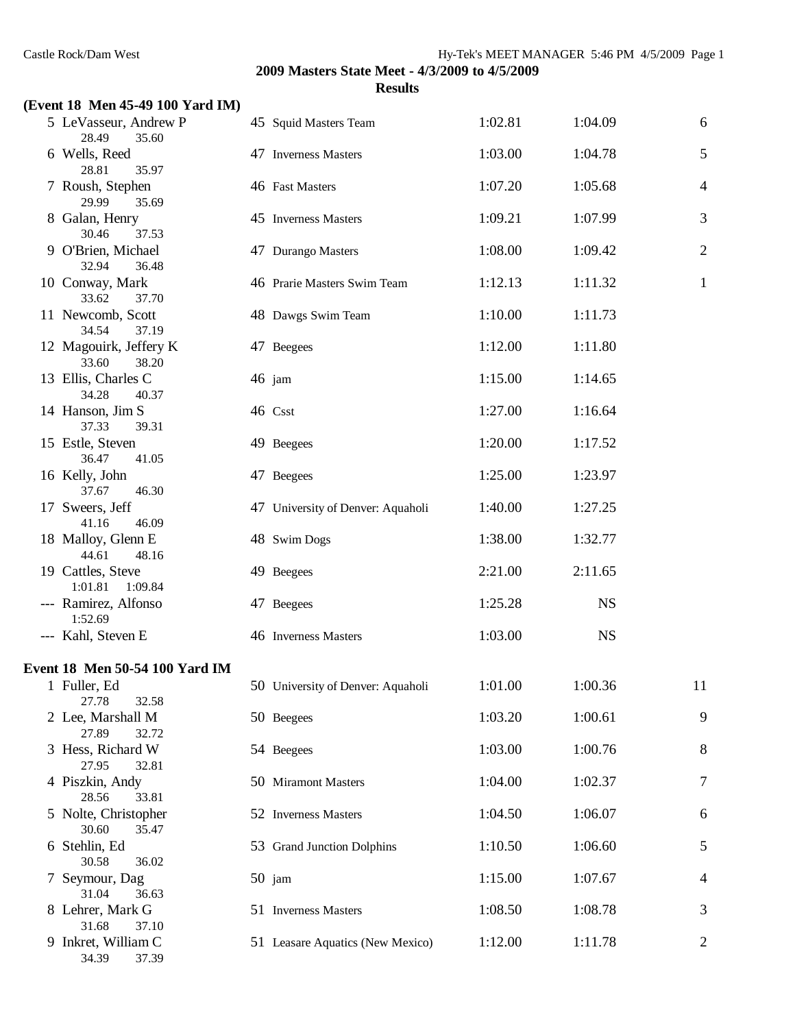**2009 Masters State Meet - 4/3/2009 to 4/5/2009**

**Results**

### (Event 18 Men 45-49 100 Yard IM)

| Place | Name | Age | Team | Seed Time | Finals Time | Points |
|---|---|---|---|---|---|---|
| 5 | LeVasseur, Andrew P | 45 | Squid Masters Team | 1:02.81 | 1:04.09 | 6 |
| | 28.49 35.60 | | | | | |
| 6 | Wells, Reed | 47 | Inverness Masters | 1:03.00 | 1:04.78 | 5 |
| | 28.81 35.97 | | | | | |
| 7 | Roush, Stephen | 46 | Fast Masters | 1:07.20 | 1:05.68 | 4 |
| | 29.99 35.69 | | | | | |
| 8 | Galan, Henry | 45 | Inverness Masters | 1:09.21 | 1:07.99 | 3 |
| | 30.46 37.53 | | | | | |
| 9 | O'Brien, Michael | 47 | Durango Masters | 1:08.00 | 1:09.42 | 2 |
| | 32.94 36.48 | | | | | |
| 10 | Conway, Mark | 46 | Prarie Masters Swim Team | 1:12.13 | 1:11.32 | 1 |
| | 33.62 37.70 | | | | | |
| 11 | Newcomb, Scott | 48 | Dawgs Swim Team | 1:10.00 | 1:11.73 | |
| | 34.54 37.19 | | | | | |
| 12 | Magouirk, Jeffery K | 47 | Beegees | 1:12.00 | 1:11.80 | |
| | 33.60 38.20 | | | | | |
| 13 | Ellis, Charles C | 46 | jam | 1:15.00 | 1:14.65 | |
| | 34.28 40.37 | | | | | |
| 14 | Hanson, Jim S | 46 | Csst | 1:27.00 | 1:16.64 | |
| | 37.33 39.31 | | | | | |
| 15 | Estle, Steven | 49 | Beegees | 1:20.00 | 1:17.52 | |
| | 36.47 41.05 | | | | | |
| 16 | Kelly, John | 47 | Beegees | 1:25.00 | 1:23.97 | |
| | 37.67 46.30 | | | | | |
| 17 | Sweers, Jeff | 47 | University of Denver: Aquaholi | 1:40.00 | 1:27.25 | |
| | 41.16 46.09 | | | | | |
| 18 | Malloy, Glenn E | 48 | Swim Dogs | 1:38.00 | 1:32.77 | |
| | 44.61 48.16 | | | | | |
| 19 | Cattles, Steve | 49 | Beegees | 2:21.00 | 2:11.65 | |
| | 1:01.81 1:09.84 | | | | | |
| --- | Ramirez, Alfonso | 47 | Beegees | 1:25.28 | NS | |
| | 1:52.69 | | | | | |
| --- | Kahl, Steven E | 46 | Inverness Masters | 1:03.00 | NS | |

### Event 18 Men 50-54 100 Yard IM

| Place | Name | Age | Team | Seed Time | Finals Time | Points |
|---|---|---|---|---|---|---|
| 1 | Fuller, Ed | 50 | University of Denver: Aquaholi | 1:01.00 | 1:00.36 | 11 |
| | 27.78 32.58 | | | | | |
| 2 | Lee, Marshall M | 50 | Beegees | 1:03.20 | 1:00.61 | 9 |
| | 27.89 32.72 | | | | | |
| 3 | Hess, Richard W | 54 | Beegees | 1:03.00 | 1:00.76 | 8 |
| | 27.95 32.81 | | | | | |
| 4 | Piszkin, Andy | 50 | Miramont Masters | 1:04.00 | 1:02.37 | 7 |
| | 28.56 33.81 | | | | | |
| 5 | Nolte, Christopher | 52 | Inverness Masters | 1:04.50 | 1:06.07 | 6 |
| | 30.60 35.47 | | | | | |
| 6 | Stehlin, Ed | 53 | Grand Junction Dolphins | 1:10.50 | 1:06.60 | 5 |
| | 30.58 36.02 | | | | | |
| 7 | Seymour, Dag | 50 | jam | 1:15.00 | 1:07.67 | 4 |
| | 31.04 36.63 | | | | | |
| 8 | Lehrer, Mark G | 51 | Inverness Masters | 1:08.50 | 1:08.78 | 3 |
| | 31.68 37.10 | | | | | |
| 9 | Inkret, William C | 51 | Leasare Aquatics (New Mexico) | 1:12.00 | 1:11.78 | 2 |
| | 34.39 37.39 | | | | | |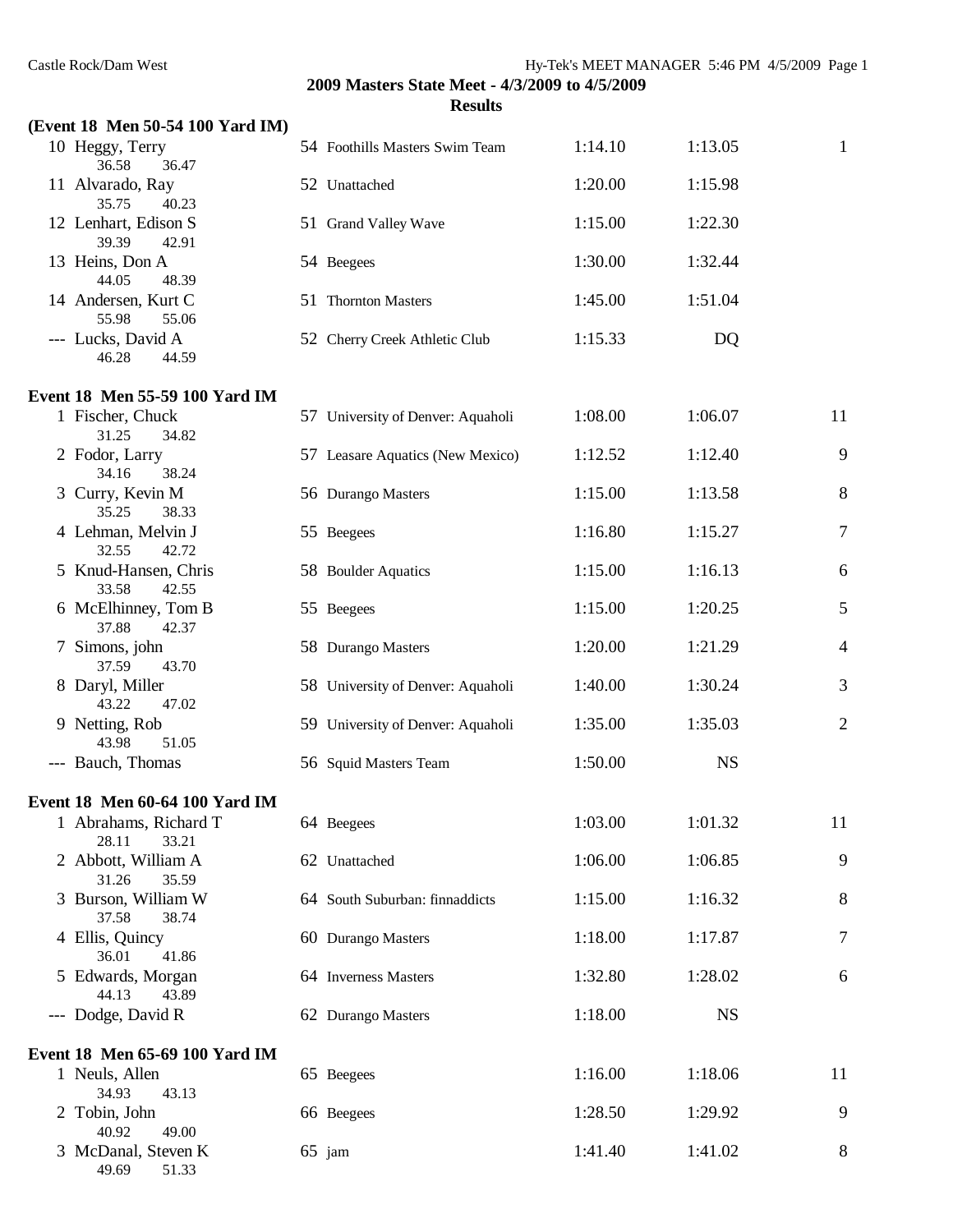## 2009 Masters State Meet - 4/3/2009 to 4/5/2009

### Results

**(Event 18 Men 50-54 100 Yard IM)**

| Place | Name | Age | Team | Seed Time | Finals Time | Points |
|---|---|---|---|---|---|---|
| 10 | Heggy, Terry | 54 | Foothills Masters Swim Team | 1:14.10 | 1:13.05 | 1 |
| | 36.58 36.47 | | | | | |
| 11 | Alvarado, Ray | 52 | Unattached | 1:20.00 | 1:15.98 | |
| | 35.75 40.23 | | | | | |
| 12 | Lenhart, Edison S | 51 | Grand Valley Wave | 1:15.00 | 1:22.30 | |
| | 39.39 42.91 | | | | | |
| 13 | Heins, Don A | 54 | Beegees | 1:30.00 | 1:32.44 | |
| | 44.05 48.39 | | | | | |
| 14 | Andersen, Kurt C | 51 | Thornton Masters | 1:45.00 | 1:51.04 | |
| | 55.98 55.06 | | | | | |
| --- | Lucks, David A | 52 | Cherry Creek Athletic Club | 1:15.33 | DQ | |
| | 46.28 44.59 | | | | | |

**Event 18 Men 55-59 100 Yard IM**

| Place | Name | Age | Team | Seed Time | Finals Time | Points |
|---|---|---|---|---|---|---|
| 1 | Fischer, Chuck | 57 | University of Denver: Aquaholi | 1:08.00 | 1:06.07 | 11 |
| | 31.25 34.82 | | | | | |
| 2 | Fodor, Larry | 57 | Leasare Aquatics (New Mexico) | 1:12.52 | 1:12.40 | 9 |
| | 34.16 38.24 | | | | | |
| 3 | Curry, Kevin M | 56 | Durango Masters | 1:15.00 | 1:13.58 | 8 |
| | 35.25 38.33 | | | | | |
| 4 | Lehman, Melvin J | 55 | Beegees | 1:16.80 | 1:15.27 | 7 |
| | 32.55 42.72 | | | | | |
| 5 | Knud-Hansen, Chris | 58 | Boulder Aquatics | 1:15.00 | 1:16.13 | 6 |
| | 33.58 42.55 | | | | | |
| 6 | McElhinney, Tom B | 55 | Beegees | 1:15.00 | 1:20.25 | 5 |
| | 37.88 42.37 | | | | | |
| 7 | Simons, john | 58 | Durango Masters | 1:20.00 | 1:21.29 | 4 |
| | 37.59 43.70 | | | | | |
| 8 | Daryl, Miller | 58 | University of Denver: Aquaholi | 1:40.00 | 1:30.24 | 3 |
| | 43.22 47.02 | | | | | |
| 9 | Netting, Rob | 59 | University of Denver: Aquaholi | 1:35.00 | 1:35.03 | 2 |
| | 43.98 51.05 | | | | | |
| --- | Bauch, Thomas | 56 | Squid Masters Team | 1:50.00 | NS | |

**Event 18 Men 60-64 100 Yard IM**

| Place | Name | Age | Team | Seed Time | Finals Time | Points |
|---|---|---|---|---|---|---|
| 1 | Abrahams, Richard T | 64 | Beegees | 1:03.00 | 1:01.32 | 11 |
| | 28.11 33.21 | | | | | |
| 2 | Abbott, William A | 62 | Unattached | 1:06.00 | 1:06.85 | 9 |
| | 31.26 35.59 | | | | | |
| 3 | Burson, William W | 64 | South Suburban: finnaddicts | 1:15.00 | 1:16.32 | 8 |
| | 37.58 38.74 | | | | | |
| 4 | Ellis, Quincy | 60 | Durango Masters | 1:18.00 | 1:17.87 | 7 |
| | 36.01 41.86 | | | | | |
| 5 | Edwards, Morgan | 64 | Inverness Masters | 1:32.80 | 1:28.02 | 6 |
| | 44.13 43.89 | | | | | |
| --- | Dodge, David R | 62 | Durango Masters | 1:18.00 | NS | |

**Event 18 Men 65-69 100 Yard IM**

| Place | Name | Age | Team | Seed Time | Finals Time | Points |
|---|---|---|---|---|---|---|
| 1 | Neuls, Allen | 65 | Beegees | 1:16.00 | 1:18.06 | 11 |
| | 34.93 43.13 | | | | | |
| 2 | Tobin, John | 66 | Beegees | 1:28.50 | 1:29.92 | 9 |
| | 40.92 49.00 | | | | | |
| 3 | McDanal, Steven K | 65 | jam | 1:41.40 | 1:41.02 | 8 |
| | 49.69 51.33 | | | | | |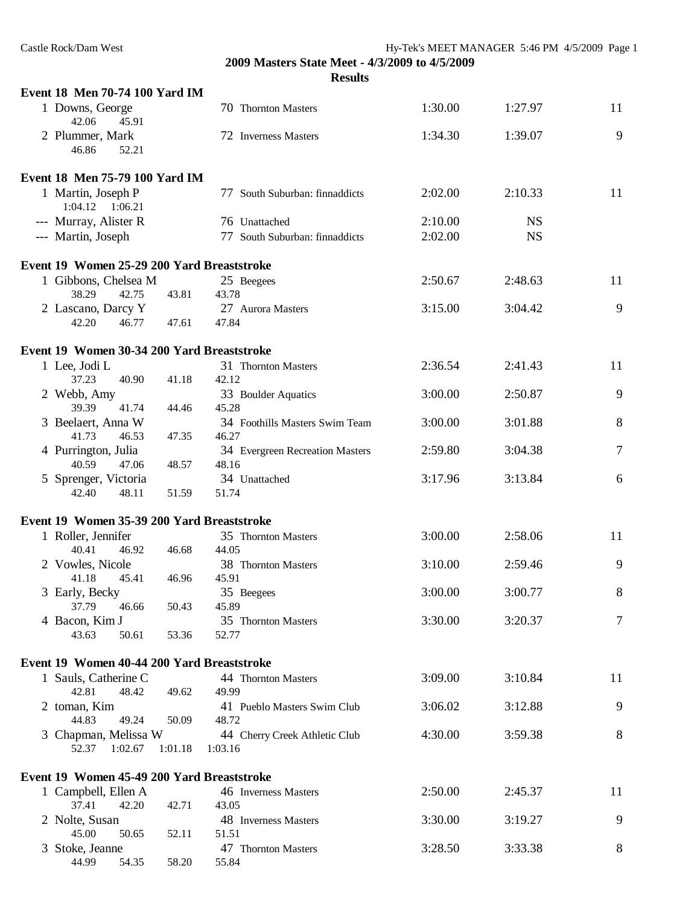**2009 Masters State Meet - 4/3/2009 to 4/5/2009**

**Results**

### Event 18 Men 70-74 100 Yard IM

| Place | Name | Age | Team | Seed Time | Finals Time | Points |
|---|---|---|---|---|---|---|
| 1 | Downs, George | 70 | Thornton Masters | 1:30.00 | 1:27.97 | 11 |
| | 42.06 45.91 | | | | | |
| 2 | Plummer, Mark | 72 | Inverness Masters | 1:34.30 | 1:39.07 | 9 |
| | 46.86 52.21 | | | | | |

### Event 18 Men 75-79 100 Yard IM

| Place | Name | Age | Team | Seed Time | Finals Time | Points |
|---|---|---|---|---|---|---|
| 1 | Martin, Joseph P | 77 | South Suburban: finnaddicts | 2:02.00 | 2:10.33 | 11 |
| | 1:04.12 1:06.21 | | | | | |
| --- | Murray, Alister R | 76 | Unattached | 2:10.00 | NS | |
| --- | Martin, Joseph | 77 | South Suburban: finnaddicts | 2:02.00 | NS | |

### Event 19 Women 25-29 200 Yard Breaststroke

| Place | Name | Age | Team | Seed Time | Finals Time | Points |
|---|---|---|---|---|---|---|
| 1 | Gibbons, Chelsea M | 25 | Beegees | 2:50.67 | 2:48.63 | 11 |
| | 38.29 42.75 43.81 43.78 | | | | | |
| 2 | Lascano, Darcy Y | 27 | Aurora Masters | 3:15.00 | 3:04.42 | 9 |
| | 42.20 46.77 47.61 47.84 | | | | | |

### Event 19 Women 30-34 200 Yard Breaststroke

| Place | Name | Age | Team | Seed Time | Finals Time | Points |
|---|---|---|---|---|---|---|
| 1 | Lee, Jodi L | 31 | Thornton Masters | 2:36.54 | 2:41.43 | 11 |
| | 37.23 40.90 41.18 42.12 | | | | | |
| 2 | Webb, Amy | 33 | Boulder Aquatics | 3:00.00 | 2:50.87 | 9 |
| | 39.39 41.74 44.46 45.28 | | | | | |
| 3 | Beelaert, Anna W | 34 | Foothills Masters Swim Team | 3:00.00 | 3:01.88 | 8 |
| | 41.73 46.53 47.35 46.27 | | | | | |
| 4 | Purrington, Julia | 34 | Evergreen Recreation Masters | 2:59.80 | 3:04.38 | 7 |
| | 40.59 47.06 48.57 48.16 | | | | | |
| 5 | Sprenger, Victoria | 34 | Unattached | 3:17.96 | 3:13.84 | 6 |
| | 42.40 48.11 51.59 51.74 | | | | | |

### Event 19 Women 35-39 200 Yard Breaststroke

| Place | Name | Age | Team | Seed Time | Finals Time | Points |
|---|---|---|---|---|---|---|
| 1 | Roller, Jennifer | 35 | Thornton Masters | 3:00.00 | 2:58.06 | 11 |
| | 40.41 46.92 46.68 44.05 | | | | | |
| 2 | Vowles, Nicole | 38 | Thornton Masters | 3:10.00 | 2:59.46 | 9 |
| | 41.18 45.41 46.96 45.91 | | | | | |
| 3 | Early, Becky | 35 | Beegees | 3:00.00 | 3:00.77 | 8 |
| | 37.79 46.66 50.43 45.89 | | | | | |
| 4 | Bacon, Kim J | 35 | Thornton Masters | 3:30.00 | 3:20.37 | 7 |
| | 43.63 50.61 53.36 52.77 | | | | | |

### Event 19 Women 40-44 200 Yard Breaststroke

| Place | Name | Age | Team | Seed Time | Finals Time | Points |
|---|---|---|---|---|---|---|
| 1 | Sauls, Catherine C | 44 | Thornton Masters | 3:09.00 | 3:10.84 | 11 |
| | 42.81 48.42 49.62 49.99 | | | | | |
| 2 | toman, Kim | 41 | Pueblo Masters Swim Club | 3:06.02 | 3:12.88 | 9 |
| | 44.83 49.24 50.09 48.72 | | | | | |
| 3 | Chapman, Melissa W | 44 | Cherry Creek Athletic Club | 4:30.00 | 3:59.38 | 8 |
| | 52.37 1:02.67 1:01.18 1:03.16 | | | | | |

### Event 19 Women 45-49 200 Yard Breaststroke

| Place | Name | Age | Team | Seed Time | Finals Time | Points |
|---|---|---|---|---|---|---|
| 1 | Campbell, Ellen A | 46 | Inverness Masters | 2:50.00 | 2:45.37 | 11 |
| | 37.41 42.20 42.71 43.05 | | | | | |
| 2 | Nolte, Susan | 48 | Inverness Masters | 3:30.00 | 3:19.27 | 9 |
| | 45.00 50.65 52.11 51.51 | | | | | |
| 3 | Stoke, Jeanne | 47 | Thornton Masters | 3:28.50 | 3:33.38 | 8 |
| | 44.99 54.35 58.20 55.84 | | | | | |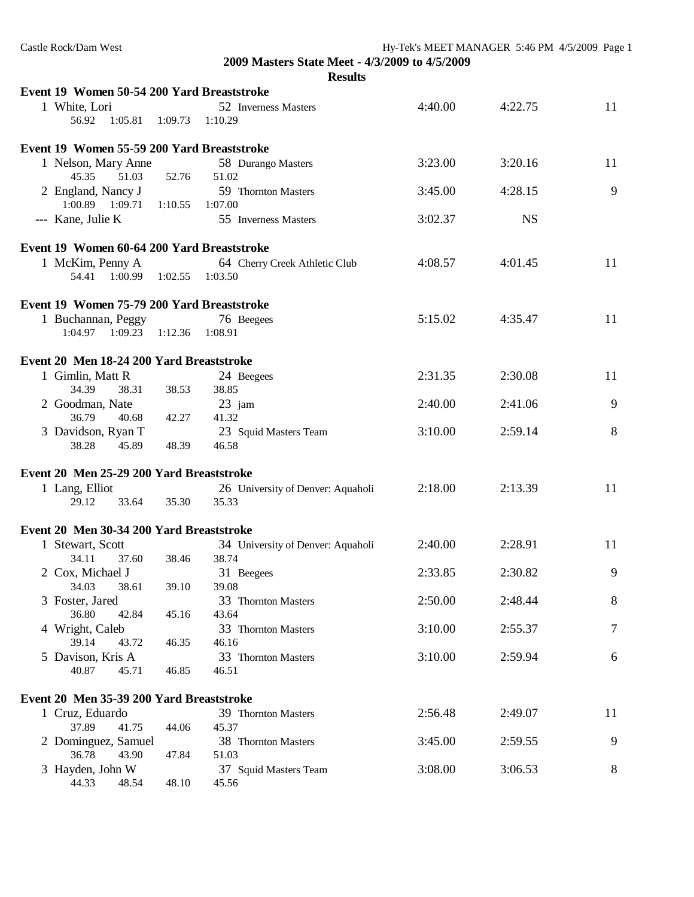**2009 Masters State Meet - 4/3/2009 to 4/5/2009**

**Results**

### Event 19 Women 50-54 200 Yard Breaststroke

| Place | Name | Age | Team | Seed | Finals | Points |
|---|---|---|---|---|---|---|
| 1 | White, Lori | 52 | Inverness Masters | 4:40.00 | 4:22.75 | 11 |
| | 56.92 1:05.81 1:09.73 1:10.29 | | | | | |

### Event 19 Women 55-59 200 Yard Breaststroke

| Place | Name | Age | Team | Seed | Finals | Points |
|---|---|---|---|---|---|---|
| 1 | Nelson, Mary Anne | 58 | Durango Masters | 3:23.00 | 3:20.16 | 11 |
| | 45.35 51.03 52.76 51.02 | | | | | |
| 2 | England, Nancy J | 59 | Thornton Masters | 3:45.00 | 4:28.15 | 9 |
| | 1:00.89 1:09.71 1:10.55 1:07.00 | | | | | |
| --- | Kane, Julie K | 55 | Inverness Masters | 3:02.37 | NS | |

### Event 19 Women 60-64 200 Yard Breaststroke

| Place | Name | Age | Team | Seed | Finals | Points |
|---|---|---|---|---|---|---|
| 1 | McKim, Penny A | 64 | Cherry Creek Athletic Club | 4:08.57 | 4:01.45 | 11 |
| | 54.41 1:00.99 1:02.55 1:03.50 | | | | | |

### Event 19 Women 75-79 200 Yard Breaststroke

| Place | Name | Age | Team | Seed | Finals | Points |
|---|---|---|---|---|---|---|
| 1 | Buchannan, Peggy | 76 | Beegees | 5:15.02 | 4:35.47 | 11 |
| | 1:04.97 1:09.23 1:12.36 1:08.91 | | | | | |

### Event 20 Men 18-24 200 Yard Breaststroke

| Place | Name | Age | Team | Seed | Finals | Points |
|---|---|---|---|---|---|---|
| 1 | Gimlin, Matt R | 24 | Beegees | 2:31.35 | 2:30.08 | 11 |
| | 34.39 38.31 38.53 38.85 | | | | | |
| 2 | Goodman, Nate | 23 | jam | 2:40.00 | 2:41.06 | 9 |
| | 36.79 40.68 42.27 41.32 | | | | | |
| 3 | Davidson, Ryan T | 23 | Squid Masters Team | 3:10.00 | 2:59.14 | 8 |
| | 38.28 45.89 48.39 46.58 | | | | | |

### Event 20 Men 25-29 200 Yard Breaststroke

| Place | Name | Age | Team | Seed | Finals | Points |
|---|---|---|---|---|---|---|
| 1 | Lang, Elliot | 26 | University of Denver: Aquaholi | 2:18.00 | 2:13.39 | 11 |
| | 29.12 33.64 35.30 35.33 | | | | | |

### Event 20 Men 30-34 200 Yard Breaststroke

| Place | Name | Age | Team | Seed | Finals | Points |
|---|---|---|---|---|---|---|
| 1 | Stewart, Scott | 34 | University of Denver: Aquaholi | 2:40.00 | 2:28.91 | 11 |
| | 34.11 37.60 38.46 38.74 | | | | | |
| 2 | Cox, Michael J | 31 | Beegees | 2:33.85 | 2:30.82 | 9 |
| | 34.03 38.61 39.10 39.08 | | | | | |
| 3 | Foster, Jared | 33 | Thornton Masters | 2:50.00 | 2:48.44 | 8 |
| | 36.80 42.84 45.16 43.64 | | | | | |
| 4 | Wright, Caleb | 33 | Thornton Masters | 3:10.00 | 2:55.37 | 7 |
| | 39.14 43.72 46.35 46.16 | | | | | |
| 5 | Davison, Kris A | 33 | Thornton Masters | 3:10.00 | 2:59.94 | 6 |
| | 40.87 45.71 46.85 46.51 | | | | | |

### Event 20 Men 35-39 200 Yard Breaststroke

| Place | Name | Age | Team | Seed | Finals | Points |
|---|---|---|---|---|---|---|
| 1 | Cruz, Eduardo | 39 | Thornton Masters | 2:56.48 | 2:49.07 | 11 |
| | 37.89 41.75 44.06 45.37 | | | | | |
| 2 | Dominguez, Samuel | 38 | Thornton Masters | 3:45.00 | 2:59.55 | 9 |
| | 36.78 43.90 47.84 51.03 | | | | | |
| 3 | Hayden, John W | 37 | Squid Masters Team | 3:08.00 | 3:06.53 | 8 |
| | 44.33 48.54 48.10 45.56 | | | | | |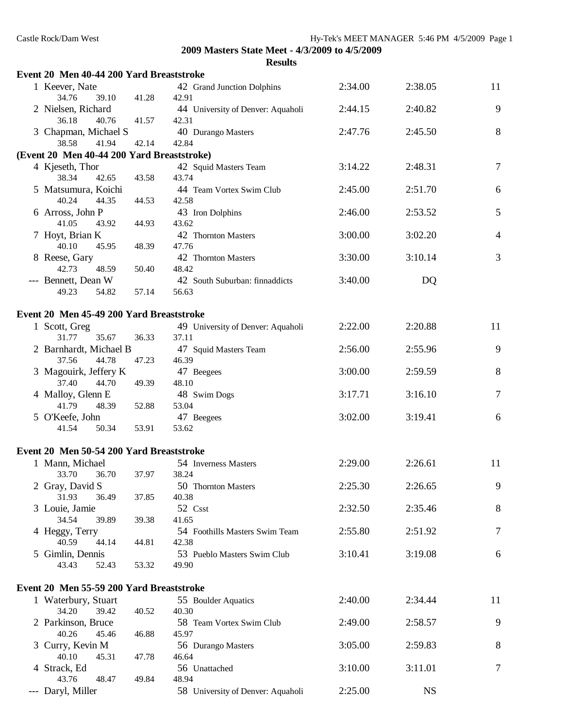**2009 Masters State Meet - 4/3/2009 to 4/5/2009**

**Results**

### Event 20 Men 40-44 200 Yard Breaststroke

| Place | Name | Age | Team | Seed Time | Finals Time | Points |
|---|---|---|---|---|---|---|
| 1 | Keever, Nate | 42 | Grand Junction Dolphins | 2:34.00 | 2:38.05 | 11 |
| | 34.76 39.10 41.28 42.91 | | | | | |
| 2 | Nielsen, Richard | 44 | University of Denver: Aquaholi | 2:44.15 | 2:40.82 | 9 |
| | 36.18 40.76 41.57 42.31 | | | | | |
| 3 | Chapman, Michael S | 40 | Durango Masters | 2:47.76 | 2:45.50 | 8 |
| | 38.58 41.94 42.14 42.84 | | | | | |

**(Event 20 Men 40-44 200 Yard Breaststroke)**

| Place | Name | Age | Team | Seed Time | Finals Time | Points |
|---|---|---|---|---|---|---|
| 4 | Kjeseth, Thor | 42 | Squid Masters Team | 3:14.22 | 2:48.31 | 7 |
| | 38.34 42.65 43.58 43.74 | | | | | |
| 5 | Matsumura, Koichi | 44 | Team Vortex Swim Club | 2:45.00 | 2:51.70 | 6 |
| | 40.24 44.35 44.53 42.58 | | | | | |
| 6 | Arross, John P | 43 | Iron Dolphins | 2:46.00 | 2:53.52 | 5 |
| | 41.05 43.92 44.93 43.62 | | | | | |
| 7 | Hoyt, Brian K | 42 | Thornton Masters | 3:00.00 | 3:02.20 | 4 |
| | 40.10 45.95 48.39 47.76 | | | | | |
| 8 | Reese, Gary | 42 | Thornton Masters | 3:30.00 | 3:10.14 | 3 |
| | 42.73 48.59 50.40 48.42 | | | | | |
| --- | Bennett, Dean W | 42 | South Suburban: finnaddicts | 3:40.00 | DQ | |
| | 49.23 54.82 57.14 56.63 | | | | | |

### Event 20 Men 45-49 200 Yard Breaststroke

| Place | Name | Age | Team | Seed Time | Finals Time | Points |
|---|---|---|---|---|---|---|
| 1 | Scott, Greg | 49 | University of Denver: Aquaholi | 2:22.00 | 2:20.88 | 11 |
| | 31.77 35.67 36.33 37.11 | | | | | |
| 2 | Barnhardt, Michael B | 47 | Squid Masters Team | 2:56.00 | 2:55.96 | 9 |
| | 37.56 44.78 47.23 46.39 | | | | | |
| 3 | Magouirk, Jeffery K | 47 | Beegees | 3:00.00 | 2:59.59 | 8 |
| | 37.40 44.70 49.39 48.10 | | | | | |
| 4 | Malloy, Glenn E | 48 | Swim Dogs | 3:17.71 | 3:16.10 | 7 |
| | 41.79 48.39 52.88 53.04 | | | | | |
| 5 | O'Keefe, John | 47 | Beegees | 3:02.00 | 3:19.41 | 6 |
| | 41.54 50.34 53.91 53.62 | | | | | |

### Event 20 Men 50-54 200 Yard Breaststroke

| Place | Name | Age | Team | Seed Time | Finals Time | Points |
|---|---|---|---|---|---|---|
| 1 | Mann, Michael | 54 | Inverness Masters | 2:29.00 | 2:26.61 | 11 |
| | 33.70 36.70 37.97 38.24 | | | | | |
| 2 | Gray, David S | 50 | Thornton Masters | 2:25.30 | 2:26.65 | 9 |
| | 31.93 36.49 37.85 40.38 | | | | | |
| 3 | Louie, Jamie | 52 | Csst | 2:32.50 | 2:35.46 | 8 |
| | 34.54 39.89 39.38 41.65 | | | | | |
| 4 | Heggy, Terry | 54 | Foothills Masters Swim Team | 2:55.80 | 2:51.92 | 7 |
| | 40.59 44.14 44.81 42.38 | | | | | |
| 5 | Gimlin, Dennis | 53 | Pueblo Masters Swim Club | 3:10.41 | 3:19.08 | 6 |
| | 43.43 52.43 53.32 49.90 | | | | | |

### Event 20 Men 55-59 200 Yard Breaststroke

| Place | Name | Age | Team | Seed Time | Finals Time | Points |
|---|---|---|---|---|---|---|
| 1 | Waterbury, Stuart | 55 | Boulder Aquatics | 2:40.00 | 2:34.44 | 11 |
| | 34.20 39.42 40.52 40.30 | | | | | |
| 2 | Parkinson, Bruce | 58 | Team Vortex Swim Club | 2:49.00 | 2:58.57 | 9 |
| | 40.26 45.46 46.88 45.97 | | | | | |
| 3 | Curry, Kevin M | 56 | Durango Masters | 3:05.00 | 2:59.83 | 8 |
| | 40.10 45.31 47.78 46.64 | | | | | |
| 4 | Strack, Ed | 56 | Unattached | 3:10.00 | 3:11.01 | 7 |
| | 43.76 48.47 49.84 48.94 | | | | | |
| --- | Daryl, Miller | 58 | University of Denver: Aquaholi | 2:25.00 | NS | |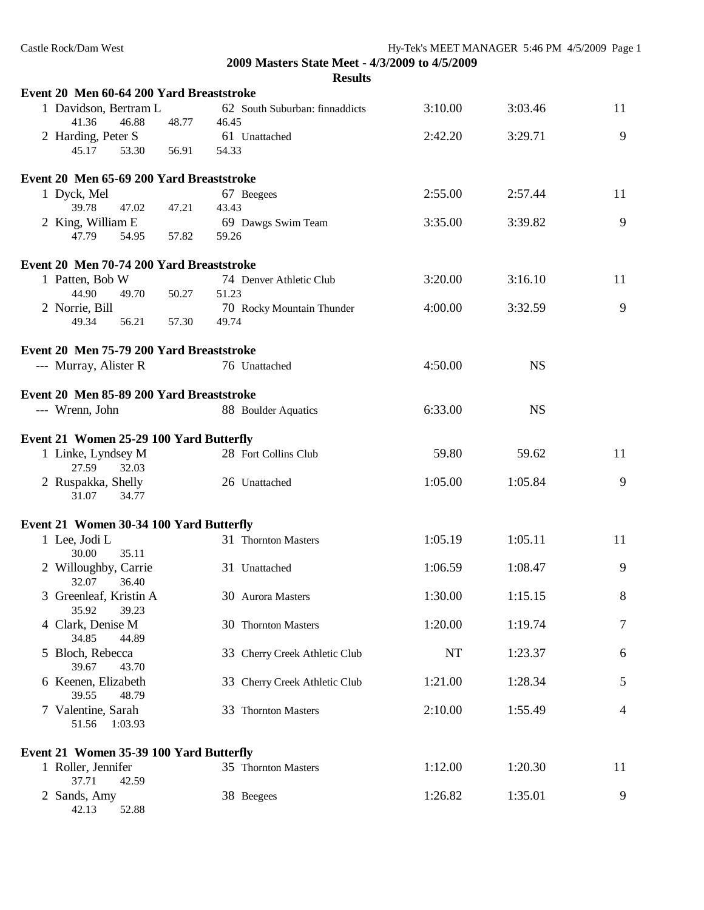**2009 Masters State Meet - 4/3/2009 to 4/5/2009**

**Results**

### Event 20 Men 60-64 200 Yard Breaststroke

| Place | Name | Age | Team | Seed | Finals | Points |
|---|---|---|---|---|---|---|
| 1 | Davidson, Bertram L | 62 | South Suburban: finnaddicts | 3:10.00 | 3:03.46 | 11 |
| | 41.36 46.88 48.77 46.45 | | | | | |
| 2 | Harding, Peter S | 61 | Unattached | 2:42.20 | 3:29.71 | 9 |
| | 45.17 53.30 56.91 54.33 | | | | | |

### Event 20 Men 65-69 200 Yard Breaststroke

| Place | Name | Age | Team | Seed | Finals | Points |
|---|---|---|---|---|---|---|
| 1 | Dyck, Mel | 67 | Beegees | 2:55.00 | 2:57.44 | 11 |
| | 39.78 47.02 47.21 43.43 | | | | | |
| 2 | King, William E | 69 | Dawgs Swim Team | 3:35.00 | 3:39.82 | 9 |
| | 47.79 54.95 57.82 59.26 | | | | | |

### Event 20 Men 70-74 200 Yard Breaststroke

| Place | Name | Age | Team | Seed | Finals | Points |
|---|---|---|---|---|---|---|
| 1 | Patten, Bob W | 74 | Denver Athletic Club | 3:20.00 | 3:16.10 | 11 |
| | 44.90 49.70 50.27 51.23 | | | | | |
| 2 | Norrie, Bill | 70 | Rocky Mountain Thunder | 4:00.00 | 3:32.59 | 9 |
| | 49.34 56.21 57.30 49.74 | | | | | |

### Event 20 Men 75-79 200 Yard Breaststroke

| Place | Name | Age | Team | Seed | Finals | Points |
|---|---|---|---|---|---|---|
| --- | Murray, Alister R | 76 | Unattached | 4:50.00 | NS | |

### Event 20 Men 85-89 200 Yard Breaststroke

| Place | Name | Age | Team | Seed | Finals | Points |
|---|---|---|---|---|---|---|
| --- | Wrenn, John | 88 | Boulder Aquatics | 6:33.00 | NS | |

### Event 21 Women 25-29 100 Yard Butterfly

| Place | Name | Age | Team | Seed | Finals | Points |
|---|---|---|---|---|---|---|
| 1 | Linke, Lyndsey M | 28 | Fort Collins Club | 59.80 | 59.62 | 11 |
| | 27.59 32.03 | | | | | |
| 2 | Ruspakka, Shelly | 26 | Unattached | 1:05.00 | 1:05.84 | 9 |
| | 31.07 34.77 | | | | | |

### Event 21 Women 30-34 100 Yard Butterfly

| Place | Name | Age | Team | Seed | Finals | Points |
|---|---|---|---|---|---|---|
| 1 | Lee, Jodi L | 31 | Thornton Masters | 1:05.19 | 1:05.11 | 11 |
| | 30.00 35.11 | | | | | |
| 2 | Willoughby, Carrie | 31 | Unattached | 1:06.59 | 1:08.47 | 9 |
| | 32.07 36.40 | | | | | |
| 3 | Greenleaf, Kristin A | 30 | Aurora Masters | 1:30.00 | 1:15.15 | 8 |
| | 35.92 39.23 | | | | | |
| 4 | Clark, Denise M | 30 | Thornton Masters | 1:20.00 | 1:19.74 | 7 |
| | 34.85 44.89 | | | | | |
| 5 | Bloch, Rebecca | 33 | Cherry Creek Athletic Club | NT | 1:23.37 | 6 |
| | 39.67 43.70 | | | | | |
| 6 | Keenen, Elizabeth | 33 | Cherry Creek Athletic Club | 1:21.00 | 1:28.34 | 5 |
| | 39.55 48.79 | | | | | |
| 7 | Valentine, Sarah | 33 | Thornton Masters | 2:10.00 | 1:55.49 | 4 |
| | 51.56 1:03.93 | | | | | |

### Event 21 Women 35-39 100 Yard Butterfly

| Place | Name | Age | Team | Seed | Finals | Points |
|---|---|---|---|---|---|---|
| 1 | Roller, Jennifer | 35 | Thornton Masters | 1:12.00 | 1:20.30 | 11 |
| | 37.71 42.59 | | | | | |
| 2 | Sands, Amy | 38 | Beegees | 1:26.82 | 1:35.01 | 9 |
| | 42.13 52.88 | | | | | |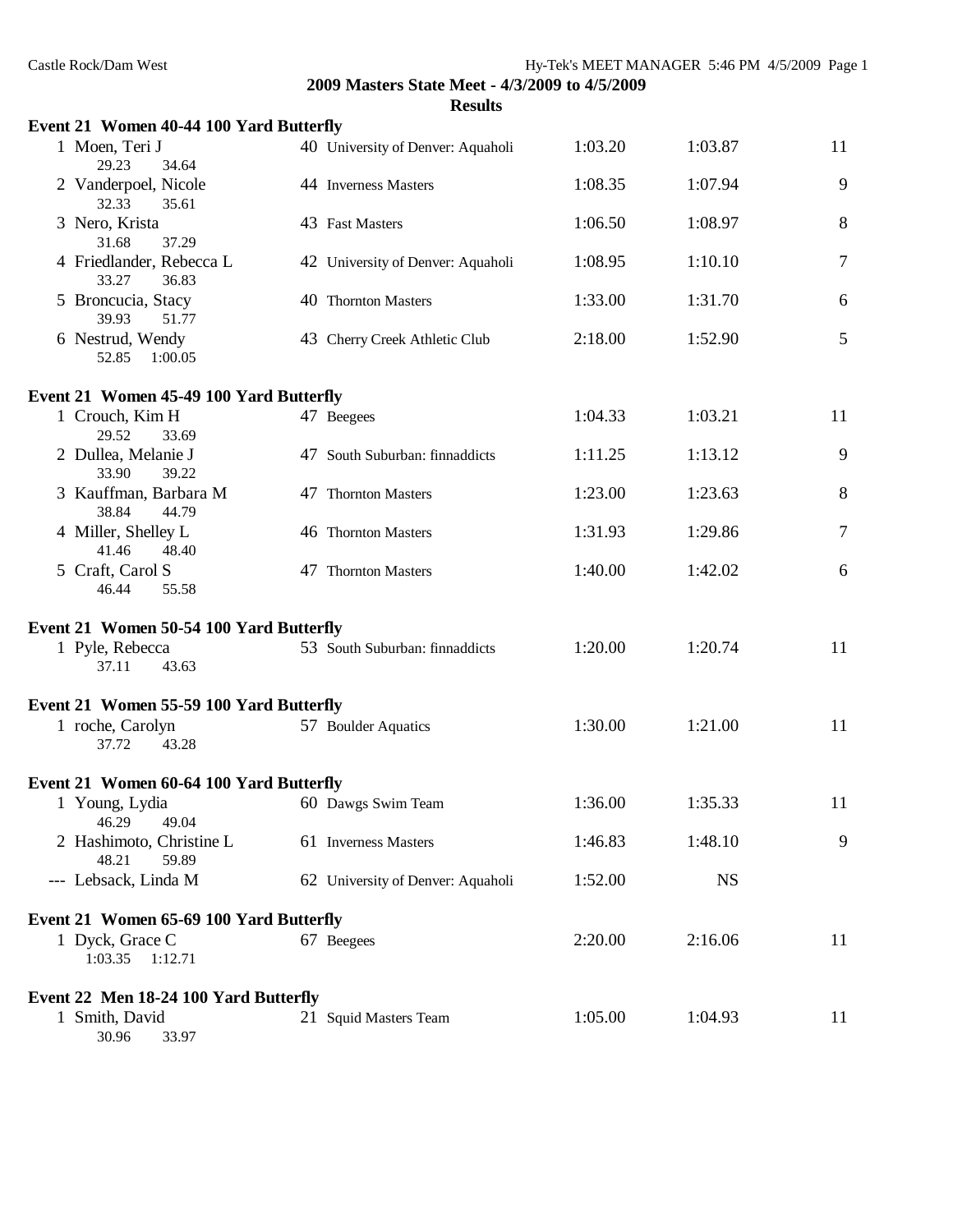**2009 Masters State Meet - 4/3/2009 to 4/5/2009**

**Results**

### Event 21 Women 40-44 100 Yard Butterfly

| Place | Name | Age | Team | Seed Time | Finals Time | Points |
|---|---|---|---|---|---|---|
| 1 | Moen, Teri J | 40 | University of Denver: Aquaholi | 1:03.20 | 1:03.87 | 11 |
| | 29.23 34.64 | | | | | |
| 2 | Vanderpoel, Nicole | 44 | Inverness Masters | 1:08.35 | 1:07.94 | 9 |
| | 32.33 35.61 | | | | | |
| 3 | Nero, Krista | 43 | Fast Masters | 1:06.50 | 1:08.97 | 8 |
| | 31.68 37.29 | | | | | |
| 4 | Friedlander, Rebecca L | 42 | University of Denver: Aquaholi | 1:08.95 | 1:10.10 | 7 |
| | 33.27 36.83 | | | | | |
| 5 | Broncucia, Stacy | 40 | Thornton Masters | 1:33.00 | 1:31.70 | 6 |
| | 39.93 51.77 | | | | | |
| 6 | Nestrud, Wendy | 43 | Cherry Creek Athletic Club | 2:18.00 | 1:52.90 | 5 |
| | 52.85 1:00.05 | | | | | |

### Event 21 Women 45-49 100 Yard Butterfly

| Place | Name | Age | Team | Seed Time | Finals Time | Points |
|---|---|---|---|---|---|---|
| 1 | Crouch, Kim H | 47 | Beegees | 1:04.33 | 1:03.21 | 11 |
| | 29.52 33.69 | | | | | |
| 2 | Dullea, Melanie J | 47 | South Suburban: finnaddicts | 1:11.25 | 1:13.12 | 9 |
| | 33.90 39.22 | | | | | |
| 3 | Kauffman, Barbara M | 47 | Thornton Masters | 1:23.00 | 1:23.63 | 8 |
| | 38.84 44.79 | | | | | |
| 4 | Miller, Shelley L | 46 | Thornton Masters | 1:31.93 | 1:29.86 | 7 |
| | 41.46 48.40 | | | | | |
| 5 | Craft, Carol S | 47 | Thornton Masters | 1:40.00 | 1:42.02 | 6 |
| | 46.44 55.58 | | | | | |

### Event 21 Women 50-54 100 Yard Butterfly

| Place | Name | Age | Team | Seed Time | Finals Time | Points |
|---|---|---|---|---|---|---|
| 1 | Pyle, Rebecca | 53 | South Suburban: finnaddicts | 1:20.00 | 1:20.74 | 11 |
| | 37.11 43.63 | | | | | |

### Event 21 Women 55-59 100 Yard Butterfly

| Place | Name | Age | Team | Seed Time | Finals Time | Points |
|---|---|---|---|---|---|---|
| 1 | roche, Carolyn | 57 | Boulder Aquatics | 1:30.00 | 1:21.00 | 11 |
| | 37.72 43.28 | | | | | |

### Event 21 Women 60-64 100 Yard Butterfly

| Place | Name | Age | Team | Seed Time | Finals Time | Points |
|---|---|---|---|---|---|---|
| 1 | Young, Lydia | 60 | Dawgs Swim Team | 1:36.00 | 1:35.33 | 11 |
| | 46.29 49.04 | | | | | |
| 2 | Hashimoto, Christine L | 61 | Inverness Masters | 1:46.83 | 1:48.10 | 9 |
| | 48.21 59.89 | | | | | |
| --- | Lebsack, Linda M | 62 | University of Denver: Aquaholi | 1:52.00 | NS | |

### Event 21 Women 65-69 100 Yard Butterfly

| Place | Name | Age | Team | Seed Time | Finals Time | Points |
|---|---|---|---|---|---|---|
| 1 | Dyck, Grace C | 67 | Beegees | 2:20.00 | 2:16.06 | 11 |
| | 1:03.35 1:12.71 | | | | | |

### Event 22 Men 18-24 100 Yard Butterfly

| Place | Name | Age | Team | Seed Time | Finals Time | Points |
|---|---|---|---|---|---|---|
| 1 | Smith, David | 21 | Squid Masters Team | 1:05.00 | 1:04.93 | 11 |
| | 30.96 33.97 | | | | | |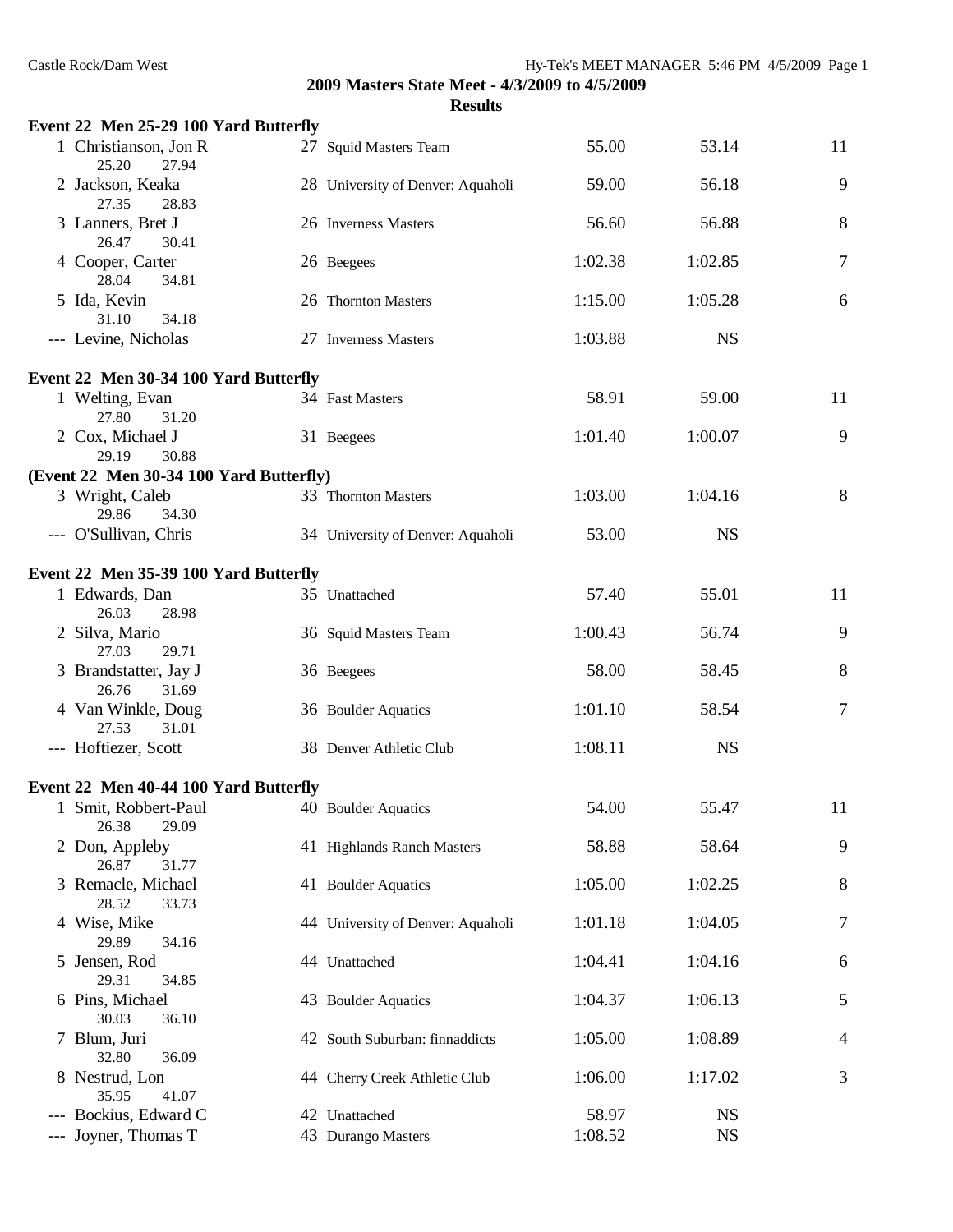**2009 Masters State Meet - 4/3/2009 to 4/5/2009**

**Results**

**Event 22 Men 25-29 100 Yard Butterfly**

| Place | Name | Age | Team | Seed Time | Finals Time | Points |
|---|---|---|---|---|---|---|
| 1 | Christianson, Jon R | 27 | Squid Masters Team | 55.00 | 53.14 | 11 |
| | 25.20 27.94 | | | | | |
| 2 | Jackson, Keaka | 28 | University of Denver: Aquaholi | 59.00 | 56.18 | 9 |
| | 27.35 28.83 | | | | | |
| 3 | Lanners, Bret J | 26 | Inverness Masters | 56.60 | 56.88 | 8 |
| | 26.47 30.41 | | | | | |
| 4 | Cooper, Carter | 26 | Beegees | 1:02.38 | 1:02.85 | 7 |
| | 28.04 34.81 | | | | | |
| 5 | Ida, Kevin | 26 | Thornton Masters | 1:15.00 | 1:05.28 | 6 |
| | 31.10 34.18 | | | | | |
| --- | Levine, Nicholas | 27 | Inverness Masters | 1:03.88 | NS | |

**Event 22 Men 30-34 100 Yard Butterfly**

| Place | Name | Age | Team | Seed Time | Finals Time | Points |
|---|---|---|---|---|---|---|
| 1 | Welting, Evan | 34 | Fast Masters | 58.91 | 59.00 | 11 |
| | 27.80 31.20 | | | | | |
| 2 | Cox, Michael J | 31 | Beegees | 1:01.40 | 1:00.07 | 9 |
| | 29.19 30.88 | | | | | |
| 3 | Wright, Caleb | 33 | Thornton Masters | 1:03.00 | 1:04.16 | 8 |
| | 29.86 34.30 | | | | | |
| --- | O'Sullivan, Chris | 34 | University of Denver: Aquaholi | 53.00 | NS | |

**Event 22 Men 35-39 100 Yard Butterfly**

| Place | Name | Age | Team | Seed Time | Finals Time | Points |
|---|---|---|---|---|---|---|
| 1 | Edwards, Dan | 35 | Unattached | 57.40 | 55.01 | 11 |
| | 26.03 28.98 | | | | | |
| 2 | Silva, Mario | 36 | Squid Masters Team | 1:00.43 | 56.74 | 9 |
| | 27.03 29.71 | | | | | |
| 3 | Brandstatter, Jay J | 36 | Beegees | 58.00 | 58.45 | 8 |
| | 26.76 31.69 | | | | | |
| 4 | Van Winkle, Doug | 36 | Boulder Aquatics | 1:01.10 | 58.54 | 7 |
| | 27.53 31.01 | | | | | |
| --- | Hoftiezer, Scott | 38 | Denver Athletic Club | 1:08.11 | NS | |

**Event 22 Men 40-44 100 Yard Butterfly**

| Place | Name | Age | Team | Seed Time | Finals Time | Points |
|---|---|---|---|---|---|---|
| 1 | Smit, Robbert-Paul | 40 | Boulder Aquatics | 54.00 | 55.47 | 11 |
| | 26.38 29.09 | | | | | |
| 2 | Don, Appleby | 41 | Highlands Ranch Masters | 58.88 | 58.64 | 9 |
| | 26.87 31.77 | | | | | |
| 3 | Remacle, Michael | 41 | Boulder Aquatics | 1:05.00 | 1:02.25 | 8 |
| | 28.52 33.73 | | | | | |
| 4 | Wise, Mike | 44 | University of Denver: Aquaholi | 1:01.18 | 1:04.05 | 7 |
| | 29.89 34.16 | | | | | |
| 5 | Jensen, Rod | 44 | Unattached | 1:04.41 | 1:04.16 | 6 |
| | 29.31 34.85 | | | | | |
| 6 | Pins, Michael | 43 | Boulder Aquatics | 1:04.37 | 1:06.13 | 5 |
| | 30.03 36.10 | | | | | |
| 7 | Blum, Juri | 42 | South Suburban: finnaddicts | 1:05.00 | 1:08.89 | 4 |
| | 32.80 36.09 | | | | | |
| 8 | Nestrud, Lon | 44 | Cherry Creek Athletic Club | 1:06.00 | 1:17.02 | 3 |
| | 35.95 41.07 | | | | | |
| --- | Bockius, Edward C | 42 | Unattached | 58.97 | NS | |
| --- | Joyner, Thomas T | 43 | Durango Masters | 1:08.52 | NS | |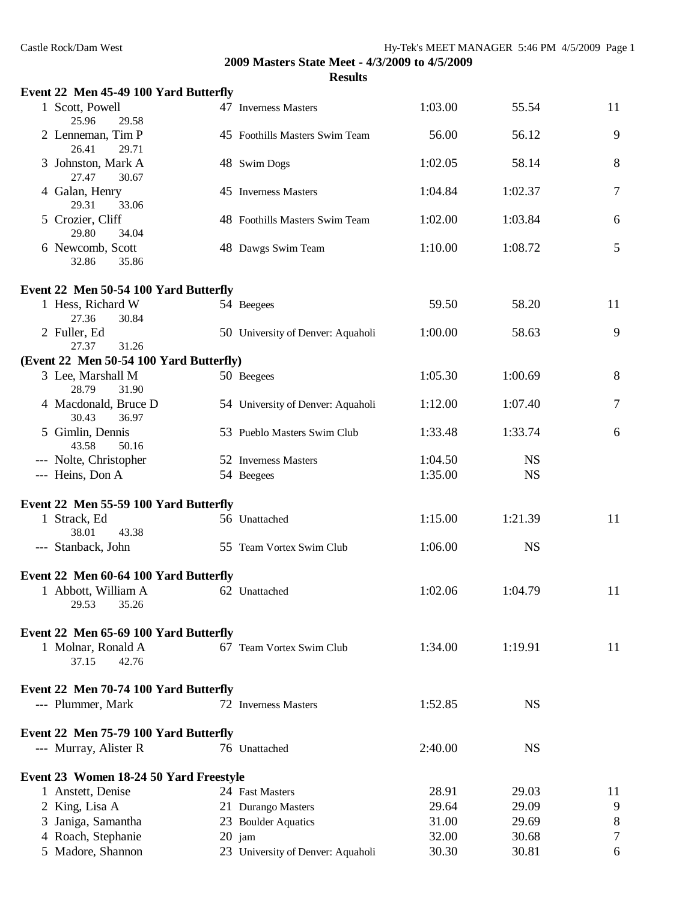## 2009 Masters State Meet - 4/3/2009 to 4/5/2009

### Results

**Event 22 Men 45-49 100 Yard Butterfly**

| Place | Name | Age | Team | Seed | Finals | Points |
|---|---|---|---|---|---|---|
| 1 | Scott, Powell | 47 | Inverness Masters | 1:03.00 | 55.54 | 11 |
| | 25.96 29.58 | | | | | |
| 2 | Lenneman, Tim P | 45 | Foothills Masters Swim Team | 56.00 | 56.12 | 9 |
| | 26.41 29.71 | | | | | |
| 3 | Johnston, Mark A | 48 | Swim Dogs | 1:02.05 | 58.14 | 8 |
| | 27.47 30.67 | | | | | |
| 4 | Galan, Henry | 45 | Inverness Masters | 1:04.84 | 1:02.37 | 7 |
| | 29.31 33.06 | | | | | |
| 5 | Crozier, Cliff | 48 | Foothills Masters Swim Team | 1:02.00 | 1:03.84 | 6 |
| | 29.80 34.04 | | | | | |
| 6 | Newcomb, Scott | 48 | Dawgs Swim Team | 1:10.00 | 1:08.72 | 5 |
| | 32.86 35.86 | | | | | |

**Event 22 Men 50-54 100 Yard Butterfly**

| Place | Name | Age | Team | Seed | Finals | Points |
|---|---|---|---|---|---|---|
| 1 | Hess, Richard W | 54 | Beegees | 59.50 | 58.20 | 11 |
| | 27.36 30.84 | | | | | |
| 2 | Fuller, Ed | 50 | University of Denver: Aquaholi | 1:00.00 | 58.63 | 9 |
| | 27.37 31.26 | | | | | |
| 3 | Lee, Marshall M | 50 | Beegees | 1:05.30 | 1:00.69 | 8 |
| | 28.79 31.90 | | | | | |
| 4 | Macdonald, Bruce D | 54 | University of Denver: Aquaholi | 1:12.00 | 1:07.40 | 7 |
| | 30.43 36.97 | | | | | |
| 5 | Gimlin, Dennis | 53 | Pueblo Masters Swim Club | 1:33.48 | 1:33.74 | 6 |
| | 43.58 50.16 | | | | | |
| --- | Nolte, Christopher | 52 | Inverness Masters | 1:04.50 | NS | |
| --- | Heins, Don A | 54 | Beegees | 1:35.00 | NS | |

**Event 22 Men 55-59 100 Yard Butterfly**

| Place | Name | Age | Team | Seed | Finals | Points |
|---|---|---|---|---|---|---|
| 1 | Strack, Ed | 56 | Unattached | 1:15.00 | 1:21.39 | 11 |
| | 38.01 43.38 | | | | | |
| --- | Stanback, John | 55 | Team Vortex Swim Club | 1:06.00 | NS | |

**Event 22 Men 60-64 100 Yard Butterfly**

| Place | Name | Age | Team | Seed | Finals | Points |
|---|---|---|---|---|---|---|
| 1 | Abbott, William A | 62 | Unattached | 1:02.06 | 1:04.79 | 11 |
| | 29.53 35.26 | | | | | |

**Event 22 Men 65-69 100 Yard Butterfly**

| Place | Name | Age | Team | Seed | Finals | Points |
|---|---|---|---|---|---|---|
| 1 | Molnar, Ronald A | 67 | Team Vortex Swim Club | 1:34.00 | 1:19.91 | 11 |
| | 37.15 42.76 | | | | | |

**Event 22 Men 70-74 100 Yard Butterfly**

| Place | Name | Age | Team | Seed | Finals | Points |
|---|---|---|---|---|---|---|
| --- | Plummer, Mark | 72 | Inverness Masters | 1:52.85 | NS | |

**Event 22 Men 75-79 100 Yard Butterfly**

| Place | Name | Age | Team | Seed | Finals | Points |
|---|---|---|---|---|---|---|
| --- | Murray, Alister R | 76 | Unattached | 2:40.00 | NS | |

**Event 23 Women 18-24 50 Yard Freestyle**

| Place | Name | Age | Team | Seed | Finals | Points |
|---|---|---|---|---|---|---|
| 1 | Anstett, Denise | 24 | Fast Masters | 28.91 | 29.03 | 11 |
| 2 | King, Lisa A | 21 | Durango Masters | 29.64 | 29.09 | 9 |
| 3 | Janiga, Samantha | 23 | Boulder Aquatics | 31.00 | 29.69 | 8 |
| 4 | Roach, Stephanie | 20 | jam | 32.00 | 30.68 | 7 |
| 5 | Madore, Shannon | 23 | University of Denver: Aquaholi | 30.30 | 30.81 | 6 |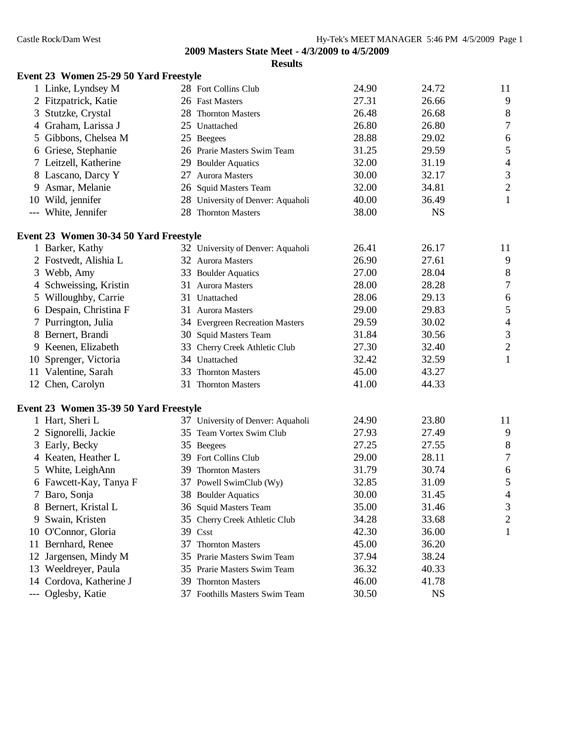## 2009 Masters State Meet - 4/3/2009 to 4/5/2009

### Results

**Event 23 Women 25-29 50 Yard Freestyle**

| Place | Name | Age | Team | Seed Time | Finals Time | Points |
|---|---|---|---|---|---|---|
| 1 | Linke, Lyndsey M | 28 | Fort Collins Club | 24.90 | 24.72 | 11 |
| 2 | Fitzpatrick, Katie | 26 | Fast Masters | 27.31 | 26.66 | 9 |
| 3 | Stutzke, Crystal | 28 | Thornton Masters | 26.48 | 26.68 | 8 |
| 4 | Graham, Larissa J | 25 | Unattached | 26.80 | 26.80 | 7 |
| 5 | Gibbons, Chelsea M | 25 | Beegees | 28.88 | 29.02 | 6 |
| 6 | Griese, Stephanie | 26 | Prarie Masters Swim Team | 31.25 | 29.59 | 5 |
| 7 | Leitzell, Katherine | 29 | Boulder Aquatics | 32.00 | 31.19 | 4 |
| 8 | Lascano, Darcy Y | 27 | Aurora Masters | 30.00 | 32.17 | 3 |
| 9 | Asmar, Melanie | 26 | Squid Masters Team | 32.00 | 34.81 | 2 |
| 10 | Wild, jennifer | 28 | University of Denver: Aquaholi | 40.00 | 36.49 | 1 |
| --- | White, Jennifer | 28 | Thornton Masters | 38.00 | NS | |

**Event 23 Women 30-34 50 Yard Freestyle**

| Place | Name | Age | Team | Seed Time | Finals Time | Points |
|---|---|---|---|---|---|---|
| 1 | Barker, Kathy | 32 | University of Denver: Aquaholi | 26.41 | 26.17 | 11 |
| 2 | Fostvedt, Alishia L | 32 | Aurora Masters | 26.90 | 27.61 | 9 |
| 3 | Webb, Amy | 33 | Boulder Aquatics | 27.00 | 28.04 | 8 |
| 4 | Schweissing, Kristin | 31 | Aurora Masters | 28.00 | 28.28 | 7 |
| 5 | Willoughby, Carrie | 31 | Unattached | 28.06 | 29.13 | 6 |
| 6 | Despain, Christina F | 31 | Aurora Masters | 29.00 | 29.83 | 5 |
| 7 | Purrington, Julia | 34 | Evergreen Recreation Masters | 29.59 | 30.02 | 4 |
| 8 | Bernert, Brandi | 30 | Squid Masters Team | 31.84 | 30.56 | 3 |
| 9 | Keenen, Elizabeth | 33 | Cherry Creek Athletic Club | 27.30 | 32.40 | 2 |
| 10 | Sprenger, Victoria | 34 | Unattached | 32.42 | 32.59 | 1 |
| 11 | Valentine, Sarah | 33 | Thornton Masters | 45.00 | 43.27 | |
| 12 | Chen, Carolyn | 31 | Thornton Masters | 41.00 | 44.33 | |

**Event 23 Women 35-39 50 Yard Freestyle**

| Place | Name | Age | Team | Seed Time | Finals Time | Points |
|---|---|---|---|---|---|---|
| 1 | Hart, Sheri L | 37 | University of Denver: Aquaholi | 24.90 | 23.80 | 11 |
| 2 | Signorelli, Jackie | 35 | Team Vortex Swim Club | 27.93 | 27.49 | 9 |
| 3 | Early, Becky | 35 | Beegees | 27.25 | 27.55 | 8 |
| 4 | Keaten, Heather L | 39 | Fort Collins Club | 29.00 | 28.11 | 7 |
| 5 | White, LeighAnn | 39 | Thornton Masters | 31.79 | 30.74 | 6 |
| 6 | Fawcett-Kay, Tanya F | 37 | Powell SwimClub (Wy) | 32.85 | 31.09 | 5 |
| 7 | Baro, Sonja | 38 | Boulder Aquatics | 30.00 | 31.45 | 4 |
| 8 | Bernert, Kristal L | 36 | Squid Masters Team | 35.00 | 31.46 | 3 |
| 9 | Swain, Kristen | 35 | Cherry Creek Athletic Club | 34.28 | 33.68 | 2 |
| 10 | O'Connor, Gloria | 39 | Csst | 42.30 | 36.00 | 1 |
| 11 | Bernhard, Renee | 37 | Thornton Masters | 45.00 | 36.20 | |
| 12 | Jargensen, Mindy M | 35 | Prarie Masters Swim Team | 37.94 | 38.24 | |
| 13 | Weeldreyer, Paula | 35 | Prarie Masters Swim Team | 36.32 | 40.33 | |
| 14 | Cordova, Katherine J | 39 | Thornton Masters | 46.00 | 41.78 | |
| --- | Oglesby, Katie | 37 | Foothills Masters Swim Team | 30.50 | NS | |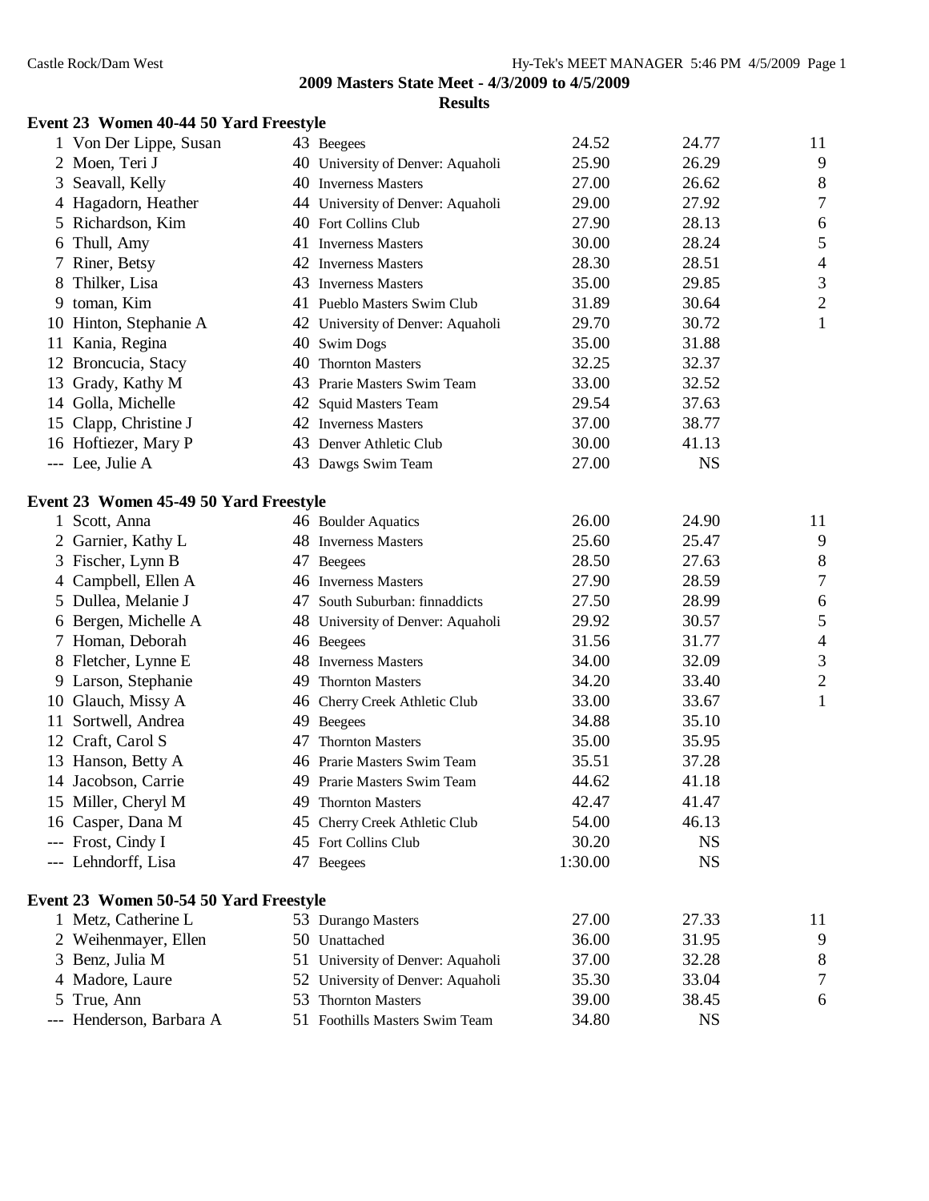**2009 Masters State Meet - 4/3/2009 to 4/5/2009**

**Results**

### Event 23 Women 40-44 50 Yard Freestyle

| Place | Name | Age | Team | Seed Time | Finals Time | Points |
|---|---|---|---|---|---|---|
| 1 | Von Der Lippe, Susan | 43 | Beegees | 24.52 | 24.77 | 11 |
| 2 | Moen, Teri J | 40 | University of Denver: Aquaholi | 25.90 | 26.29 | 9 |
| 3 | Seavall, Kelly | 40 | Inverness Masters | 27.00 | 26.62 | 8 |
| 4 | Hagadorn, Heather | 44 | University of Denver: Aquaholi | 29.00 | 27.92 | 7 |
| 5 | Richardson, Kim | 40 | Fort Collins Club | 27.90 | 28.13 | 6 |
| 6 | Thull, Amy | 41 | Inverness Masters | 30.00 | 28.24 | 5 |
| 7 | Riner, Betsy | 42 | Inverness Masters | 28.30 | 28.51 | 4 |
| 8 | Thilker, Lisa | 43 | Inverness Masters | 35.00 | 29.85 | 3 |
| 9 | toman, Kim | 41 | Pueblo Masters Swim Club | 31.89 | 30.64 | 2 |
| 10 | Hinton, Stephanie A | 42 | University of Denver: Aquaholi | 29.70 | 30.72 | 1 |
| 11 | Kania, Regina | 40 | Swim Dogs | 35.00 | 31.88 | |
| 12 | Broncucia, Stacy | 40 | Thornton Masters | 32.25 | 32.37 | |
| 13 | Grady, Kathy M | 43 | Prarie Masters Swim Team | 33.00 | 32.52 | |
| 14 | Golla, Michelle | 42 | Squid Masters Team | 29.54 | 37.63 | |
| 15 | Clapp, Christine J | 42 | Inverness Masters | 37.00 | 38.77 | |
| 16 | Hoftiezer, Mary P | 43 | Denver Athletic Club | 30.00 | 41.13 | |
| --- | Lee, Julie A | 43 | Dawgs Swim Team | 27.00 | NS | |

### Event 23 Women 45-49 50 Yard Freestyle

| Place | Name | Age | Team | Seed Time | Finals Time | Points |
|---|---|---|---|---|---|---|
| 1 | Scott, Anna | 46 | Boulder Aquatics | 26.00 | 24.90 | 11 |
| 2 | Garnier, Kathy L | 48 | Inverness Masters | 25.60 | 25.47 | 9 |
| 3 | Fischer, Lynn B | 47 | Beegees | 28.50 | 27.63 | 8 |
| 4 | Campbell, Ellen A | 46 | Inverness Masters | 27.90 | 28.59 | 7 |
| 5 | Dullea, Melanie J | 47 | South Suburban: finnaddicts | 27.50 | 28.99 | 6 |
| 6 | Bergen, Michelle A | 48 | University of Denver: Aquaholi | 29.92 | 30.57 | 5 |
| 7 | Homan, Deborah | 46 | Beegees | 31.56 | 31.77 | 4 |
| 8 | Fletcher, Lynne E | 48 | Inverness Masters | 34.00 | 32.09 | 3 |
| 9 | Larson, Stephanie | 49 | Thornton Masters | 34.20 | 33.40 | 2 |
| 10 | Glauch, Missy A | 46 | Cherry Creek Athletic Club | 33.00 | 33.67 | 1 |
| 11 | Sortwell, Andrea | 49 | Beegees | 34.88 | 35.10 | |
| 12 | Craft, Carol S | 47 | Thornton Masters | 35.00 | 35.95 | |
| 13 | Hanson, Betty A | 46 | Prarie Masters Swim Team | 35.51 | 37.28 | |
| 14 | Jacobson, Carrie | 49 | Prarie Masters Swim Team | 44.62 | 41.18 | |
| 15 | Miller, Cheryl M | 49 | Thornton Masters | 42.47 | 41.47 | |
| 16 | Casper, Dana M | 45 | Cherry Creek Athletic Club | 54.00 | 46.13 | |
| --- | Frost, Cindy I | 45 | Fort Collins Club | 30.20 | NS | |
| --- | Lehndorff, Lisa | 47 | Beegees | 1:30.00 | NS | |

### Event 23 Women 50-54 50 Yard Freestyle

| Place | Name | Age | Team | Seed Time | Finals Time | Points |
|---|---|---|---|---|---|---|
| 1 | Metz, Catherine L | 53 | Durango Masters | 27.00 | 27.33 | 11 |
| 2 | Weihenmayer, Ellen | 50 | Unattached | 36.00 | 31.95 | 9 |
| 3 | Benz, Julia M | 51 | University of Denver: Aquaholi | 37.00 | 32.28 | 8 |
| 4 | Madore, Laure | 52 | University of Denver: Aquaholi | 35.30 | 33.04 | 7 |
| 5 | True, Ann | 53 | Thornton Masters | 39.00 | 38.45 | 6 |
| --- | Henderson, Barbara A | 51 | Foothills Masters Swim Team | 34.80 | NS | |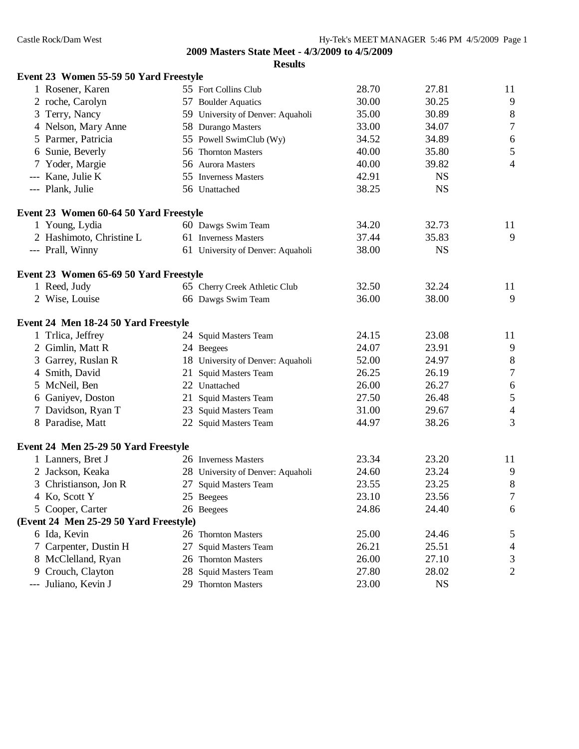## 2009 Masters State Meet - 4/3/2009 to 4/5/2009

### Results

**Event 23 Women 55-59 50 Yard Freestyle**

| Place | Name | Age | Team | Seed Time | Finals Time | Points |
|---|---|---|---|---|---|---|
| 1 | Rosener, Karen | 55 | Fort Collins Club | 28.70 | 27.81 | 11 |
| 2 | roche, Carolyn | 57 | Boulder Aquatics | 30.00 | 30.25 | 9 |
| 3 | Terry, Nancy | 59 | University of Denver: Aquaholi | 35.00 | 30.89 | 8 |
| 4 | Nelson, Mary Anne | 58 | Durango Masters | 33.00 | 34.07 | 7 |
| 5 | Parmer, Patricia | 55 | Powell SwimClub (Wy) | 34.52 | 34.89 | 6 |
| 6 | Sunie, Beverly | 56 | Thornton Masters | 40.00 | 35.80 | 5 |
| 7 | Yoder, Margie | 56 | Aurora Masters | 40.00 | 39.82 | 4 |
| --- | Kane, Julie K | 55 | Inverness Masters | 42.91 | NS | |
| --- | Plank, Julie | 56 | Unattached | 38.25 | NS | |

**Event 23 Women 60-64 50 Yard Freestyle**

| Place | Name | Age | Team | Seed Time | Finals Time | Points |
|---|---|---|---|---|---|---|
| 1 | Young, Lydia | 60 | Dawgs Swim Team | 34.20 | 32.73 | 11 |
| 2 | Hashimoto, Christine L | 61 | Inverness Masters | 37.44 | 35.83 | 9 |
| --- | Prall, Winny | 61 | University of Denver: Aquaholi | 38.00 | NS | |

**Event 23 Women 65-69 50 Yard Freestyle**

| Place | Name | Age | Team | Seed Time | Finals Time | Points |
|---|---|---|---|---|---|---|
| 1 | Reed, Judy | 65 | Cherry Creek Athletic Club | 32.50 | 32.24 | 11 |
| 2 | Wise, Louise | 66 | Dawgs Swim Team | 36.00 | 38.00 | 9 |

**Event 24 Men 18-24 50 Yard Freestyle**

| Place | Name | Age | Team | Seed Time | Finals Time | Points |
|---|---|---|---|---|---|---|
| 1 | Trlica, Jeffrey | 24 | Squid Masters Team | 24.15 | 23.08 | 11 |
| 2 | Gimlin, Matt R | 24 | Beegees | 24.07 | 23.91 | 9 |
| 3 | Garrey, Ruslan R | 18 | University of Denver: Aquaholi | 52.00 | 24.97 | 8 |
| 4 | Smith, David | 21 | Squid Masters Team | 26.25 | 26.19 | 7 |
| 5 | McNeil, Ben | 22 | Unattached | 26.00 | 26.27 | 6 |
| 6 | Ganiyev, Doston | 21 | Squid Masters Team | 27.50 | 26.48 | 5 |
| 7 | Davidson, Ryan T | 23 | Squid Masters Team | 31.00 | 29.67 | 4 |
| 8 | Paradise, Matt | 22 | Squid Masters Team | 44.97 | 38.26 | 3 |

**Event 24 Men 25-29 50 Yard Freestyle**

| Place | Name | Age | Team | Seed Time | Finals Time | Points |
|---|---|---|---|---|---|---|
| 1 | Lanners, Bret J | 26 | Inverness Masters | 23.34 | 23.20 | 11 |
| 2 | Jackson, Keaka | 28 | University of Denver: Aquaholi | 24.60 | 23.24 | 9 |
| 3 | Christianson, Jon R | 27 | Squid Masters Team | 23.55 | 23.25 | 8 |
| 4 | Ko, Scott Y | 25 | Beegees | 23.10 | 23.56 | 7 |
| 5 | Cooper, Carter | 26 | Beegees | 24.86 | 24.40 | 6 |
| 6 | Ida, Kevin | 26 | Thornton Masters | 25.00 | 24.46 | 5 |
| 7 | Carpenter, Dustin H | 27 | Squid Masters Team | 26.21 | 25.51 | 4 |
| 8 | McClelland, Ryan | 26 | Thornton Masters | 26.00 | 27.10 | 3 |
| 9 | Crouch, Clayton | 28 | Squid Masters Team | 27.80 | 28.02 | 2 |
| --- | Juliano, Kevin J | 29 | Thornton Masters | 23.00 | NS | |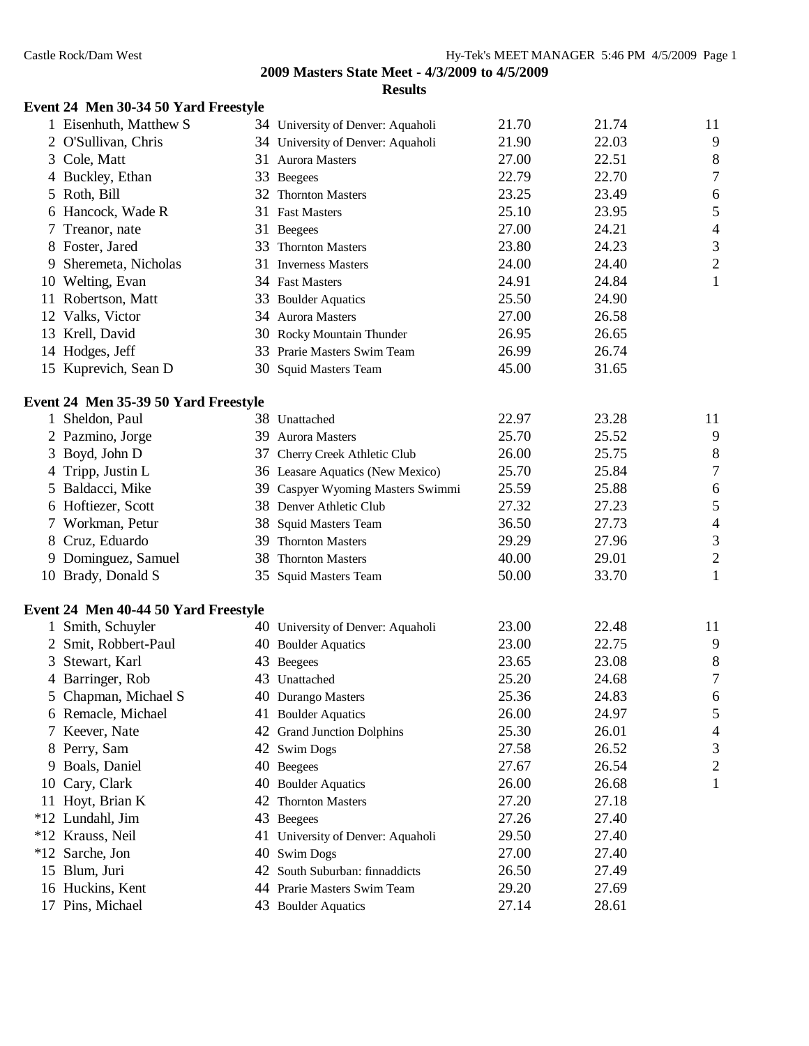**2009 Masters State Meet - 4/3/2009 to 4/5/2009**

**Results**

**Event 24 Men 30-34 50 Yard Freestyle**

| Place | Name | Age | Team | Seed | Finals | Points |
|---|---|---|---|---|---|---|
| 1 | Eisenhuth, Matthew S | 34 | University of Denver: Aquaholi | 21.70 | 21.74 | 11 |
| 2 | O'Sullivan, Chris | 34 | University of Denver: Aquaholi | 21.90 | 22.03 | 9 |
| 3 | Cole, Matt | 31 | Aurora Masters | 27.00 | 22.51 | 8 |
| 4 | Buckley, Ethan | 33 | Beegees | 22.79 | 22.70 | 7 |
| 5 | Roth, Bill | 32 | Thornton Masters | 23.25 | 23.49 | 6 |
| 6 | Hancock, Wade R | 31 | Fast Masters | 25.10 | 23.95 | 5 |
| 7 | Treanor, nate | 31 | Beegees | 27.00 | 24.21 | 4 |
| 8 | Foster, Jared | 33 | Thornton Masters | 23.80 | 24.23 | 3 |
| 9 | Sheremeta, Nicholas | 31 | Inverness Masters | 24.00 | 24.40 | 2 |
| 10 | Welting, Evan | 34 | Fast Masters | 24.91 | 24.84 | 1 |
| 11 | Robertson, Matt | 33 | Boulder Aquatics | 25.50 | 24.90 | |
| 12 | Valks, Victor | 34 | Aurora Masters | 27.00 | 26.58 | |
| 13 | Krell, David | 30 | Rocky Mountain Thunder | 26.95 | 26.65 | |
| 14 | Hodges, Jeff | 33 | Prarie Masters Swim Team | 26.99 | 26.74 | |
| 15 | Kuprevich, Sean D | 30 | Squid Masters Team | 45.00 | 31.65 | |

**Event 24 Men 35-39 50 Yard Freestyle**

| Place | Name | Age | Team | Seed | Finals | Points |
|---|---|---|---|---|---|---|
| 1 | Sheldon, Paul | 38 | Unattached | 22.97 | 23.28 | 11 |
| 2 | Pazmino, Jorge | 39 | Aurora Masters | 25.70 | 25.52 | 9 |
| 3 | Boyd, John D | 37 | Cherry Creek Athletic Club | 26.00 | 25.75 | 8 |
| 4 | Tripp, Justin L | 36 | Leasare Aquatics (New Mexico) | 25.70 | 25.84 | 7 |
| 5 | Baldacci, Mike | 39 | Caspyer Wyoming Masters Swimmi | 25.59 | 25.88 | 6 |
| 6 | Hoftiezer, Scott | 38 | Denver Athletic Club | 27.32 | 27.23 | 5 |
| 7 | Workman, Petur | 38 | Squid Masters Team | 36.50 | 27.73 | 4 |
| 8 | Cruz, Eduardo | 39 | Thornton Masters | 29.29 | 27.96 | 3 |
| 9 | Dominguez, Samuel | 38 | Thornton Masters | 40.00 | 29.01 | 2 |
| 10 | Brady, Donald S | 35 | Squid Masters Team | 50.00 | 33.70 | 1 |

**Event 24 Men 40-44 50 Yard Freestyle**

| Place | Name | Age | Team | Seed | Finals | Points |
|---|---|---|---|---|---|---|
| 1 | Smith, Schuyler | 40 | University of Denver: Aquaholi | 23.00 | 22.48 | 11 |
| 2 | Smit, Robbert-Paul | 40 | Boulder Aquatics | 23.00 | 22.75 | 9 |
| 3 | Stewart, Karl | 43 | Beegees | 23.65 | 23.08 | 8 |
| 4 | Barringer, Rob | 43 | Unattached | 25.20 | 24.68 | 7 |
| 5 | Chapman, Michael S | 40 | Durango Masters | 25.36 | 24.83 | 6 |
| 6 | Remacle, Michael | 41 | Boulder Aquatics | 26.00 | 24.97 | 5 |
| 7 | Keever, Nate | 42 | Grand Junction Dolphins | 25.30 | 26.01 | 4 |
| 8 | Perry, Sam | 42 | Swim Dogs | 27.58 | 26.52 | 3 |
| 9 | Boals, Daniel | 40 | Beegees | 27.67 | 26.54 | 2 |
| 10 | Cary, Clark | 40 | Boulder Aquatics | 26.00 | 26.68 | 1 |
| 11 | Hoyt, Brian K | 42 | Thornton Masters | 27.20 | 27.18 | |
| *12 | Lundahl, Jim | 43 | Beegees | 27.26 | 27.40 | |
| *12 | Krauss, Neil | 41 | University of Denver: Aquaholi | 29.50 | 27.40 | |
| *12 | Sarche, Jon | 40 | Swim Dogs | 27.00 | 27.40 | |
| 15 | Blum, Juri | 42 | South Suburban: finnaddicts | 26.50 | 27.49 | |
| 16 | Huckins, Kent | 44 | Prarie Masters Swim Team | 29.20 | 27.69 | |
| 17 | Pins, Michael | 43 | Boulder Aquatics | 27.14 | 28.61 | |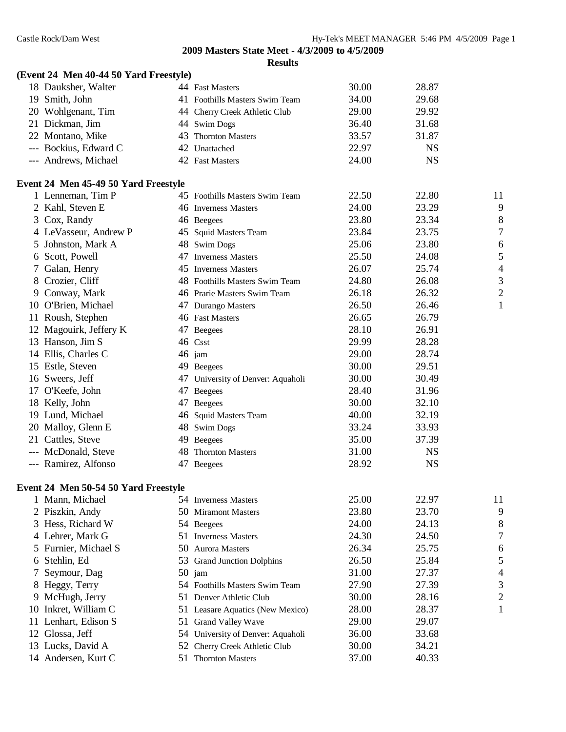## 2009 Masters State Meet - 4/3/2009 to 4/5/2009

### Results

**(Event 24 Men 40-44 50 Yard Freestyle)**

| Place | Name | Age | Team | Seed Time | Finals Time | Points |
|---|---|---|---|---|---|---|
| 18 | Dauksher, Walter | 44 | Fast Masters | 30.00 | 28.87 | |
| 19 | Smith, John | 41 | Foothills Masters Swim Team | 34.00 | 29.68 | |
| 20 | Wohlgenant, Tim | 44 | Cherry Creek Athletic Club | 29.00 | 29.92 | |
| 21 | Dickman, Jim | 44 | Swim Dogs | 36.40 | 31.68 | |
| 22 | Montano, Mike | 43 | Thornton Masters | 33.57 | 31.87 | |
| --- | Bockius, Edward C | 42 | Unattached | 22.97 | NS | |
| --- | Andrews, Michael | 42 | Fast Masters | 24.00 | NS | |

**Event 24 Men 45-49 50 Yard Freestyle**

| Place | Name | Age | Team | Seed Time | Finals Time | Points |
|---|---|---|---|---|---|---|
| 1 | Lenneman, Tim P | 45 | Foothills Masters Swim Team | 22.50 | 22.80 | 11 |
| 2 | Kahl, Steven E | 46 | Inverness Masters | 24.00 | 23.29 | 9 |
| 3 | Cox, Randy | 46 | Beegees | 23.80 | 23.34 | 8 |
| 4 | LeVasseur, Andrew P | 45 | Squid Masters Team | 23.84 | 23.75 | 7 |
| 5 | Johnston, Mark A | 48 | Swim Dogs | 25.06 | 23.80 | 6 |
| 6 | Scott, Powell | 47 | Inverness Masters | 25.50 | 24.08 | 5 |
| 7 | Galan, Henry | 45 | Inverness Masters | 26.07 | 25.74 | 4 |
| 8 | Crozier, Cliff | 48 | Foothills Masters Swim Team | 24.80 | 26.08 | 3 |
| 9 | Conway, Mark | 46 | Prarie Masters Swim Team | 26.18 | 26.32 | 2 |
| 10 | O'Brien, Michael | 47 | Durango Masters | 26.50 | 26.46 | 1 |
| 11 | Roush, Stephen | 46 | Fast Masters | 26.65 | 26.79 | |
| 12 | Magouirk, Jeffery K | 47 | Beegees | 28.10 | 26.91 | |
| 13 | Hanson, Jim S | 46 | Csst | 29.99 | 28.28 | |
| 14 | Ellis, Charles C | 46 | jam | 29.00 | 28.74 | |
| 15 | Estle, Steven | 49 | Beegees | 30.00 | 29.51 | |
| 16 | Sweers, Jeff | 47 | University of Denver: Aquaholi | 30.00 | 30.49 | |
| 17 | O'Keefe, John | 47 | Beegees | 28.40 | 31.96 | |
| 18 | Kelly, John | 47 | Beegees | 30.00 | 32.10 | |
| 19 | Lund, Michael | 46 | Squid Masters Team | 40.00 | 32.19 | |
| 20 | Malloy, Glenn E | 48 | Swim Dogs | 33.24 | 33.93 | |
| 21 | Cattles, Steve | 49 | Beegees | 35.00 | 37.39 | |
| --- | McDonald, Steve | 48 | Thornton Masters | 31.00 | NS | |
| --- | Ramirez, Alfonso | 47 | Beegees | 28.92 | NS | |

**Event 24 Men 50-54 50 Yard Freestyle**

| Place | Name | Age | Team | Seed Time | Finals Time | Points |
|---|---|---|---|---|---|---|
| 1 | Mann, Michael | 54 | Inverness Masters | 25.00 | 22.97 | 11 |
| 2 | Piszkin, Andy | 50 | Miramont Masters | 23.80 | 23.70 | 9 |
| 3 | Hess, Richard W | 54 | Beegees | 24.00 | 24.13 | 8 |
| 4 | Lehrer, Mark G | 51 | Inverness Masters | 24.30 | 24.50 | 7 |
| 5 | Furnier, Michael S | 50 | Aurora Masters | 26.34 | 25.75 | 6 |
| 6 | Stehlin, Ed | 53 | Grand Junction Dolphins | 26.50 | 25.84 | 5 |
| 7 | Seymour, Dag | 50 | jam | 31.00 | 27.37 | 4 |
| 8 | Heggy, Terry | 54 | Foothills Masters Swim Team | 27.90 | 27.39 | 3 |
| 9 | McHugh, Jerry | 51 | Denver Athletic Club | 30.00 | 28.16 | 2 |
| 10 | Inkret, William C | 51 | Leasare Aquatics (New Mexico) | 28.00 | 28.37 | 1 |
| 11 | Lenhart, Edison S | 51 | Grand Valley Wave | 29.00 | 29.07 | |
| 12 | Glossa, Jeff | 54 | University of Denver: Aquaholi | 36.00 | 33.68 | |
| 13 | Lucks, David A | 52 | Cherry Creek Athletic Club | 30.00 | 34.21 | |
| 14 | Andersen, Kurt C | 51 | Thornton Masters | 37.00 | 40.33 | |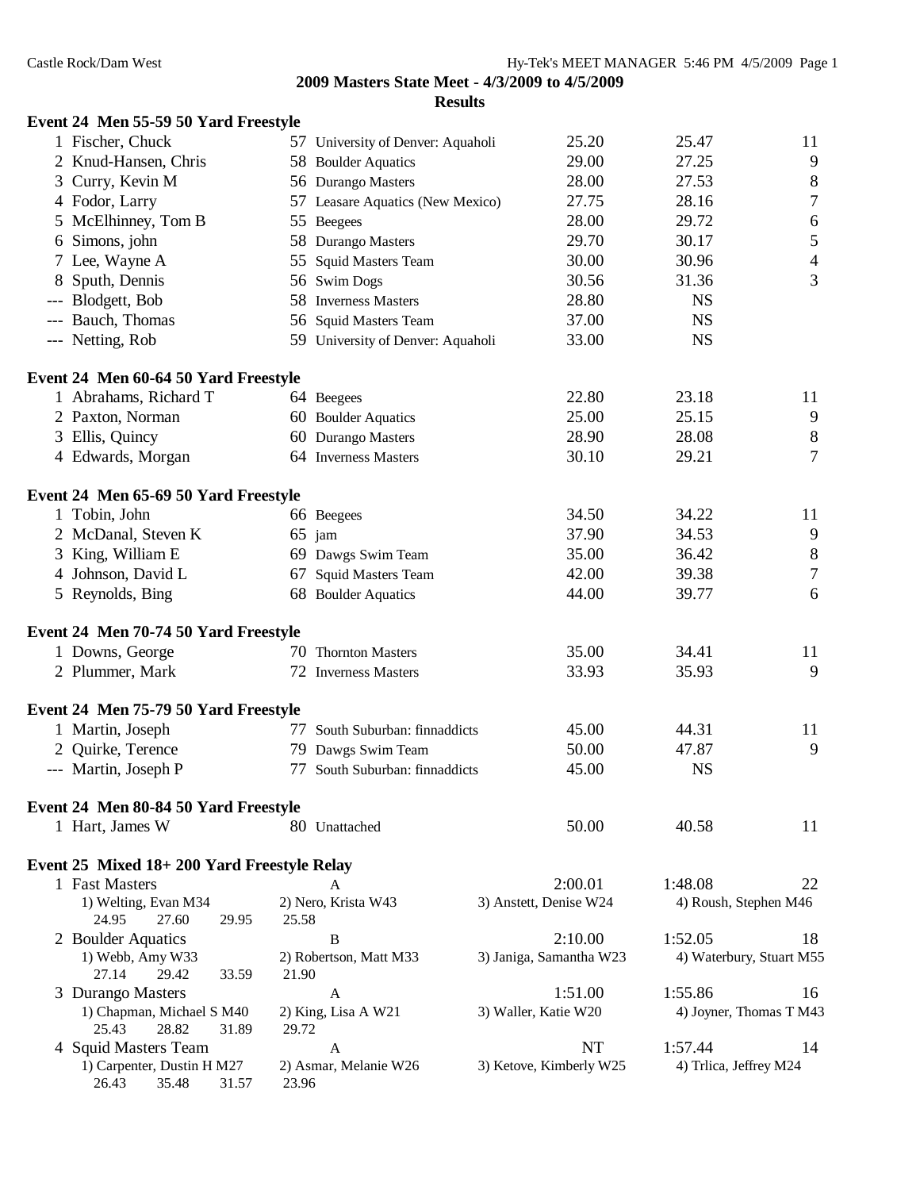2009 Masters State Meet - 4/3/2009 to 4/5/2009

**Results**

### Event 24 Men 55-59 50 Yard Freestyle

| | Name | Age | Team | Seed Time | Finals Time | Points |
|---|---|---|---|---|---|---|
| 1 | Fischer, Chuck | 57 | University of Denver: Aquaholi | 25.20 | 25.47 | 11 |
| 2 | Knud-Hansen, Chris | 58 | Boulder Aquatics | 29.00 | 27.25 | 9 |
| 3 | Curry, Kevin M | 56 | Durango Masters | 28.00 | 27.53 | 8 |
| 4 | Fodor, Larry | 57 | Leasare Aquatics (New Mexico) | 27.75 | 28.16 | 7 |
| 5 | McElhinney, Tom B | 55 | Beegees | 28.00 | 29.72 | 6 |
| 6 | Simons, john | 58 | Durango Masters | 29.70 | 30.17 | 5 |
| 7 | Lee, Wayne A | 55 | Squid Masters Team | 30.00 | 30.96 | 4 |
| 8 | Sputh, Dennis | 56 | Swim Dogs | 30.56 | 31.36 | 3 |
| --- | Blodgett, Bob | 58 | Inverness Masters | 28.80 | NS | |
| --- | Bauch, Thomas | 56 | Squid Masters Team | 37.00 | NS | |
| --- | Netting, Rob | 59 | University of Denver: Aquaholi | 33.00 | NS | |

### Event 24 Men 60-64 50 Yard Freestyle

| | Name | Age | Team | Seed Time | Finals Time | Points |
|---|---|---|---|---|---|---|
| 1 | Abrahams, Richard T | 64 | Beegees | 22.80 | 23.18 | 11 |
| 2 | Paxton, Norman | 60 | Boulder Aquatics | 25.00 | 25.15 | 9 |
| 3 | Ellis, Quincy | 60 | Durango Masters | 28.90 | 28.08 | 8 |
| 4 | Edwards, Morgan | 64 | Inverness Masters | 30.10 | 29.21 | 7 |

### Event 24 Men 65-69 50 Yard Freestyle

| | Name | Age | Team | Seed Time | Finals Time | Points |
|---|---|---|---|---|---|---|
| 1 | Tobin, John | 66 | Beegees | 34.50 | 34.22 | 11 |
| 2 | McDanal, Steven K | 65 | jam | 37.90 | 34.53 | 9 |
| 3 | King, William E | 69 | Dawgs Swim Team | 35.00 | 36.42 | 8 |
| 4 | Johnson, David L | 67 | Squid Masters Team | 42.00 | 39.38 | 7 |
| 5 | Reynolds, Bing | 68 | Boulder Aquatics | 44.00 | 39.77 | 6 |

### Event 24 Men 70-74 50 Yard Freestyle

| | Name | Age | Team | Seed Time | Finals Time | Points |
|---|---|---|---|---|---|---|
| 1 | Downs, George | 70 | Thornton Masters | 35.00 | 34.41 | 11 |
| 2 | Plummer, Mark | 72 | Inverness Masters | 33.93 | 35.93 | 9 |

### Event 24 Men 75-79 50 Yard Freestyle

| | Name | Age | Team | Seed Time | Finals Time | Points |
|---|---|---|---|---|---|---|
| 1 | Martin, Joseph | 77 | South Suburban: finnaddicts | 45.00 | 44.31 | 11 |
| 2 | Quirke, Terence | 79 | Dawgs Swim Team | 50.00 | 47.87 | 9 |
| --- | Martin, Joseph P | 77 | South Suburban: finnaddicts | 45.00 | NS | |

### Event 24 Men 80-84 50 Yard Freestyle

| | Name | Age | Team | Seed Time | Finals Time | Points |
|---|---|---|---|---|---|---|
| 1 | Hart, James W | 80 | Unattached | 50.00 | 40.58 | 11 |

### Event 25 Mixed 18+ 200 Yard Freestyle Relay

| | Team | Relay | Seed Time | Finals Time | Points |
|---|---|---|---|---|---|
| 1 | Fast Masters | A | 2:00.01 | 1:48.08 | 22 |
| | 1) Welting, Evan M34 | 2) Nero, Krista W43 | 3) Anstett, Denise W24 | 4) Roush, Stephen M46 | |
| | 24.95 27.60 29.95 25.58 | | | | |
| 2 | Boulder Aquatics | B | 2:10.00 | 1:52.05 | 18 |
| | 1) Webb, Amy W33 | 2) Robertson, Matt M33 | 3) Janiga, Samantha W23 | 4) Waterbury, Stuart M55 | |
| | 27.14 29.42 33.59 21.90 | | | | |
| 3 | Durango Masters | A | 1:51.00 | 1:55.86 | 16 |
| | 1) Chapman, Michael S M40 | 2) King, Lisa A W21 | 3) Waller, Katie W20 | 4) Joyner, Thomas T M43 | |
| | 25.43 28.82 31.89 29.72 | | | | |
| 4 | Squid Masters Team | A | NT | 1:57.44 | 14 |
| | 1) Carpenter, Dustin H M27 | 2) Asmar, Melanie W26 | 3) Ketove, Kimberly W25 | 4) Trlica, Jeffrey M24 | |
| | 26.43 35.48 31.57 23.96 | | | | |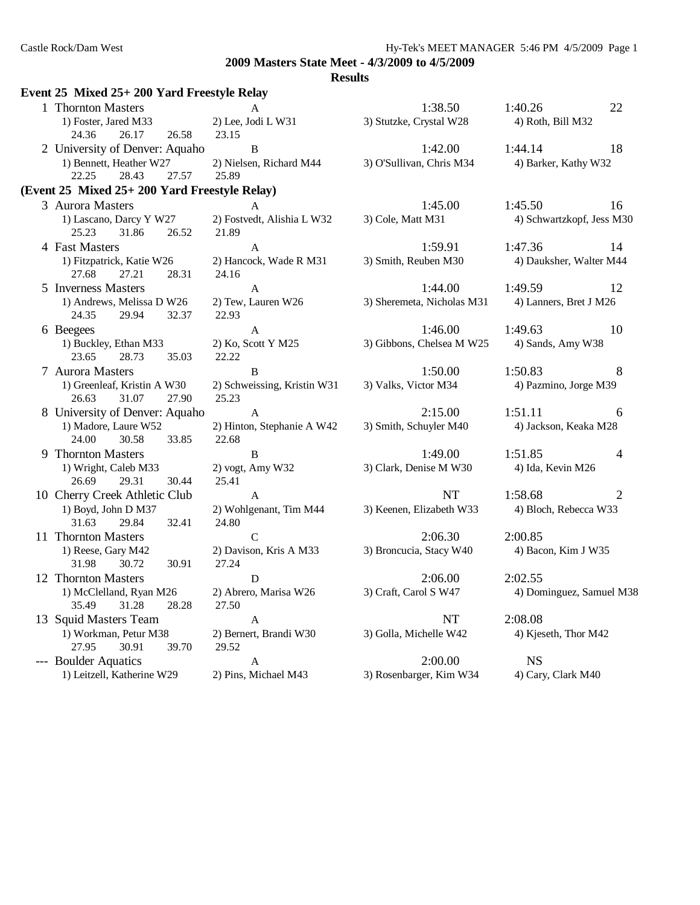## 2009 Masters State Meet - 4/3/2009 to 4/5/2009

**Results**

### Event 25 Mixed 25+ 200 Yard Freestyle Relay

| Place | Team | Relay | Seed Time | Finals Time | Points |
|---|---|---|---|---|---|
| 1 | Thornton Masters | A | 1:38.50 | 1:40.26 | 22 |
| | 1) Foster, Jared M33 | 2) Lee, Jodi L W31 | 3) Stutzke, Crystal W28 | 4) Roth, Bill M32 | |
| | 24.36 26.17 26.58 23.15 | | | | |
| 2 | University of Denver: Aquaho | B | 1:42.00 | 1:44.14 | 18 |
| | 1) Bennett, Heather W27 | 2) Nielsen, Richard M44 | 3) O'Sullivan, Chris M34 | 4) Barker, Kathy W32 | |
| | 22.25 28.43 27.57 25.89 | | | | |

### (Event 25 Mixed 25+ 200 Yard Freestyle Relay)

| Place | Team | Relay | Seed Time | Finals Time | Points |
|---|---|---|---|---|---|
| 3 | Aurora Masters | A | 1:45.00 | 1:45.50 | 16 |
| | 1) Lascano, Darcy Y W27 | 2) Fostvedt, Alishia L W32 | 3) Cole, Matt M31 | 4) Schwartzkopf, Jess M30 | |
| | 25.23 31.86 26.52 21.89 | | | | |
| 4 | Fast Masters | A | 1:59.91 | 1:47.36 | 14 |
| | 1) Fitzpatrick, Katie W26 | 2) Hancock, Wade R M31 | 3) Smith, Reuben M30 | 4) Dauksher, Walter M44 | |
| | 27.68 27.21 28.31 24.16 | | | | |
| 5 | Inverness Masters | A | 1:44.00 | 1:49.59 | 12 |
| | 1) Andrews, Melissa D W26 | 2) Tew, Lauren W26 | 3) Sheremeta, Nicholas M31 | 4) Lanners, Bret J M26 | |
| | 24.35 29.94 32.37 22.93 | | | | |
| 6 | Beegees | A | 1:46.00 | 1:49.63 | 10 |
| | 1) Buckley, Ethan M33 | 2) Ko, Scott Y M25 | 3) Gibbons, Chelsea M W25 | 4) Sands, Amy W38 | |
| | 23.65 28.73 35.03 22.22 | | | | |
| 7 | Aurora Masters | B | 1:50.00 | 1:50.83 | 8 |
| | 1) Greenleaf, Kristin A W30 | 2) Schweissing, Kristin W31 | 3) Valks, Victor M34 | 4) Pazmino, Jorge M39 | |
| | 26.63 31.07 27.90 25.23 | | | | |
| 8 | University of Denver: Aquaho | A | 2:15.00 | 1:51.11 | 6 |
| | 1) Madore, Laure W52 | 2) Hinton, Stephanie A W42 | 3) Smith, Schuyler M40 | 4) Jackson, Keaka M28 | |
| | 24.00 30.58 33.85 22.68 | | | | |
| 9 | Thornton Masters | B | 1:49.00 | 1:51.85 | 4 |
| | 1) Wright, Caleb M33 | 2) vogt, Amy W32 | 3) Clark, Denise M W30 | 4) Ida, Kevin M26 | |
| | 26.69 29.31 30.44 25.41 | | | | |
| 10 | Cherry Creek Athletic Club | A | NT | 1:58.68 | 2 |
| | 1) Boyd, John D M37 | 2) Wohlgenant, Tim M44 | 3) Keenen, Elizabeth W33 | 4) Bloch, Rebecca W33 | |
| | 31.63 29.84 32.41 24.80 | | | | |
| 11 | Thornton Masters | C | 2:06.30 | 2:00.85 | |
| | 1) Reese, Gary M42 | 2) Davison, Kris A M33 | 3) Broncucia, Stacy W40 | 4) Bacon, Kim J W35 | |
| | 31.98 30.72 30.91 27.24 | | | | |
| 12 | Thornton Masters | D | 2:06.00 | 2:02.55 | |
| | 1) McClelland, Ryan M26 | 2) Abrero, Marisa W26 | 3) Craft, Carol S W47 | 4) Dominguez, Samuel M38 | |
| | 35.49 31.28 28.28 27.50 | | | | |
| 13 | Squid Masters Team | A | NT | 2:08.08 | |
| | 1) Workman, Petur M38 | 2) Bernert, Brandi W30 | 3) Golla, Michelle W42 | 4) Kjeseth, Thor M42 | |
| | 27.95 30.91 39.70 29.52 | | | | |
| --- | Boulder Aquatics | A | 2:00.00 | NS | |
| | 1) Leitzell, Katherine W29 | 2) Pins, Michael M43 | 3) Rosenbarger, Kim W34 | 4) Cary, Clark M40 | |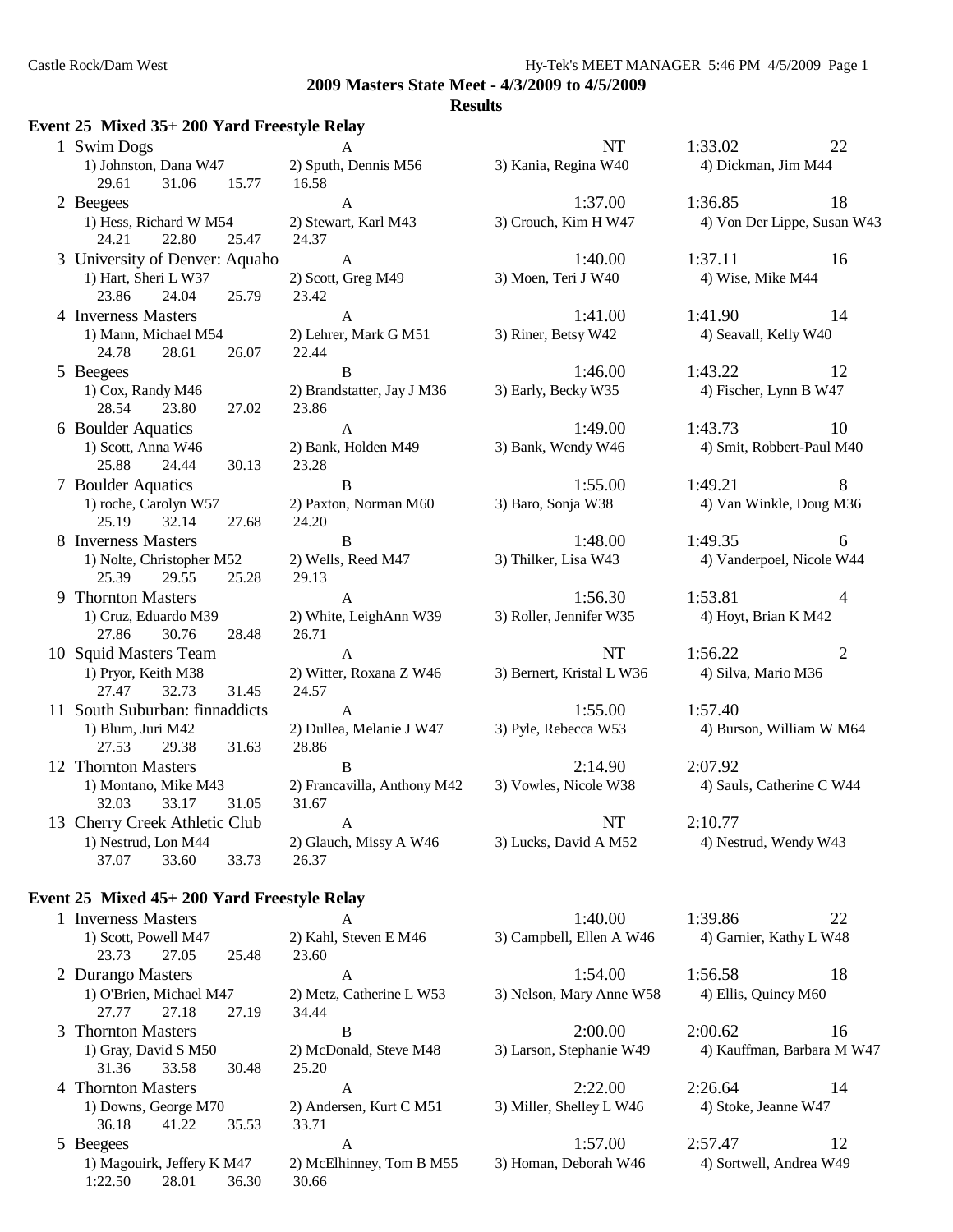**2009 Masters State Meet - 4/3/2009 to 4/5/2009**

**Results**

### Event 25 Mixed 35+ 200 Yard Freestyle Relay

| Place | Team | Relay | Seed Time | Finals Time | Points |
|---|---|---|---|---|---|
| 1 | Swim Dogs | A | NT | 1:33.02 | 22 |
| | 1) Johnston, Dana W47 | 2) Sputh, Dennis M56 | 3) Kania, Regina W40 | 4) Dickman, Jim M44 | |
| | 29.61 31.06 15.77 16.58 | | | | |
| 2 | Beegees | A | 1:37.00 | 1:36.85 | 18 |
| | 1) Hess, Richard W M54 | 2) Stewart, Karl M43 | 3) Crouch, Kim H W47 | 4) Von Der Lippe, Susan W43 | |
| | 24.21 22.80 25.47 24.37 | | | | |
| 3 | University of Denver: Aquaho | A | 1:40.00 | 1:37.11 | 16 |
| | 1) Hart, Sheri L W37 | 2) Scott, Greg M49 | 3) Moen, Teri J W40 | 4) Wise, Mike M44 | |
| | 23.86 24.04 25.79 23.42 | | | | |
| 4 | Inverness Masters | A | 1:41.00 | 1:41.90 | 14 |
| | 1) Mann, Michael M54 | 2) Lehrer, Mark G M51 | 3) Riner, Betsy W42 | 4) Seavall, Kelly W40 | |
| | 24.78 28.61 26.07 22.44 | | | | |
| 5 | Beegees | B | 1:46.00 | 1:43.22 | 12 |
| | 1) Cox, Randy M46 | 2) Brandstatter, Jay J M36 | 3) Early, Becky W35 | 4) Fischer, Lynn B W47 | |
| | 28.54 23.80 27.02 23.86 | | | | |
| 6 | Boulder Aquatics | A | 1:49.00 | 1:43.73 | 10 |
| | 1) Scott, Anna W46 | 2) Bank, Holden M49 | 3) Bank, Wendy W46 | 4) Smit, Robbert-Paul M40 | |
| | 25.88 24.44 30.13 23.28 | | | | |
| 7 | Boulder Aquatics | B | 1:55.00 | 1:49.21 | 8 |
| | 1) roche, Carolyn W57 | 2) Paxton, Norman M60 | 3) Baro, Sonja W38 | 4) Van Winkle, Doug M36 | |
| | 25.19 32.14 27.68 24.20 | | | | |
| 8 | Inverness Masters | B | 1:48.00 | 1:49.35 | 6 |
| | 1) Nolte, Christopher M52 | 2) Wells, Reed M47 | 3) Thilker, Lisa W43 | 4) Vanderpoel, Nicole W44 | |
| | 25.39 29.55 25.28 29.13 | | | | |
| 9 | Thornton Masters | A | 1:56.30 | 1:53.81 | 4 |
| | 1) Cruz, Eduardo M39 | 2) White, LeighAnn W39 | 3) Roller, Jennifer W35 | 4) Hoyt, Brian K M42 | |
| | 27.86 30.76 28.48 26.71 | | | | |
| 10 | Squid Masters Team | A | NT | 1:56.22 | 2 |
| | 1) Pryor, Keith M38 | 2) Witter, Roxana Z W46 | 3) Bernert, Kristal L W36 | 4) Silva, Mario M36 | |
| | 27.47 32.73 31.45 24.57 | | | | |
| 11 | South Suburban: finnaddicts | A | 1:55.00 | 1:57.40 | |
| | 1) Blum, Juri M42 | 2) Dullea, Melanie J W47 | 3) Pyle, Rebecca W53 | 4) Burson, William W M64 | |
| | 27.53 29.38 31.63 28.86 | | | | |
| 12 | Thornton Masters | B | 2:14.90 | 2:07.92 | |
| | 1) Montano, Mike M43 | 2) Francavilla, Anthony M42 | 3) Vowles, Nicole W38 | 4) Sauls, Catherine C W44 | |
| | 32.03 33.17 31.05 31.67 | | | | |
| 13 | Cherry Creek Athletic Club | A | NT | 2:10.77 | |
| | 1) Nestrud, Lon M44 | 2) Glauch, Missy A W46 | 3) Lucks, David A M52 | 4) Nestrud, Wendy W43 | |
| | 37.07 33.60 33.73 26.37 | | | | |

### Event 25 Mixed 45+ 200 Yard Freestyle Relay

| Place | Team | Relay | Seed Time | Finals Time | Points |
|---|---|---|---|---|---|
| 1 | Inverness Masters | A | 1:40.00 | 1:39.86 | 22 |
| | 1) Scott, Powell M47 | 2) Kahl, Steven E M46 | 3) Campbell, Ellen A W46 | 4) Garnier, Kathy L W48 | |
| | 23.73 27.05 25.48 23.60 | | | | |
| 2 | Durango Masters | A | 1:54.00 | 1:56.58 | 18 |
| | 1) O'Brien, Michael M47 | 2) Metz, Catherine L W53 | 3) Nelson, Mary Anne W58 | 4) Ellis, Quincy M60 | |
| | 27.77 27.18 27.19 34.44 | | | | |
| 3 | Thornton Masters | B | 2:00.00 | 2:00.62 | 16 |
| | 1) Gray, David S M50 | 2) McDonald, Steve M48 | 3) Larson, Stephanie W49 | 4) Kauffman, Barbara M W47 | |
| | 31.36 33.58 30.48 25.20 | | | | |
| 4 | Thornton Masters | A | 2:22.00 | 2:26.64 | 14 |
| | 1) Downs, George M70 | 2) Andersen, Kurt C M51 | 3) Miller, Shelley L W46 | 4) Stoke, Jeanne W47 | |
| | 36.18 41.22 35.53 33.71 | | | | |
| 5 | Beegees | A | 1:57.00 | 2:57.47 | 12 |
| | 1) Magouirk, Jeffery K M47 | 2) McElhinney, Tom B M55 | 3) Homan, Deborah W46 | 4) Sortwell, Andrea W49 | |
| | 1:22.50 28.01 36.30 30.66 | | | | |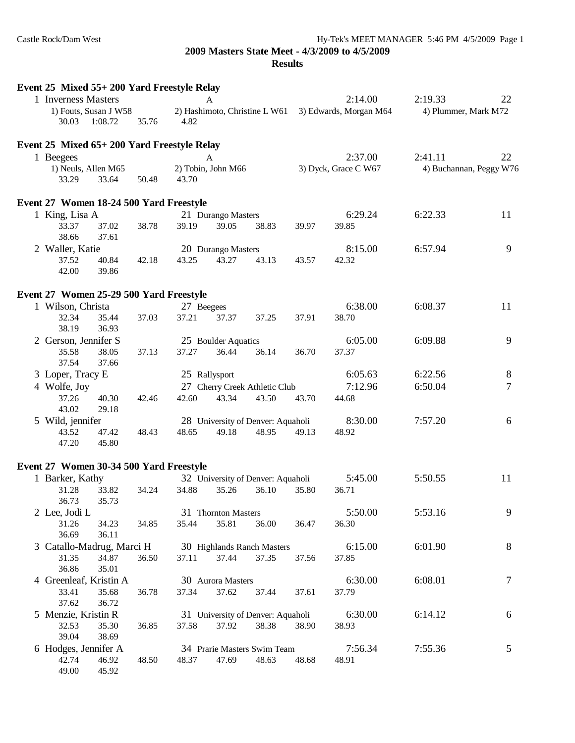**2009 Masters State Meet - 4/3/2009 to 4/5/2009**

**Results**

### Event 25 Mixed 55+ 200 Yard Freestyle Relay

1 Inverness Masters — A — 2:14.00 — 2:19.33 — 22

1) Fouts, Susan J W58 2) Hashimoto, Christine L W61 3) Edwards, Morgan M64 4) Plummer, Mark M72

30.03 1:08.72 35.76 4.82

### Event 25 Mixed 65+ 200 Yard Freestyle Relay

1 Beegees — A — 2:37.00 — 2:41.11 — 22

1) Neuls, Allen M65 2) Tobin, John M66 3) Dyck, Grace C W67 4) Buchannan, Peggy W76

33.29 33.64 50.48 43.70

### Event 27 Women 18-24 500 Yard Freestyle

| Place | Name | Age | Team | Seed | Finals | Points |
|---|---|---|---|---|---|---|
| 1 | King, Lisa A | 21 | Durango Masters | 6:29.24 | 6:22.33 | 11 |
| | 33.37 37.02 38.78 39.19 39.05 38.83 39.97 39.85 38.66 37.61 | | | | | |
| 2 | Waller, Katie | 20 | Durango Masters | 8:15.00 | 6:57.94 | 9 |
| | 37.52 40.84 42.18 43.25 43.27 43.13 43.57 42.32 42.00 39.86 | | | | | |

### Event 27 Women 25-29 500 Yard Freestyle

| Place | Name | Age | Team | Seed | Finals | Points |
|---|---|---|---|---|---|---|
| 1 | Wilson, Christa | 27 | Beegees | 6:38.00 | 6:08.37 | 11 |
| | 32.34 35.44 37.03 37.21 37.37 37.25 37.91 38.70 38.19 36.93 | | | | | |
| 2 | Gerson, Jennifer S | 25 | Boulder Aquatics | 6:05.00 | 6:09.88 | 9 |
| | 35.58 38.05 37.13 37.27 36.44 36.14 36.70 37.37 37.54 37.66 | | | | | |
| 3 | Loper, Tracy E | 25 | Rallysport | 6:05.63 | 6:22.56 | 8 |
| 4 | Wolfe, Joy | 27 | Cherry Creek Athletic Club | 7:12.96 | 6:50.04 | 7 |
| | 37.26 40.30 42.46 42.60 43.34 43.50 43.70 44.68 43.02 29.18 | | | | | |
| 5 | Wild, jennifer | 28 | University of Denver: Aquaholi | 8:30.00 | 7:57.20 | 6 |
| | 43.52 47.42 48.43 48.65 49.18 48.95 49.13 48.92 47.20 45.80 | | | | | |

### Event 27 Women 30-34 500 Yard Freestyle

| Place | Name | Age | Team | Seed | Finals | Points |
|---|---|---|---|---|---|---|
| 1 | Barker, Kathy | 32 | University of Denver: Aquaholi | 5:45.00 | 5:50.55 | 11 |
| | 31.28 33.82 34.24 34.88 35.26 36.10 35.80 36.71 36.73 35.73 | | | | | |
| 2 | Lee, Jodi L | 31 | Thornton Masters | 5:50.00 | 5:53.16 | 9 |
| | 31.26 34.23 34.85 35.44 35.81 36.00 36.47 36.30 36.69 36.11 | | | | | |
| 3 | Catallo-Madrug, Marci H | 30 | Highlands Ranch Masters | 6:15.00 | 6:01.90 | 8 |
| | 31.35 34.87 36.50 37.11 37.44 37.35 37.56 37.85 36.86 35.01 | | | | | |
| 4 | Greenleaf, Kristin A | 30 | Aurora Masters | 6:30.00 | 6:08.01 | 7 |
| | 33.41 35.68 36.78 37.34 37.62 37.44 37.61 37.79 37.62 36.72 | | | | | |
| 5 | Menzie, Kristin R | 31 | University of Denver: Aquaholi | 6:30.00 | 6:14.12 | 6 |
| | 32.53 35.30 36.85 37.58 37.92 38.38 38.90 38.93 39.04 38.69 | | | | | |
| 6 | Hodges, Jennifer A | 34 | Prarie Masters Swim Team | 7:56.34 | 7:55.36 | 5 |
| | 42.74 46.92 48.50 48.37 47.69 48.63 48.68 48.91 49.00 45.92 | | | | | |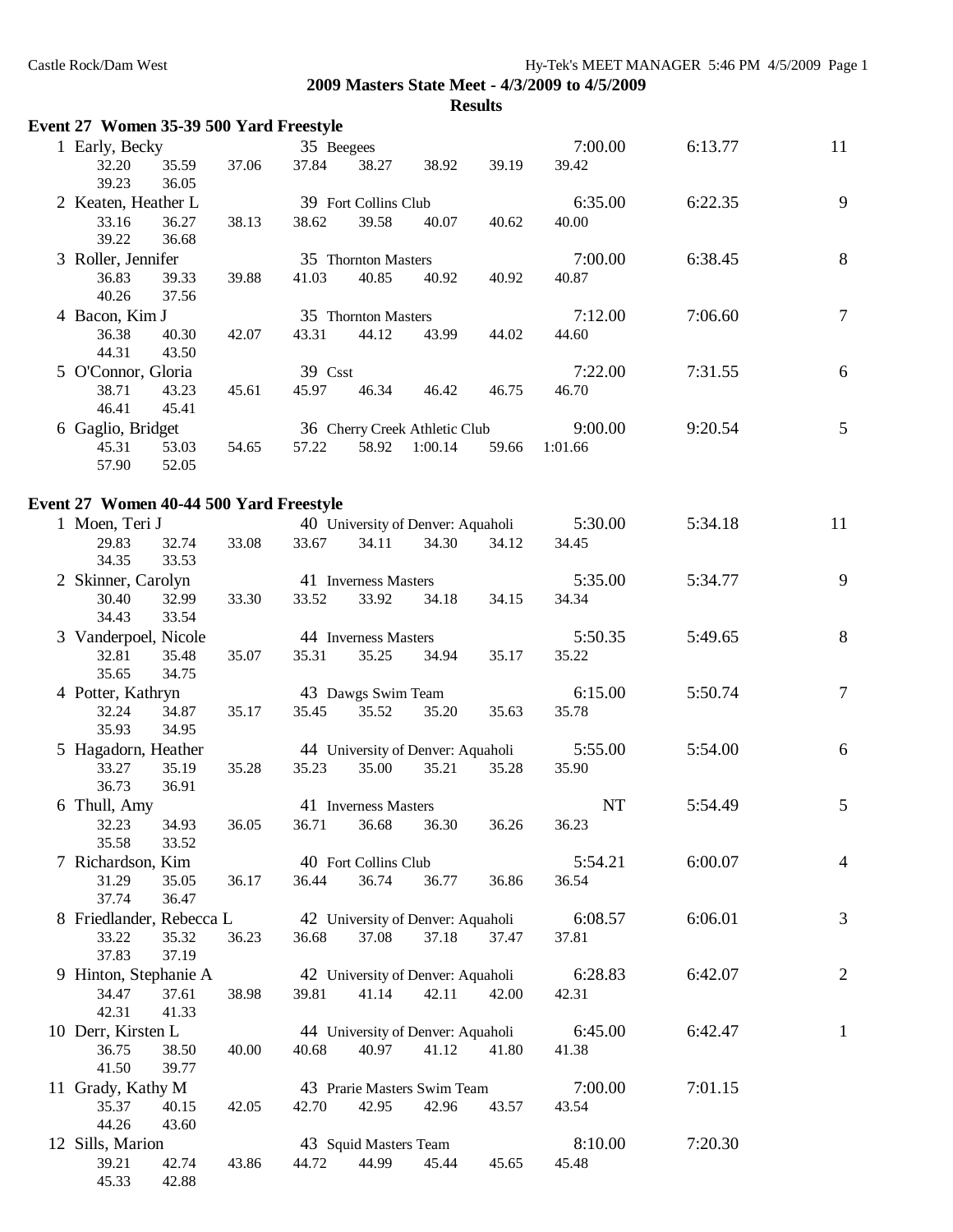# 2009 Masters State Meet - 4/3/2009 to 4/5/2009

## Results

### Event 27 Women 35-39 500 Yard Freestyle

| Place | Name | Age | Team | Seed Time | Finals Time | Points |
|---|---|---|---|---|---|---|
| 1 | Early, Becky | 35 | Beegees | 7:00.00 | 6:13.77 | 11 |
| | 32.20 35.59 37.06 37.84 38.27 38.92 39.19 39.42 39.23 36.05 | | | | | |
| 2 | Keaten, Heather L | 39 | Fort Collins Club | 6:35.00 | 6:22.35 | 9 |
| | 33.16 36.27 38.13 38.62 39.58 40.07 40.62 40.00 39.22 36.68 | | | | | |
| 3 | Roller, Jennifer | 35 | Thornton Masters | 7:00.00 | 6:38.45 | 8 |
| | 36.83 39.33 39.88 41.03 40.85 40.92 40.92 40.87 40.26 37.56 | | | | | |
| 4 | Bacon, Kim J | 35 | Thornton Masters | 7:12.00 | 7:06.60 | 7 |
| | 36.38 40.30 42.07 43.31 44.12 43.99 44.02 44.60 44.31 43.50 | | | | | |
| 5 | O'Connor, Gloria | 39 | Csst | 7:22.00 | 7:31.55 | 6 |
| | 38.71 43.23 45.61 45.97 46.34 46.42 46.75 46.70 46.41 45.41 | | | | | |
| 6 | Gaglio, Bridget | 36 | Cherry Creek Athletic Club | 9:00.00 | 9:20.54 | 5 |
| | 45.31 53.03 54.65 57.22 58.92 1:00.14 59.66 1:01.66 57.90 52.05 | | | | | |

### Event 27 Women 40-44 500 Yard Freestyle

| Place | Name | Age | Team | Seed Time | Finals Time | Points |
|---|---|---|---|---|---|---|
| 1 | Moen, Teri J | 40 | University of Denver: Aquaholi | 5:30.00 | 5:34.18 | 11 |
| | 29.83 32.74 33.08 33.67 34.11 34.30 34.12 34.45 34.35 33.53 | | | | | |
| 2 | Skinner, Carolyn | 41 | Inverness Masters | 5:35.00 | 5:34.77 | 9 |
| | 30.40 32.99 33.30 33.52 33.92 34.18 34.15 34.34 34.43 33.54 | | | | | |
| 3 | Vanderpoel, Nicole | 44 | Inverness Masters | 5:50.35 | 5:49.65 | 8 |
| | 32.81 35.48 35.07 35.31 35.25 34.94 35.17 35.22 35.65 34.75 | | | | | |
| 4 | Potter, Kathryn | 43 | Dawgs Swim Team | 6:15.00 | 5:50.74 | 7 |
| | 32.24 34.87 35.17 35.45 35.52 35.20 35.63 35.78 35.93 34.95 | | | | | |
| 5 | Hagadorn, Heather | 44 | University of Denver: Aquaholi | 5:55.00 | 5:54.00 | 6 |
| | 33.27 35.19 35.28 35.23 35.00 35.21 35.28 35.90 36.73 36.91 | | | | | |
| 6 | Thull, Amy | 41 | Inverness Masters | NT | 5:54.49 | 5 |
| | 32.23 34.93 36.05 36.71 36.68 36.30 36.26 36.23 35.58 33.52 | | | | | |
| 7 | Richardson, Kim | 40 | Fort Collins Club | 5:54.21 | 6:00.07 | 4 |
| | 31.29 35.05 36.17 36.44 36.74 36.77 36.86 36.54 37.74 36.47 | | | | | |
| 8 | Friedlander, Rebecca L | 42 | University of Denver: Aquaholi | 6:08.57 | 6:06.01 | 3 |
| | 33.22 35.32 36.23 36.68 37.08 37.18 37.47 37.81 37.83 37.19 | | | | | |
| 9 | Hinton, Stephanie A | 42 | University of Denver: Aquaholi | 6:28.83 | 6:42.07 | 2 |
| | 34.47 37.61 38.98 39.81 41.14 42.11 42.00 42.31 42.31 41.33 | | | | | |
| 10 | Derr, Kirsten L | 44 | University of Denver: Aquaholi | 6:45.00 | 6:42.47 | 1 |
| | 36.75 38.50 40.00 40.68 40.97 41.12 41.80 41.38 41.50 39.77 | | | | | |
| 11 | Grady, Kathy M | 43 | Prarie Masters Swim Team | 7:00.00 | 7:01.15 | |
| | 35.37 40.15 42.05 42.70 42.95 42.96 43.57 43.54 44.26 43.60 | | | | | |
| 12 | Sills, Marion | 43 | Squid Masters Team | 8:10.00 | 7:20.30 | |
| | 39.21 42.74 43.86 44.72 44.99 45.44 45.65 45.48 45.33 42.88 | | | | | |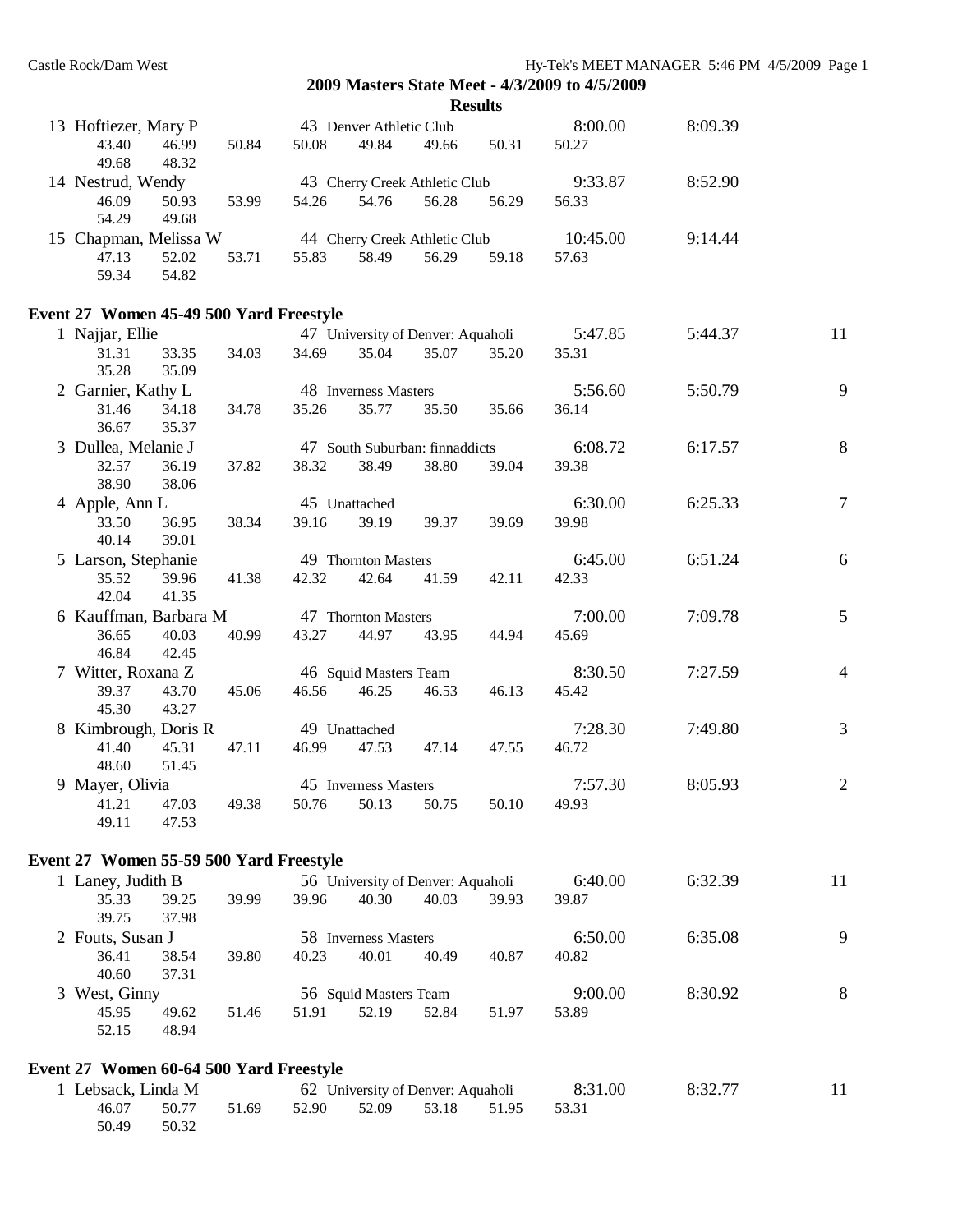**2009 Masters State Meet - 4/3/2009 to 4/5/2009**

**Results**

```
 13 Hoftiezer, Mary P            43 Denver Athletic Club            8:00.00      8:09.39
      43.40    46.99    50.84    50.08    49.84    49.66    50.31    50.27
      49.68    48.32
 14 Nestrud, Wendy               43 Cherry Creek Athletic Club      9:33.87      8:52.90
      46.09    50.93    53.99    54.26    54.76    56.28    56.29    56.33
      54.29    49.68
 15 Chapman, Melissa W           44 Cherry Creek Athletic Club     10:45.00      9:14.44
      47.13    52.02    53.71    55.83    58.49    56.29    59.18    57.63
      59.34    54.82
```

### Event 27 Women 45-49 500 Yard Freestyle

```
  1 Najjar, Ellie                47 University of Denver: Aquaholi  5:47.85      5:44.37      11
      31.31    33.35    34.03    34.69    35.04    35.07    35.20    35.31
      35.28    35.09
  2 Garnier, Kathy L             48 Inverness Masters               5:56.60      5:50.79       9
      31.46    34.18    34.78    35.26    35.77    35.50    35.66    36.14
      36.67    35.37
  3 Dullea, Melanie J            47 South Suburban: finnaddicts     6:08.72      6:17.57       8
      32.57    36.19    37.82    38.32    38.49    38.80    39.04    39.38
      38.90    38.06
  4 Apple, Ann L                 45 Unattached                      6:30.00      6:25.33       7
      33.50    36.95    38.34    39.16    39.19    39.37    39.69    39.98
      40.14    39.01
  5 Larson, Stephanie            49 Thornton Masters                6:45.00      6:51.24       6
      35.52    39.96    41.38    42.32    42.64    41.59    42.11    42.33
      42.04    41.35
  6 Kauffman, Barbara M          47 Thornton Masters                7:00.00      7:09.78       5
      36.65    40.03    40.99    43.27    44.97    43.95    44.94    45.69
      46.84    42.45
  7 Witter, Roxana Z             46 Squid Masters Team              8:30.50      7:27.59       4
      39.37    43.70    45.06    46.56    46.25    46.53    46.13    45.42
      45.30    43.27
  8 Kimbrough, Doris R           49 Unattached                      7:28.30      7:49.80       3
      41.40    45.31    47.11    46.99    47.53    47.14    47.55    46.72
      48.60    51.45
  9 Mayer, Olivia                45 Inverness Masters               7:57.30      8:05.93       2
      41.21    47.03    49.38    50.76    50.13    50.75    50.10    49.93
      49.11    47.53
```

### Event 27 Women 55-59 500 Yard Freestyle

```
  1 Laney, Judith B              56 University of Denver: Aquaholi  6:40.00      6:32.39      11
      35.33    39.25    39.99    39.96    40.30    40.03    39.93    39.87
      39.75    37.98
  2 Fouts, Susan J               58 Inverness Masters               6:50.00      6:35.08       9
      36.41    38.54    39.80    40.23    40.01    40.49    40.87    40.82
      40.60    37.31
  3 West, Ginny                  56 Squid Masters Team              9:00.00      8:30.92       8
      45.95    49.62    51.46    51.91    52.19    52.84    51.97    53.89
      52.15    48.94
```

### Event 27 Women 60-64 500 Yard Freestyle

```
  1 Lebsack, Linda M             62 University of Denver: Aquaholi  8:31.00      8:32.77      11
      46.07    50.77    51.69    52.90    52.09    53.18    51.95    53.31
      50.49    50.32
```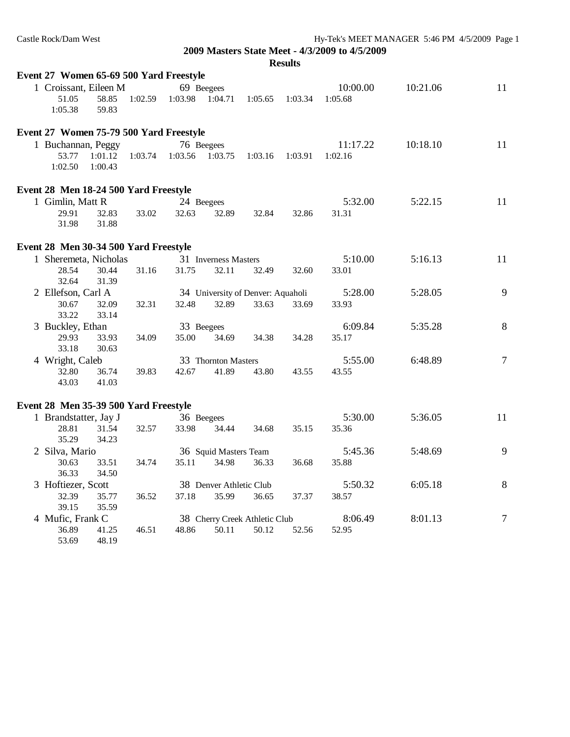## 2009 Masters State Meet - 4/3/2009 to 4/5/2009

### Results

**Event 27 Women 65-69 500 Yard Freestyle**

```
  1 Croissant, Eileen M          69 Beegees                      10:00.00     10:21.06        11
       51.05      58.85    1:02.59    1:03.98    1:04.71    1:05.65    1:03.34    1:05.68
     1:05.38      59.83
```

**Event 27 Women 75-79 500 Yard Freestyle**

```
  1 Buchannan, Peggy             76 Beegees                      11:17.22     10:18.10        11
       53.77    1:01.12    1:03.74    1:03.56    1:03.75    1:03.16    1:03.91    1:02.16
     1:02.50    1:00.43
```

**Event 28 Men 18-24 500 Yard Freestyle**

```
  1 Gimlin, Matt R               24 Beegees                       5:32.00      5:22.15        11
       29.91      32.83      33.02      32.63      32.89      32.84      32.86      31.31
       31.98      31.88
```

**Event 28 Men 30-34 500 Yard Freestyle**

```
  1 Sheremeta, Nicholas          31 Inverness Masters             5:10.00      5:16.13        11
       28.54      30.44      31.16      31.75      32.11      32.49      32.60      33.01
       32.64      31.39
  2 Ellefson, Carl A             34 University of Denver: Aquaholi 5:28.00     5:28.05         9
       30.67      32.09      32.31      32.48      32.89      33.63      33.69      33.93
       33.22      33.14
  3 Buckley, Ethan               33 Beegees                       6:09.84      5:35.28         8
       29.93      33.93      34.09      35.00      34.69      34.38      34.28      35.17
       33.18      30.63
  4 Wright, Caleb                33 Thornton Masters              5:55.00      6:48.89         7
       32.80      36.74      39.83      42.67      41.89      43.80      43.55      43.55
       43.03      41.03
```

**Event 28 Men 35-39 500 Yard Freestyle**

```
  1 Brandstatter, Jay J          36 Beegees                       5:30.00      5:36.05        11
       28.81      31.54      32.57      33.98      34.44      34.68      35.15      35.36
       35.29      34.23
  2 Silva, Mario                 36 Squid Masters Team            5:45.36      5:48.69         9
       30.63      33.51      34.74      35.11      34.98      36.33      36.68      35.88
       36.33      34.50
  3 Hoftiezer, Scott             38 Denver Athletic Club          5:50.32      6:05.18         8
       32.39      35.77      36.52      37.18      35.99      36.65      37.37      38.57
       39.15      35.59
  4 Mufic, Frank C               38 Cherry Creek Athletic Club    8:06.49      8:01.13         7
       36.89      41.25      46.51      48.86      50.11      50.12      52.56      52.95
       53.69      48.19
```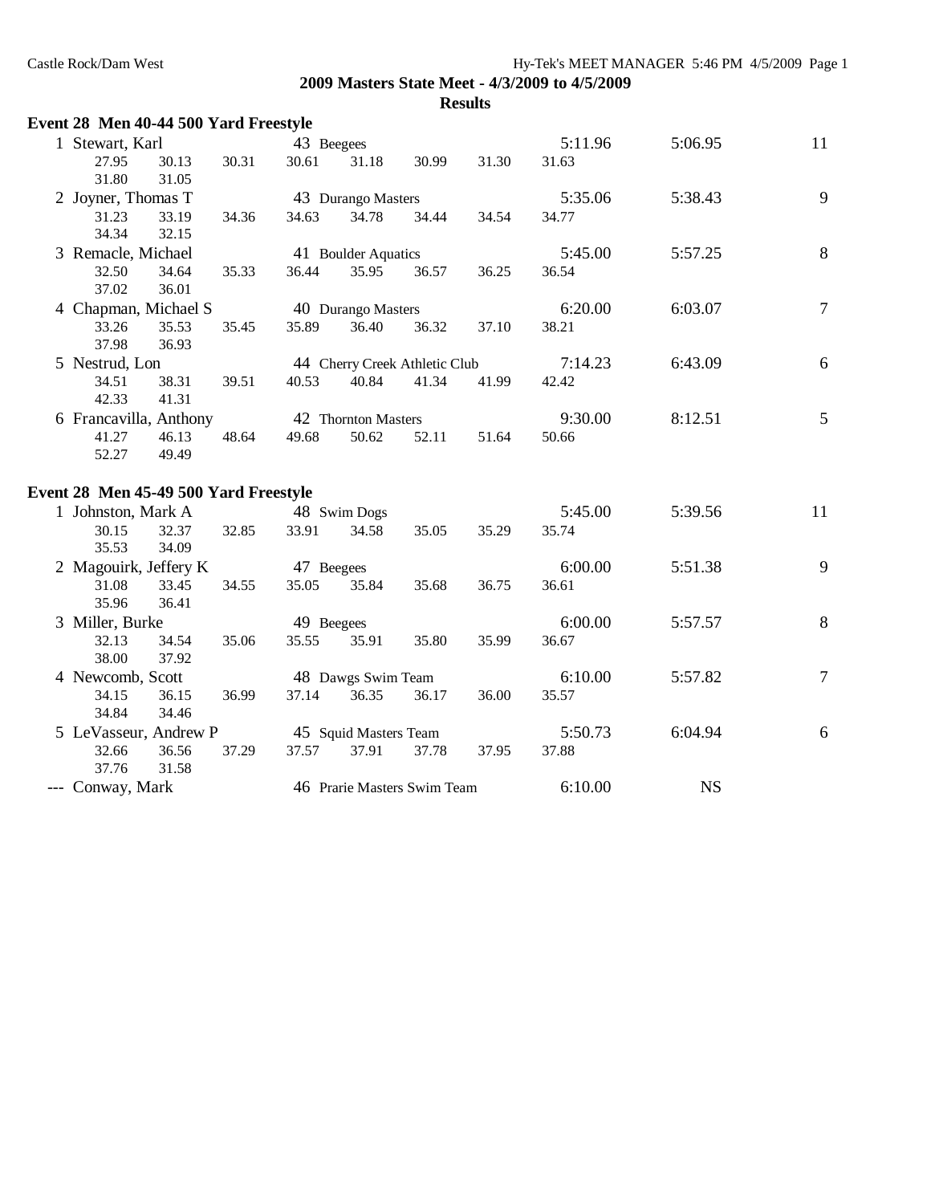**2009 Masters State Meet - 4/3/2009 to 4/5/2009**

**Results**

### Event 28 Men 40-44 500 Yard Freestyle

| Place | Name | Age | Team | Seed Time | Finals Time | Points |
|---|---|---|---|---|---|---|
| 1 | Stewart, Karl | 43 | Beegees | 5:11.96 | 5:06.95 | 11 |
| | 27.95 30.13 30.31 30.61 31.18 30.99 31.30 31.63 31.80 31.05 | | | | | |
| 2 | Joyner, Thomas T | 43 | Durango Masters | 5:35.06 | 5:38.43 | 9 |
| | 31.23 33.19 34.36 34.63 34.78 34.44 34.54 34.77 34.34 32.15 | | | | | |
| 3 | Remacle, Michael | 41 | Boulder Aquatics | 5:45.00 | 5:57.25 | 8 |
| | 32.50 34.64 35.33 36.44 35.95 36.57 36.25 36.54 37.02 36.01 | | | | | |
| 4 | Chapman, Michael S | 40 | Durango Masters | 6:20.00 | 6:03.07 | 7 |
| | 33.26 35.53 35.45 35.89 36.40 36.32 37.10 38.21 37.98 36.93 | | | | | |
| 5 | Nestrud, Lon | 44 | Cherry Creek Athletic Club | 7:14.23 | 6:43.09 | 6 |
| | 34.51 38.31 39.51 40.53 40.84 41.34 41.99 42.42 42.33 41.31 | | | | | |
| 6 | Francavilla, Anthony | 42 | Thornton Masters | 9:30.00 | 8:12.51 | 5 |
| | 41.27 46.13 48.64 49.68 50.62 52.11 51.64 50.66 52.27 49.49 | | | | | |

### Event 28 Men 45-49 500 Yard Freestyle

| Place | Name | Age | Team | Seed Time | Finals Time | Points |
|---|---|---|---|---|---|---|
| 1 | Johnston, Mark A | 48 | Swim Dogs | 5:45.00 | 5:39.56 | 11 |
| | 30.15 32.37 32.85 33.91 34.58 35.05 35.29 35.74 35.53 34.09 | | | | | |
| 2 | Magouirk, Jeffery K | 47 | Beegees | 6:00.00 | 5:51.38 | 9 |
| | 31.08 33.45 34.55 35.05 35.84 35.68 36.75 36.61 35.96 36.41 | | | | | |
| 3 | Miller, Burke | 49 | Beegees | 6:00.00 | 5:57.57 | 8 |
| | 32.13 34.54 35.06 35.55 35.91 35.80 35.99 36.67 38.00 37.92 | | | | | |
| 4 | Newcomb, Scott | 48 | Dawgs Swim Team | 6:10.00 | 5:57.82 | 7 |
| | 34.15 36.15 36.99 37.14 36.35 36.17 36.00 35.57 34.84 34.46 | | | | | |
| 5 | LeVasseur, Andrew P | 45 | Squid Masters Team | 5:50.73 | 6:04.94 | 6 |
| | 32.66 36.56 37.29 37.57 37.91 37.78 37.95 37.88 37.76 31.58 | | | | | |
| --- | Conway, Mark | 46 | Prarie Masters Swim Team | 6:10.00 | NS | |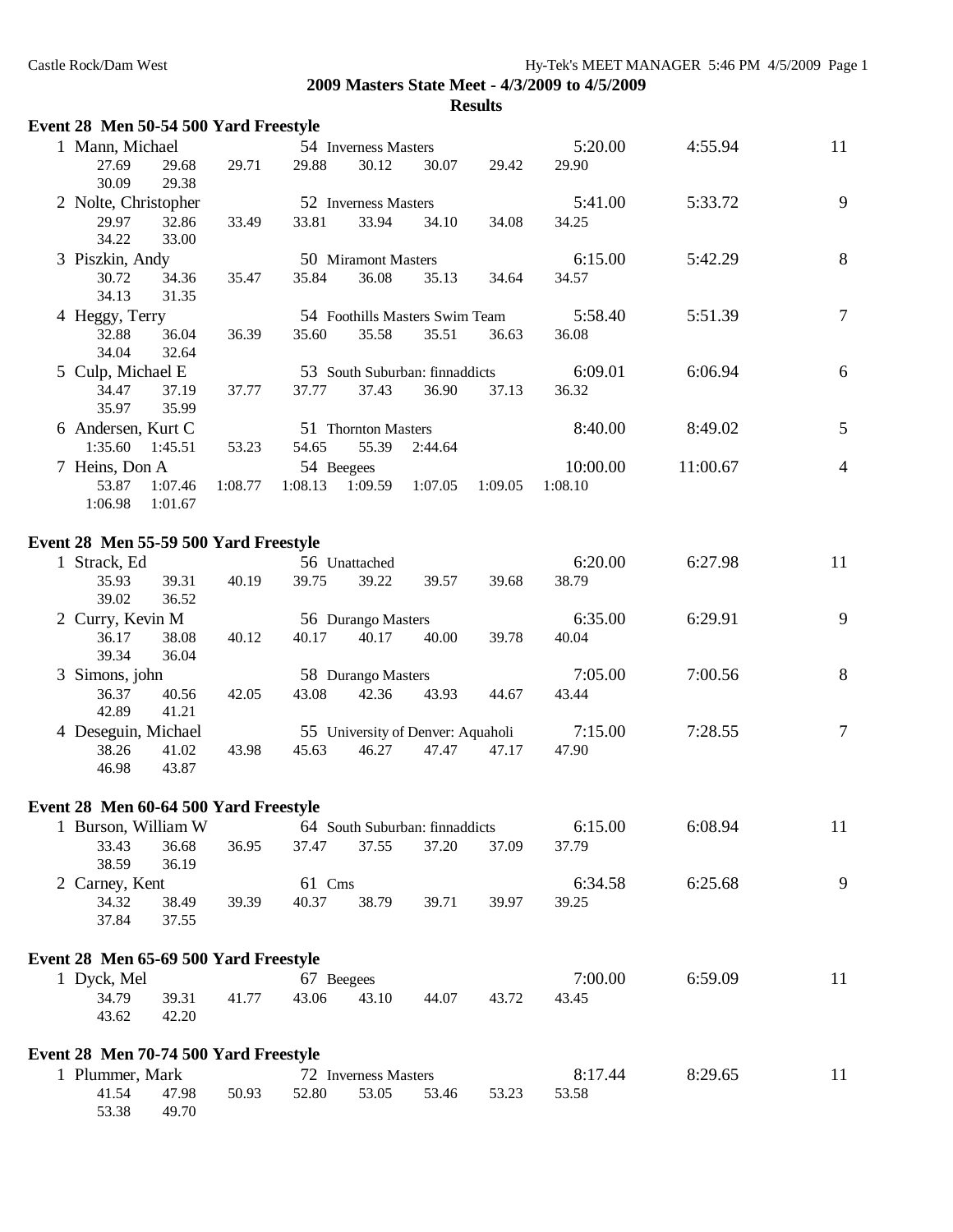## 2009 Masters State Meet - 4/3/2009 to 4/5/2009

### Results

### Event 28 Men 50-54 500 Yard Freestyle

| Place | Name | Age | Team | Seed Time | Finals Time | Points |
|---|---|---|---|---|---|---|
| 1 | Mann, Michael | 54 | Inverness Masters | 5:20.00 | 4:55.94 | 11 |
| | 27.69 29.68 29.71 29.88 30.12 30.07 29.42 29.90 30.09 29.38 | | | | | |
| 2 | Nolte, Christopher | 52 | Inverness Masters | 5:41.00 | 5:33.72 | 9 |
| | 29.97 32.86 33.49 33.81 33.94 34.10 34.08 34.25 34.22 33.00 | | | | | |
| 3 | Piszkin, Andy | 50 | Miramont Masters | 6:15.00 | 5:42.29 | 8 |
| | 30.72 34.36 35.47 35.84 36.08 35.13 34.64 34.57 34.13 31.35 | | | | | |
| 4 | Heggy, Terry | 54 | Foothills Masters Swim Team | 5:58.40 | 5:51.39 | 7 |
| | 32.88 36.04 36.39 35.60 35.58 35.51 36.63 36.08 34.04 32.64 | | | | | |
| 5 | Culp, Michael E | 53 | South Suburban: finnaddicts | 6:09.01 | 6:06.94 | 6 |
| | 34.47 37.19 37.77 37.77 37.43 36.90 37.13 36.32 35.97 35.99 | | | | | |
| 6 | Andersen, Kurt C | 51 | Thornton Masters | 8:40.00 | 8:49.02 | 5 |
| | 1:35.60 1:45.51 53.23 54.65 55.39 2:44.64 | | | | | |
| 7 | Heins, Don A | 54 | Beegees | 10:00.00 | 11:00.67 | 4 |
| | 53.87 1:07.46 1:08.77 1:08.13 1:09.59 1:07.05 1:09.05 1:08.10 1:06.98 1:01.67 | | | | | |

### Event 28 Men 55-59 500 Yard Freestyle

| Place | Name | Age | Team | Seed Time | Finals Time | Points |
|---|---|---|---|---|---|---|
| 1 | Strack, Ed | 56 | Unattached | 6:20.00 | 6:27.98 | 11 |
| | 35.93 39.31 40.19 39.75 39.22 39.57 39.68 38.79 39.02 36.52 | | | | | |
| 2 | Curry, Kevin M | 56 | Durango Masters | 6:35.00 | 6:29.91 | 9 |
| | 36.17 38.08 40.12 40.17 40.17 40.00 39.78 40.04 39.34 36.04 | | | | | |
| 3 | Simons, john | 58 | Durango Masters | 7:05.00 | 7:00.56 | 8 |
| | 36.37 40.56 42.05 43.08 42.36 43.93 44.67 43.44 42.89 41.21 | | | | | |
| 4 | Deseguin, Michael | 55 | University of Denver: Aquaholi | 7:15.00 | 7:28.55 | 7 |
| | 38.26 41.02 43.98 45.63 46.27 47.47 47.17 47.90 46.98 43.87 | | | | | |

### Event 28 Men 60-64 500 Yard Freestyle

| Place | Name | Age | Team | Seed Time | Finals Time | Points |
|---|---|---|---|---|---|---|
| 1 | Burson, William W | 64 | South Suburban: finnaddicts | 6:15.00 | 6:08.94 | 11 |
| | 33.43 36.68 36.95 37.47 37.55 37.20 37.09 37.79 38.59 36.19 | | | | | |
| 2 | Carney, Kent | 61 | Cms | 6:34.58 | 6:25.68 | 9 |
| | 34.32 38.49 39.39 40.37 38.79 39.71 39.97 39.25 37.84 37.55 | | | | | |

### Event 28 Men 65-69 500 Yard Freestyle

| Place | Name | Age | Team | Seed Time | Finals Time | Points |
|---|---|---|---|---|---|---|
| 1 | Dyck, Mel | 67 | Beegees | 7:00.00 | 6:59.09 | 11 |
| | 34.79 39.31 41.77 43.06 43.10 44.07 43.72 43.45 43.62 42.20 | | | | | |

### Event 28 Men 70-74 500 Yard Freestyle

| Place | Name | Age | Team | Seed Time | Finals Time | Points |
|---|---|---|---|---|---|---|
| 1 | Plummer, Mark | 72 | Inverness Masters | 8:17.44 | 8:29.65 | 11 |
| | 41.54 47.98 50.93 52.80 53.05 53.46 53.23 53.58 53.38 49.70 | | | | | |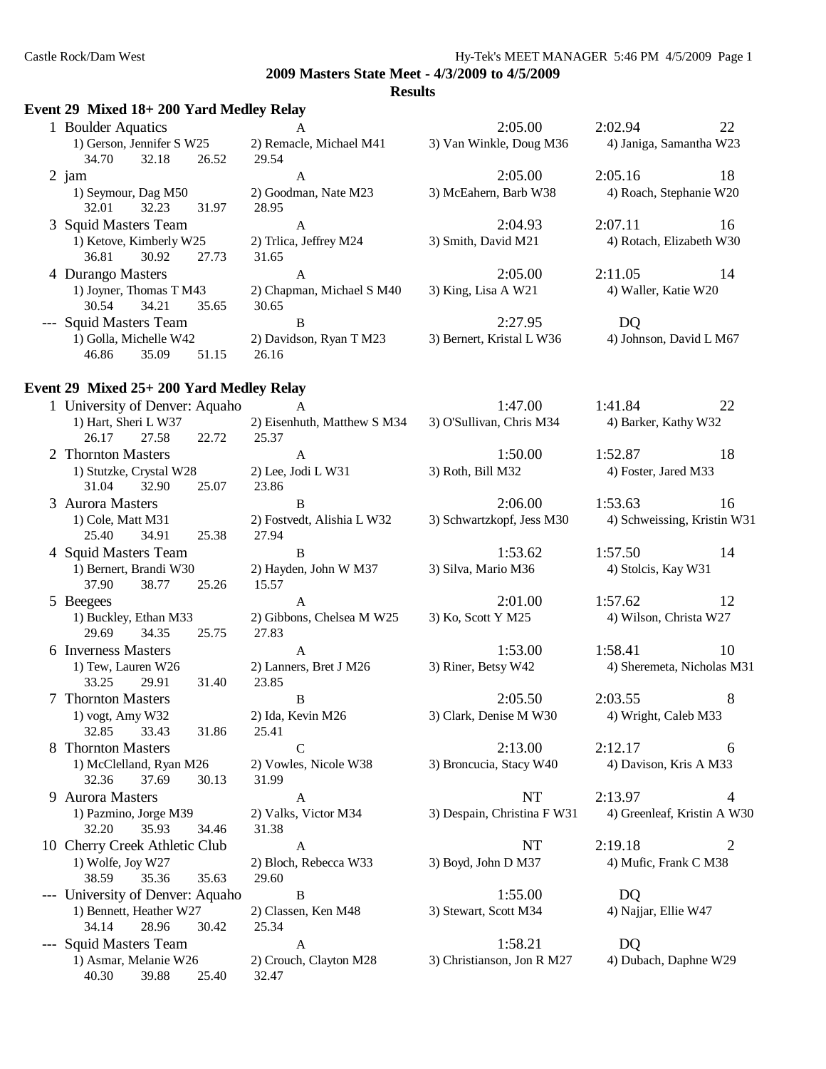## 2009 Masters State Meet - 4/3/2009 to 4/5/2009

### Results

### Event 29 Mixed 18+ 200 Yard Medley Relay

| Place | Team | Relay | Seed Time | Finals Time | Points |
|---|---|---|---|---|---|
| 1 | Boulder Aquatics | A | 2:05.00 | 2:02.94 | 22 |
| | 1) Gerson, Jennifer S W25 | 2) Remacle, Michael M41 | 3) Van Winkle, Doug M36 | 4) Janiga, Samantha W23 | |
| | 34.70 32.18 26.52 29.54 | | | | |
| 2 | jam | A | 2:05.00 | 2:05.16 | 18 |
| | 1) Seymour, Dag M50 | 2) Goodman, Nate M23 | 3) McEahern, Barb W38 | 4) Roach, Stephanie W20 | |
| | 32.01 32.23 31.97 28.95 | | | | |
| 3 | Squid Masters Team | A | 2:04.93 | 2:07.11 | 16 |
| | 1) Ketove, Kimberly W25 | 2) Trlica, Jeffrey M24 | 3) Smith, David M21 | 4) Rotach, Elizabeth W30 | |
| | 36.81 30.92 27.73 31.65 | | | | |
| 4 | Durango Masters | A | 2:05.00 | 2:11.05 | 14 |
| | 1) Joyner, Thomas T M43 | 2) Chapman, Michael S M40 | 3) King, Lisa A W21 | 4) Waller, Katie W20 | |
| | 30.54 34.21 35.65 30.65 | | | | |
| --- | Squid Masters Team | B | 2:27.95 | DQ | |
| | 1) Golla, Michelle W42 | 2) Davidson, Ryan T M23 | 3) Bernert, Kristal L W36 | 4) Johnson, David L M67 | |
| | 46.86 35.09 51.15 26.16 | | | | |

### Event 29 Mixed 25+ 200 Yard Medley Relay

| Place | Team | Relay | Seed Time | Finals Time | Points |
|---|---|---|---|---|---|
| 1 | University of Denver: Aquaho | A | 1:47.00 | 1:41.84 | 22 |
| | 1) Hart, Sheri L W37 | 2) Eisenhuth, Matthew S M34 | 3) O'Sullivan, Chris M34 | 4) Barker, Kathy W32 | |
| | 26.17 27.58 22.72 25.37 | | | | |
| 2 | Thornton Masters | A | 1:50.00 | 1:52.87 | 18 |
| | 1) Stutzke, Crystal W28 | 2) Lee, Jodi L W31 | 3) Roth, Bill M32 | 4) Foster, Jared M33 | |
| | 31.04 32.90 25.07 23.86 | | | | |
| 3 | Aurora Masters | B | 2:06.00 | 1:53.63 | 16 |
| | 1) Cole, Matt M31 | 2) Fostvedt, Alishia L W32 | 3) Schwartzkopf, Jess M30 | 4) Schweissing, Kristin W31 | |
| | 25.40 34.91 25.38 27.94 | | | | |
| 4 | Squid Masters Team | B | 1:53.62 | 1:57.50 | 14 |
| | 1) Bernert, Brandi W30 | 2) Hayden, John W M37 | 3) Silva, Mario M36 | 4) Stolcis, Kay W31 | |
| | 37.90 38.77 25.26 15.57 | | | | |
| 5 | Beegees | A | 2:01.00 | 1:57.62 | 12 |
| | 1) Buckley, Ethan M33 | 2) Gibbons, Chelsea M W25 | 3) Ko, Scott Y M25 | 4) Wilson, Christa W27 | |
| | 29.69 34.35 25.75 27.83 | | | | |
| 6 | Inverness Masters | A | 1:53.00 | 1:58.41 | 10 |
| | 1) Tew, Lauren W26 | 2) Lanners, Bret J M26 | 3) Riner, Betsy W42 | 4) Sheremeta, Nicholas M31 | |
| | 33.25 29.91 31.40 23.85 | | | | |
| 7 | Thornton Masters | B | 2:05.50 | 2:03.55 | 8 |
| | 1) vogt, Amy W32 | 2) Ida, Kevin M26 | 3) Clark, Denise M W30 | 4) Wright, Caleb M33 | |
| | 32.85 33.43 31.86 25.41 | | | | |
| 8 | Thornton Masters | C | 2:13.00 | 2:12.17 | 6 |
| | 1) McClelland, Ryan M26 | 2) Vowles, Nicole W38 | 3) Broncucia, Stacy W40 | 4) Davison, Kris A M33 | |
| | 32.36 37.69 30.13 31.99 | | | | |
| 9 | Aurora Masters | A | NT | 2:13.97 | 4 |
| | 1) Pazmino, Jorge M39 | 2) Valks, Victor M34 | 3) Despain, Christina F W31 | 4) Greenleaf, Kristin A W30 | |
| | 32.20 35.93 34.46 31.38 | | | | |
| 10 | Cherry Creek Athletic Club | A | NT | 2:19.18 | 2 |
| | 1) Wolfe, Joy W27 | 2) Bloch, Rebecca W33 | 3) Boyd, John D M37 | 4) Mufic, Frank C M38 | |
| | 38.59 35.36 35.63 29.60 | | | | |
| --- | University of Denver: Aquaho | B | 1:55.00 | DQ | |
| | 1) Bennett, Heather W27 | 2) Classen, Ken M48 | 3) Stewart, Scott M34 | 4) Najjar, Ellie W47 | |
| | 34.14 28.96 30.42 25.34 | | | | |
| --- | Squid Masters Team | A | 1:58.21 | DQ | |
| | 1) Asmar, Melanie W26 | 2) Crouch, Clayton M28 | 3) Christianson, Jon R M27 | 4) Dubach, Daphne W29 | |
| | 40.30 39.88 25.40 32.47 | | | | |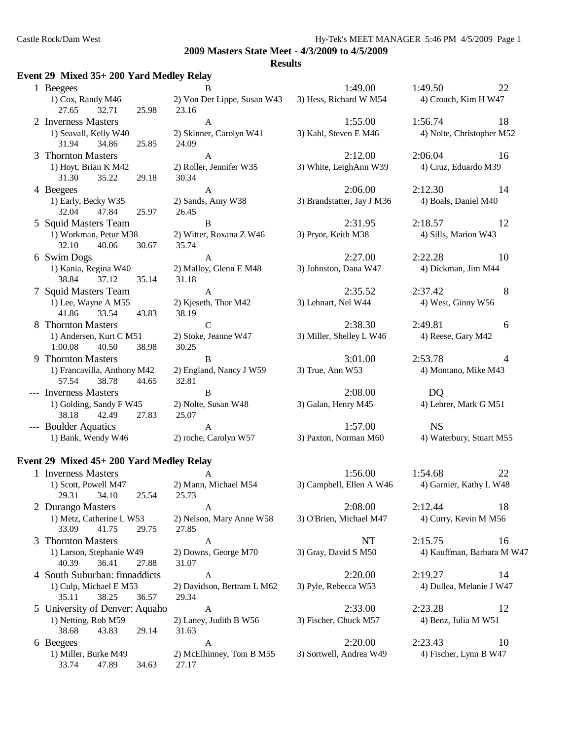## 2009 Masters State Meet - 4/3/2009 to 4/5/2009

### Results

### Event 29 Mixed 35+ 200 Yard Medley Relay

| Place | Team | Relay | Seed Time | Finals Time | Points |
|---|---|---|---|---|---|
| 1 | Beegees | B | 1:49.00 | 1:49.50 | 22 |
| | 1) Cox, Randy M46 | 2) Von Der Lippe, Susan W43 | 3) Hess, Richard W M54 | 4) Crouch, Kim H W47 | |
| | 27.65 32.71 25.98 23.16 | | | | |
| 2 | Inverness Masters | A | 1:55.00 | 1:56.74 | 18 |
| | 1) Seavall, Kelly W40 | 2) Skinner, Carolyn W41 | 3) Kahl, Steven E M46 | 4) Nolte, Christopher M52 | |
| | 31.94 34.86 25.85 24.09 | | | | |
| 3 | Thornton Masters | A | 2:12.00 | 2:06.04 | 16 |
| | 1) Hoyt, Brian K M42 | 2) Roller, Jennifer W35 | 3) White, LeighAnn W39 | 4) Cruz, Eduardo M39 | |
| | 31.30 35.22 29.18 30.34 | | | | |
| 4 | Beegees | A | 2:06.00 | 2:12.30 | 14 |
| | 1) Early, Becky W35 | 2) Sands, Amy W38 | 3) Brandstatter, Jay J M36 | 4) Boals, Daniel M40 | |
| | 32.04 47.84 25.97 26.45 | | | | |
| 5 | Squid Masters Team | B | 2:31.95 | 2:18.57 | 12 |
| | 1) Workman, Petur M38 | 2) Witter, Roxana Z W46 | 3) Pryor, Keith M38 | 4) Sills, Marion W43 | |
| | 32.10 40.06 30.67 35.74 | | | | |
| 6 | Swim Dogs | A | 2:27.00 | 2:22.28 | 10 |
| | 1) Kania, Regina W40 | 2) Malloy, Glenn E M48 | 3) Johnston, Dana W47 | 4) Dickman, Jim M44 | |
| | 38.84 37.12 35.14 31.18 | | | | |
| 7 | Squid Masters Team | A | 2:35.52 | 2:37.42 | 8 |
| | 1) Lee, Wayne A M55 | 2) Kjeseth, Thor M42 | 3) Lehnart, Nel W44 | 4) West, Ginny W56 | |
| | 41.86 33.54 43.83 38.19 | | | | |
| 8 | Thornton Masters | C | 2:38.30 | 2:49.81 | 6 |
| | 1) Andersen, Kurt C M51 | 2) Stoke, Jeanne W47 | 3) Miller, Shelley L W46 | 4) Reese, Gary M42 | |
| | 1:00.08 40.50 38.98 30.25 | | | | |
| 9 | Thornton Masters | B | 3:01.00 | 2:53.78 | 4 |
| | 1) Francavilla, Anthony M42 | 2) England, Nancy J W59 | 3) True, Ann W53 | 4) Montano, Mike M43 | |
| | 57.54 38.78 44.65 32.81 | | | | |
| --- | Inverness Masters | B | 2:08.00 | DQ | |
| | 1) Golding, Sandy F W45 | 2) Nolte, Susan W48 | 3) Galan, Henry M45 | 4) Lehrer, Mark G M51 | |
| | 38.18 42.49 27.83 25.07 | | | | |
| --- | Boulder Aquatics | A | 1:57.00 | NS | |
| | 1) Bank, Wendy W46 | 2) roche, Carolyn W57 | 3) Paxton, Norman M60 | 4) Waterbury, Stuart M55 | |

### Event 29 Mixed 45+ 200 Yard Medley Relay

| Place | Team | Relay | Seed Time | Finals Time | Points |
|---|---|---|---|---|---|
| 1 | Inverness Masters | A | 1:56.00 | 1:54.68 | 22 |
| | 1) Scott, Powell M47 | 2) Mann, Michael M54 | 3) Campbell, Ellen A W46 | 4) Garnier, Kathy L W48 | |
| | 29.31 34.10 25.54 25.73 | | | | |
| 2 | Durango Masters | A | 2:08.00 | 2:12.44 | 18 |
| | 1) Metz, Catherine L W53 | 2) Nelson, Mary Anne W58 | 3) O'Brien, Michael M47 | 4) Curry, Kevin M M56 | |
| | 33.09 41.75 29.75 27.85 | | | | |
| 3 | Thornton Masters | A | NT | 2:15.75 | 16 |
| | 1) Larson, Stephanie W49 | 2) Downs, George M70 | 3) Gray, David S M50 | 4) Kauffman, Barbara M W47 | |
| | 40.39 36.41 27.88 31.07 | | | | |
| 4 | South Suburban: finnaddicts | A | 2:20.00 | 2:19.27 | 14 |
| | 1) Culp, Michael E M53 | 2) Davidson, Bertram L M62 | 3) Pyle, Rebecca W53 | 4) Dullea, Melanie J W47 | |
| | 35.11 38.25 36.57 29.34 | | | | |
| 5 | University of Denver: Aquaho | A | 2:33.00 | 2:23.28 | 12 |
| | 1) Netting, Rob M59 | 2) Laney, Judith B W56 | 3) Fischer, Chuck M57 | 4) Benz, Julia M W51 | |
| | 38.68 43.83 29.14 31.63 | | | | |
| 6 | Beegees | A | 2:20.00 | 2:23.43 | 10 |
| | 1) Miller, Burke M49 | 2) McElhinney, Tom B M55 | 3) Sortwell, Andrea W49 | 4) Fischer, Lynn B W47 | |
| | 33.74 47.89 34.63 27.17 | | | | |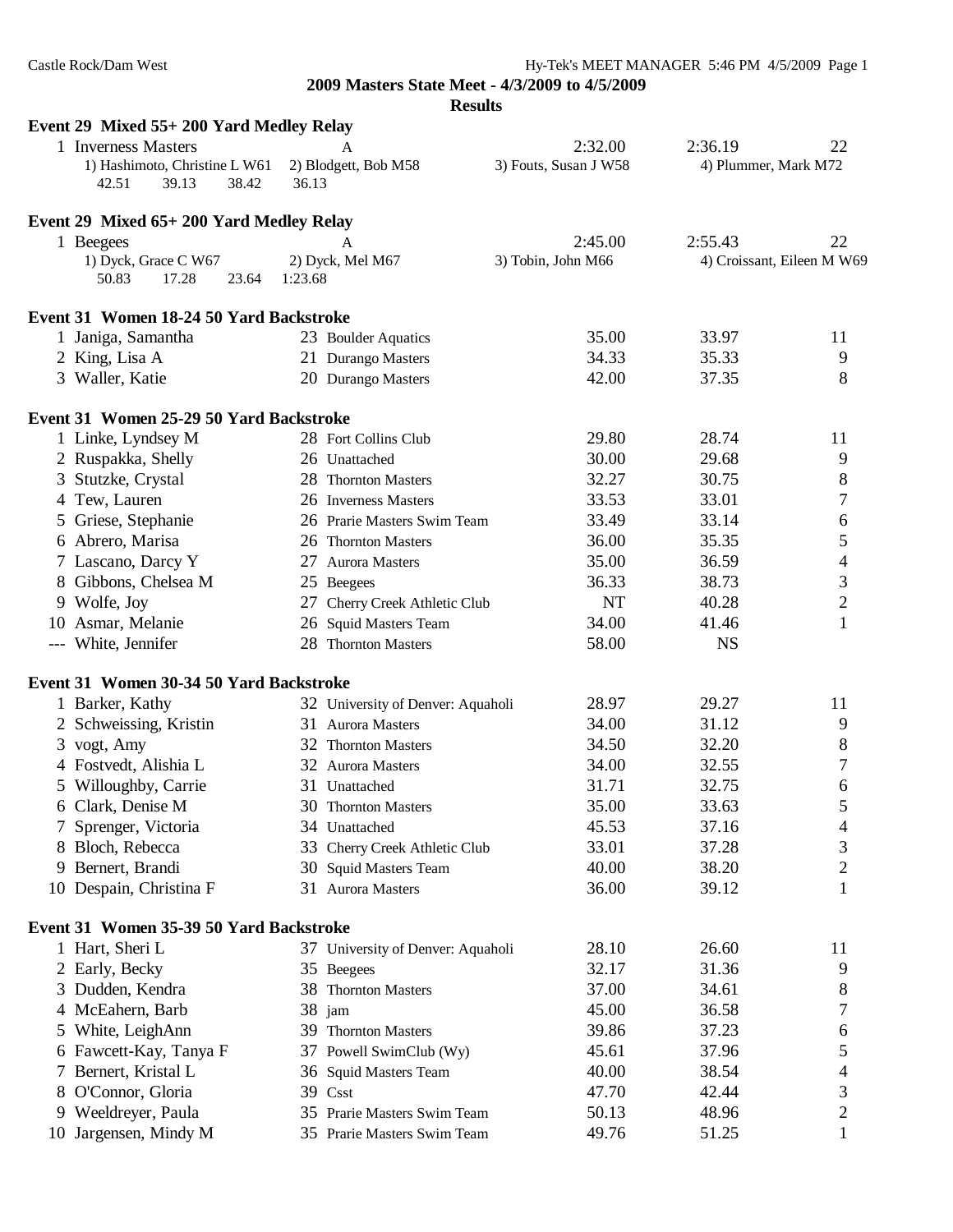**2009 Masters State Meet - 4/3/2009 to 4/5/2009**

**Results**

### Event 29 Mixed 55+ 200 Yard Medley Relay

| | Team | Relay | Seed Time | Finals Time | Points |
|---|---|---|---|---|---|
| 1 | Inverness Masters | A | 2:32.00 | 2:36.19 | 22 |

1) Hashimoto, Christine L W61 2) Blodgett, Bob M58 3) Fouts, Susan J W58 4) Plummer, Mark M72
42.51 39.13 38.42 36.13

### Event 29 Mixed 65+ 200 Yard Medley Relay

| | Team | Relay | Seed Time | Finals Time | Points |
|---|---|---|---|---|---|
| 1 | Beegees | A | 2:45.00 | 2:55.43 | 22 |

1) Dyck, Grace C W67 2) Dyck, Mel M67 3) Tobin, John M66 4) Croissant, Eileen M W69
50.83 17.28 23.64 1:23.68

### Event 31 Women 18-24 50 Yard Backstroke

| | Name | Age | Team | Seed Time | Finals Time | Points |
|---|---|---|---|---|---|---|
| 1 | Janiga, Samantha | 23 | Boulder Aquatics | 35.00 | 33.97 | 11 |
| 2 | King, Lisa A | 21 | Durango Masters | 34.33 | 35.33 | 9 |
| 3 | Waller, Katie | 20 | Durango Masters | 42.00 | 37.35 | 8 |

### Event 31 Women 25-29 50 Yard Backstroke

| | Name | Age | Team | Seed Time | Finals Time | Points |
|---|---|---|---|---|---|---|
| 1 | Linke, Lyndsey M | 28 | Fort Collins Club | 29.80 | 28.74 | 11 |
| 2 | Ruspakka, Shelly | 26 | Unattached | 30.00 | 29.68 | 9 |
| 3 | Stutzke, Crystal | 28 | Thornton Masters | 32.27 | 30.75 | 8 |
| 4 | Tew, Lauren | 26 | Inverness Masters | 33.53 | 33.01 | 7 |
| 5 | Griese, Stephanie | 26 | Prarie Masters Swim Team | 33.49 | 33.14 | 6 |
| 6 | Abrero, Marisa | 26 | Thornton Masters | 36.00 | 35.35 | 5 |
| 7 | Lascano, Darcy Y | 27 | Aurora Masters | 35.00 | 36.59 | 4 |
| 8 | Gibbons, Chelsea M | 25 | Beegees | 36.33 | 38.73 | 3 |
| 9 | Wolfe, Joy | 27 | Cherry Creek Athletic Club | NT | 40.28 | 2 |
| 10 | Asmar, Melanie | 26 | Squid Masters Team | 34.00 | 41.46 | 1 |
| --- | White, Jennifer | 28 | Thornton Masters | 58.00 | NS | |

### Event 31 Women 30-34 50 Yard Backstroke

| | Name | Age | Team | Seed Time | Finals Time | Points |
|---|---|---|---|---|---|---|
| 1 | Barker, Kathy | 32 | University of Denver: Aquaholi | 28.97 | 29.27 | 11 |
| 2 | Schweissing, Kristin | 31 | Aurora Masters | 34.00 | 31.12 | 9 |
| 3 | vogt, Amy | 32 | Thornton Masters | 34.50 | 32.20 | 8 |
| 4 | Fostvedt, Alishia L | 32 | Aurora Masters | 34.00 | 32.55 | 7 |
| 5 | Willoughby, Carrie | 31 | Unattached | 31.71 | 32.75 | 6 |
| 6 | Clark, Denise M | 30 | Thornton Masters | 35.00 | 33.63 | 5 |
| 7 | Sprenger, Victoria | 34 | Unattached | 45.53 | 37.16 | 4 |
| 8 | Bloch, Rebecca | 33 | Cherry Creek Athletic Club | 33.01 | 37.28 | 3 |
| 9 | Bernert, Brandi | 30 | Squid Masters Team | 40.00 | 38.20 | 2 |
| 10 | Despain, Christina F | 31 | Aurora Masters | 36.00 | 39.12 | 1 |

### Event 31 Women 35-39 50 Yard Backstroke

| | Name | Age | Team | Seed Time | Finals Time | Points |
|---|---|---|---|---|---|---|
| 1 | Hart, Sheri L | 37 | University of Denver: Aquaholi | 28.10 | 26.60 | 11 |
| 2 | Early, Becky | 35 | Beegees | 32.17 | 31.36 | 9 |
| 3 | Dudden, Kendra | 38 | Thornton Masters | 37.00 | 34.61 | 8 |
| 4 | McEahern, Barb | 38 | jam | 45.00 | 36.58 | 7 |
| 5 | White, LeighAnn | 39 | Thornton Masters | 39.86 | 37.23 | 6 |
| 6 | Fawcett-Kay, Tanya F | 37 | Powell SwimClub (Wy) | 45.61 | 37.96 | 5 |
| 7 | Bernert, Kristal L | 36 | Squid Masters Team | 40.00 | 38.54 | 4 |
| 8 | O'Connor, Gloria | 39 | Csst | 47.70 | 42.44 | 3 |
| 9 | Weeldreyer, Paula | 35 | Prarie Masters Swim Team | 50.13 | 48.96 | 2 |
| 10 | Jargensen, Mindy M | 35 | Prarie Masters Swim Team | 49.76 | 51.25 | 1 |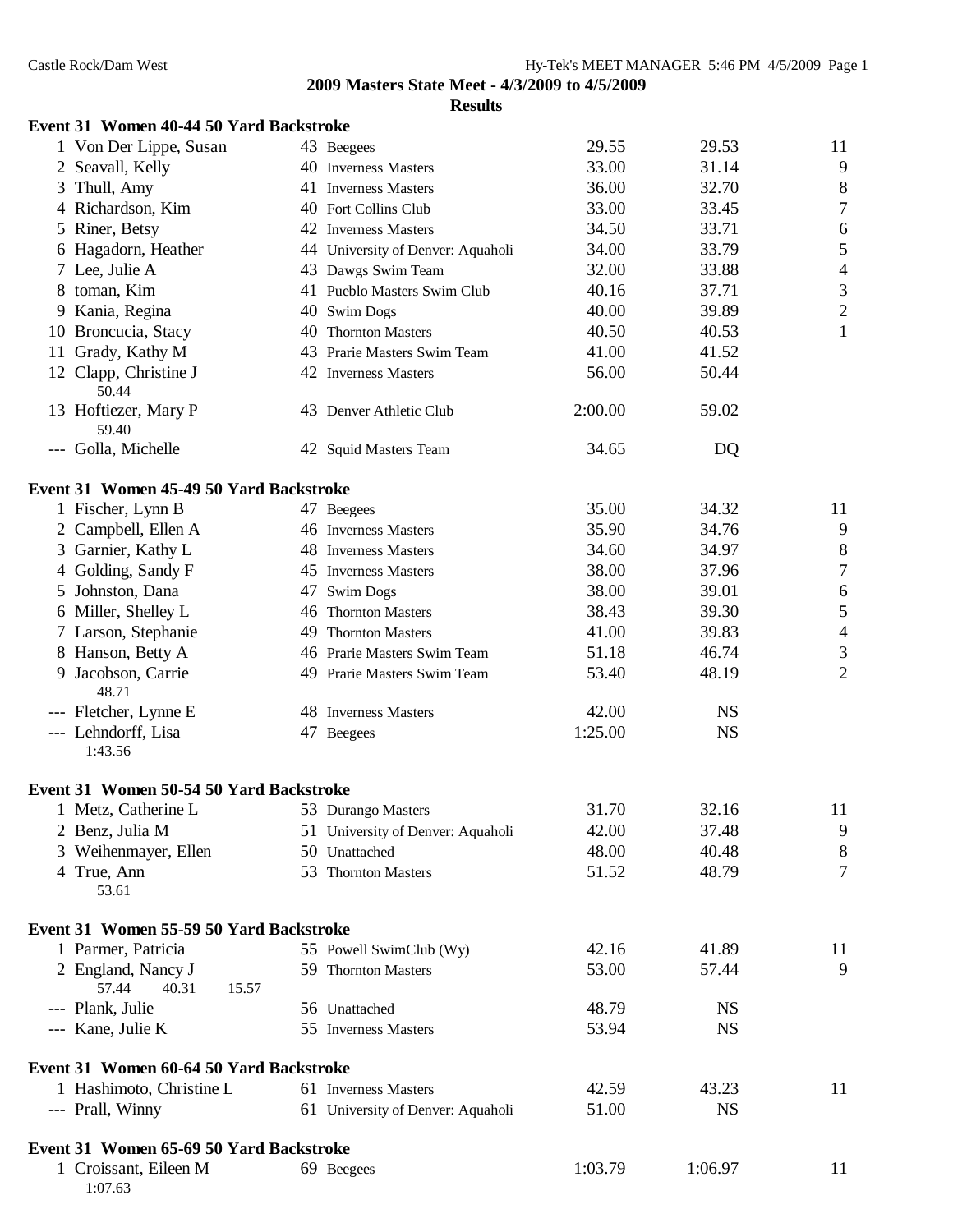Castle Rock/Dam West

**2009 Masters State Meet - 4/3/2009 to 4/5/2009**

**Results**

### Event 31 Women 40-44 50 Yard Backstroke

| Place | Name | Age | Team | Seed | Finals | Points |
|---|---|---|---|---|---|---|
| 1 | Von Der Lippe, Susan | 43 | Beegees | 29.55 | 29.53 | 11 |
| 2 | Seavall, Kelly | 40 | Inverness Masters | 33.00 | 31.14 | 9 |
| 3 | Thull, Amy | 41 | Inverness Masters | 36.00 | 32.70 | 8 |
| 4 | Richardson, Kim | 40 | Fort Collins Club | 33.00 | 33.45 | 7 |
| 5 | Riner, Betsy | 42 | Inverness Masters | 34.50 | 33.71 | 6 |
| 6 | Hagadorn, Heather | 44 | University of Denver: Aquaholi | 34.00 | 33.79 | 5 |
| 7 | Lee, Julie A | 43 | Dawgs Swim Team | 32.00 | 33.88 | 4 |
| 8 | toman, Kim | 41 | Pueblo Masters Swim Club | 40.16 | 37.71 | 3 |
| 9 | Kania, Regina | 40 | Swim Dogs | 40.00 | 39.89 | 2 |
| 10 | Broncucia, Stacy | 40 | Thornton Masters | 40.50 | 40.53 | 1 |
| 11 | Grady, Kathy M | 43 | Prarie Masters Swim Team | 41.00 | 41.52 | |
| 12 | Clapp, Christine J (50.44) | 42 | Inverness Masters | 56.00 | 50.44 | |
| 13 | Hoftiezer, Mary P (59.40) | 43 | Denver Athletic Club | 2:00.00 | 59.02 | |
| --- | Golla, Michelle | 42 | Squid Masters Team | 34.65 | DQ | |

### Event 31 Women 45-49 50 Yard Backstroke

| Place | Name | Age | Team | Seed | Finals | Points |
|---|---|---|---|---|---|---|
| 1 | Fischer, Lynn B | 47 | Beegees | 35.00 | 34.32 | 11 |
| 2 | Campbell, Ellen A | 46 | Inverness Masters | 35.90 | 34.76 | 9 |
| 3 | Garnier, Kathy L | 48 | Inverness Masters | 34.60 | 34.97 | 8 |
| 4 | Golding, Sandy F | 45 | Inverness Masters | 38.00 | 37.96 | 7 |
| 5 | Johnston, Dana | 47 | Swim Dogs | 38.00 | 39.01 | 6 |
| 6 | Miller, Shelley L | 46 | Thornton Masters | 38.43 | 39.30 | 5 |
| 7 | Larson, Stephanie | 49 | Thornton Masters | 41.00 | 39.83 | 4 |
| 8 | Hanson, Betty A | 46 | Prarie Masters Swim Team | 51.18 | 46.74 | 3 |
| 9 | Jacobson, Carrie (48.71) | 49 | Prarie Masters Swim Team | 53.40 | 48.19 | 2 |
| --- | Fletcher, Lynne E | 48 | Inverness Masters | 42.00 | NS | |
| --- | Lehndorff, Lisa (1:43.56) | 47 | Beegees | 1:25.00 | NS | |

### Event 31 Women 50-54 50 Yard Backstroke

| Place | Name | Age | Team | Seed | Finals | Points |
|---|---|---|---|---|---|---|
| 1 | Metz, Catherine L | 53 | Durango Masters | 31.70 | 32.16 | 11 |
| 2 | Benz, Julia M | 51 | University of Denver: Aquaholi | 42.00 | 37.48 | 9 |
| 3 | Weihenmayer, Ellen | 50 | Unattached | 48.00 | 40.48 | 8 |
| 4 | True, Ann (53.61) | 53 | Thornton Masters | 51.52 | 48.79 | 7 |

### Event 31 Women 55-59 50 Yard Backstroke

| Place | Name | Age | Team | Seed | Finals | Points |
|---|---|---|---|---|---|---|
| 1 | Parmer, Patricia | 55 | Powell SwimClub (Wy) | 42.16 | 41.89 | 11 |
| 2 | England, Nancy J (57.44, 40.31, 15.57) | 59 | Thornton Masters | 53.00 | 57.44 | 9 |
| --- | Plank, Julie | 56 | Unattached | 48.79 | NS | |
| --- | Kane, Julie K | 55 | Inverness Masters | 53.94 | NS | |

### Event 31 Women 60-64 50 Yard Backstroke

| Place | Name | Age | Team | Seed | Finals | Points |
|---|---|---|---|---|---|---|
| 1 | Hashimoto, Christine L | 61 | Inverness Masters | 42.59 | 43.23 | 11 |
| --- | Prall, Winny | 61 | University of Denver: Aquaholi | 51.00 | NS | |

### Event 31 Women 65-69 50 Yard Backstroke

| Place | Name | Age | Team | Seed | Finals | Points |
|---|---|---|---|---|---|---|
| 1 | Croissant, Eileen M (1:07.63) | 69 | Beegees | 1:03.79 | 1:06.97 | 11 |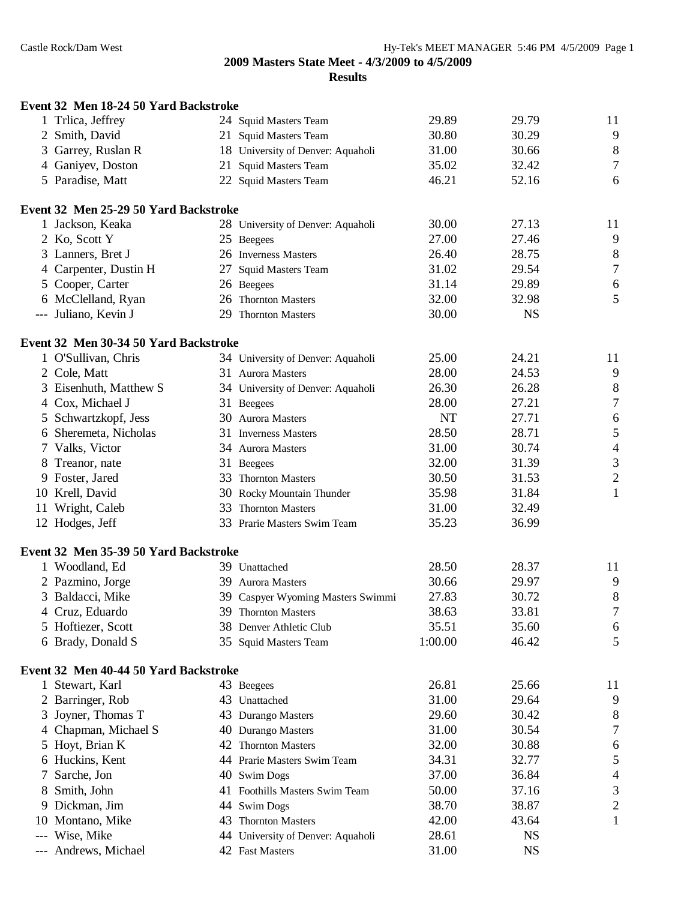**2009 Masters State Meet - 4/3/2009 to 4/5/2009**

**Results**

### Event 32 Men 18-24 50 Yard Backstroke

| | Name | Age | Team | Seed Time | Finals Time | Points |
|---|---|---|---|---|---|---|
| 1 | Trlica, Jeffrey | 24 | Squid Masters Team | 29.89 | 29.79 | 11 |
| 2 | Smith, David | 21 | Squid Masters Team | 30.80 | 30.29 | 9 |
| 3 | Garrey, Ruslan R | 18 | University of Denver: Aquaholi | 31.00 | 30.66 | 8 |
| 4 | Ganiyev, Doston | 21 | Squid Masters Team | 35.02 | 32.42 | 7 |
| 5 | Paradise, Matt | 22 | Squid Masters Team | 46.21 | 52.16 | 6 |

### Event 32 Men 25-29 50 Yard Backstroke

| | Name | Age | Team | Seed Time | Finals Time | Points |
|---|---|---|---|---|---|---|
| 1 | Jackson, Keaka | 28 | University of Denver: Aquaholi | 30.00 | 27.13 | 11 |
| 2 | Ko, Scott Y | 25 | Beegees | 27.00 | 27.46 | 9 |
| 3 | Lanners, Bret J | 26 | Inverness Masters | 26.40 | 28.75 | 8 |
| 4 | Carpenter, Dustin H | 27 | Squid Masters Team | 31.02 | 29.54 | 7 |
| 5 | Cooper, Carter | 26 | Beegees | 31.14 | 29.89 | 6 |
| 6 | McClelland, Ryan | 26 | Thornton Masters | 32.00 | 32.98 | 5 |
| --- | Juliano, Kevin J | 29 | Thornton Masters | 30.00 | NS | |

### Event 32 Men 30-34 50 Yard Backstroke

| | Name | Age | Team | Seed Time | Finals Time | Points |
|---|---|---|---|---|---|---|
| 1 | O'Sullivan, Chris | 34 | University of Denver: Aquaholi | 25.00 | 24.21 | 11 |
| 2 | Cole, Matt | 31 | Aurora Masters | 28.00 | 24.53 | 9 |
| 3 | Eisenhuth, Matthew S | 34 | University of Denver: Aquaholi | 26.30 | 26.28 | 8 |
| 4 | Cox, Michael J | 31 | Beegees | 28.00 | 27.21 | 7 |
| 5 | Schwartzkopf, Jess | 30 | Aurora Masters | NT | 27.71 | 6 |
| 6 | Sheremeta, Nicholas | 31 | Inverness Masters | 28.50 | 28.71 | 5 |
| 7 | Valks, Victor | 34 | Aurora Masters | 31.00 | 30.74 | 4 |
| 8 | Treanor, nate | 31 | Beegees | 32.00 | 31.39 | 3 |
| 9 | Foster, Jared | 33 | Thornton Masters | 30.50 | 31.53 | 2 |
| 10 | Krell, David | 30 | Rocky Mountain Thunder | 35.98 | 31.84 | 1 |
| 11 | Wright, Caleb | 33 | Thornton Masters | 31.00 | 32.49 | |
| 12 | Hodges, Jeff | 33 | Prarie Masters Swim Team | 35.23 | 36.99 | |

### Event 32 Men 35-39 50 Yard Backstroke

| | Name | Age | Team | Seed Time | Finals Time | Points |
|---|---|---|---|---|---|---|
| 1 | Woodland, Ed | 39 | Unattached | 28.50 | 28.37 | 11 |
| 2 | Pazmino, Jorge | 39 | Aurora Masters | 30.66 | 29.97 | 9 |
| 3 | Baldacci, Mike | 39 | Caspyer Wyoming Masters Swimmi | 27.83 | 30.72 | 8 |
| 4 | Cruz, Eduardo | 39 | Thornton Masters | 38.63 | 33.81 | 7 |
| 5 | Hoftiezer, Scott | 38 | Denver Athletic Club | 35.51 | 35.60 | 6 |
| 6 | Brady, Donald S | 35 | Squid Masters Team | 1:00.00 | 46.42 | 5 |

### Event 32 Men 40-44 50 Yard Backstroke

| | Name | Age | Team | Seed Time | Finals Time | Points |
|---|---|---|---|---|---|---|
| 1 | Stewart, Karl | 43 | Beegees | 26.81 | 25.66 | 11 |
| 2 | Barringer, Rob | 43 | Unattached | 31.00 | 29.64 | 9 |
| 3 | Joyner, Thomas T | 43 | Durango Masters | 29.60 | 30.42 | 8 |
| 4 | Chapman, Michael S | 40 | Durango Masters | 31.00 | 30.54 | 7 |
| 5 | Hoyt, Brian K | 42 | Thornton Masters | 32.00 | 30.88 | 6 |
| 6 | Huckins, Kent | 44 | Prarie Masters Swim Team | 34.31 | 32.77 | 5 |
| 7 | Sarche, Jon | 40 | Swim Dogs | 37.00 | 36.84 | 4 |
| 8 | Smith, John | 41 | Foothills Masters Swim Team | 50.00 | 37.16 | 3 |
| 9 | Dickman, Jim | 44 | Swim Dogs | 38.70 | 38.87 | 2 |
| 10 | Montano, Mike | 43 | Thornton Masters | 42.00 | 43.64 | 1 |
| --- | Wise, Mike | 44 | University of Denver: Aquaholi | 28.61 | NS | |
| --- | Andrews, Michael | 42 | Fast Masters | 31.00 | NS | |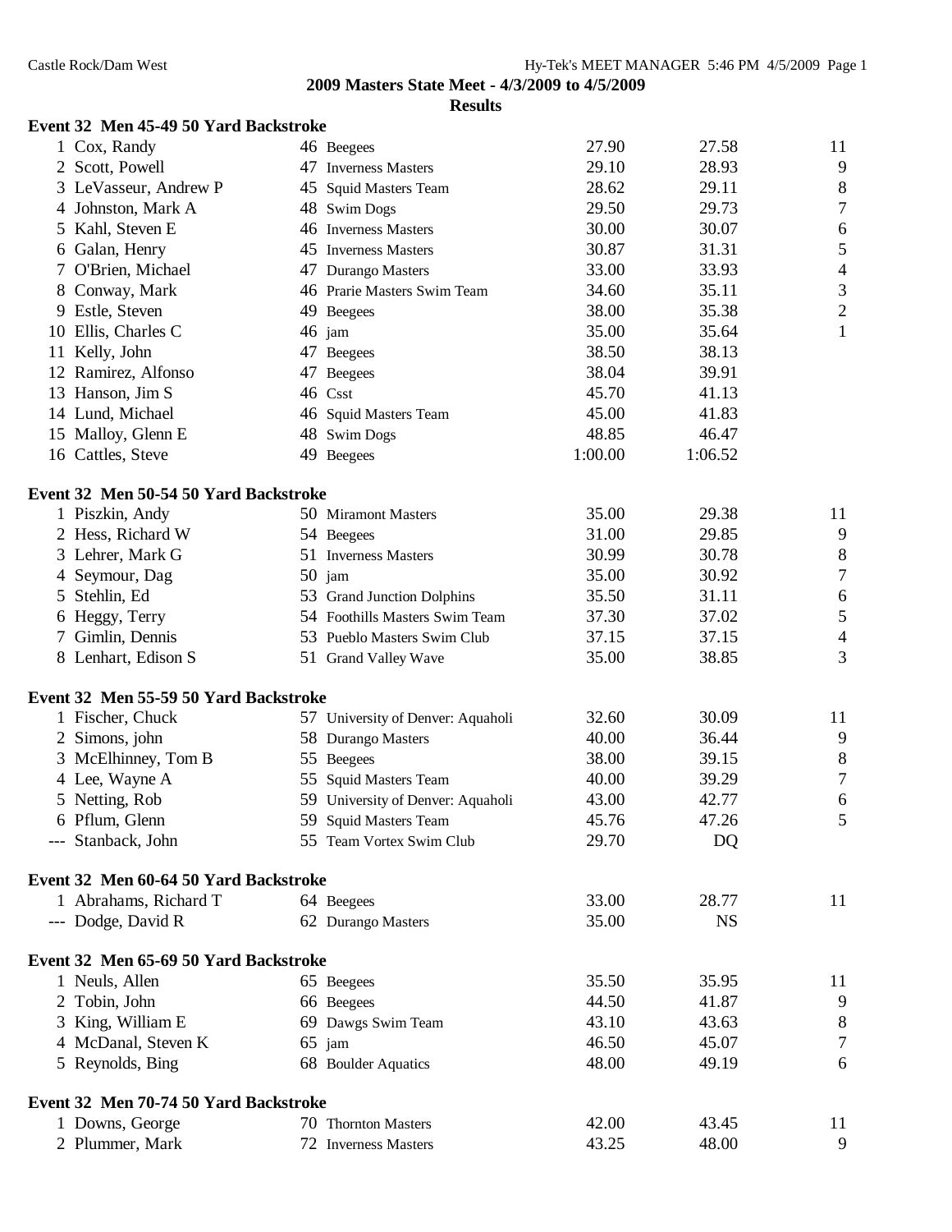## 2009 Masters State Meet - 4/3/2009 to 4/5/2009

### Results

**Event 32 Men 45-49 50 Yard Backstroke**

| Place | Name | Age | Team | Seed Time | Finals Time | Points |
|---|---|---|---|---|---|---|
| 1 | Cox, Randy | 46 | Beegees | 27.90 | 27.58 | 11 |
| 2 | Scott, Powell | 47 | Inverness Masters | 29.10 | 28.93 | 9 |
| 3 | LeVasseur, Andrew P | 45 | Squid Masters Team | 28.62 | 29.11 | 8 |
| 4 | Johnston, Mark A | 48 | Swim Dogs | 29.50 | 29.73 | 7 |
| 5 | Kahl, Steven E | 46 | Inverness Masters | 30.00 | 30.07 | 6 |
| 6 | Galan, Henry | 45 | Inverness Masters | 30.87 | 31.31 | 5 |
| 7 | O'Brien, Michael | 47 | Durango Masters | 33.00 | 33.93 | 4 |
| 8 | Conway, Mark | 46 | Prarie Masters Swim Team | 34.60 | 35.11 | 3 |
| 9 | Estle, Steven | 49 | Beegees | 38.00 | 35.38 | 2 |
| 10 | Ellis, Charles C | 46 | jam | 35.00 | 35.64 | 1 |
| 11 | Kelly, John | 47 | Beegees | 38.50 | 38.13 | |
| 12 | Ramirez, Alfonso | 47 | Beegees | 38.04 | 39.91 | |
| 13 | Hanson, Jim S | 46 | Csst | 45.70 | 41.13 | |
| 14 | Lund, Michael | 46 | Squid Masters Team | 45.00 | 41.83 | |
| 15 | Malloy, Glenn E | 48 | Swim Dogs | 48.85 | 46.47 | |
| 16 | Cattles, Steve | 49 | Beegees | 1:00.00 | 1:06.52 | |

**Event 32 Men 50-54 50 Yard Backstroke**

| Place | Name | Age | Team | Seed Time | Finals Time | Points |
|---|---|---|---|---|---|---|
| 1 | Piszkin, Andy | 50 | Miramont Masters | 35.00 | 29.38 | 11 |
| 2 | Hess, Richard W | 54 | Beegees | 31.00 | 29.85 | 9 |
| 3 | Lehrer, Mark G | 51 | Inverness Masters | 30.99 | 30.78 | 8 |
| 4 | Seymour, Dag | 50 | jam | 35.00 | 30.92 | 7 |
| 5 | Stehlin, Ed | 53 | Grand Junction Dolphins | 35.50 | 31.11 | 6 |
| 6 | Heggy, Terry | 54 | Foothills Masters Swim Team | 37.30 | 37.02 | 5 |
| 7 | Gimlin, Dennis | 53 | Pueblo Masters Swim Club | 37.15 | 37.15 | 4 |
| 8 | Lenhart, Edison S | 51 | Grand Valley Wave | 35.00 | 38.85 | 3 |

**Event 32 Men 55-59 50 Yard Backstroke**

| Place | Name | Age | Team | Seed Time | Finals Time | Points |
|---|---|---|---|---|---|---|
| 1 | Fischer, Chuck | 57 | University of Denver: Aquaholi | 32.60 | 30.09 | 11 |
| 2 | Simons, john | 58 | Durango Masters | 40.00 | 36.44 | 9 |
| 3 | McElhinney, Tom B | 55 | Beegees | 38.00 | 39.15 | 8 |
| 4 | Lee, Wayne A | 55 | Squid Masters Team | 40.00 | 39.29 | 7 |
| 5 | Netting, Rob | 59 | University of Denver: Aquaholi | 43.00 | 42.77 | 6 |
| 6 | Pflum, Glenn | 59 | Squid Masters Team | 45.76 | 47.26 | 5 |
| --- | Stanback, John | 55 | Team Vortex Swim Club | 29.70 | DQ | |

**Event 32 Men 60-64 50 Yard Backstroke**

| Place | Name | Age | Team | Seed Time | Finals Time | Points |
|---|---|---|---|---|---|---|
| 1 | Abrahams, Richard T | 64 | Beegees | 33.00 | 28.77 | 11 |
| --- | Dodge, David R | 62 | Durango Masters | 35.00 | NS | |

**Event 32 Men 65-69 50 Yard Backstroke**

| Place | Name | Age | Team | Seed Time | Finals Time | Points |
|---|---|---|---|---|---|---|
| 1 | Neuls, Allen | 65 | Beegees | 35.50 | 35.95 | 11 |
| 2 | Tobin, John | 66 | Beegees | 44.50 | 41.87 | 9 |
| 3 | King, William E | 69 | Dawgs Swim Team | 43.10 | 43.63 | 8 |
| 4 | McDanal, Steven K | 65 | jam | 46.50 | 45.07 | 7 |
| 5 | Reynolds, Bing | 68 | Boulder Aquatics | 48.00 | 49.19 | 6 |

**Event 32 Men 70-74 50 Yard Backstroke**

| Place | Name | Age | Team | Seed Time | Finals Time | Points |
|---|---|---|---|---|---|---|
| 1 | Downs, George | 70 | Thornton Masters | 42.00 | 43.45 | 11 |
| 2 | Plummer, Mark | 72 | Inverness Masters | 43.25 | 48.00 | 9 |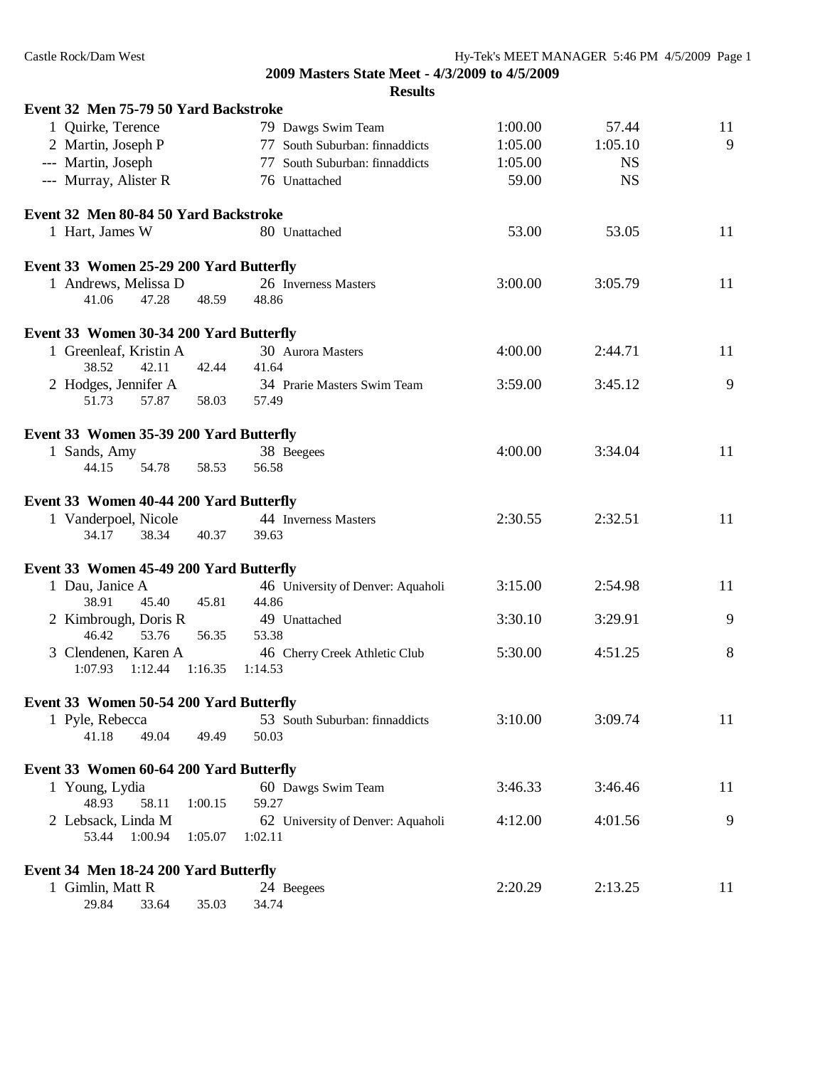**2009 Masters State Meet - 4/3/2009 to 4/5/2009**

**Results**

### Event 32 Men 75-79 50 Yard Backstroke

| Place | Name | Age | Team | Seed | Finals | Points |
|---|---|---|---|---|---|---|
| 1 | Quirke, Terence | 79 | Dawgs Swim Team | 1:00.00 | 57.44 | 11 |
| 2 | Martin, Joseph P | 77 | South Suburban: finnaddicts | 1:05.00 | 1:05.10 | 9 |
| --- | Martin, Joseph | 77 | South Suburban: finnaddicts | 1:05.00 | NS | |
| --- | Murray, Alister R | 76 | Unattached | 59.00 | NS | |

### Event 32 Men 80-84 50 Yard Backstroke

| Place | Name | Age | Team | Seed | Finals | Points |
|---|---|---|---|---|---|---|
| 1 | Hart, James W | 80 | Unattached | 53.00 | 53.05 | 11 |

### Event 33 Women 25-29 200 Yard Butterfly

| Place | Name | Age | Team | Seed | Finals | Points |
|---|---|---|---|---|---|---|
| 1 | Andrews, Melissa D | 26 | Inverness Masters | 3:00.00 | 3:05.79 | 11 |
| | 41.06 47.28 48.59 48.86 | | | | | |

### Event 33 Women 30-34 200 Yard Butterfly

| Place | Name | Age | Team | Seed | Finals | Points |
|---|---|---|---|---|---|---|
| 1 | Greenleaf, Kristin A | 30 | Aurora Masters | 4:00.00 | 2:44.71 | 11 |
| | 38.52 42.11 42.44 41.64 | | | | | |
| 2 | Hodges, Jennifer A | 34 | Prarie Masters Swim Team | 3:59.00 | 3:45.12 | 9 |
| | 51.73 57.87 58.03 57.49 | | | | | |

### Event 33 Women 35-39 200 Yard Butterfly

| Place | Name | Age | Team | Seed | Finals | Points |
|---|---|---|---|---|---|---|
| 1 | Sands, Amy | 38 | Beegees | 4:00.00 | 3:34.04 | 11 |
| | 44.15 54.78 58.53 56.58 | | | | | |

### Event 33 Women 40-44 200 Yard Butterfly

| Place | Name | Age | Team | Seed | Finals | Points |
|---|---|---|---|---|---|---|
| 1 | Vanderpoel, Nicole | 44 | Inverness Masters | 2:30.55 | 2:32.51 | 11 |
| | 34.17 38.34 40.37 39.63 | | | | | |

### Event 33 Women 45-49 200 Yard Butterfly

| Place | Name | Age | Team | Seed | Finals | Points |
|---|---|---|---|---|---|---|
| 1 | Dau, Janice A | 46 | University of Denver: Aquaholi | 3:15.00 | 2:54.98 | 11 |
| | 38.91 45.40 45.81 44.86 | | | | | |
| 2 | Kimbrough, Doris R | 49 | Unattached | 3:30.10 | 3:29.91 | 9 |
| | 46.42 53.76 56.35 53.38 | | | | | |
| 3 | Clendenen, Karen A | 46 | Cherry Creek Athletic Club | 5:30.00 | 4:51.25 | 8 |
| | 1:07.93 1:12.44 1:16.35 1:14.53 | | | | | |

### Event 33 Women 50-54 200 Yard Butterfly

| Place | Name | Age | Team | Seed | Finals | Points |
|---|---|---|---|---|---|---|
| 1 | Pyle, Rebecca | 53 | South Suburban: finnaddicts | 3:10.00 | 3:09.74 | 11 |
| | 41.18 49.04 49.49 50.03 | | | | | |

### Event 33 Women 60-64 200 Yard Butterfly

| Place | Name | Age | Team | Seed | Finals | Points |
|---|---|---|---|---|---|---|
| 1 | Young, Lydia | 60 | Dawgs Swim Team | 3:46.33 | 3:46.46 | 11 |
| | 48.93 58.11 1:00.15 59.27 | | | | | |
| 2 | Lebsack, Linda M | 62 | University of Denver: Aquaholi | 4:12.00 | 4:01.56 | 9 |
| | 53.44 1:00.94 1:05.07 1:02.11 | | | | | |

### Event 34 Men 18-24 200 Yard Butterfly

| Place | Name | Age | Team | Seed | Finals | Points |
|---|---|---|---|---|---|---|
| 1 | Gimlin, Matt R | 24 | Beegees | 2:20.29 | 2:13.25 | 11 |
| | 29.84 33.64 35.03 34.74 | | | | | |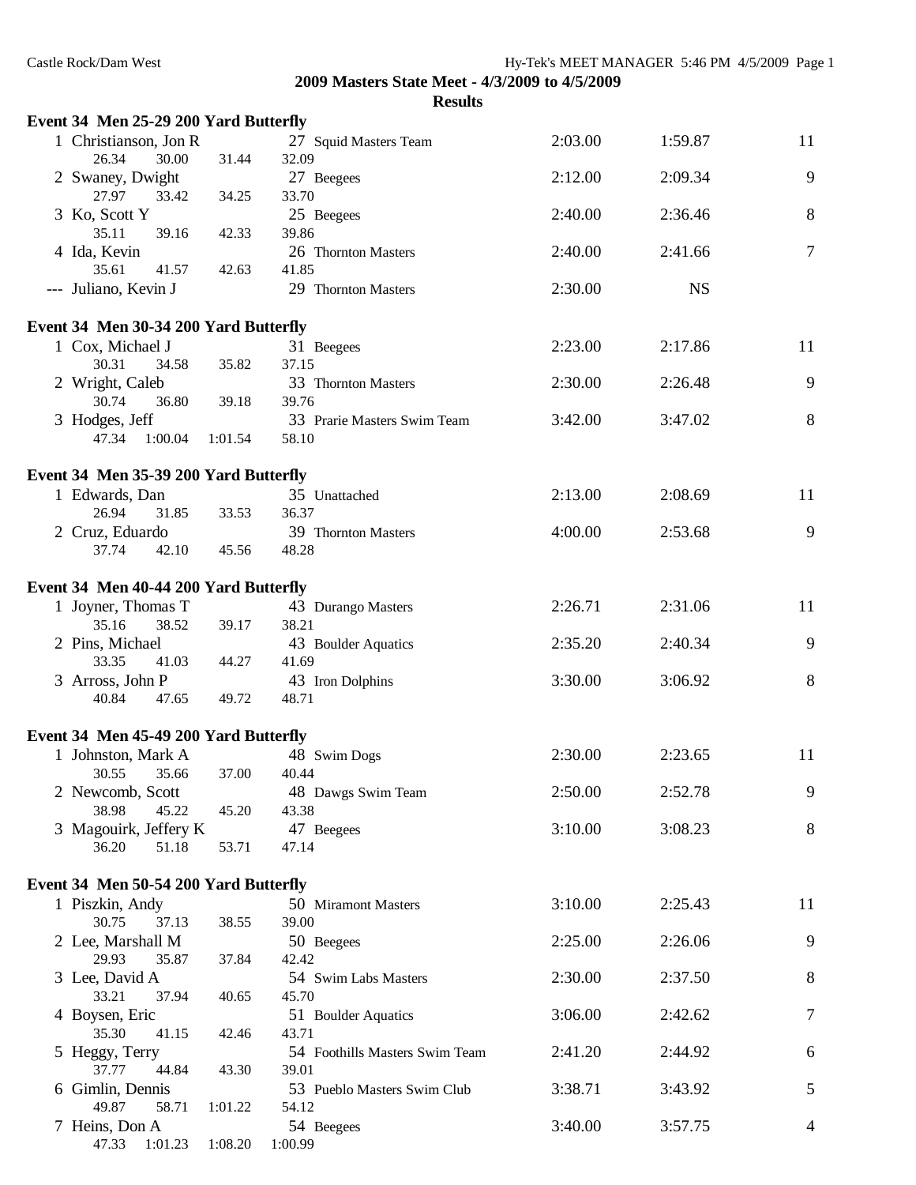# 2009 Masters State Meet - 4/3/2009 to 4/5/2009

## Results

### Event 34 Men 25-29 200 Yard Butterfly

| Place | Name | Age | Team | Seed Time | Finals Time | Points |
|---|---|---|---|---|---|---|
| 1 | Christianson, Jon R | 27 | Squid Masters Team | 2:03.00 | 1:59.87 | 11 |
| | 26.34 30.00 31.44 32.09 | | | | | |
| 2 | Swaney, Dwight | 27 | Beegees | 2:12.00 | 2:09.34 | 9 |
| | 27.97 33.42 34.25 33.70 | | | | | |
| 3 | Ko, Scott Y | 25 | Beegees | 2:40.00 | 2:36.46 | 8 |
| | 35.11 39.16 42.33 39.86 | | | | | |
| 4 | Ida, Kevin | 26 | Thornton Masters | 2:40.00 | 2:41.66 | 7 |
| | 35.61 41.57 42.63 41.85 | | | | | |
| --- | Juliano, Kevin J | 29 | Thornton Masters | 2:30.00 | NS | |

### Event 34 Men 30-34 200 Yard Butterfly

| Place | Name | Age | Team | Seed Time | Finals Time | Points |
|---|---|---|---|---|---|---|
| 1 | Cox, Michael J | 31 | Beegees | 2:23.00 | 2:17.86 | 11 |
| | 30.31 34.58 35.82 37.15 | | | | | |
| 2 | Wright, Caleb | 33 | Thornton Masters | 2:30.00 | 2:26.48 | 9 |
| | 30.74 36.80 39.18 39.76 | | | | | |
| 3 | Hodges, Jeff | 33 | Prarie Masters Swim Team | 3:42.00 | 3:47.02 | 8 |
| | 47.34 1:00.04 1:01.54 58.10 | | | | | |

### Event 34 Men 35-39 200 Yard Butterfly

| Place | Name | Age | Team | Seed Time | Finals Time | Points |
|---|---|---|---|---|---|---|
| 1 | Edwards, Dan | 35 | Unattached | 2:13.00 | 2:08.69 | 11 |
| | 26.94 31.85 33.53 36.37 | | | | | |
| 2 | Cruz, Eduardo | 39 | Thornton Masters | 4:00.00 | 2:53.68 | 9 |
| | 37.74 42.10 45.56 48.28 | | | | | |

### Event 34 Men 40-44 200 Yard Butterfly

| Place | Name | Age | Team | Seed Time | Finals Time | Points |
|---|---|---|---|---|---|---|
| 1 | Joyner, Thomas T | 43 | Durango Masters | 2:26.71 | 2:31.06 | 11 |
| | 35.16 38.52 39.17 38.21 | | | | | |
| 2 | Pins, Michael | 43 | Boulder Aquatics | 2:35.20 | 2:40.34 | 9 |
| | 33.35 41.03 44.27 41.69 | | | | | |
| 3 | Arross, John P | 43 | Iron Dolphins | 3:30.00 | 3:06.92 | 8 |
| | 40.84 47.65 49.72 48.71 | | | | | |

### Event 34 Men 45-49 200 Yard Butterfly

| Place | Name | Age | Team | Seed Time | Finals Time | Points |
|---|---|---|---|---|---|---|
| 1 | Johnston, Mark A | 48 | Swim Dogs | 2:30.00 | 2:23.65 | 11 |
| | 30.55 35.66 37.00 40.44 | | | | | |
| 2 | Newcomb, Scott | 48 | Dawgs Swim Team | 2:50.00 | 2:52.78 | 9 |
| | 38.98 45.22 45.20 43.38 | | | | | |
| 3 | Magouirk, Jeffery K | 47 | Beegees | 3:10.00 | 3:08.23 | 8 |
| | 36.20 51.18 53.71 47.14 | | | | | |

### Event 34 Men 50-54 200 Yard Butterfly

| Place | Name | Age | Team | Seed Time | Finals Time | Points |
|---|---|---|---|---|---|---|
| 1 | Piszkin, Andy | 50 | Miramont Masters | 3:10.00 | 2:25.43 | 11 |
| | 30.75 37.13 38.55 39.00 | | | | | |
| 2 | Lee, Marshall M | 50 | Beegees | 2:25.00 | 2:26.06 | 9 |
| | 29.93 35.87 37.84 42.42 | | | | | |
| 3 | Lee, David A | 54 | Swim Labs Masters | 2:30.00 | 2:37.50 | 8 |
| | 33.21 37.94 40.65 45.70 | | | | | |
| 4 | Boysen, Eric | 51 | Boulder Aquatics | 3:06.00 | 2:42.62 | 7 |
| | 35.30 41.15 42.46 43.71 | | | | | |
| 5 | Heggy, Terry | 54 | Foothills Masters Swim Team | 2:41.20 | 2:44.92 | 6 |
| | 37.77 44.84 43.30 39.01 | | | | | |
| 6 | Gimlin, Dennis | 53 | Pueblo Masters Swim Club | 3:38.71 | 3:43.92 | 5 |
| | 49.87 58.71 1:01.22 54.12 | | | | | |
| 7 | Heins, Don A | 54 | Beegees | 3:40.00 | 3:57.75 | 4 |
| | 47.33 1:01.23 1:08.20 1:00.99 | | | | | |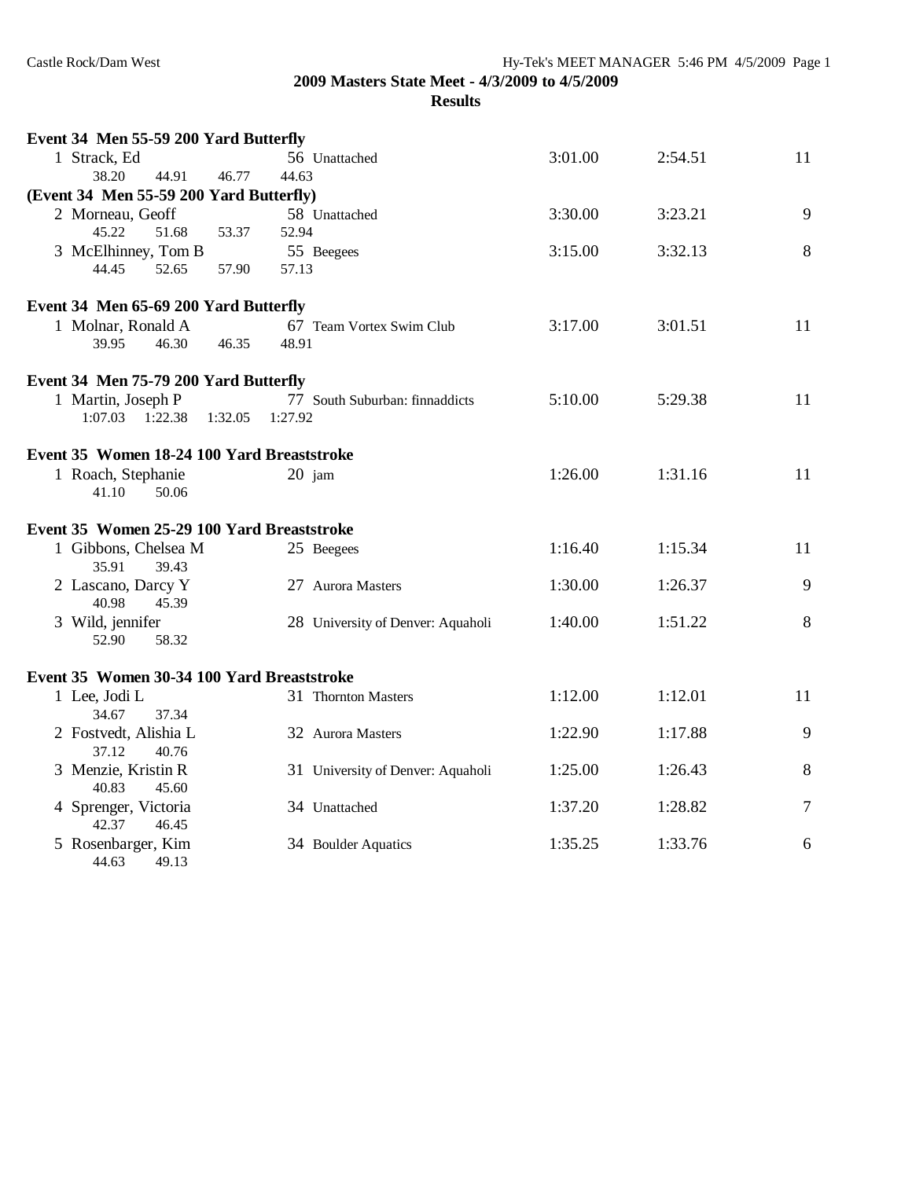**2009 Masters State Meet - 4/3/2009 to 4/5/2009**

**Results**

**Event 34 Men 55-59 200 Yard Butterfly**

| Place | Name | Age | Team | Seed Time | Finals Time | Points |
|---|---|---|---|---|---|---|
| 1 | Strack, Ed | 56 | Unattached | 3:01.00 | 2:54.51 | 11 |
| | 38.20 44.91 46.77 44.63 | | | | | |

**(Event 34 Men 55-59 200 Yard Butterfly)**

| Place | Name | Age | Team | Seed Time | Finals Time | Points |
|---|---|---|---|---|---|---|
| 2 | Morneau, Geoff | 58 | Unattached | 3:30.00 | 3:23.21 | 9 |
| | 45.22 51.68 53.37 52.94 | | | | | |
| 3 | McElhinney, Tom B | 55 | Beegees | 3:15.00 | 3:32.13 | 8 |
| | 44.45 52.65 57.90 57.13 | | | | | |

**Event 34 Men 65-69 200 Yard Butterfly**

| Place | Name | Age | Team | Seed Time | Finals Time | Points |
|---|---|---|---|---|---|---|
| 1 | Molnar, Ronald A | 67 | Team Vortex Swim Club | 3:17.00 | 3:01.51 | 11 |
| | 39.95 46.30 46.35 48.91 | | | | | |

**Event 34 Men 75-79 200 Yard Butterfly**

| Place | Name | Age | Team | Seed Time | Finals Time | Points |
|---|---|---|---|---|---|---|
| 1 | Martin, Joseph P | 77 | South Suburban: finnaddicts | 5:10.00 | 5:29.38 | 11 |
| | 1:07.03 1:22.38 1:32.05 1:27.92 | | | | | |

**Event 35 Women 18-24 100 Yard Breaststroke**

| Place | Name | Age | Team | Seed Time | Finals Time | Points |
|---|---|---|---|---|---|---|
| 1 | Roach, Stephanie | 20 | jam | 1:26.00 | 1:31.16 | 11 |
| | 41.10 50.06 | | | | | |

**Event 35 Women 25-29 100 Yard Breaststroke**

| Place | Name | Age | Team | Seed Time | Finals Time | Points |
|---|---|---|---|---|---|---|
| 1 | Gibbons, Chelsea M | 25 | Beegees | 1:16.40 | 1:15.34 | 11 |
| | 35.91 39.43 | | | | | |
| 2 | Lascano, Darcy Y | 27 | Aurora Masters | 1:30.00 | 1:26.37 | 9 |
| | 40.98 45.39 | | | | | |
| 3 | Wild, jennifer | 28 | University of Denver: Aquaholi | 1:40.00 | 1:51.22 | 8 |
| | 52.90 58.32 | | | | | |

**Event 35 Women 30-34 100 Yard Breaststroke**

| Place | Name | Age | Team | Seed Time | Finals Time | Points |
|---|---|---|---|---|---|---|
| 1 | Lee, Jodi L | 31 | Thornton Masters | 1:12.00 | 1:12.01 | 11 |
| | 34.67 37.34 | | | | | |
| 2 | Fostvedt, Alishia L | 32 | Aurora Masters | 1:22.90 | 1:17.88 | 9 |
| | 37.12 40.76 | | | | | |
| 3 | Menzie, Kristin R | 31 | University of Denver: Aquaholi | 1:25.00 | 1:26.43 | 8 |
| | 40.83 45.60 | | | | | |
| 4 | Sprenger, Victoria | 34 | Unattached | 1:37.20 | 1:28.82 | 7 |
| | 42.37 46.45 | | | | | |
| 5 | Rosenbarger, Kim | 34 | Boulder Aquatics | 1:35.25 | 1:33.76 | 6 |
| | 44.63 49.13 | | | | | |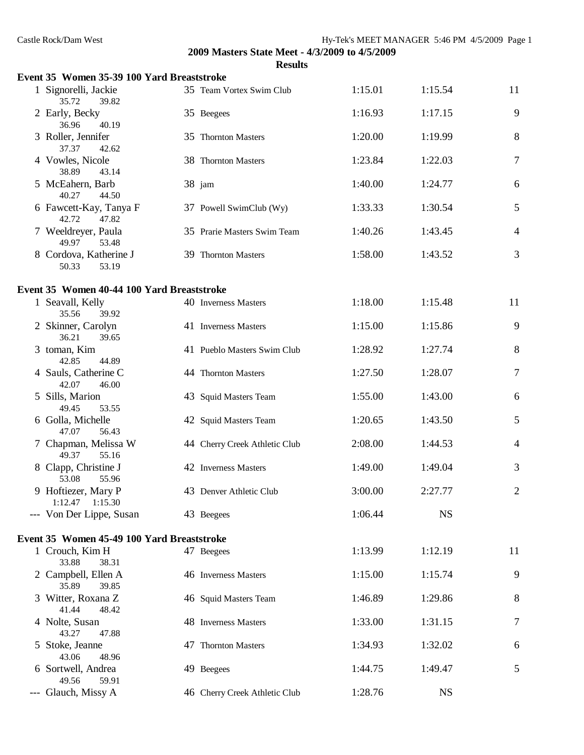## 2009 Masters State Meet - 4/3/2009 to 4/5/2009

### Results

**Event 35 Women 35-39 100 Yard Breaststroke**

| Place | Name | Age | Team | Seed Time | Finals Time | Points |
|---|---|---|---|---|---|---|
| 1 | Signorelli, Jackie | 35 | Team Vortex Swim Club | 1:15.01 | 1:15.54 | 11 |
| | 35.72 39.82 | | | | | |
| 2 | Early, Becky | 35 | Beegees | 1:16.93 | 1:17.15 | 9 |
| | 36.96 40.19 | | | | | |
| 3 | Roller, Jennifer | 35 | Thornton Masters | 1:20.00 | 1:19.99 | 8 |
| | 37.37 42.62 | | | | | |
| 4 | Vowles, Nicole | 38 | Thornton Masters | 1:23.84 | 1:22.03 | 7 |
| | 38.89 43.14 | | | | | |
| 5 | McEahern, Barb | 38 | jam | 1:40.00 | 1:24.77 | 6 |
| | 40.27 44.50 | | | | | |
| 6 | Fawcett-Kay, Tanya F | 37 | Powell SwimClub (Wy) | 1:33.33 | 1:30.54 | 5 |
| | 42.72 47.82 | | | | | |
| 7 | Weeldreyer, Paula | 35 | Prarie Masters Swim Team | 1:40.26 | 1:43.45 | 4 |
| | 49.97 53.48 | | | | | |
| 8 | Cordova, Katherine J | 39 | Thornton Masters | 1:58.00 | 1:43.52 | 3 |
| | 50.33 53.19 | | | | | |

**Event 35 Women 40-44 100 Yard Breaststroke**

| Place | Name | Age | Team | Seed Time | Finals Time | Points |
|---|---|---|---|---|---|---|
| 1 | Seavall, Kelly | 40 | Inverness Masters | 1:18.00 | 1:15.48 | 11 |
| | 35.56 39.92 | | | | | |
| 2 | Skinner, Carolyn | 41 | Inverness Masters | 1:15.00 | 1:15.86 | 9 |
| | 36.21 39.65 | | | | | |
| 3 | toman, Kim | 41 | Pueblo Masters Swim Club | 1:28.92 | 1:27.74 | 8 |
| | 42.85 44.89 | | | | | |
| 4 | Sauls, Catherine C | 44 | Thornton Masters | 1:27.50 | 1:28.07 | 7 |
| | 42.07 46.00 | | | | | |
| 5 | Sills, Marion | 43 | Squid Masters Team | 1:55.00 | 1:43.00 | 6 |
| | 49.45 53.55 | | | | | |
| 6 | Golla, Michelle | 42 | Squid Masters Team | 1:20.65 | 1:43.50 | 5 |
| | 47.07 56.43 | | | | | |
| 7 | Chapman, Melissa W | 44 | Cherry Creek Athletic Club | 2:08.00 | 1:44.53 | 4 |
| | 49.37 55.16 | | | | | |
| 8 | Clapp, Christine J | 42 | Inverness Masters | 1:49.00 | 1:49.04 | 3 |
| | 53.08 55.96 | | | | | |
| 9 | Hoftiezer, Mary P | 43 | Denver Athletic Club | 3:00.00 | 2:27.77 | 2 |
| | 1:12.47 1:15.30 | | | | | |
| --- | Von Der Lippe, Susan | 43 | Beegees | 1:06.44 | NS | |

**Event 35 Women 45-49 100 Yard Breaststroke**

| Place | Name | Age | Team | Seed Time | Finals Time | Points |
|---|---|---|---|---|---|---|
| 1 | Crouch, Kim H | 47 | Beegees | 1:13.99 | 1:12.19 | 11 |
| | 33.88 38.31 | | | | | |
| 2 | Campbell, Ellen A | 46 | Inverness Masters | 1:15.00 | 1:15.74 | 9 |
| | 35.89 39.85 | | | | | |
| 3 | Witter, Roxana Z | 46 | Squid Masters Team | 1:46.89 | 1:29.86 | 8 |
| | 41.44 48.42 | | | | | |
| 4 | Nolte, Susan | 48 | Inverness Masters | 1:33.00 | 1:31.15 | 7 |
| | 43.27 47.88 | | | | | |
| 5 | Stoke, Jeanne | 47 | Thornton Masters | 1:34.93 | 1:32.02 | 6 |
| | 43.06 48.96 | | | | | |
| 6 | Sortwell, Andrea | 49 | Beegees | 1:44.75 | 1:49.47 | 5 |
| | 49.56 59.91 | | | | | |
| --- | Glauch, Missy A | 46 | Cherry Creek Athletic Club | 1:28.76 | NS | |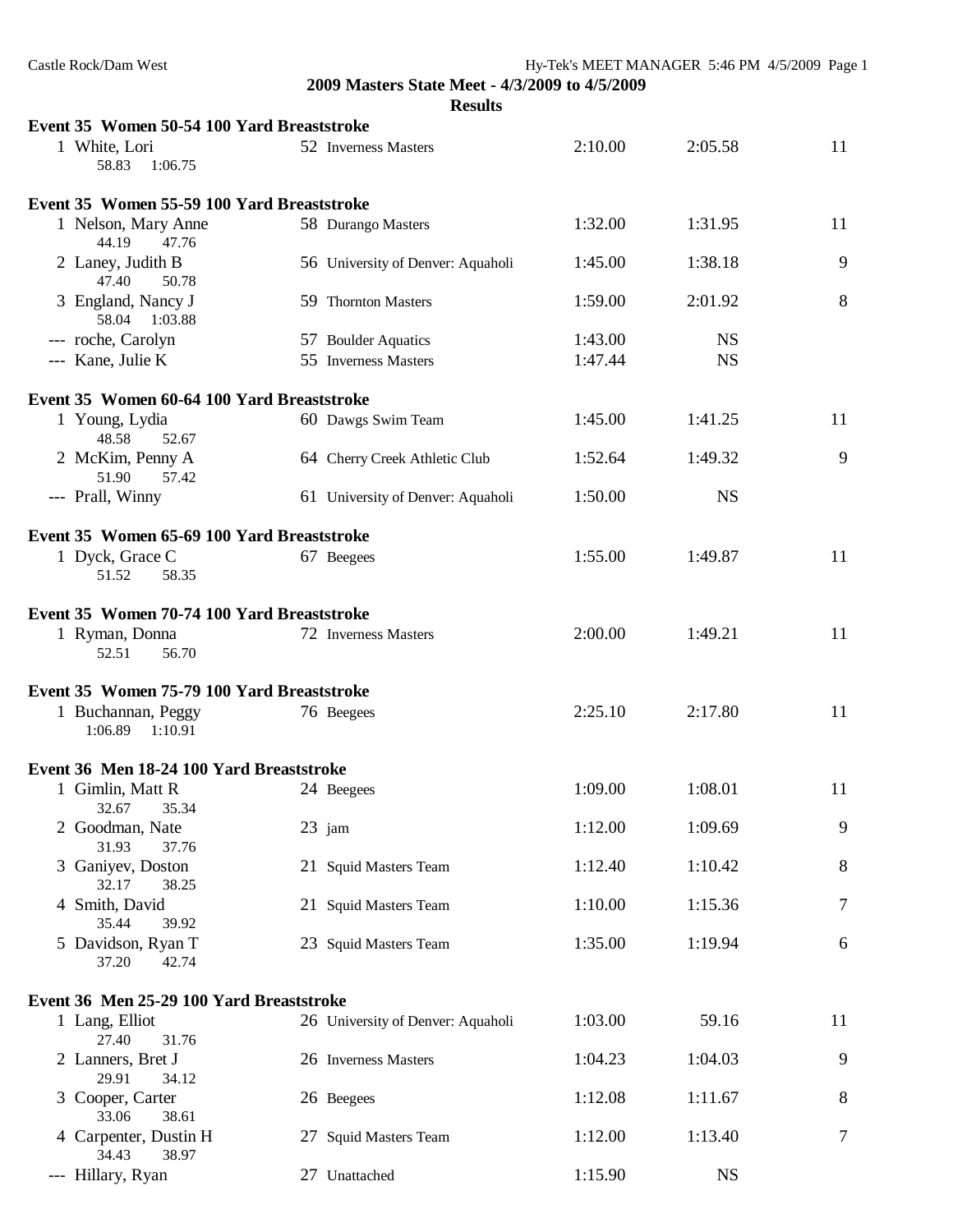## 2009 Masters State Meet - 4/3/2009 to 4/5/2009

### Results

**Event 35 Women 50-54 100 Yard Breaststroke**

| Place | Name | Age | Team | Seed Time | Finals Time | Points |
|---|---|---|---|---|---|---|
| 1 | White, Lori | 52 | Inverness Masters | 2:10.00 | 2:05.58 | 11 |
| | 58.83 1:06.75 | | | | | |

**Event 35 Women 55-59 100 Yard Breaststroke**

| Place | Name | Age | Team | Seed Time | Finals Time | Points |
|---|---|---|---|---|---|---|
| 1 | Nelson, Mary Anne | 58 | Durango Masters | 1:32.00 | 1:31.95 | 11 |
| | 44.19 47.76 | | | | | |
| 2 | Laney, Judith B | 56 | University of Denver: Aquaholi | 1:45.00 | 1:38.18 | 9 |
| | 47.40 50.78 | | | | | |
| 3 | England, Nancy J | 59 | Thornton Masters | 1:59.00 | 2:01.92 | 8 |
| | 58.04 1:03.88 | | | | | |
| --- | roche, Carolyn | 57 | Boulder Aquatics | 1:43.00 | NS | |
| --- | Kane, Julie K | 55 | Inverness Masters | 1:47.44 | NS | |

**Event 35 Women 60-64 100 Yard Breaststroke**

| Place | Name | Age | Team | Seed Time | Finals Time | Points |
|---|---|---|---|---|---|---|
| 1 | Young, Lydia | 60 | Dawgs Swim Team | 1:45.00 | 1:41.25 | 11 |
| | 48.58 52.67 | | | | | |
| 2 | McKim, Penny A | 64 | Cherry Creek Athletic Club | 1:52.64 | 1:49.32 | 9 |
| | 51.90 57.42 | | | | | |
| --- | Prall, Winny | 61 | University of Denver: Aquaholi | 1:50.00 | NS | |

**Event 35 Women 65-69 100 Yard Breaststroke**

| Place | Name | Age | Team | Seed Time | Finals Time | Points |
|---|---|---|---|---|---|---|
| 1 | Dyck, Grace C | 67 | Beegees | 1:55.00 | 1:49.87 | 11 |
| | 51.52 58.35 | | | | | |

**Event 35 Women 70-74 100 Yard Breaststroke**

| Place | Name | Age | Team | Seed Time | Finals Time | Points |
|---|---|---|---|---|---|---|
| 1 | Ryman, Donna | 72 | Inverness Masters | 2:00.00 | 1:49.21 | 11 |
| | 52.51 56.70 | | | | | |

**Event 35 Women 75-79 100 Yard Breaststroke**

| Place | Name | Age | Team | Seed Time | Finals Time | Points |
|---|---|---|---|---|---|---|
| 1 | Buchannan, Peggy | 76 | Beegees | 2:25.10 | 2:17.80 | 11 |
| | 1:06.89 1:10.91 | | | | | |

**Event 36 Men 18-24 100 Yard Breaststroke**

| Place | Name | Age | Team | Seed Time | Finals Time | Points |
|---|---|---|---|---|---|---|
| 1 | Gimlin, Matt R | 24 | Beegees | 1:09.00 | 1:08.01 | 11 |
| | 32.67 35.34 | | | | | |
| 2 | Goodman, Nate | 23 | jam | 1:12.00 | 1:09.69 | 9 |
| | 31.93 37.76 | | | | | |
| 3 | Ganiyev, Doston | 21 | Squid Masters Team | 1:12.40 | 1:10.42 | 8 |
| | 32.17 38.25 | | | | | |
| 4 | Smith, David | 21 | Squid Masters Team | 1:10.00 | 1:15.36 | 7 |
| | 35.44 39.92 | | | | | |
| 5 | Davidson, Ryan T | 23 | Squid Masters Team | 1:35.00 | 1:19.94 | 6 |
| | 37.20 42.74 | | | | | |

**Event 36 Men 25-29 100 Yard Breaststroke**

| Place | Name | Age | Team | Seed Time | Finals Time | Points |
|---|---|---|---|---|---|---|
| 1 | Lang, Elliot | 26 | University of Denver: Aquaholi | 1:03.00 | 59.16 | 11 |
| | 27.40 31.76 | | | | | |
| 2 | Lanners, Bret J | 26 | Inverness Masters | 1:04.23 | 1:04.03 | 9 |
| | 29.91 34.12 | | | | | |
| 3 | Cooper, Carter | 26 | Beegees | 1:12.08 | 1:11.67 | 8 |
| | 33.06 38.61 | | | | | |
| 4 | Carpenter, Dustin H | 27 | Squid Masters Team | 1:12.00 | 1:13.40 | 7 |
| | 34.43 38.97 | | | | | |
| --- | Hillary, Ryan | 27 | Unattached | 1:15.90 | NS | |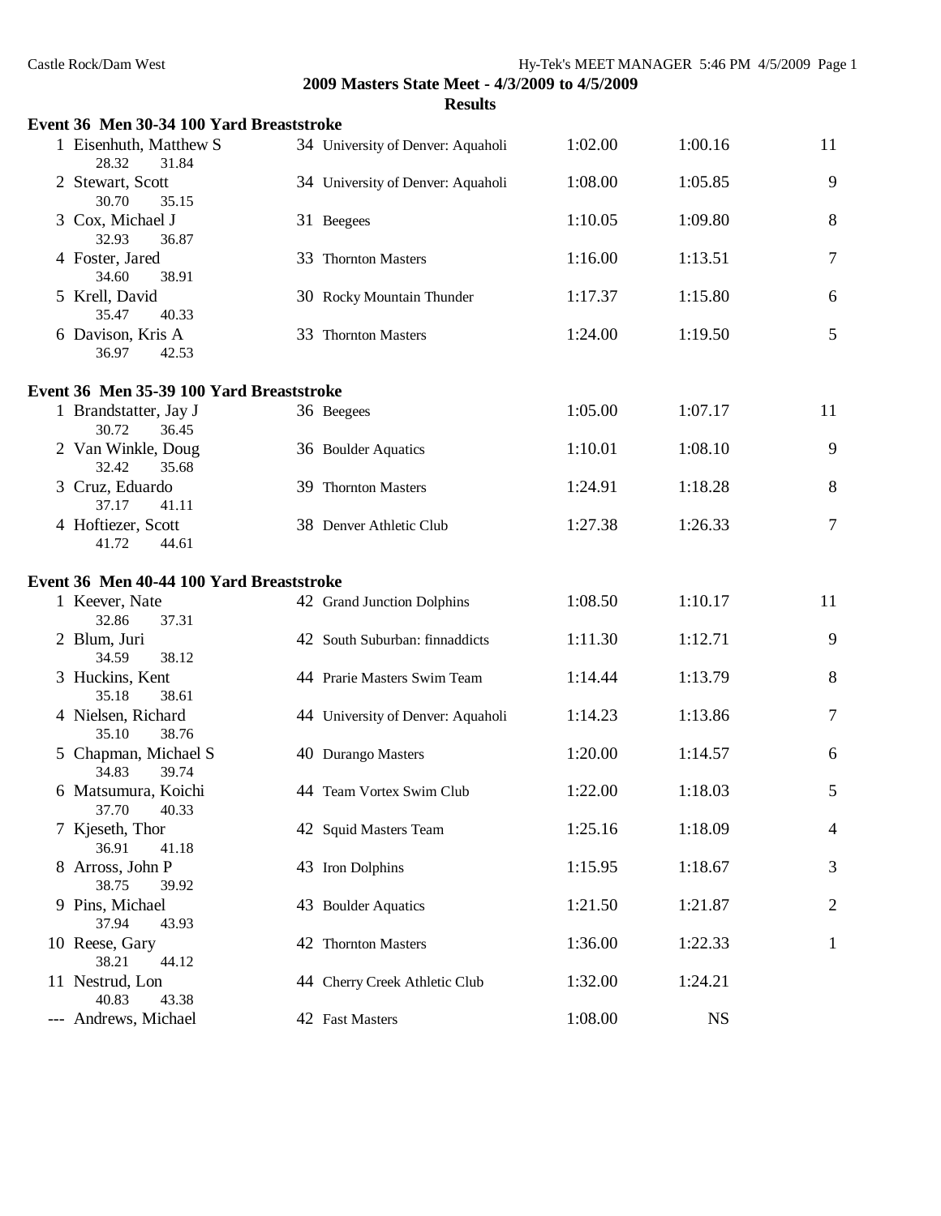Castle Rock/Dam West

Hy-Tek's MEET MANAGER 5:46 PM 4/5/2009 Page 1

## 2009 Masters State Meet - 4/3/2009 to 4/5/2009

### Results

**Event 36 Men 30-34 100 Yard Breaststroke**

| Place | Name | Age | Team | Seed Time | Finals Time | Points |
|---|---|---|---|---|---|---|
| 1 | Eisenhuth, Matthew S | 34 | University of Denver: Aquaholi | 1:02.00 | 1:00.16 | 11 |
| | 28.32 31.84 | | | | | |
| 2 | Stewart, Scott | 34 | University of Denver: Aquaholi | 1:08.00 | 1:05.85 | 9 |
| | 30.70 35.15 | | | | | |
| 3 | Cox, Michael J | 31 | Beegees | 1:10.05 | 1:09.80 | 8 |
| | 32.93 36.87 | | | | | |
| 4 | Foster, Jared | 33 | Thornton Masters | 1:16.00 | 1:13.51 | 7 |
| | 34.60 38.91 | | | | | |
| 5 | Krell, David | 30 | Rocky Mountain Thunder | 1:17.37 | 1:15.80 | 6 |
| | 35.47 40.33 | | | | | |
| 6 | Davison, Kris A | 33 | Thornton Masters | 1:24.00 | 1:19.50 | 5 |
| | 36.97 42.53 | | | | | |

**Event 36 Men 35-39 100 Yard Breaststroke**

| Place | Name | Age | Team | Seed Time | Finals Time | Points |
|---|---|---|---|---|---|---|
| 1 | Brandstatter, Jay J | 36 | Beegees | 1:05.00 | 1:07.17 | 11 |
| | 30.72 36.45 | | | | | |
| 2 | Van Winkle, Doug | 36 | Boulder Aquatics | 1:10.01 | 1:08.10 | 9 |
| | 32.42 35.68 | | | | | |
| 3 | Cruz, Eduardo | 39 | Thornton Masters | 1:24.91 | 1:18.28 | 8 |
| | 37.17 41.11 | | | | | |
| 4 | Hoftiezer, Scott | 38 | Denver Athletic Club | 1:27.38 | 1:26.33 | 7 |
| | 41.72 44.61 | | | | | |

**Event 36 Men 40-44 100 Yard Breaststroke**

| Place | Name | Age | Team | Seed Time | Finals Time | Points |
|---|---|---|---|---|---|---|
| 1 | Keever, Nate | 42 | Grand Junction Dolphins | 1:08.50 | 1:10.17 | 11 |
| | 32.86 37.31 | | | | | |
| 2 | Blum, Juri | 42 | South Suburban: finnaddicts | 1:11.30 | 1:12.71 | 9 |
| | 34.59 38.12 | | | | | |
| 3 | Huckins, Kent | 44 | Prarie Masters Swim Team | 1:14.44 | 1:13.79 | 8 |
| | 35.18 38.61 | | | | | |
| 4 | Nielsen, Richard | 44 | University of Denver: Aquaholi | 1:14.23 | 1:13.86 | 7 |
| | 35.10 38.76 | | | | | |
| 5 | Chapman, Michael S | 40 | Durango Masters | 1:20.00 | 1:14.57 | 6 |
| | 34.83 39.74 | | | | | |
| 6 | Matsumura, Koichi | 44 | Team Vortex Swim Club | 1:22.00 | 1:18.03 | 5 |
| | 37.70 40.33 | | | | | |
| 7 | Kjeseth, Thor | 42 | Squid Masters Team | 1:25.16 | 1:18.09 | 4 |
| | 36.91 41.18 | | | | | |
| 8 | Arross, John P | 43 | Iron Dolphins | 1:15.95 | 1:18.67 | 3 |
| | 38.75 39.92 | | | | | |
| 9 | Pins, Michael | 43 | Boulder Aquatics | 1:21.50 | 1:21.87 | 2 |
| | 37.94 43.93 | | | | | |
| 10 | Reese, Gary | 42 | Thornton Masters | 1:36.00 | 1:22.33 | 1 |
| | 38.21 44.12 | | | | | |
| 11 | Nestrud, Lon | 44 | Cherry Creek Athletic Club | 1:32.00 | 1:24.21 | |
| | 40.83 43.38 | | | | | |
| --- | Andrews, Michael | 42 | Fast Masters | 1:08.00 | NS | |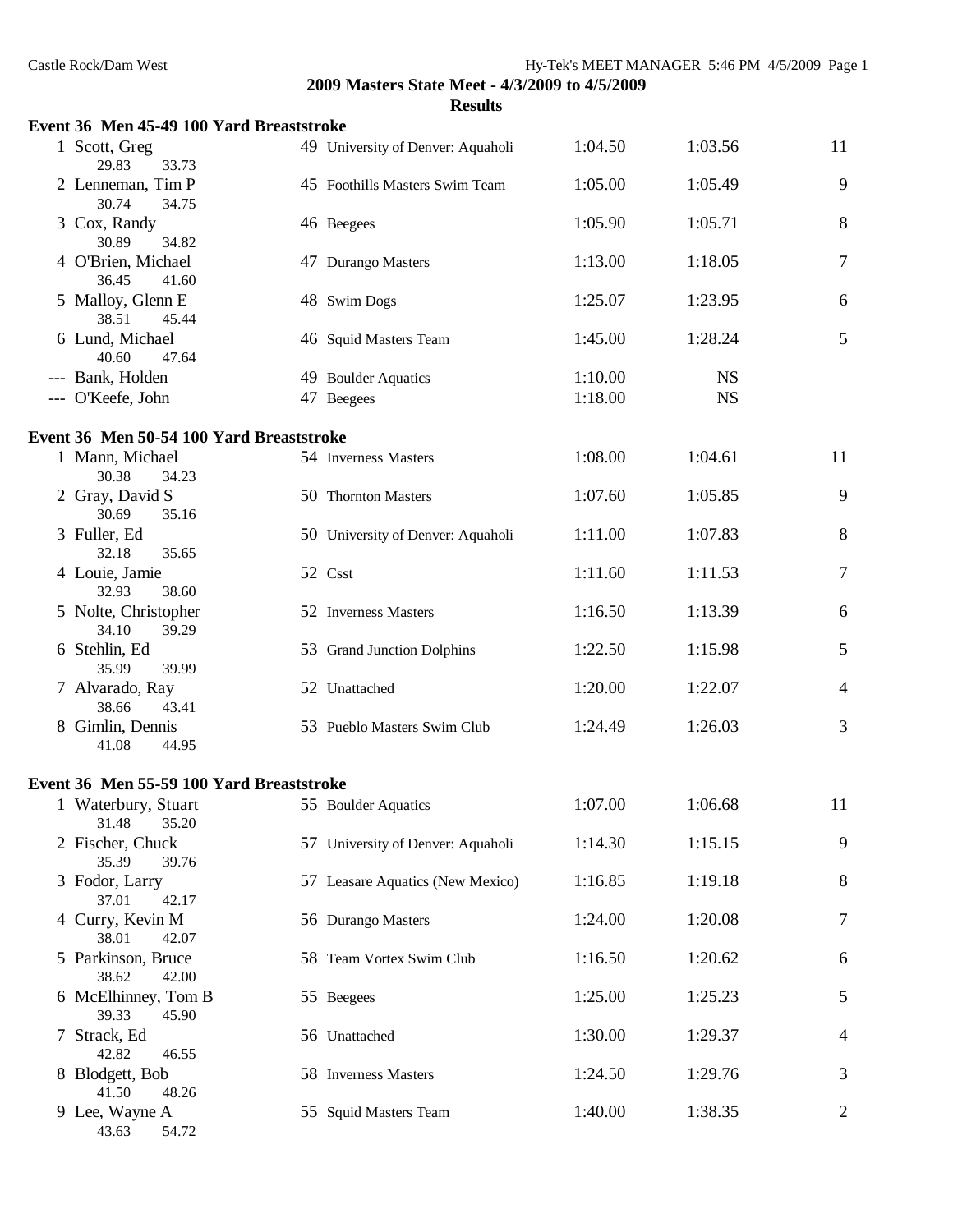**2009 Masters State Meet - 4/3/2009 to 4/5/2009**

**Results**

### Event 36 Men 45-49 100 Yard Breaststroke

| Place | Name | Age | Team | Seed Time | Finals Time | Points |
|---|---|---|---|---|---|---|
| 1 | Scott, Greg | 49 | University of Denver: Aquaholi | 1:04.50 | 1:03.56 | 11 |
| | 29.83 33.73 | | | | | |
| 2 | Lenneman, Tim P | 45 | Foothills Masters Swim Team | 1:05.00 | 1:05.49 | 9 |
| | 30.74 34.75 | | | | | |
| 3 | Cox, Randy | 46 | Beegees | 1:05.90 | 1:05.71 | 8 |
| | 30.89 34.82 | | | | | |
| 4 | O'Brien, Michael | 47 | Durango Masters | 1:13.00 | 1:18.05 | 7 |
| | 36.45 41.60 | | | | | |
| 5 | Malloy, Glenn E | 48 | Swim Dogs | 1:25.07 | 1:23.95 | 6 |
| | 38.51 45.44 | | | | | |
| 6 | Lund, Michael | 46 | Squid Masters Team | 1:45.00 | 1:28.24 | 5 |
| | 40.60 47.64 | | | | | |
| --- | Bank, Holden | 49 | Boulder Aquatics | 1:10.00 | NS | |
| --- | O'Keefe, John | 47 | Beegees | 1:18.00 | NS | |

### Event 36 Men 50-54 100 Yard Breaststroke

| Place | Name | Age | Team | Seed Time | Finals Time | Points |
|---|---|---|---|---|---|---|
| 1 | Mann, Michael | 54 | Inverness Masters | 1:08.00 | 1:04.61 | 11 |
| | 30.38 34.23 | | | | | |
| 2 | Gray, David S | 50 | Thornton Masters | 1:07.60 | 1:05.85 | 9 |
| | 30.69 35.16 | | | | | |
| 3 | Fuller, Ed | 50 | University of Denver: Aquaholi | 1:11.00 | 1:07.83 | 8 |
| | 32.18 35.65 | | | | | |
| 4 | Louie, Jamie | 52 | Csst | 1:11.60 | 1:11.53 | 7 |
| | 32.93 38.60 | | | | | |
| 5 | Nolte, Christopher | 52 | Inverness Masters | 1:16.50 | 1:13.39 | 6 |
| | 34.10 39.29 | | | | | |
| 6 | Stehlin, Ed | 53 | Grand Junction Dolphins | 1:22.50 | 1:15.98 | 5 |
| | 35.99 39.99 | | | | | |
| 7 | Alvarado, Ray | 52 | Unattached | 1:20.00 | 1:22.07 | 4 |
| | 38.66 43.41 | | | | | |
| 8 | Gimlin, Dennis | 53 | Pueblo Masters Swim Club | 1:24.49 | 1:26.03 | 3 |
| | 41.08 44.95 | | | | | |

### Event 36 Men 55-59 100 Yard Breaststroke

| Place | Name | Age | Team | Seed Time | Finals Time | Points |
|---|---|---|---|---|---|---|
| 1 | Waterbury, Stuart | 55 | Boulder Aquatics | 1:07.00 | 1:06.68 | 11 |
| | 31.48 35.20 | | | | | |
| 2 | Fischer, Chuck | 57 | University of Denver: Aquaholi | 1:14.30 | 1:15.15 | 9 |
| | 35.39 39.76 | | | | | |
| 3 | Fodor, Larry | 57 | Leasare Aquatics (New Mexico) | 1:16.85 | 1:19.18 | 8 |
| | 37.01 42.17 | | | | | |
| 4 | Curry, Kevin M | 56 | Durango Masters | 1:24.00 | 1:20.08 | 7 |
| | 38.01 42.07 | | | | | |
| 5 | Parkinson, Bruce | 58 | Team Vortex Swim Club | 1:16.50 | 1:20.62 | 6 |
| | 38.62 42.00 | | | | | |
| 6 | McElhinney, Tom B | 55 | Beegees | 1:25.00 | 1:25.23 | 5 |
| | 39.33 45.90 | | | | | |
| 7 | Strack, Ed | 56 | Unattached | 1:30.00 | 1:29.37 | 4 |
| | 42.82 46.55 | | | | | |
| 8 | Blodgett, Bob | 58 | Inverness Masters | 1:24.50 | 1:29.76 | 3 |
| | 41.50 48.26 | | | | | |
| 9 | Lee, Wayne A | 55 | Squid Masters Team | 1:40.00 | 1:38.35 | 2 |
| | 43.63 54.72 | | | | | |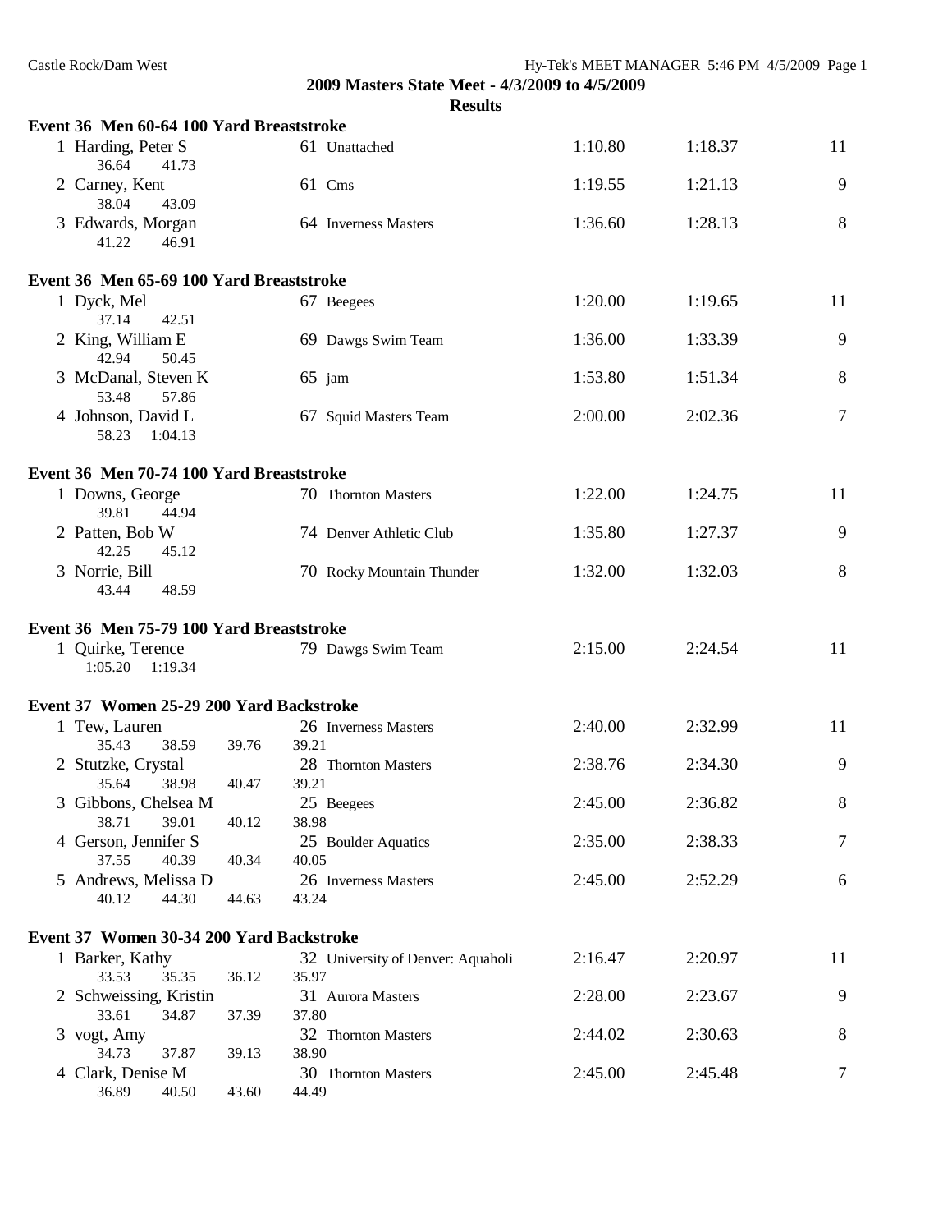**2009 Masters State Meet - 4/3/2009 to 4/5/2009**

**Results**

### Event 36 Men 60-64 100 Yard Breaststroke

| Place | Name | Age | Team | Seed Time | Finals Time | Points |
|---|---|---|---|---|---|---|
| 1 | Harding, Peter S | 61 | Unattached | 1:10.80 | 1:18.37 | 11 |
| | 36.64 41.73 | | | | | |
| 2 | Carney, Kent | 61 | Cms | 1:19.55 | 1:21.13 | 9 |
| | 38.04 43.09 | | | | | |
| 3 | Edwards, Morgan | 64 | Inverness Masters | 1:36.60 | 1:28.13 | 8 |
| | 41.22 46.91 | | | | | |

### Event 36 Men 65-69 100 Yard Breaststroke

| Place | Name | Age | Team | Seed Time | Finals Time | Points |
|---|---|---|---|---|---|---|
| 1 | Dyck, Mel | 67 | Beegees | 1:20.00 | 1:19.65 | 11 |
| | 37.14 42.51 | | | | | |
| 2 | King, William E | 69 | Dawgs Swim Team | 1:36.00 | 1:33.39 | 9 |
| | 42.94 50.45 | | | | | |
| 3 | McDanal, Steven K | 65 | jam | 1:53.80 | 1:51.34 | 8 |
| | 53.48 57.86 | | | | | |
| 4 | Johnson, David L | 67 | Squid Masters Team | 2:00.00 | 2:02.36 | 7 |
| | 58.23 1:04.13 | | | | | |

### Event 36 Men 70-74 100 Yard Breaststroke

| Place | Name | Age | Team | Seed Time | Finals Time | Points |
|---|---|---|---|---|---|---|
| 1 | Downs, George | 70 | Thornton Masters | 1:22.00 | 1:24.75 | 11 |
| | 39.81 44.94 | | | | | |
| 2 | Patten, Bob W | 74 | Denver Athletic Club | 1:35.80 | 1:27.37 | 9 |
| | 42.25 45.12 | | | | | |
| 3 | Norrie, Bill | 70 | Rocky Mountain Thunder | 1:32.00 | 1:32.03 | 8 |
| | 43.44 48.59 | | | | | |

### Event 36 Men 75-79 100 Yard Breaststroke

| Place | Name | Age | Team | Seed Time | Finals Time | Points |
|---|---|---|---|---|---|---|
| 1 | Quirke, Terence | 79 | Dawgs Swim Team | 2:15.00 | 2:24.54 | 11 |
| | 1:05.20 1:19.34 | | | | | |

### Event 37 Women 25-29 200 Yard Backstroke

| Place | Name | Age | Team | Seed Time | Finals Time | Points |
|---|---|---|---|---|---|---|
| 1 | Tew, Lauren | 26 | Inverness Masters | 2:40.00 | 2:32.99 | 11 |
| | 35.43 38.59 39.76 39.21 | | | | | |
| 2 | Stutzke, Crystal | 28 | Thornton Masters | 2:38.76 | 2:34.30 | 9 |
| | 35.64 38.98 40.47 39.21 | | | | | |
| 3 | Gibbons, Chelsea M | 25 | Beegees | 2:45.00 | 2:36.82 | 8 |
| | 38.71 39.01 40.12 38.98 | | | | | |
| 4 | Gerson, Jennifer S | 25 | Boulder Aquatics | 2:35.00 | 2:38.33 | 7 |
| | 37.55 40.39 40.34 40.05 | | | | | |
| 5 | Andrews, Melissa D | 26 | Inverness Masters | 2:45.00 | 2:52.29 | 6 |
| | 40.12 44.30 44.63 43.24 | | | | | |

### Event 37 Women 30-34 200 Yard Backstroke

| Place | Name | Age | Team | Seed Time | Finals Time | Points |
|---|---|---|---|---|---|---|
| 1 | Barker, Kathy | 32 | University of Denver: Aquaholi | 2:16.47 | 2:20.97 | 11 |
| | 33.53 35.35 36.12 35.97 | | | | | |
| 2 | Schweissing, Kristin | 31 | Aurora Masters | 2:28.00 | 2:23.67 | 9 |
| | 33.61 34.87 37.39 37.80 | | | | | |
| 3 | vogt, Amy | 32 | Thornton Masters | 2:44.02 | 2:30.63 | 8 |
| | 34.73 37.87 39.13 38.90 | | | | | |
| 4 | Clark, Denise M | 30 | Thornton Masters | 2:45.00 | 2:45.48 | 7 |
| | 36.89 40.50 43.60 44.49 | | | | | |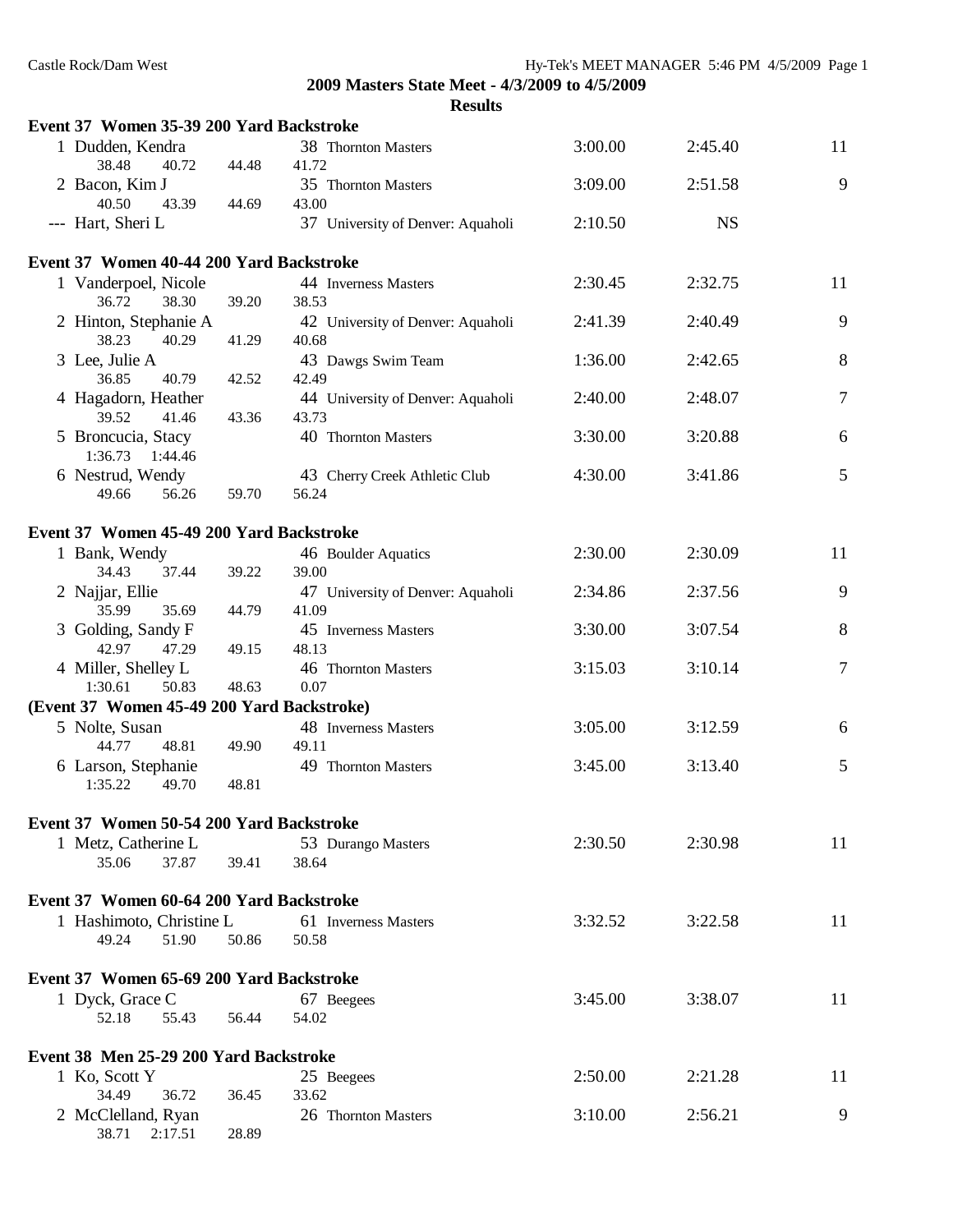## 2009 Masters State Meet - 4/3/2009 to 4/5/2009

### Results

**Event 37 Women 35-39 200 Yard Backstroke**

| Place | Name | Age | Team | Seed Time | Finals Time | Points |
|---|---|---|---|---|---|---|
| 1 | Dudden, Kendra | 38 | Thornton Masters | 3:00.00 | 2:45.40 | 11 |
| | 38.48 40.72 44.48 41.72 | | | | | |
| 2 | Bacon, Kim J | 35 | Thornton Masters | 3:09.00 | 2:51.58 | 9 |
| | 40.50 43.39 44.69 43.00 | | | | | |
| --- | Hart, Sheri L | 37 | University of Denver: Aquaholi | 2:10.50 | NS | |

**Event 37 Women 40-44 200 Yard Backstroke**

| Place | Name | Age | Team | Seed Time | Finals Time | Points |
|---|---|---|---|---|---|---|
| 1 | Vanderpoel, Nicole | 44 | Inverness Masters | 2:30.45 | 2:32.75 | 11 |
| | 36.72 38.30 39.20 38.53 | | | | | |
| 2 | Hinton, Stephanie A | 42 | University of Denver: Aquaholi | 2:41.39 | 2:40.49 | 9 |
| | 38.23 40.29 41.29 40.68 | | | | | |
| 3 | Lee, Julie A | 43 | Dawgs Swim Team | 1:36.00 | 2:42.65 | 8 |
| | 36.85 40.79 42.52 42.49 | | | | | |
| 4 | Hagadorn, Heather | 44 | University of Denver: Aquaholi | 2:40.00 | 2:48.07 | 7 |
| | 39.52 41.46 43.36 43.73 | | | | | |
| 5 | Broncucia, Stacy | 40 | Thornton Masters | 3:30.00 | 3:20.88 | 6 |
| | 1:36.73 1:44.46 | | | | | |
| 6 | Nestrud, Wendy | 43 | Cherry Creek Athletic Club | 4:30.00 | 3:41.86 | 5 |
| | 49.66 56.26 59.70 56.24 | | | | | |

**Event 37 Women 45-49 200 Yard Backstroke**

| Place | Name | Age | Team | Seed Time | Finals Time | Points |
|---|---|---|---|---|---|---|
| 1 | Bank, Wendy | 46 | Boulder Aquatics | 2:30.00 | 2:30.09 | 11 |
| | 34.43 37.44 39.22 39.00 | | | | | |
| 2 | Najjar, Ellie | 47 | University of Denver: Aquaholi | 2:34.86 | 2:37.56 | 9 |
| | 35.99 35.69 44.79 41.09 | | | | | |
| 3 | Golding, Sandy F | 45 | Inverness Masters | 3:30.00 | 3:07.54 | 8 |
| | 42.97 47.29 49.15 48.13 | | | | | |
| 4 | Miller, Shelley L | 46 | Thornton Masters | 3:15.03 | 3:10.14 | 7 |
| | 1:30.61 50.83 48.63 0.07 | | | | | |
| 5 | Nolte, Susan | 48 | Inverness Masters | 3:05.00 | 3:12.59 | 6 |
| | 44.77 48.81 49.90 49.11 | | | | | |
| 6 | Larson, Stephanie | 49 | Thornton Masters | 3:45.00 | 3:13.40 | 5 |
| | 1:35.22 49.70 48.81 | | | | | |

**Event 37 Women 50-54 200 Yard Backstroke**

| Place | Name | Age | Team | Seed Time | Finals Time | Points |
|---|---|---|---|---|---|---|
| 1 | Metz, Catherine L | 53 | Durango Masters | 2:30.50 | 2:30.98 | 11 |
| | 35.06 37.87 39.41 38.64 | | | | | |

**Event 37 Women 60-64 200 Yard Backstroke**

| Place | Name | Age | Team | Seed Time | Finals Time | Points |
|---|---|---|---|---|---|---|
| 1 | Hashimoto, Christine L | 61 | Inverness Masters | 3:32.52 | 3:22.58 | 11 |
| | 49.24 51.90 50.86 50.58 | | | | | |

**Event 37 Women 65-69 200 Yard Backstroke**

| Place | Name | Age | Team | Seed Time | Finals Time | Points |
|---|---|---|---|---|---|---|
| 1 | Dyck, Grace C | 67 | Beegees | 3:45.00 | 3:38.07 | 11 |
| | 52.18 55.43 56.44 54.02 | | | | | |

**Event 38 Men 25-29 200 Yard Backstroke**

| Place | Name | Age | Team | Seed Time | Finals Time | Points |
|---|---|---|---|---|---|---|
| 1 | Ko, Scott Y | 25 | Beegees | 2:50.00 | 2:21.28 | 11 |
| | 34.49 36.72 36.45 33.62 | | | | | |
| 2 | McClelland, Ryan | 26 | Thornton Masters | 3:10.00 | 2:56.21 | 9 |
| | 38.71 2:17.51 28.89 | | | | | |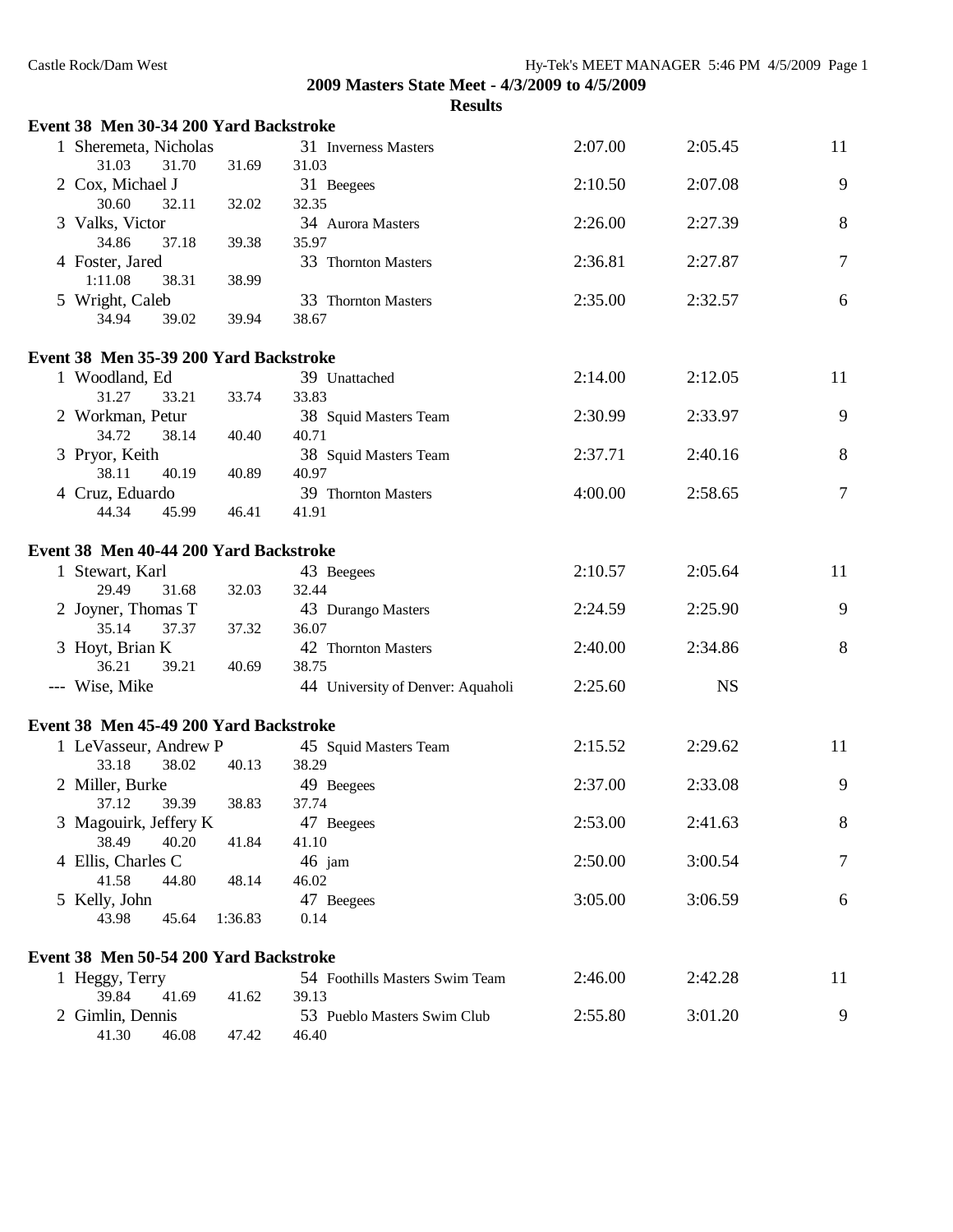## 2009 Masters State Meet - 4/3/2009 to 4/5/2009

### Results

**Event 38 Men 30-34 200 Yard Backstroke**

| Place | Name | Age | Team | Seed Time | Finals Time | Points |
|---|---|---|---|---|---|---|
| 1 | Sheremeta, Nicholas | 31 | Inverness Masters | 2:07.00 | 2:05.45 | 11 |
| | 31.03 31.70 31.69 31.03 | | | | | |
| 2 | Cox, Michael J | 31 | Beegees | 2:10.50 | 2:07.08 | 9 |
| | 30.60 32.11 32.02 32.35 | | | | | |
| 3 | Valks, Victor | 34 | Aurora Masters | 2:26.00 | 2:27.39 | 8 |
| | 34.86 37.18 39.38 35.97 | | | | | |
| 4 | Foster, Jared | 33 | Thornton Masters | 2:36.81 | 2:27.87 | 7 |
| | 1:11.08 38.31 38.99 | | | | | |
| 5 | Wright, Caleb | 33 | Thornton Masters | 2:35.00 | 2:32.57 | 6 |
| | 34.94 39.02 39.94 38.67 | | | | | |

**Event 38 Men 35-39 200 Yard Backstroke**

| Place | Name | Age | Team | Seed Time | Finals Time | Points |
|---|---|---|---|---|---|---|
| 1 | Woodland, Ed | 39 | Unattached | 2:14.00 | 2:12.05 | 11 |
| | 31.27 33.21 33.74 33.83 | | | | | |
| 2 | Workman, Petur | 38 | Squid Masters Team | 2:30.99 | 2:33.97 | 9 |
| | 34.72 38.14 40.40 40.71 | | | | | |
| 3 | Pryor, Keith | 38 | Squid Masters Team | 2:37.71 | 2:40.16 | 8 |
| | 38.11 40.19 40.89 40.97 | | | | | |
| 4 | Cruz, Eduardo | 39 | Thornton Masters | 4:00.00 | 2:58.65 | 7 |
| | 44.34 45.99 46.41 41.91 | | | | | |

**Event 38 Men 40-44 200 Yard Backstroke**

| Place | Name | Age | Team | Seed Time | Finals Time | Points |
|---|---|---|---|---|---|---|
| 1 | Stewart, Karl | 43 | Beegees | 2:10.57 | 2:05.64 | 11 |
| | 29.49 31.68 32.03 32.44 | | | | | |
| 2 | Joyner, Thomas T | 43 | Durango Masters | 2:24.59 | 2:25.90 | 9 |
| | 35.14 37.37 37.32 36.07 | | | | | |
| 3 | Hoyt, Brian K | 42 | Thornton Masters | 2:40.00 | 2:34.86 | 8 |
| | 36.21 39.21 40.69 38.75 | | | | | |
| --- | Wise, Mike | 44 | University of Denver: Aquaholi | 2:25.60 | NS | |

**Event 38 Men 45-49 200 Yard Backstroke**

| Place | Name | Age | Team | Seed Time | Finals Time | Points |
|---|---|---|---|---|---|---|
| 1 | LeVasseur, Andrew P | 45 | Squid Masters Team | 2:15.52 | 2:29.62 | 11 |
| | 33.18 38.02 40.13 38.29 | | | | | |
| 2 | Miller, Burke | 49 | Beegees | 2:37.00 | 2:33.08 | 9 |
| | 37.12 39.39 38.83 37.74 | | | | | |
| 3 | Magouirk, Jeffery K | 47 | Beegees | 2:53.00 | 2:41.63 | 8 |
| | 38.49 40.20 41.84 41.10 | | | | | |
| 4 | Ellis, Charles C | 46 | jam | 2:50.00 | 3:00.54 | 7 |
| | 41.58 44.80 48.14 46.02 | | | | | |
| 5 | Kelly, John | 47 | Beegees | 3:05.00 | 3:06.59 | 6 |
| | 43.98 45.64 1:36.83 0.14 | | | | | |

**Event 38 Men 50-54 200 Yard Backstroke**

| Place | Name | Age | Team | Seed Time | Finals Time | Points |
|---|---|---|---|---|---|---|
| 1 | Heggy, Terry | 54 | Foothills Masters Swim Team | 2:46.00 | 2:42.28 | 11 |
| | 39.84 41.69 41.62 39.13 | | | | | |
| 2 | Gimlin, Dennis | 53 | Pueblo Masters Swim Club | 2:55.80 | 3:01.20 | 9 |
| | 41.30 46.08 47.42 46.40 | | | | | |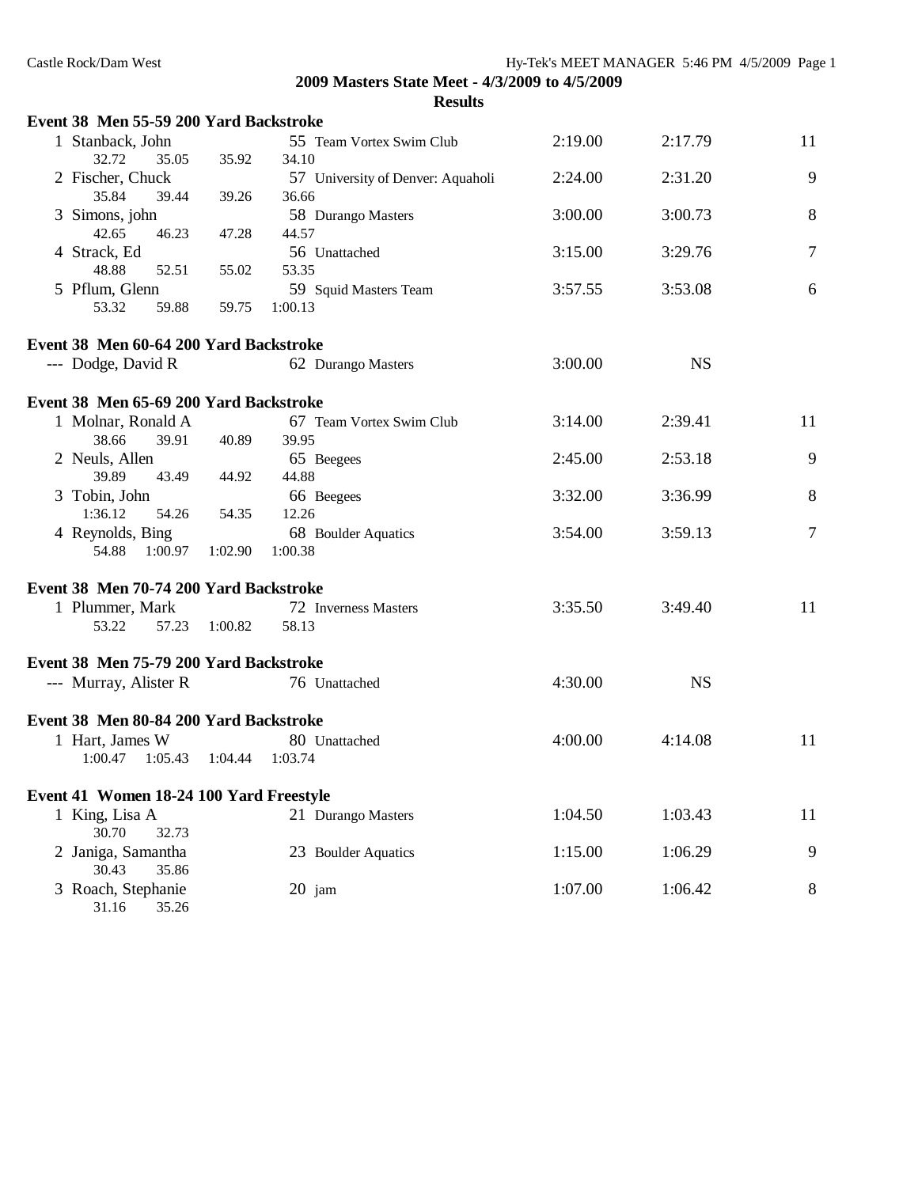## 2009 Masters State Meet - 4/3/2009 to 4/5/2009

### Results

**Event 38 Men 55-59 200 Yard Backstroke**

| Place | Name | Age | Team | Seed Time | Finals Time | Points |
|---|---|---|---|---|---|---|
| 1 | Stanback, John | 55 | Team Vortex Swim Club | 2:19.00 | 2:17.79 | 11 |
| | 32.72 35.05 35.92 34.10 | | | | | |
| 2 | Fischer, Chuck | 57 | University of Denver: Aquaholi | 2:24.00 | 2:31.20 | 9 |
| | 35.84 39.44 39.26 36.66 | | | | | |
| 3 | Simons, john | 58 | Durango Masters | 3:00.00 | 3:00.73 | 8 |
| | 42.65 46.23 47.28 44.57 | | | | | |
| 4 | Strack, Ed | 56 | Unattached | 3:15.00 | 3:29.76 | 7 |
| | 48.88 52.51 55.02 53.35 | | | | | |
| 5 | Pflum, Glenn | 59 | Squid Masters Team | 3:57.55 | 3:53.08 | 6 |
| | 53.32 59.88 59.75 1:00.13 | | | | | |

**Event 38 Men 60-64 200 Yard Backstroke**

| Place | Name | Age | Team | Seed Time | Finals Time | Points |
|---|---|---|---|---|---|---|
| --- | Dodge, David R | 62 | Durango Masters | 3:00.00 | NS | |

**Event 38 Men 65-69 200 Yard Backstroke**

| Place | Name | Age | Team | Seed Time | Finals Time | Points |
|---|---|---|---|---|---|---|
| 1 | Molnar, Ronald A | 67 | Team Vortex Swim Club | 3:14.00 | 2:39.41 | 11 |
| | 38.66 39.91 40.89 39.95 | | | | | |
| 2 | Neuls, Allen | 65 | Beegees | 2:45.00 | 2:53.18 | 9 |
| | 39.89 43.49 44.92 44.88 | | | | | |
| 3 | Tobin, John | 66 | Beegees | 3:32.00 | 3:36.99 | 8 |
| | 1:36.12 54.26 54.35 12.26 | | | | | |
| 4 | Reynolds, Bing | 68 | Boulder Aquatics | 3:54.00 | 3:59.13 | 7 |
| | 54.88 1:00.97 1:02.90 1:00.38 | | | | | |

**Event 38 Men 70-74 200 Yard Backstroke**

| Place | Name | Age | Team | Seed Time | Finals Time | Points |
|---|---|---|---|---|---|---|
| 1 | Plummer, Mark | 72 | Inverness Masters | 3:35.50 | 3:49.40 | 11 |
| | 53.22 57.23 1:00.82 58.13 | | | | | |

**Event 38 Men 75-79 200 Yard Backstroke**

| Place | Name | Age | Team | Seed Time | Finals Time | Points |
|---|---|---|---|---|---|---|
| --- | Murray, Alister R | 76 | Unattached | 4:30.00 | NS | |

**Event 38 Men 80-84 200 Yard Backstroke**

| Place | Name | Age | Team | Seed Time | Finals Time | Points |
|---|---|---|---|---|---|---|
| 1 | Hart, James W | 80 | Unattached | 4:00.00 | 4:14.08 | 11 |
| | 1:00.47 1:05.43 1:04.44 1:03.74 | | | | | |

**Event 41 Women 18-24 100 Yard Freestyle**

| Place | Name | Age | Team | Seed Time | Finals Time | Points |
|---|---|---|---|---|---|---|
| 1 | King, Lisa A | 21 | Durango Masters | 1:04.50 | 1:03.43 | 11 |
| | 30.70 32.73 | | | | | |
| 2 | Janiga, Samantha | 23 | Boulder Aquatics | 1:15.00 | 1:06.29 | 9 |
| | 30.43 35.86 | | | | | |
| 3 | Roach, Stephanie | 20 | jam | 1:07.00 | 1:06.42 | 8 |
| | 31.16 35.26 | | | | | |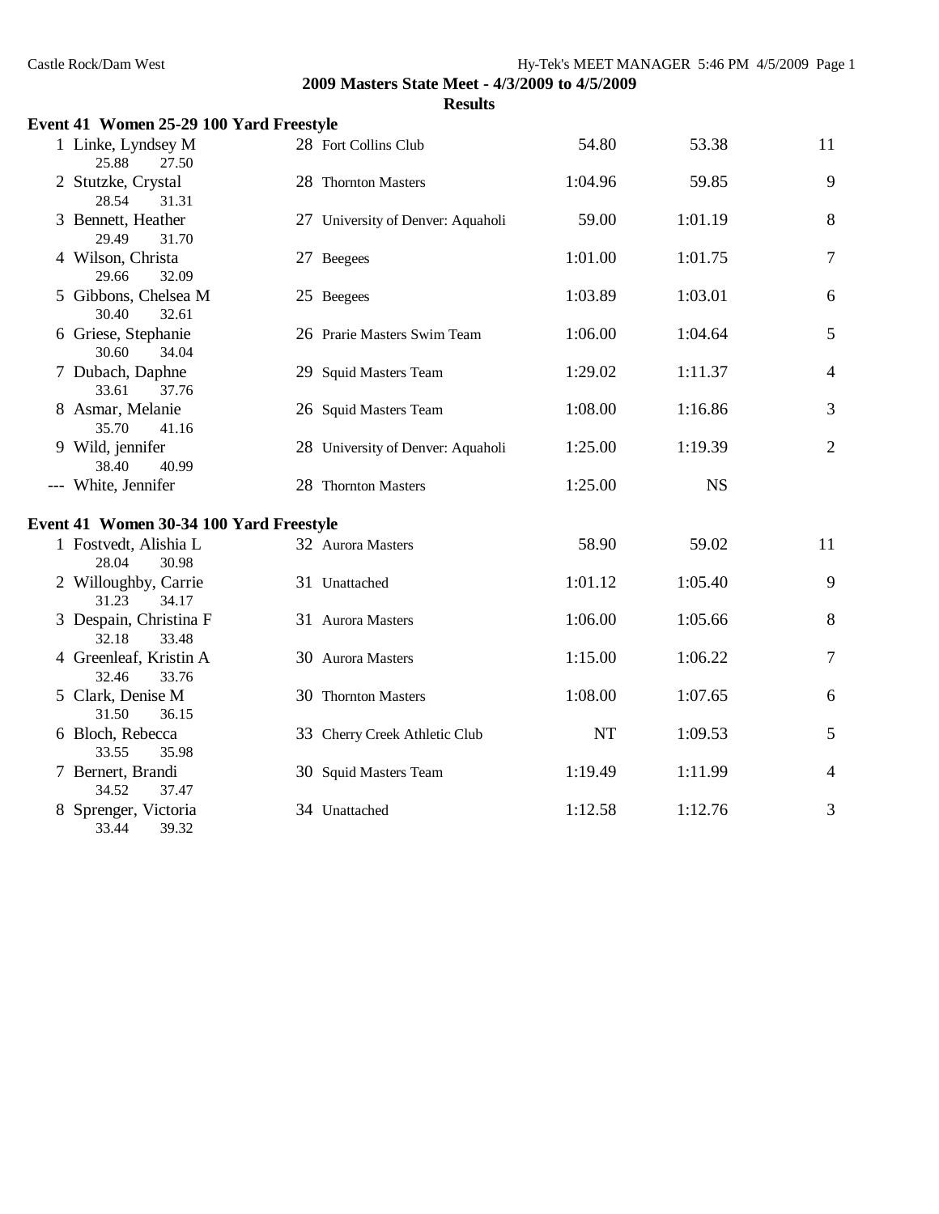## 2009 Masters State Meet - 4/3/2009 to 4/5/2009

### Results

**Event 41 Women 25-29 100 Yard Freestyle**

| Place | Name | Age | Team | Seed Time | Finals Time | Points |
|---|---|---|---|---|---|---|
| 1 | Linke, Lyndsey M | 28 | Fort Collins Club | 54.80 | 53.38 | 11 |
| | 25.88 27.50 | | | | | |
| 2 | Stutzke, Crystal | 28 | Thornton Masters | 1:04.96 | 59.85 | 9 |
| | 28.54 31.31 | | | | | |
| 3 | Bennett, Heather | 27 | University of Denver: Aquaholi | 59.00 | 1:01.19 | 8 |
| | 29.49 31.70 | | | | | |
| 4 | Wilson, Christa | 27 | Beegees | 1:01.00 | 1:01.75 | 7 |
| | 29.66 32.09 | | | | | |
| 5 | Gibbons, Chelsea M | 25 | Beegees | 1:03.89 | 1:03.01 | 6 |
| | 30.40 32.61 | | | | | |
| 6 | Griese, Stephanie | 26 | Prarie Masters Swim Team | 1:06.00 | 1:04.64 | 5 |
| | 30.60 34.04 | | | | | |
| 7 | Dubach, Daphne | 29 | Squid Masters Team | 1:29.02 | 1:11.37 | 4 |
| | 33.61 37.76 | | | | | |
| 8 | Asmar, Melanie | 26 | Squid Masters Team | 1:08.00 | 1:16.86 | 3 |
| | 35.70 41.16 | | | | | |
| 9 | Wild, jennifer | 28 | University of Denver: Aquaholi | 1:25.00 | 1:19.39 | 2 |
| | 38.40 40.99 | | | | | |
| --- | White, Jennifer | 28 | Thornton Masters | 1:25.00 | NS | |

**Event 41 Women 30-34 100 Yard Freestyle**

| Place | Name | Age | Team | Seed Time | Finals Time | Points |
|---|---|---|---|---|---|---|
| 1 | Fostvedt, Alishia L | 32 | Aurora Masters | 58.90 | 59.02 | 11 |
| | 28.04 30.98 | | | | | |
| 2 | Willoughby, Carrie | 31 | Unattached | 1:01.12 | 1:05.40 | 9 |
| | 31.23 34.17 | | | | | |
| 3 | Despain, Christina F | 31 | Aurora Masters | 1:06.00 | 1:05.66 | 8 |
| | 32.18 33.48 | | | | | |
| 4 | Greenleaf, Kristin A | 30 | Aurora Masters | 1:15.00 | 1:06.22 | 7 |
| | 32.46 33.76 | | | | | |
| 5 | Clark, Denise M | 30 | Thornton Masters | 1:08.00 | 1:07.65 | 6 |
| | 31.50 36.15 | | | | | |
| 6 | Bloch, Rebecca | 33 | Cherry Creek Athletic Club | NT | 1:09.53 | 5 |
| | 33.55 35.98 | | | | | |
| 7 | Bernert, Brandi | 30 | Squid Masters Team | 1:19.49 | 1:11.99 | 4 |
| | 34.52 37.47 | | | | | |
| 8 | Sprenger, Victoria | 34 | Unattached | 1:12.58 | 1:12.76 | 3 |
| | 33.44 39.32 | | | | | |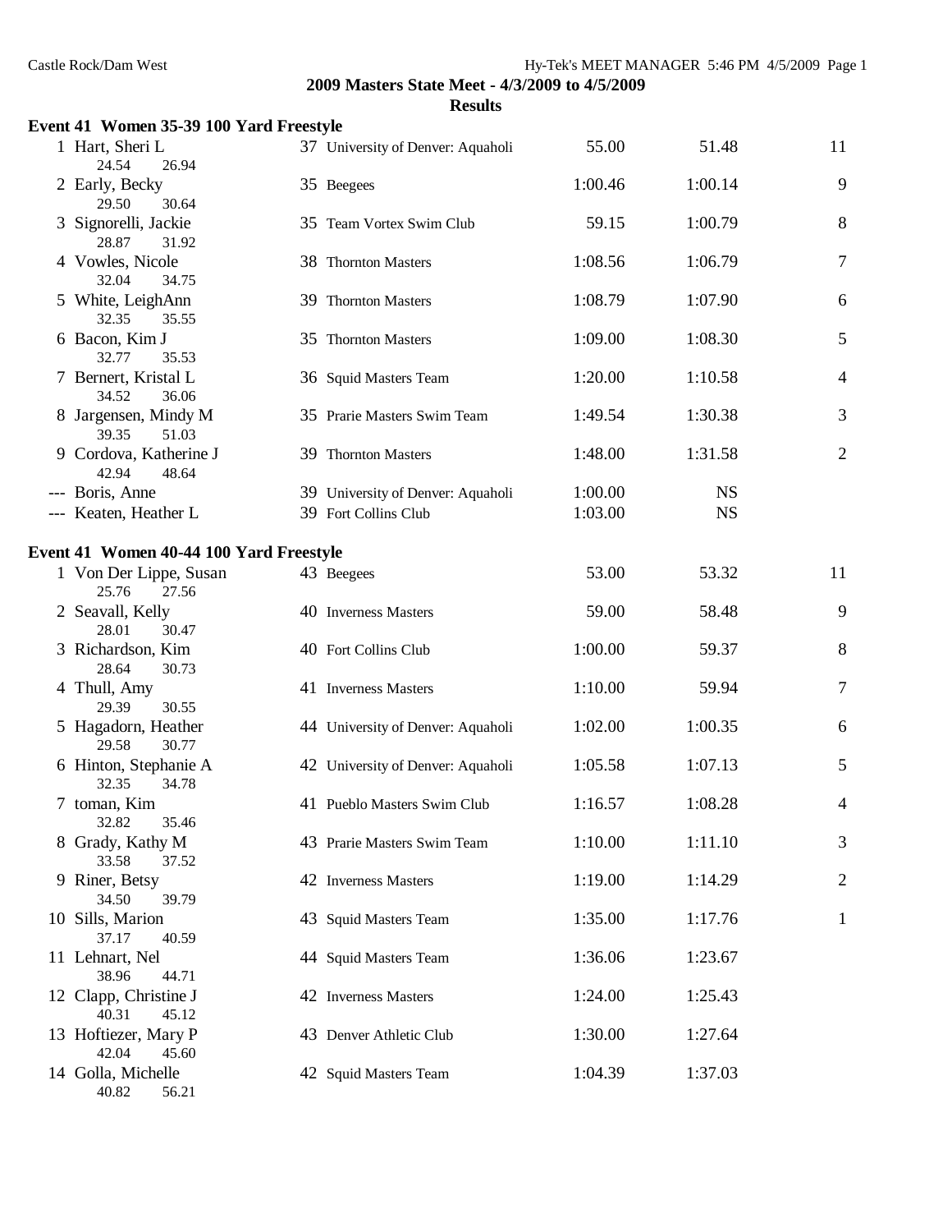2009 Masters State Meet - 4/3/2009 to 4/5/2009

**Results**

### Event 41 Women 35-39 100 Yard Freestyle

| Place | Name | Age | Team | Seed Time | Finals Time | Points |
|---|---|---|---|---|---|---|
| 1 | Hart, Sheri L | 37 | University of Denver: Aquaholi | 55.00 | 51.48 | 11 |
| | 24.54 26.94 | | | | | |
| 2 | Early, Becky | 35 | Beegees | 1:00.46 | 1:00.14 | 9 |
| | 29.50 30.64 | | | | | |
| 3 | Signorelli, Jackie | 35 | Team Vortex Swim Club | 59.15 | 1:00.79 | 8 |
| | 28.87 31.92 | | | | | |
| 4 | Vowles, Nicole | 38 | Thornton Masters | 1:08.56 | 1:06.79 | 7 |
| | 32.04 34.75 | | | | | |
| 5 | White, LeighAnn | 39 | Thornton Masters | 1:08.79 | 1:07.90 | 6 |
| | 32.35 35.55 | | | | | |
| 6 | Bacon, Kim J | 35 | Thornton Masters | 1:09.00 | 1:08.30 | 5 |
| | 32.77 35.53 | | | | | |
| 7 | Bernert, Kristal L | 36 | Squid Masters Team | 1:20.00 | 1:10.58 | 4 |
| | 34.52 36.06 | | | | | |
| 8 | Jargensen, Mindy M | 35 | Prarie Masters Swim Team | 1:49.54 | 1:30.38 | 3 |
| | 39.35 51.03 | | | | | |
| 9 | Cordova, Katherine J | 39 | Thornton Masters | 1:48.00 | 1:31.58 | 2 |
| | 42.94 48.64 | | | | | |
| --- | Boris, Anne | 39 | University of Denver: Aquaholi | 1:00.00 | NS | |
| --- | Keaten, Heather L | 39 | Fort Collins Club | 1:03.00 | NS | |

### Event 41 Women 40-44 100 Yard Freestyle

| Place | Name | Age | Team | Seed Time | Finals Time | Points |
|---|---|---|---|---|---|---|
| 1 | Von Der Lippe, Susan | 43 | Beegees | 53.00 | 53.32 | 11 |
| | 25.76 27.56 | | | | | |
| 2 | Seavall, Kelly | 40 | Inverness Masters | 59.00 | 58.48 | 9 |
| | 28.01 30.47 | | | | | |
| 3 | Richardson, Kim | 40 | Fort Collins Club | 1:00.00 | 59.37 | 8 |
| | 28.64 30.73 | | | | | |
| 4 | Thull, Amy | 41 | Inverness Masters | 1:10.00 | 59.94 | 7 |
| | 29.39 30.55 | | | | | |
| 5 | Hagadorn, Heather | 44 | University of Denver: Aquaholi | 1:02.00 | 1:00.35 | 6 |
| | 29.58 30.77 | | | | | |
| 6 | Hinton, Stephanie A | 42 | University of Denver: Aquaholi | 1:05.58 | 1:07.13 | 5 |
| | 32.35 34.78 | | | | | |
| 7 | toman, Kim | 41 | Pueblo Masters Swim Club | 1:16.57 | 1:08.28 | 4 |
| | 32.82 35.46 | | | | | |
| 8 | Grady, Kathy M | 43 | Prarie Masters Swim Team | 1:10.00 | 1:11.10 | 3 |
| | 33.58 37.52 | | | | | |
| 9 | Riner, Betsy | 42 | Inverness Masters | 1:19.00 | 1:14.29 | 2 |
| | 34.50 39.79 | | | | | |
| 10 | Sills, Marion | 43 | Squid Masters Team | 1:35.00 | 1:17.76 | 1 |
| | 37.17 40.59 | | | | | |
| 11 | Lehnart, Nel | 44 | Squid Masters Team | 1:36.06 | 1:23.67 | |
| | 38.96 44.71 | | | | | |
| 12 | Clapp, Christine J | 42 | Inverness Masters | 1:24.00 | 1:25.43 | |
| | 40.31 45.12 | | | | | |
| 13 | Hoftiezer, Mary P | 43 | Denver Athletic Club | 1:30.00 | 1:27.64 | |
| | 42.04 45.60 | | | | | |
| 14 | Golla, Michelle | 42 | Squid Masters Team | 1:04.39 | 1:37.03 | |
| | 40.82 56.21 | | | | | |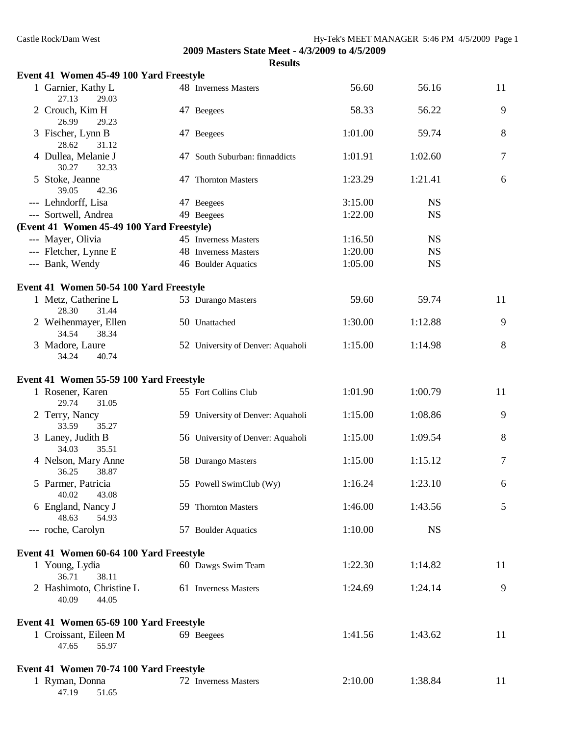**2009 Masters State Meet - 4/3/2009 to 4/5/2009**

**Results**

### Event 41 Women 45-49 100 Yard Freestyle

| Place | Name | Age | Team | Seed Time | Finals Time | Points |
|---|---|---|---|---|---|---|
| 1 | Garnier, Kathy L | 48 | Inverness Masters | 56.60 | 56.16 | 11 |
| | 27.13 29.03 | | | | | |
| 2 | Crouch, Kim H | 47 | Beegees | 58.33 | 56.22 | 9 |
| | 26.99 29.23 | | | | | |
| 3 | Fischer, Lynn B | 47 | Beegees | 1:01.00 | 59.74 | 8 |
| | 28.62 31.12 | | | | | |
| 4 | Dullea, Melanie J | 47 | South Suburban: finnaddicts | 1:01.91 | 1:02.60 | 7 |
| | 30.27 32.33 | | | | | |
| 5 | Stoke, Jeanne | 47 | Thornton Masters | 1:23.29 | 1:21.41 | 6 |
| | 39.05 42.36 | | | | | |
| --- | Lehndorff, Lisa | 47 | Beegees | 3:15.00 | NS | |
| --- | Sortwell, Andrea | 49 | Beegees | 1:22.00 | NS | |
| --- | Mayer, Olivia | 45 | Inverness Masters | 1:16.50 | NS | |
| --- | Fletcher, Lynne E | 48 | Inverness Masters | 1:20.00 | NS | |
| --- | Bank, Wendy | 46 | Boulder Aquatics | 1:05.00 | NS | |

### Event 41 Women 50-54 100 Yard Freestyle

| Place | Name | Age | Team | Seed Time | Finals Time | Points |
|---|---|---|---|---|---|---|
| 1 | Metz, Catherine L | 53 | Durango Masters | 59.60 | 59.74 | 11 |
| | 28.30 31.44 | | | | | |
| 2 | Weihenmayer, Ellen | 50 | Unattached | 1:30.00 | 1:12.88 | 9 |
| | 34.54 38.34 | | | | | |
| 3 | Madore, Laure | 52 | University of Denver: Aquaholi | 1:15.00 | 1:14.98 | 8 |
| | 34.24 40.74 | | | | | |

### Event 41 Women 55-59 100 Yard Freestyle

| Place | Name | Age | Team | Seed Time | Finals Time | Points |
|---|---|---|---|---|---|---|
| 1 | Rosener, Karen | 55 | Fort Collins Club | 1:01.90 | 1:00.79 | 11 |
| | 29.74 31.05 | | | | | |
| 2 | Terry, Nancy | 59 | University of Denver: Aquaholi | 1:15.00 | 1:08.86 | 9 |
| | 33.59 35.27 | | | | | |
| 3 | Laney, Judith B | 56 | University of Denver: Aquaholi | 1:15.00 | 1:09.54 | 8 |
| | 34.03 35.51 | | | | | |
| 4 | Nelson, Mary Anne | 58 | Durango Masters | 1:15.00 | 1:15.12 | 7 |
| | 36.25 38.87 | | | | | |
| 5 | Parmer, Patricia | 55 | Powell SwimClub (Wy) | 1:16.24 | 1:23.10 | 6 |
| | 40.02 43.08 | | | | | |
| 6 | England, Nancy J | 59 | Thornton Masters | 1:46.00 | 1:43.56 | 5 |
| | 48.63 54.93 | | | | | |
| --- | roche, Carolyn | 57 | Boulder Aquatics | 1:10.00 | NS | |

### Event 41 Women 60-64 100 Yard Freestyle

| Place | Name | Age | Team | Seed Time | Finals Time | Points |
|---|---|---|---|---|---|---|
| 1 | Young, Lydia | 60 | Dawgs Swim Team | 1:22.30 | 1:14.82 | 11 |
| | 36.71 38.11 | | | | | |
| 2 | Hashimoto, Christine L | 61 | Inverness Masters | 1:24.69 | 1:24.14 | 9 |
| | 40.09 44.05 | | | | | |

### Event 41 Women 65-69 100 Yard Freestyle

| Place | Name | Age | Team | Seed Time | Finals Time | Points |
|---|---|---|---|---|---|---|
| 1 | Croissant, Eileen M | 69 | Beegees | 1:41.56 | 1:43.62 | 11 |
| | 47.65 55.97 | | | | | |

### Event 41 Women 70-74 100 Yard Freestyle

| Place | Name | Age | Team | Seed Time | Finals Time | Points |
|---|---|---|---|---|---|---|
| 1 | Ryman, Donna | 72 | Inverness Masters | 2:10.00 | 1:38.84 | 11 |
| | 47.19 51.65 | | | | | |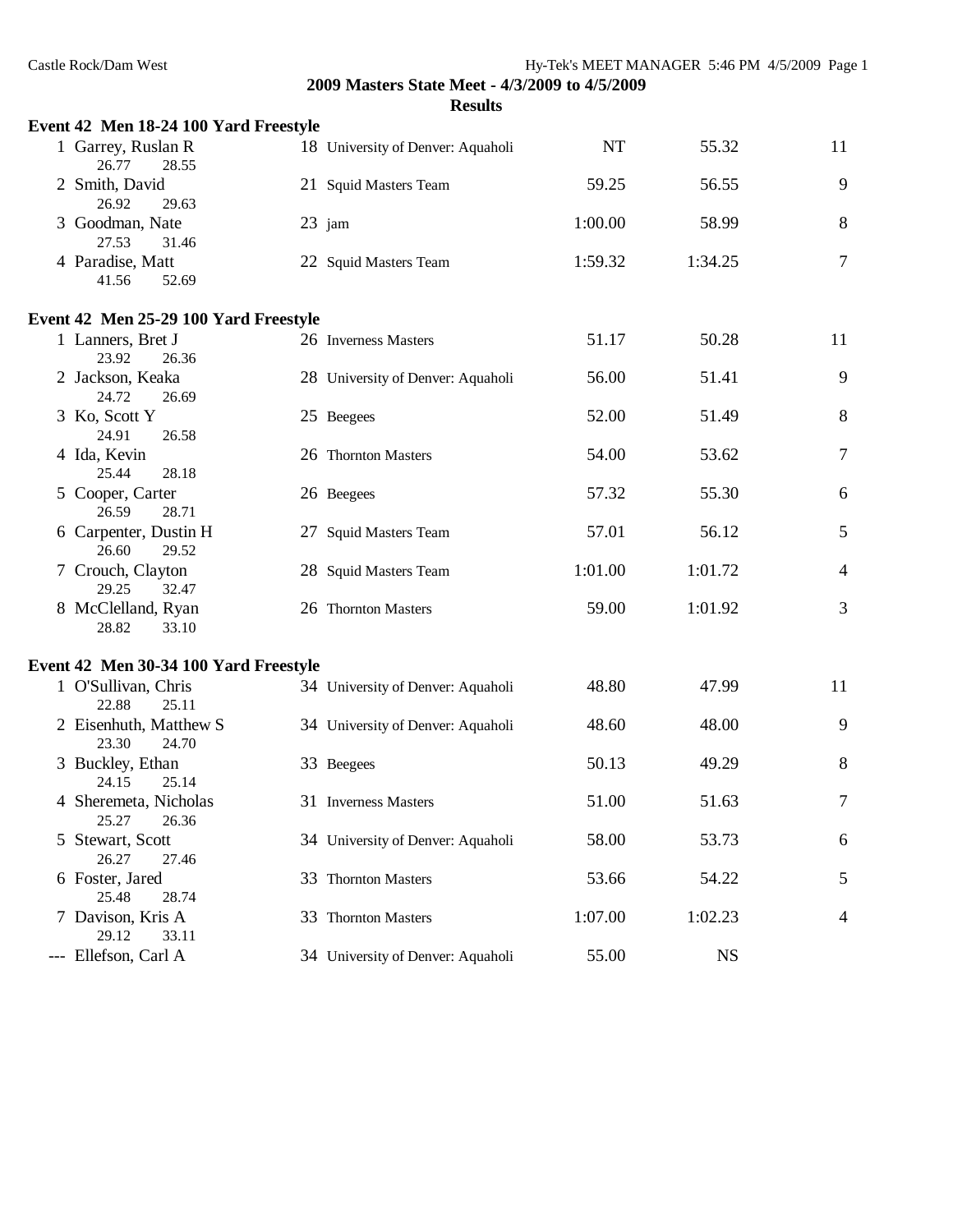## 2009 Masters State Meet - 4/3/2009 to 4/5/2009

### Results

**Event 42 Men 18-24 100 Yard Freestyle**

| Place | Name | Age | Team | Seed Time | Finals Time | Points |
|---|---|---|---|---|---|---|
| 1 | Garrey, Ruslan R | 18 | University of Denver: Aquaholi | NT | 55.32 | 11 |
| | 26.77 28.55 | | | | | |
| 2 | Smith, David | 21 | Squid Masters Team | 59.25 | 56.55 | 9 |
| | 26.92 29.63 | | | | | |
| 3 | Goodman, Nate | 23 | jam | 1:00.00 | 58.99 | 8 |
| | 27.53 31.46 | | | | | |
| 4 | Paradise, Matt | 22 | Squid Masters Team | 1:59.32 | 1:34.25 | 7 |
| | 41.56 52.69 | | | | | |

**Event 42 Men 25-29 100 Yard Freestyle**

| Place | Name | Age | Team | Seed Time | Finals Time | Points |
|---|---|---|---|---|---|---|
| 1 | Lanners, Bret J | 26 | Inverness Masters | 51.17 | 50.28 | 11 |
| | 23.92 26.36 | | | | | |
| 2 | Jackson, Keaka | 28 | University of Denver: Aquaholi | 56.00 | 51.41 | 9 |
| | 24.72 26.69 | | | | | |
| 3 | Ko, Scott Y | 25 | Beegees | 52.00 | 51.49 | 8 |
| | 24.91 26.58 | | | | | |
| 4 | Ida, Kevin | 26 | Thornton Masters | 54.00 | 53.62 | 7 |
| | 25.44 28.18 | | | | | |
| 5 | Cooper, Carter | 26 | Beegees | 57.32 | 55.30 | 6 |
| | 26.59 28.71 | | | | | |
| 6 | Carpenter, Dustin H | 27 | Squid Masters Team | 57.01 | 56.12 | 5 |
| | 26.60 29.52 | | | | | |
| 7 | Crouch, Clayton | 28 | Squid Masters Team | 1:01.00 | 1:01.72 | 4 |
| | 29.25 32.47 | | | | | |
| 8 | McClelland, Ryan | 26 | Thornton Masters | 59.00 | 1:01.92 | 3 |
| | 28.82 33.10 | | | | | |

**Event 42 Men 30-34 100 Yard Freestyle**

| Place | Name | Age | Team | Seed Time | Finals Time | Points |
|---|---|---|---|---|---|---|
| 1 | O'Sullivan, Chris | 34 | University of Denver: Aquaholi | 48.80 | 47.99 | 11 |
| | 22.88 25.11 | | | | | |
| 2 | Eisenhuth, Matthew S | 34 | University of Denver: Aquaholi | 48.60 | 48.00 | 9 |
| | 23.30 24.70 | | | | | |
| 3 | Buckley, Ethan | 33 | Beegees | 50.13 | 49.29 | 8 |
| | 24.15 25.14 | | | | | |
| 4 | Sheremeta, Nicholas | 31 | Inverness Masters | 51.00 | 51.63 | 7 |
| | 25.27 26.36 | | | | | |
| 5 | Stewart, Scott | 34 | University of Denver: Aquaholi | 58.00 | 53.73 | 6 |
| | 26.27 27.46 | | | | | |
| 6 | Foster, Jared | 33 | Thornton Masters | 53.66 | 54.22 | 5 |
| | 25.48 28.74 | | | | | |
| 7 | Davison, Kris A | 33 | Thornton Masters | 1:07.00 | 1:02.23 | 4 |
| | 29.12 33.11 | | | | | |
| --- | Ellefson, Carl A | 34 | University of Denver: Aquaholi | 55.00 | NS | |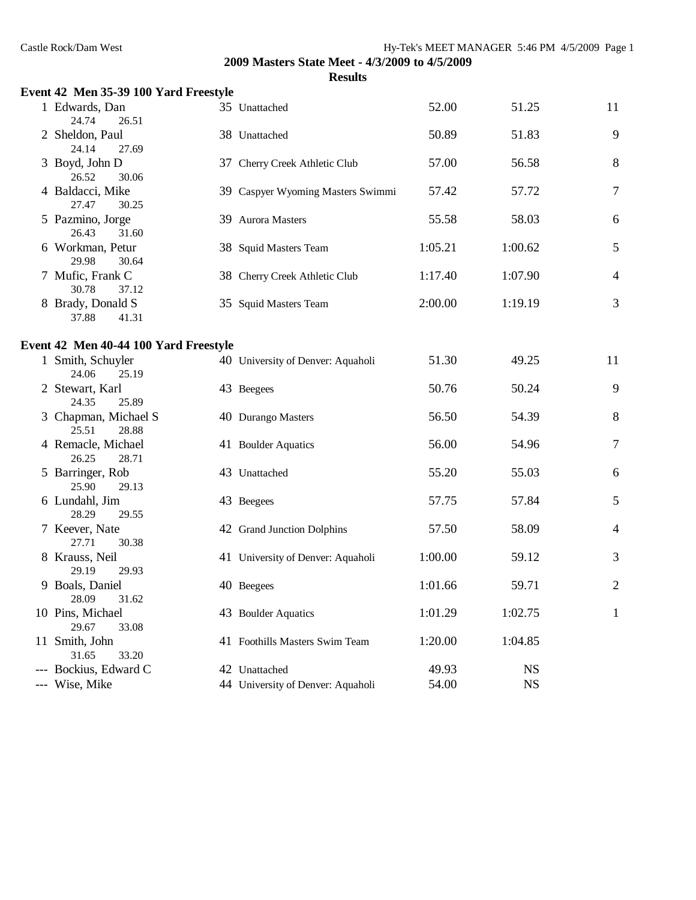**2009 Masters State Meet - 4/3/2009 to 4/5/2009**

**Results**

### Event 42 Men 35-39 100 Yard Freestyle

| Place | Name | Age | Team | Seed Time | Finals Time | Points |
|---|---|---|---|---|---|---|
| 1 | Edwards, Dan | 35 | Unattached | 52.00 | 51.25 | 11 |
| | 24.74 26.51 | | | | | |
| 2 | Sheldon, Paul | 38 | Unattached | 50.89 | 51.83 | 9 |
| | 24.14 27.69 | | | | | |
| 3 | Boyd, John D | 37 | Cherry Creek Athletic Club | 57.00 | 56.58 | 8 |
| | 26.52 30.06 | | | | | |
| 4 | Baldacci, Mike | 39 | Caspyer Wyoming Masters Swimmi | 57.42 | 57.72 | 7 |
| | 27.47 30.25 | | | | | |
| 5 | Pazmino, Jorge | 39 | Aurora Masters | 55.58 | 58.03 | 6 |
| | 26.43 31.60 | | | | | |
| 6 | Workman, Petur | 38 | Squid Masters Team | 1:05.21 | 1:00.62 | 5 |
| | 29.98 30.64 | | | | | |
| 7 | Mufic, Frank C | 38 | Cherry Creek Athletic Club | 1:17.40 | 1:07.90 | 4 |
| | 30.78 37.12 | | | | | |
| 8 | Brady, Donald S | 35 | Squid Masters Team | 2:00.00 | 1:19.19 | 3 |
| | 37.88 41.31 | | | | | |

### Event 42 Men 40-44 100 Yard Freestyle

| Place | Name | Age | Team | Seed Time | Finals Time | Points |
|---|---|---|---|---|---|---|
| 1 | Smith, Schuyler | 40 | University of Denver: Aquaholi | 51.30 | 49.25 | 11 |
| | 24.06 25.19 | | | | | |
| 2 | Stewart, Karl | 43 | Beegees | 50.76 | 50.24 | 9 |
| | 24.35 25.89 | | | | | |
| 3 | Chapman, Michael S | 40 | Durango Masters | 56.50 | 54.39 | 8 |
| | 25.51 28.88 | | | | | |
| 4 | Remacle, Michael | 41 | Boulder Aquatics | 56.00 | 54.96 | 7 |
| | 26.25 28.71 | | | | | |
| 5 | Barringer, Rob | 43 | Unattached | 55.20 | 55.03 | 6 |
| | 25.90 29.13 | | | | | |
| 6 | Lundahl, Jim | 43 | Beegees | 57.75 | 57.84 | 5 |
| | 28.29 29.55 | | | | | |
| 7 | Keever, Nate | 42 | Grand Junction Dolphins | 57.50 | 58.09 | 4 |
| | 27.71 30.38 | | | | | |
| 8 | Krauss, Neil | 41 | University of Denver: Aquaholi | 1:00.00 | 59.12 | 3 |
| | 29.19 29.93 | | | | | |
| 9 | Boals, Daniel | 40 | Beegees | 1:01.66 | 59.71 | 2 |
| | 28.09 31.62 | | | | | |
| 10 | Pins, Michael | 43 | Boulder Aquatics | 1:01.29 | 1:02.75 | 1 |
| | 29.67 33.08 | | | | | |
| 11 | Smith, John | 41 | Foothills Masters Swim Team | 1:20.00 | 1:04.85 | |
| | 31.65 33.20 | | | | | |
| --- | Bockius, Edward C | 42 | Unattached | 49.93 | NS | |
| --- | Wise, Mike | 44 | University of Denver: Aquaholi | 54.00 | NS | |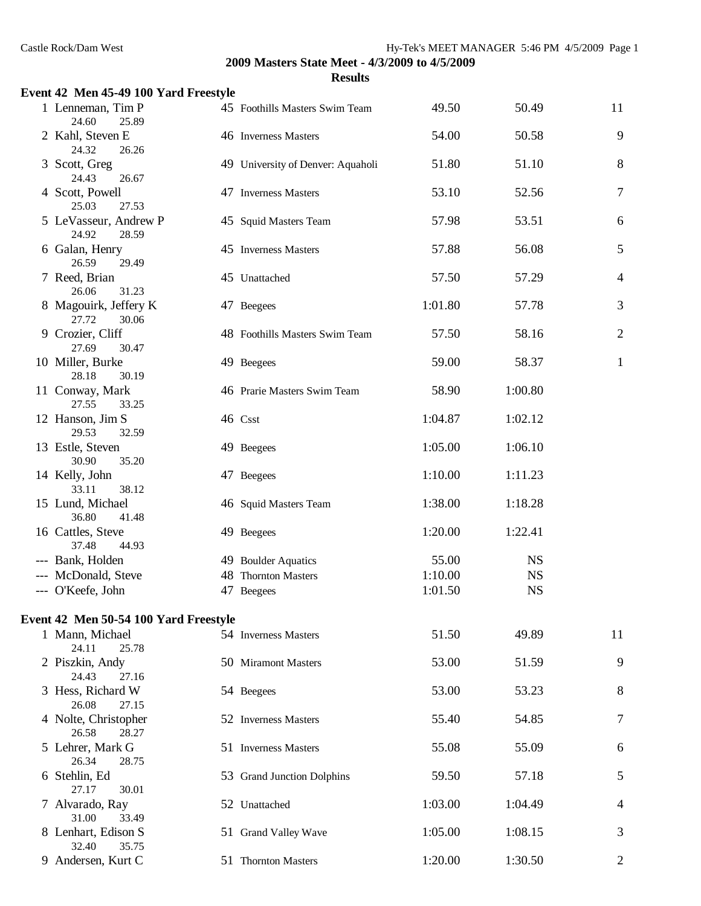## 2009 Masters State Meet - 4/3/2009 to 4/5/2009

### Results

#### Event 42 Men 45-49 100 Yard Freestyle

| Place | Name | Age | Team | Seed Time | Finals Time | Points |
|---|---|---|---|---|---|---|
| 1 | Lenneman, Tim P | 45 | Foothills Masters Swim Team | 49.50 | 50.49 | 11 |
| | 24.60 25.89 | | | | | |
| 2 | Kahl, Steven E | 46 | Inverness Masters | 54.00 | 50.58 | 9 |
| | 24.32 26.26 | | | | | |
| 3 | Scott, Greg | 49 | University of Denver: Aquaholi | 51.80 | 51.10 | 8 |
| | 24.43 26.67 | | | | | |
| 4 | Scott, Powell | 47 | Inverness Masters | 53.10 | 52.56 | 7 |
| | 25.03 27.53 | | | | | |
| 5 | LeVasseur, Andrew P | 45 | Squid Masters Team | 57.98 | 53.51 | 6 |
| | 24.92 28.59 | | | | | |
| 6 | Galan, Henry | 45 | Inverness Masters | 57.88 | 56.08 | 5 |
| | 26.59 29.49 | | | | | |
| 7 | Reed, Brian | 45 | Unattached | 57.50 | 57.29 | 4 |
| | 26.06 31.23 | | | | | |
| 8 | Magouirk, Jeffery K | 47 | Beegees | 1:01.80 | 57.78 | 3 |
| | 27.72 30.06 | | | | | |
| 9 | Crozier, Cliff | 48 | Foothills Masters Swim Team | 57.50 | 58.16 | 2 |
| | 27.69 30.47 | | | | | |
| 10 | Miller, Burke | 49 | Beegees | 59.00 | 58.37 | 1 |
| | 28.18 30.19 | | | | | |
| 11 | Conway, Mark | 46 | Prarie Masters Swim Team | 58.90 | 1:00.80 | |
| | 27.55 33.25 | | | | | |
| 12 | Hanson, Jim S | 46 | Csst | 1:04.87 | 1:02.12 | |
| | 29.53 32.59 | | | | | |
| 13 | Estle, Steven | 49 | Beegees | 1:05.00 | 1:06.10 | |
| | 30.90 35.20 | | | | | |
| 14 | Kelly, John | 47 | Beegees | 1:10.00 | 1:11.23 | |
| | 33.11 38.12 | | | | | |
| 15 | Lund, Michael | 46 | Squid Masters Team | 1:38.00 | 1:18.28 | |
| | 36.80 41.48 | | | | | |
| 16 | Cattles, Steve | 49 | Beegees | 1:20.00 | 1:22.41 | |
| | 37.48 44.93 | | | | | |
| --- | Bank, Holden | 49 | Boulder Aquatics | 55.00 | NS | |
| --- | McDonald, Steve | 48 | Thornton Masters | 1:10.00 | NS | |
| --- | O'Keefe, John | 47 | Beegees | 1:01.50 | NS | |

#### Event 42 Men 50-54 100 Yard Freestyle

| Place | Name | Age | Team | Seed Time | Finals Time | Points |
|---|---|---|---|---|---|---|
| 1 | Mann, Michael | 54 | Inverness Masters | 51.50 | 49.89 | 11 |
| | 24.11 25.78 | | | | | |
| 2 | Piszkin, Andy | 50 | Miramont Masters | 53.00 | 51.59 | 9 |
| | 24.43 27.16 | | | | | |
| 3 | Hess, Richard W | 54 | Beegees | 53.00 | 53.23 | 8 |
| | 26.08 27.15 | | | | | |
| 4 | Nolte, Christopher | 52 | Inverness Masters | 55.40 | 54.85 | 7 |
| | 26.58 28.27 | | | | | |
| 5 | Lehrer, Mark G | 51 | Inverness Masters | 55.08 | 55.09 | 6 |
| | 26.34 28.75 | | | | | |
| 6 | Stehlin, Ed | 53 | Grand Junction Dolphins | 59.50 | 57.18 | 5 |
| | 27.17 30.01 | | | | | |
| 7 | Alvarado, Ray | 52 | Unattached | 1:03.00 | 1:04.49 | 4 |
| | 31.00 33.49 | | | | | |
| 8 | Lenhart, Edison S | 51 | Grand Valley Wave | 1:05.00 | 1:08.15 | 3 |
| | 32.40 35.75 | | | | | |
| 9 | Andersen, Kurt C | 51 | Thornton Masters | 1:20.00 | 1:30.50 | 2 |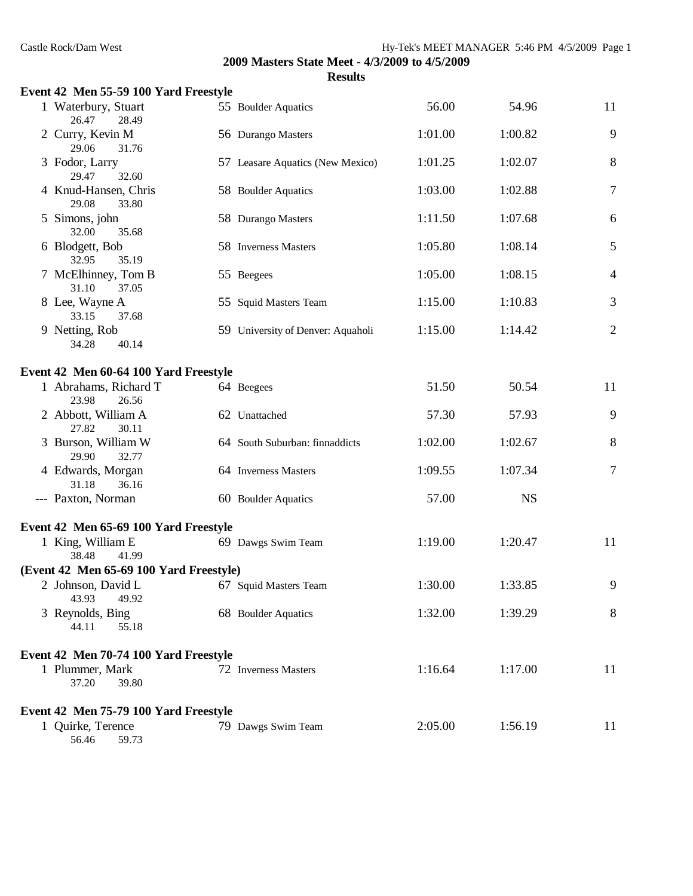2009 Masters State Meet - 4/3/2009 to 4/5/2009

**Results**

**Event 42 Men 55-59 100 Yard Freestyle**

| Place | Name | Age | Team | Seed Time | Finals Time | Points |
|---|---|---|---|---|---|---|
| 1 | Waterbury, Stuart | 55 | Boulder Aquatics | 56.00 | 54.96 | 11 |
| | 26.47 28.49 | | | | | |
| 2 | Curry, Kevin M | 56 | Durango Masters | 1:01.00 | 1:00.82 | 9 |
| | 29.06 31.76 | | | | | |
| 3 | Fodor, Larry | 57 | Leasare Aquatics (New Mexico) | 1:01.25 | 1:02.07 | 8 |
| | 29.47 32.60 | | | | | |
| 4 | Knud-Hansen, Chris | 58 | Boulder Aquatics | 1:03.00 | 1:02.88 | 7 |
| | 29.08 33.80 | | | | | |
| 5 | Simons, john | 58 | Durango Masters | 1:11.50 | 1:07.68 | 6 |
| | 32.00 35.68 | | | | | |
| 6 | Blodgett, Bob | 58 | Inverness Masters | 1:05.80 | 1:08.14 | 5 |
| | 32.95 35.19 | | | | | |
| 7 | McElhinney, Tom B | 55 | Beegees | 1:05.00 | 1:08.15 | 4 |
| | 31.10 37.05 | | | | | |
| 8 | Lee, Wayne A | 55 | Squid Masters Team | 1:15.00 | 1:10.83 | 3 |
| | 33.15 37.68 | | | | | |
| 9 | Netting, Rob | 59 | University of Denver: Aquaholi | 1:15.00 | 1:14.42 | 2 |
| | 34.28 40.14 | | | | | |

**Event 42 Men 60-64 100 Yard Freestyle**

| Place | Name | Age | Team | Seed Time | Finals Time | Points |
|---|---|---|---|---|---|---|
| 1 | Abrahams, Richard T | 64 | Beegees | 51.50 | 50.54 | 11 |
| | 23.98 26.56 | | | | | |
| 2 | Abbott, William A | 62 | Unattached | 57.30 | 57.93 | 9 |
| | 27.82 30.11 | | | | | |
| 3 | Burson, William W | 64 | South Suburban: finnaddicts | 1:02.00 | 1:02.67 | 8 |
| | 29.90 32.77 | | | | | |
| 4 | Edwards, Morgan | 64 | Inverness Masters | 1:09.55 | 1:07.34 | 7 |
| | 31.18 36.16 | | | | | |
| --- | Paxton, Norman | 60 | Boulder Aquatics | 57.00 | NS | |

**Event 42 Men 65-69 100 Yard Freestyle**

| Place | Name | Age | Team | Seed Time | Finals Time | Points |
|---|---|---|---|---|---|---|
| 1 | King, William E | 69 | Dawgs Swim Team | 1:19.00 | 1:20.47 | 11 |
| | 38.48 41.99 | | | | | |
| 2 | Johnson, David L | 67 | Squid Masters Team | 1:30.00 | 1:33.85 | 9 |
| | 43.93 49.92 | | | | | |
| 3 | Reynolds, Bing | 68 | Boulder Aquatics | 1:32.00 | 1:39.29 | 8 |
| | 44.11 55.18 | | | | | |

**Event 42 Men 70-74 100 Yard Freestyle**

| Place | Name | Age | Team | Seed Time | Finals Time | Points |
|---|---|---|---|---|---|---|
| 1 | Plummer, Mark | 72 | Inverness Masters | 1:16.64 | 1:17.00 | 11 |
| | 37.20 39.80 | | | | | |

**Event 42 Men 75-79 100 Yard Freestyle**

| Place | Name | Age | Team | Seed Time | Finals Time | Points |
|---|---|---|---|---|---|---|
| 1 | Quirke, Terence | 79 | Dawgs Swim Team | 2:05.00 | 1:56.19 | 11 |
| | 56.46 59.73 | | | | | |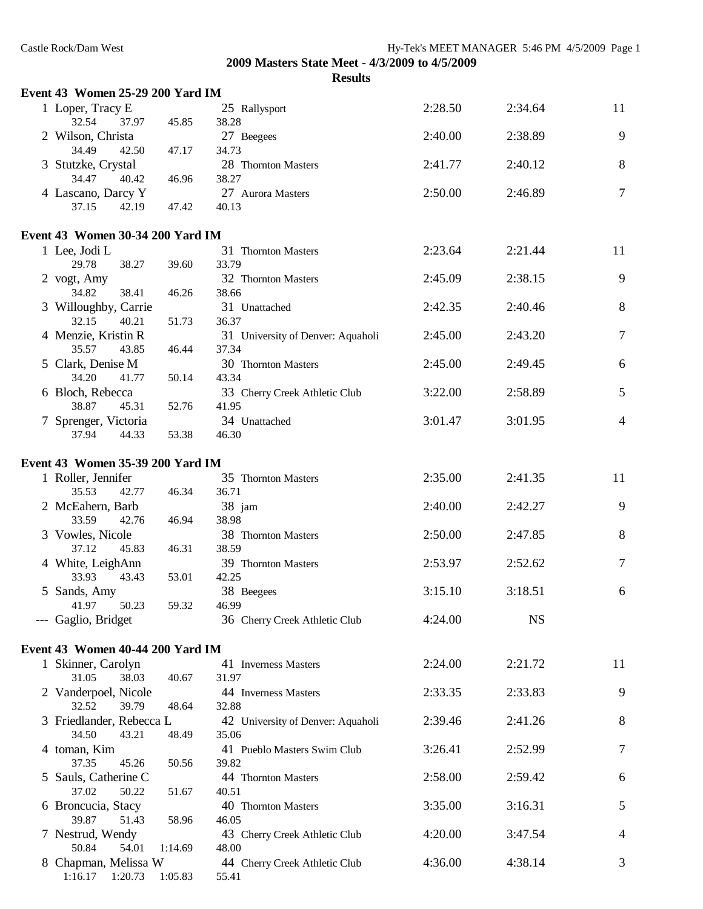2009 Masters State Meet - 4/3/2009 to 4/5/2009

**Results**

## Event 43 Women 25-29 200 Yard IM

| Place | Name | Age | Team | Seed Time | Finals Time | Points |
|---|---|---|---|---|---|---|
| 1 | Loper, Tracy E | 25 | Rallysport | 2:28.50 | 2:34.64 | 11 |
| | 32.54 37.97 45.85 38.28 | | | | | |
| 2 | Wilson, Christa | 27 | Beegees | 2:40.00 | 2:38.89 | 9 |
| | 34.49 42.50 47.17 34.73 | | | | | |
| 3 | Stutzke, Crystal | 28 | Thornton Masters | 2:41.77 | 2:40.12 | 8 |
| | 34.47 40.42 46.96 38.27 | | | | | |
| 4 | Lascano, Darcy Y | 27 | Aurora Masters | 2:50.00 | 2:46.89 | 7 |
| | 37.15 42.19 47.42 40.13 | | | | | |

## Event 43 Women 30-34 200 Yard IM

| Place | Name | Age | Team | Seed Time | Finals Time | Points |
|---|---|---|---|---|---|---|
| 1 | Lee, Jodi L | 31 | Thornton Masters | 2:23.64 | 2:21.44 | 11 |
| | 29.78 38.27 39.60 33.79 | | | | | |
| 2 | vogt, Amy | 32 | Thornton Masters | 2:45.09 | 2:38.15 | 9 |
| | 34.82 38.41 46.26 38.66 | | | | | |
| 3 | Willoughby, Carrie | 31 | Unattached | 2:42.35 | 2:40.46 | 8 |
| | 32.15 40.21 51.73 36.37 | | | | | |
| 4 | Menzie, Kristin R | 31 | University of Denver: Aquaholi | 2:45.00 | 2:43.20 | 7 |
| | 35.57 43.85 46.44 37.34 | | | | | |
| 5 | Clark, Denise M | 30 | Thornton Masters | 2:45.00 | 2:49.45 | 6 |
| | 34.20 41.77 50.14 43.34 | | | | | |
| 6 | Bloch, Rebecca | 33 | Cherry Creek Athletic Club | 3:22.00 | 2:58.89 | 5 |
| | 38.87 45.31 52.76 41.95 | | | | | |
| 7 | Sprenger, Victoria | 34 | Unattached | 3:01.47 | 3:01.95 | 4 |
| | 37.94 44.33 53.38 46.30 | | | | | |

## Event 43 Women 35-39 200 Yard IM

| Place | Name | Age | Team | Seed Time | Finals Time | Points |
|---|---|---|---|---|---|---|
| 1 | Roller, Jennifer | 35 | Thornton Masters | 2:35.00 | 2:41.35 | 11 |
| | 35.53 42.77 46.34 36.71 | | | | | |
| 2 | McEahern, Barb | 38 | jam | 2:40.00 | 2:42.27 | 9 |
| | 33.59 42.76 46.94 38.98 | | | | | |
| 3 | Vowles, Nicole | 38 | Thornton Masters | 2:50.00 | 2:47.85 | 8 |
| | 37.12 45.83 46.31 38.59 | | | | | |
| 4 | White, LeighAnn | 39 | Thornton Masters | 2:53.97 | 2:52.62 | 7 |
| | 33.93 43.43 53.01 42.25 | | | | | |
| 5 | Sands, Amy | 38 | Beegees | 3:15.10 | 3:18.51 | 6 |
| | 41.97 50.23 59.32 46.99 | | | | | |
| --- | Gaglio, Bridget | 36 | Cherry Creek Athletic Club | 4:24.00 | NS | |

## Event 43 Women 40-44 200 Yard IM

| Place | Name | Age | Team | Seed Time | Finals Time | Points |
|---|---|---|---|---|---|---|
| 1 | Skinner, Carolyn | 41 | Inverness Masters | 2:24.00 | 2:21.72 | 11 |
| | 31.05 38.03 40.67 31.97 | | | | | |
| 2 | Vanderpoel, Nicole | 44 | Inverness Masters | 2:33.35 | 2:33.83 | 9 |
| | 32.52 39.79 48.64 32.88 | | | | | |
| 3 | Friedlander, Rebecca L | 42 | University of Denver: Aquaholi | 2:39.46 | 2:41.26 | 8 |
| | 34.50 43.21 48.49 35.06 | | | | | |
| 4 | toman, Kim | 41 | Pueblo Masters Swim Club | 3:26.41 | 2:52.99 | 7 |
| | 37.35 45.26 50.56 39.82 | | | | | |
| 5 | Sauls, Catherine C | 44 | Thornton Masters | 2:58.00 | 2:59.42 | 6 |
| | 37.02 50.22 51.67 40.51 | | | | | |
| 6 | Broncucia, Stacy | 40 | Thornton Masters | 3:35.00 | 3:16.31 | 5 |
| | 39.87 51.43 58.96 46.05 | | | | | |
| 7 | Nestrud, Wendy | 43 | Cherry Creek Athletic Club | 4:20.00 | 3:47.54 | 4 |
| | 50.84 54.01 1:14.69 48.00 | | | | | |
| 8 | Chapman, Melissa W | 44 | Cherry Creek Athletic Club | 4:36.00 | 4:38.14 | 3 |
| | 1:16.17 1:20.73 1:05.83 55.41 | | | | | |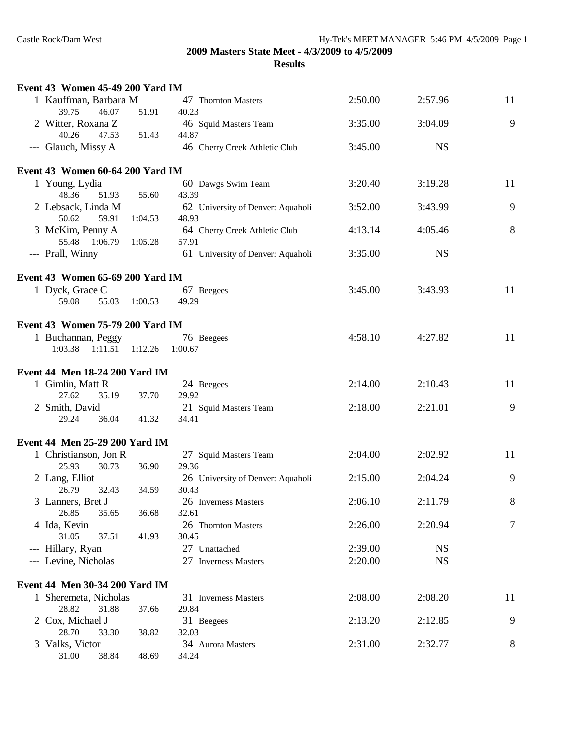**2009 Masters State Meet - 4/3/2009 to 4/5/2009**

**Results**

### Event 43 Women 45-49 200 Yard IM

| Place | Name | Age | Team | Seed Time | Finals Time | Points |
|---|---|---|---|---|---|---|
| 1 | Kauffman, Barbara M | 47 | Thornton Masters | 2:50.00 | 2:57.96 | 11 |
| | 39.75 46.07 51.91 40.23 | | | | | |
| 2 | Witter, Roxana Z | 46 | Squid Masters Team | 3:35.00 | 3:04.09 | 9 |
| | 40.26 47.53 51.43 44.87 | | | | | |
| --- | Glauch, Missy A | 46 | Cherry Creek Athletic Club | 3:45.00 | NS | |

### Event 43 Women 60-64 200 Yard IM

| Place | Name | Age | Team | Seed Time | Finals Time | Points |
|---|---|---|---|---|---|---|
| 1 | Young, Lydia | 60 | Dawgs Swim Team | 3:20.40 | 3:19.28 | 11 |
| | 48.36 51.93 55.60 43.39 | | | | | |
| 2 | Lebsack, Linda M | 62 | University of Denver: Aquaholi | 3:52.00 | 3:43.99 | 9 |
| | 50.62 59.91 1:04.53 48.93 | | | | | |
| 3 | McKim, Penny A | 64 | Cherry Creek Athletic Club | 4:13.14 | 4:05.46 | 8 |
| | 55.48 1:06.79 1:05.28 57.91 | | | | | |
| --- | Prall, Winny | 61 | University of Denver: Aquaholi | 3:35.00 | NS | |

### Event 43 Women 65-69 200 Yard IM

| Place | Name | Age | Team | Seed Time | Finals Time | Points |
|---|---|---|---|---|---|---|
| 1 | Dyck, Grace C | 67 | Beegees | 3:45.00 | 3:43.93 | 11 |
| | 59.08 55.03 1:00.53 49.29 | | | | | |

### Event 43 Women 75-79 200 Yard IM

| Place | Name | Age | Team | Seed Time | Finals Time | Points |
|---|---|---|---|---|---|---|
| 1 | Buchannan, Peggy | 76 | Beegees | 4:58.10 | 4:27.82 | 11 |
| | 1:03.38 1:11.51 1:12.26 1:00.67 | | | | | |

### Event 44 Men 18-24 200 Yard IM

| Place | Name | Age | Team | Seed Time | Finals Time | Points |
|---|---|---|---|---|---|---|
| 1 | Gimlin, Matt R | 24 | Beegees | 2:14.00 | 2:10.43 | 11 |
| | 27.62 35.19 37.70 29.92 | | | | | |
| 2 | Smith, David | 21 | Squid Masters Team | 2:18.00 | 2:21.01 | 9 |
| | 29.24 36.04 41.32 34.41 | | | | | |

### Event 44 Men 25-29 200 Yard IM

| Place | Name | Age | Team | Seed Time | Finals Time | Points |
|---|---|---|---|---|---|---|
| 1 | Christianson, Jon R | 27 | Squid Masters Team | 2:04.00 | 2:02.92 | 11 |
| | 25.93 30.73 36.90 29.36 | | | | | |
| 2 | Lang, Elliot | 26 | University of Denver: Aquaholi | 2:15.00 | 2:04.24 | 9 |
| | 26.79 32.43 34.59 30.43 | | | | | |
| 3 | Lanners, Bret J | 26 | Inverness Masters | 2:06.10 | 2:11.79 | 8 |
| | 26.85 35.65 36.68 32.61 | | | | | |
| 4 | Ida, Kevin | 26 | Thornton Masters | 2:26.00 | 2:20.94 | 7 |
| | 31.05 37.51 41.93 30.45 | | | | | |
| --- | Hillary, Ryan | 27 | Unattached | 2:39.00 | NS | |
| --- | Levine, Nicholas | 27 | Inverness Masters | 2:20.00 | NS | |

### Event 44 Men 30-34 200 Yard IM

| Place | Name | Age | Team | Seed Time | Finals Time | Points |
|---|---|---|---|---|---|---|
| 1 | Sheremeta, Nicholas | 31 | Inverness Masters | 2:08.00 | 2:08.20 | 11 |
| | 28.82 31.88 37.66 29.84 | | | | | |
| 2 | Cox, Michael J | 31 | Beegees | 2:13.20 | 2:12.85 | 9 |
| | 28.70 33.30 38.82 32.03 | | | | | |
| 3 | Valks, Victor | 34 | Aurora Masters | 2:31.00 | 2:32.77 | 8 |
| | 31.00 38.84 48.69 34.24 | | | | | |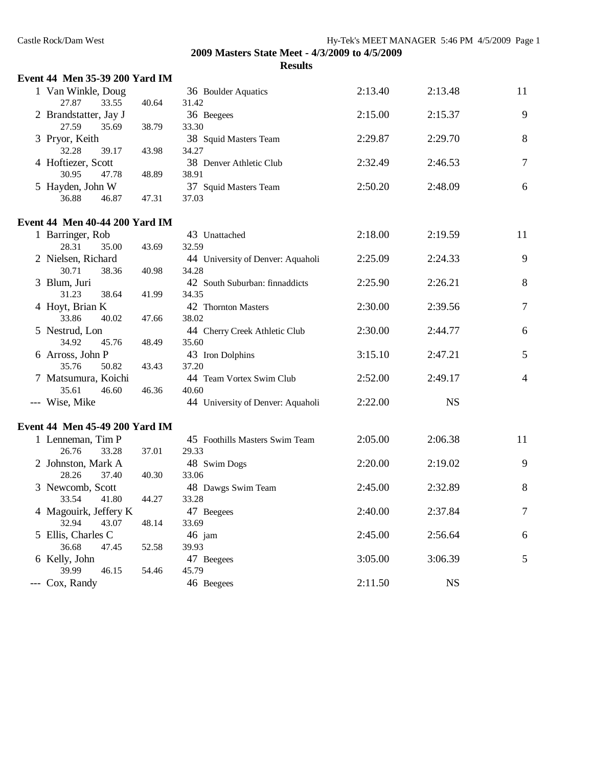2009 Masters State Meet - 4/3/2009 to 4/5/2009

**Results**

### Event 44 Men 35-39 200 Yard IM

| Place | Name | Age | Team | Seed Time | Finals Time | Points |
|---|---|---|---|---|---|---|
| 1 | Van Winkle, Doug | 36 | Boulder Aquatics | 2:13.40 | 2:13.48 | 11 |
| | 27.87 33.55 40.64 31.42 | | | | | |
| 2 | Brandstatter, Jay J | 36 | Beegees | 2:15.00 | 2:15.37 | 9 |
| | 27.59 35.69 38.79 33.30 | | | | | |
| 3 | Pryor, Keith | 38 | Squid Masters Team | 2:29.87 | 2:29.70 | 8 |
| | 32.28 39.17 43.98 34.27 | | | | | |
| 4 | Hoftiezer, Scott | 38 | Denver Athletic Club | 2:32.49 | 2:46.53 | 7 |
| | 30.95 47.78 48.89 38.91 | | | | | |
| 5 | Hayden, John W | 37 | Squid Masters Team | 2:50.20 | 2:48.09 | 6 |
| | 36.88 46.87 47.31 37.03 | | | | | |

### Event 44 Men 40-44 200 Yard IM

| Place | Name | Age | Team | Seed Time | Finals Time | Points |
|---|---|---|---|---|---|---|
| 1 | Barringer, Rob | 43 | Unattached | 2:18.00 | 2:19.59 | 11 |
| | 28.31 35.00 43.69 32.59 | | | | | |
| 2 | Nielsen, Richard | 44 | University of Denver: Aquaholi | 2:25.09 | 2:24.33 | 9 |
| | 30.71 38.36 40.98 34.28 | | | | | |
| 3 | Blum, Juri | 42 | South Suburban: finnaddicts | 2:25.90 | 2:26.21 | 8 |
| | 31.23 38.64 41.99 34.35 | | | | | |
| 4 | Hoyt, Brian K | 42 | Thornton Masters | 2:30.00 | 2:39.56 | 7 |
| | 33.86 40.02 47.66 38.02 | | | | | |
| 5 | Nestrud, Lon | 44 | Cherry Creek Athletic Club | 2:30.00 | 2:44.77 | 6 |
| | 34.92 45.76 48.49 35.60 | | | | | |
| 6 | Arross, John P | 43 | Iron Dolphins | 3:15.10 | 2:47.21 | 5 |
| | 35.76 50.82 43.43 37.20 | | | | | |
| 7 | Matsumura, Koichi | 44 | Team Vortex Swim Club | 2:52.00 | 2:49.17 | 4 |
| | 35.61 46.60 46.36 40.60 | | | | | |
| --- | Wise, Mike | 44 | University of Denver: Aquaholi | 2:22.00 | NS | |

### Event 44 Men 45-49 200 Yard IM

| Place | Name | Age | Team | Seed Time | Finals Time | Points |
|---|---|---|---|---|---|---|
| 1 | Lenneman, Tim P | 45 | Foothills Masters Swim Team | 2:05.00 | 2:06.38 | 11 |
| | 26.76 33.28 37.01 29.33 | | | | | |
| 2 | Johnston, Mark A | 48 | Swim Dogs | 2:20.00 | 2:19.02 | 9 |
| | 28.26 37.40 40.30 33.06 | | | | | |
| 3 | Newcomb, Scott | 48 | Dawgs Swim Team | 2:45.00 | 2:32.89 | 8 |
| | 33.54 41.80 44.27 33.28 | | | | | |
| 4 | Magouirk, Jeffery K | 47 | Beegees | 2:40.00 | 2:37.84 | 7 |
| | 32.94 43.07 48.14 33.69 | | | | | |
| 5 | Ellis, Charles C | 46 | jam | 2:45.00 | 2:56.64 | 6 |
| | 36.68 47.45 52.58 39.93 | | | | | |
| 6 | Kelly, John | 47 | Beegees | 3:05.00 | 3:06.39 | 5 |
| | 39.99 46.15 54.46 45.79 | | | | | |
| --- | Cox, Randy | 46 | Beegees | 2:11.50 | NS | |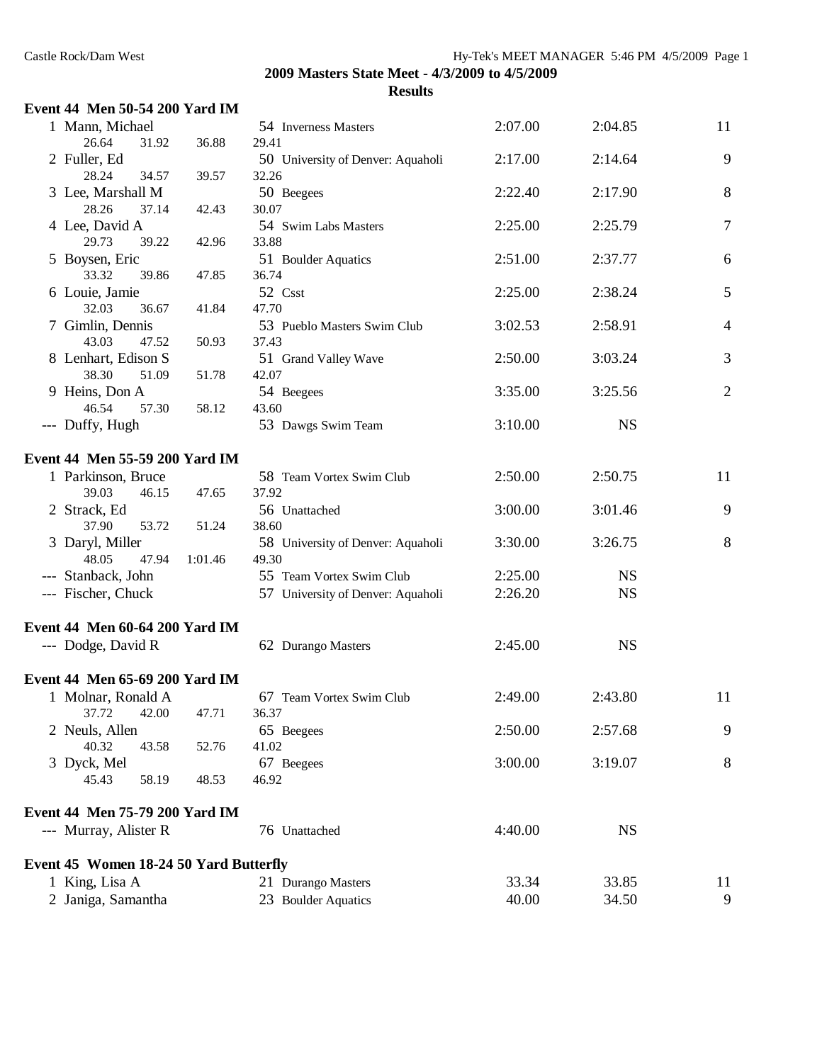2009 Masters State Meet - 4/3/2009 to 4/5/2009

**Results**

**Event 44 Men 50-54 200 Yard IM**

| Place | Name | Age | Team | Seed Time | Finals Time | Points |
|---|---|---|---|---|---|---|
| 1 | Mann, Michael | 54 | Inverness Masters | 2:07.00 | 2:04.85 | 11 |
| | 26.64 31.92 36.88 29.41 | | | | | |
| 2 | Fuller, Ed | 50 | University of Denver: Aquaholi | 2:17.00 | 2:14.64 | 9 |
| | 28.24 34.57 39.57 32.26 | | | | | |
| 3 | Lee, Marshall M | 50 | Beegees | 2:22.40 | 2:17.90 | 8 |
| | 28.26 37.14 42.43 30.07 | | | | | |
| 4 | Lee, David A | 54 | Swim Labs Masters | 2:25.00 | 2:25.79 | 7 |
| | 29.73 39.22 42.96 33.88 | | | | | |
| 5 | Boysen, Eric | 51 | Boulder Aquatics | 2:51.00 | 2:37.77 | 6 |
| | 33.32 39.86 47.85 36.74 | | | | | |
| 6 | Louie, Jamie | 52 | Csst | 2:25.00 | 2:38.24 | 5 |
| | 32.03 36.67 41.84 47.70 | | | | | |
| 7 | Gimlin, Dennis | 53 | Pueblo Masters Swim Club | 3:02.53 | 2:58.91 | 4 |
| | 43.03 47.52 50.93 37.43 | | | | | |
| 8 | Lenhart, Edison S | 51 | Grand Valley Wave | 2:50.00 | 3:03.24 | 3 |
| | 38.30 51.09 51.78 42.07 | | | | | |
| 9 | Heins, Don A | 54 | Beegees | 3:35.00 | 3:25.56 | 2 |
| | 46.54 57.30 58.12 43.60 | | | | | |
| --- | Duffy, Hugh | 53 | Dawgs Swim Team | 3:10.00 | NS | |

**Event 44 Men 55-59 200 Yard IM**

| Place | Name | Age | Team | Seed Time | Finals Time | Points |
|---|---|---|---|---|---|---|
| 1 | Parkinson, Bruce | 58 | Team Vortex Swim Club | 2:50.00 | 2:50.75 | 11 |
| | 39.03 46.15 47.65 37.92 | | | | | |
| 2 | Strack, Ed | 56 | Unattached | 3:00.00 | 3:01.46 | 9 |
| | 37.90 53.72 51.24 38.60 | | | | | |
| 3 | Daryl, Miller | 58 | University of Denver: Aquaholi | 3:30.00 | 3:26.75 | 8 |
| | 48.05 47.94 1:01.46 49.30 | | | | | |
| --- | Stanback, John | 55 | Team Vortex Swim Club | 2:25.00 | NS | |
| --- | Fischer, Chuck | 57 | University of Denver: Aquaholi | 2:26.20 | NS | |

**Event 44 Men 60-64 200 Yard IM**

| Place | Name | Age | Team | Seed Time | Finals Time | Points |
|---|---|---|---|---|---|---|
| --- | Dodge, David R | 62 | Durango Masters | 2:45.00 | NS | |

**Event 44 Men 65-69 200 Yard IM**

| Place | Name | Age | Team | Seed Time | Finals Time | Points |
|---|---|---|---|---|---|---|
| 1 | Molnar, Ronald A | 67 | Team Vortex Swim Club | 2:49.00 | 2:43.80 | 11 |
| | 37.72 42.00 47.71 36.37 | | | | | |
| 2 | Neuls, Allen | 65 | Beegees | 2:50.00 | 2:57.68 | 9 |
| | 40.32 43.58 52.76 41.02 | | | | | |
| 3 | Dyck, Mel | 67 | Beegees | 3:00.00 | 3:19.07 | 8 |
| | 45.43 58.19 48.53 46.92 | | | | | |

**Event 44 Men 75-79 200 Yard IM**

| Place | Name | Age | Team | Seed Time | Finals Time | Points |
|---|---|---|---|---|---|---|
| --- | Murray, Alister R | 76 | Unattached | 4:40.00 | NS | |

**Event 45 Women 18-24 50 Yard Butterfly**

| Place | Name | Age | Team | Seed Time | Finals Time | Points |
|---|---|---|---|---|---|---|
| 1 | King, Lisa A | 21 | Durango Masters | 33.34 | 33.85 | 11 |
| 2 | Janiga, Samantha | 23 | Boulder Aquatics | 40.00 | 34.50 | 9 |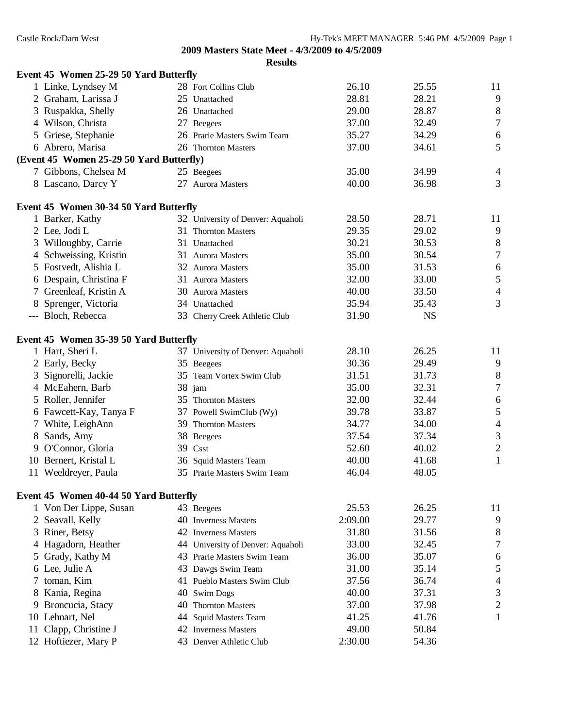**2009 Masters State Meet - 4/3/2009 to 4/5/2009**

**Results**

### Event 45 Women 25-29 50 Yard Butterfly

| Place | Name | Age | Team | Seed Time | Finals Time | Points |
|---|---|---|---|---|---|---|
| 1 | Linke, Lyndsey M | 28 | Fort Collins Club | 26.10 | 25.55 | 11 |
| 2 | Graham, Larissa J | 25 | Unattached | 28.81 | 28.21 | 9 |
| 3 | Ruspakka, Shelly | 26 | Unattached | 29.00 | 28.87 | 8 |
| 4 | Wilson, Christa | 27 | Beegees | 37.00 | 32.49 | 7 |
| 5 | Griese, Stephanie | 26 | Prarie Masters Swim Team | 35.27 | 34.29 | 6 |
| 6 | Abrero, Marisa | 26 | Thornton Masters | 37.00 | 34.61 | 5 |
| 7 | Gibbons, Chelsea M | 25 | Beegees | 35.00 | 34.99 | 4 |
| 8 | Lascano, Darcy Y | 27 | Aurora Masters | 40.00 | 36.98 | 3 |

### Event 45 Women 30-34 50 Yard Butterfly

| Place | Name | Age | Team | Seed Time | Finals Time | Points |
|---|---|---|---|---|---|---|
| 1 | Barker, Kathy | 32 | University of Denver: Aquaholi | 28.50 | 28.71 | 11 |
| 2 | Lee, Jodi L | 31 | Thornton Masters | 29.35 | 29.02 | 9 |
| 3 | Willoughby, Carrie | 31 | Unattached | 30.21 | 30.53 | 8 |
| 4 | Schweissing, Kristin | 31 | Aurora Masters | 35.00 | 30.54 | 7 |
| 5 | Fostvedt, Alishia L | 32 | Aurora Masters | 35.00 | 31.53 | 6 |
| 6 | Despain, Christina F | 31 | Aurora Masters | 32.00 | 33.00 | 5 |
| 7 | Greenleaf, Kristin A | 30 | Aurora Masters | 40.00 | 33.50 | 4 |
| 8 | Sprenger, Victoria | 34 | Unattached | 35.94 | 35.43 | 3 |
| --- | Bloch, Rebecca | 33 | Cherry Creek Athletic Club | 31.90 | NS | |

### Event 45 Women 35-39 50 Yard Butterfly

| Place | Name | Age | Team | Seed Time | Finals Time | Points |
|---|---|---|---|---|---|---|
| 1 | Hart, Sheri L | 37 | University of Denver: Aquaholi | 28.10 | 26.25 | 11 |
| 2 | Early, Becky | 35 | Beegees | 30.36 | 29.49 | 9 |
| 3 | Signorelli, Jackie | 35 | Team Vortex Swim Club | 31.51 | 31.73 | 8 |
| 4 | McEahern, Barb | 38 | jam | 35.00 | 32.31 | 7 |
| 5 | Roller, Jennifer | 35 | Thornton Masters | 32.00 | 32.44 | 6 |
| 6 | Fawcett-Kay, Tanya F | 37 | Powell SwimClub (Wy) | 39.78 | 33.87 | 5 |
| 7 | White, LeighAnn | 39 | Thornton Masters | 34.77 | 34.00 | 4 |
| 8 | Sands, Amy | 38 | Beegees | 37.54 | 37.34 | 3 |
| 9 | O'Connor, Gloria | 39 | Csst | 52.60 | 40.02 | 2 |
| 10 | Bernert, Kristal L | 36 | Squid Masters Team | 40.00 | 41.68 | 1 |
| 11 | Weeldreyer, Paula | 35 | Prarie Masters Swim Team | 46.04 | 48.05 | |

### Event 45 Women 40-44 50 Yard Butterfly

| Place | Name | Age | Team | Seed Time | Finals Time | Points |
|---|---|---|---|---|---|---|
| 1 | Von Der Lippe, Susan | 43 | Beegees | 25.53 | 26.25 | 11 |
| 2 | Seavall, Kelly | 40 | Inverness Masters | 2:09.00 | 29.77 | 9 |
| 3 | Riner, Betsy | 42 | Inverness Masters | 31.80 | 31.56 | 8 |
| 4 | Hagadorn, Heather | 44 | University of Denver: Aquaholi | 33.00 | 32.45 | 7 |
| 5 | Grady, Kathy M | 43 | Prarie Masters Swim Team | 36.00 | 35.07 | 6 |
| 6 | Lee, Julie A | 43 | Dawgs Swim Team | 31.00 | 35.14 | 5 |
| 7 | toman, Kim | 41 | Pueblo Masters Swim Club | 37.56 | 36.74 | 4 |
| 8 | Kania, Regina | 40 | Swim Dogs | 40.00 | 37.31 | 3 |
| 9 | Broncucia, Stacy | 40 | Thornton Masters | 37.00 | 37.98 | 2 |
| 10 | Lehnart, Nel | 44 | Squid Masters Team | 41.25 | 41.76 | 1 |
| 11 | Clapp, Christine J | 42 | Inverness Masters | 49.00 | 50.84 | |
| 12 | Hoftiezer, Mary P | 43 | Denver Athletic Club | 2:30.00 | 54.36 | |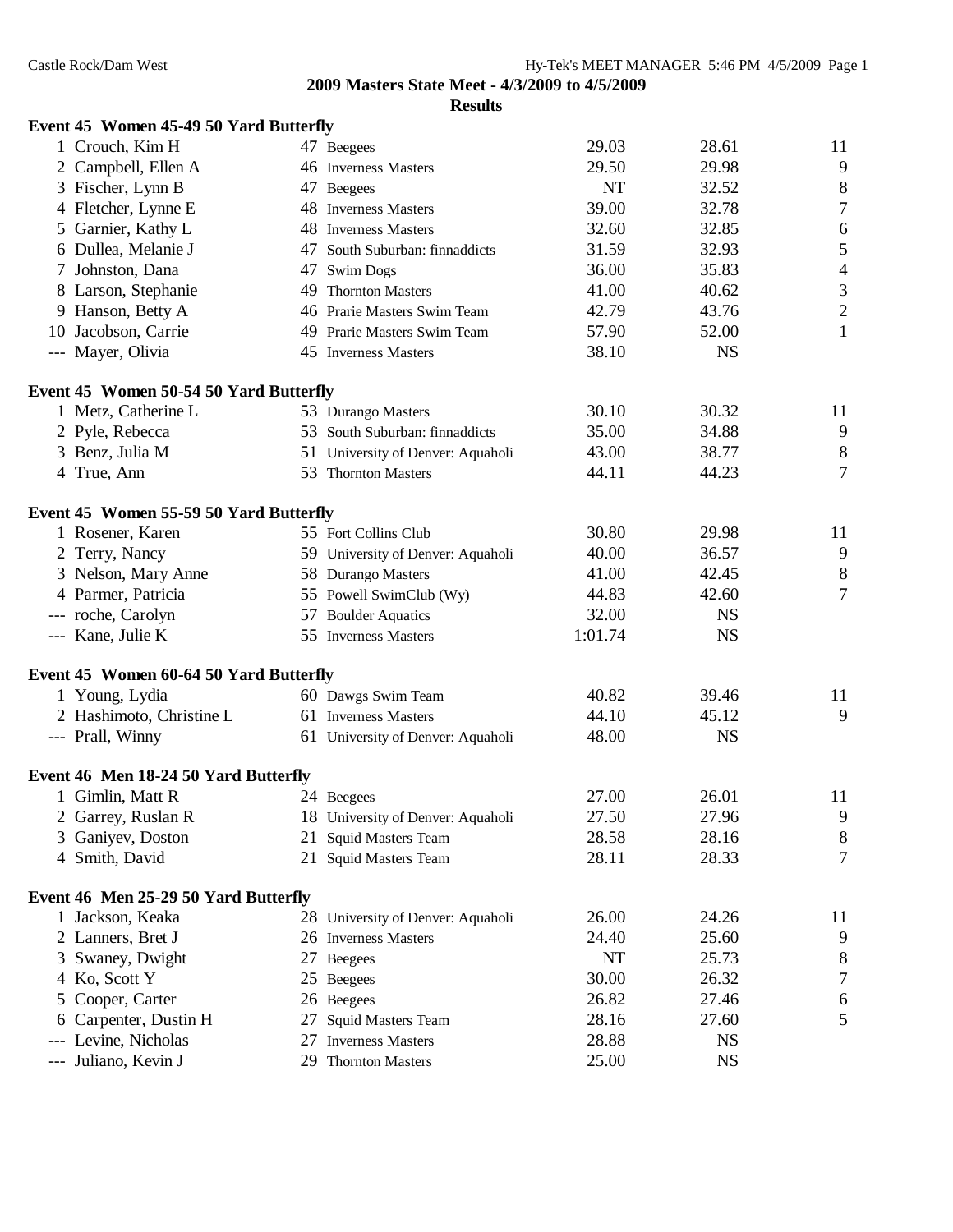**2009 Masters State Meet - 4/3/2009 to 4/5/2009**

**Results**

**Event 45 Women 45-49 50 Yard Butterfly**

| | Name | Age | Team | Seed | Finals | Points |
|---|---|---|---|---|---|---|
| 1 | Crouch, Kim H | 47 | Beegees | 29.03 | 28.61 | 11 |
| 2 | Campbell, Ellen A | 46 | Inverness Masters | 29.50 | 29.98 | 9 |
| 3 | Fischer, Lynn B | 47 | Beegees | NT | 32.52 | 8 |
| 4 | Fletcher, Lynne E | 48 | Inverness Masters | 39.00 | 32.78 | 7 |
| 5 | Garnier, Kathy L | 48 | Inverness Masters | 32.60 | 32.85 | 6 |
| 6 | Dullea, Melanie J | 47 | South Suburban: finnaddicts | 31.59 | 32.93 | 5 |
| 7 | Johnston, Dana | 47 | Swim Dogs | 36.00 | 35.83 | 4 |
| 8 | Larson, Stephanie | 49 | Thornton Masters | 41.00 | 40.62 | 3 |
| 9 | Hanson, Betty A | 46 | Prarie Masters Swim Team | 42.79 | 43.76 | 2 |
| 10 | Jacobson, Carrie | 49 | Prarie Masters Swim Team | 57.90 | 52.00 | 1 |
| --- | Mayer, Olivia | 45 | Inverness Masters | 38.10 | NS | |

**Event 45 Women 50-54 50 Yard Butterfly**

| | Name | Age | Team | Seed | Finals | Points |
|---|---|---|---|---|---|---|
| 1 | Metz, Catherine L | 53 | Durango Masters | 30.10 | 30.32 | 11 |
| 2 | Pyle, Rebecca | 53 | South Suburban: finnaddicts | 35.00 | 34.88 | 9 |
| 3 | Benz, Julia M | 51 | University of Denver: Aquaholi | 43.00 | 38.77 | 8 |
| 4 | True, Ann | 53 | Thornton Masters | 44.11 | 44.23 | 7 |

**Event 45 Women 55-59 50 Yard Butterfly**

| | Name | Age | Team | Seed | Finals | Points |
|---|---|---|---|---|---|---|
| 1 | Rosener, Karen | 55 | Fort Collins Club | 30.80 | 29.98 | 11 |
| 2 | Terry, Nancy | 59 | University of Denver: Aquaholi | 40.00 | 36.57 | 9 |
| 3 | Nelson, Mary Anne | 58 | Durango Masters | 41.00 | 42.45 | 8 |
| 4 | Parmer, Patricia | 55 | Powell SwimClub (Wy) | 44.83 | 42.60 | 7 |
| --- | roche, Carolyn | 57 | Boulder Aquatics | 32.00 | NS | |
| --- | Kane, Julie K | 55 | Inverness Masters | 1:01.74 | NS | |

**Event 45 Women 60-64 50 Yard Butterfly**

| | Name | Age | Team | Seed | Finals | Points |
|---|---|---|---|---|---|---|
| 1 | Young, Lydia | 60 | Dawgs Swim Team | 40.82 | 39.46 | 11 |
| 2 | Hashimoto, Christine L | 61 | Inverness Masters | 44.10 | 45.12 | 9 |
| --- | Prall, Winny | 61 | University of Denver: Aquaholi | 48.00 | NS | |

**Event 46 Men 18-24 50 Yard Butterfly**

| | Name | Age | Team | Seed | Finals | Points |
|---|---|---|---|---|---|---|
| 1 | Gimlin, Matt R | 24 | Beegees | 27.00 | 26.01 | 11 |
| 2 | Garrey, Ruslan R | 18 | University of Denver: Aquaholi | 27.50 | 27.96 | 9 |
| 3 | Ganiyev, Doston | 21 | Squid Masters Team | 28.58 | 28.16 | 8 |
| 4 | Smith, David | 21 | Squid Masters Team | 28.11 | 28.33 | 7 |

**Event 46 Men 25-29 50 Yard Butterfly**

| | Name | Age | Team | Seed | Finals | Points |
|---|---|---|---|---|---|---|
| 1 | Jackson, Keaka | 28 | University of Denver: Aquaholi | 26.00 | 24.26 | 11 |
| 2 | Lanners, Bret J | 26 | Inverness Masters | 24.40 | 25.60 | 9 |
| 3 | Swaney, Dwight | 27 | Beegees | NT | 25.73 | 8 |
| 4 | Ko, Scott Y | 25 | Beegees | 30.00 | 26.32 | 7 |
| 5 | Cooper, Carter | 26 | Beegees | 26.82 | 27.46 | 6 |
| 6 | Carpenter, Dustin H | 27 | Squid Masters Team | 28.16 | 27.60 | 5 |
| --- | Levine, Nicholas | 27 | Inverness Masters | 28.88 | NS | |
| --- | Juliano, Kevin J | 29 | Thornton Masters | 25.00 | NS | |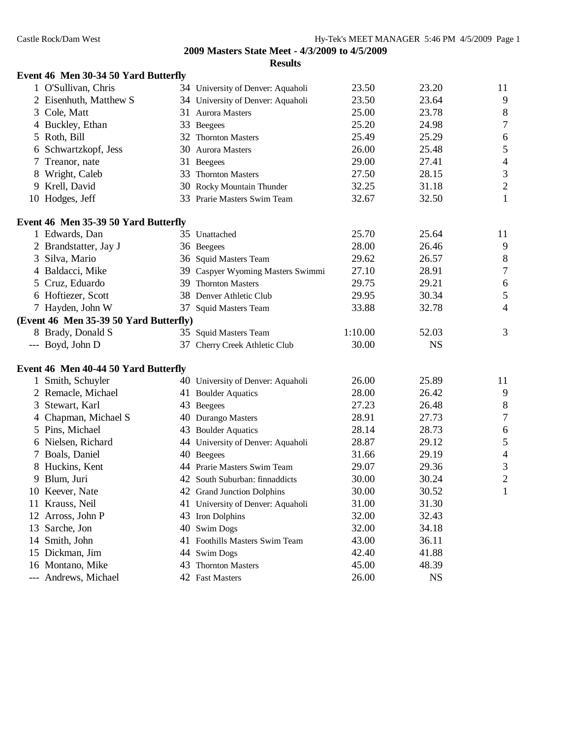**2009 Masters State Meet - 4/3/2009 to 4/5/2009**

**Results**

**Event 46 Men 30-34 50 Yard Butterfly**

| Place | Name | Age | Team | Seed Time | Finals Time | Points |
|---|---|---|---|---|---|---|
| 1 | O'Sullivan, Chris | 34 | University of Denver: Aquaholi | 23.50 | 23.20 | 11 |
| 2 | Eisenhuth, Matthew S | 34 | University of Denver: Aquaholi | 23.50 | 23.64 | 9 |
| 3 | Cole, Matt | 31 | Aurora Masters | 25.00 | 23.78 | 8 |
| 4 | Buckley, Ethan | 33 | Beegees | 25.20 | 24.98 | 7 |
| 5 | Roth, Bill | 32 | Thornton Masters | 25.49 | 25.29 | 6 |
| 6 | Schwartzkopf, Jess | 30 | Aurora Masters | 26.00 | 25.48 | 5 |
| 7 | Treanor, nate | 31 | Beegees | 29.00 | 27.41 | 4 |
| 8 | Wright, Caleb | 33 | Thornton Masters | 27.50 | 28.15 | 3 |
| 9 | Krell, David | 30 | Rocky Mountain Thunder | 32.25 | 31.18 | 2 |
| 10 | Hodges, Jeff | 33 | Prarie Masters Swim Team | 32.67 | 32.50 | 1 |

**Event 46 Men 35-39 50 Yard Butterfly**

| Place | Name | Age | Team | Seed Time | Finals Time | Points |
|---|---|---|---|---|---|---|
| 1 | Edwards, Dan | 35 | Unattached | 25.70 | 25.64 | 11 |
| 2 | Brandstatter, Jay J | 36 | Beegees | 28.00 | 26.46 | 9 |
| 3 | Silva, Mario | 36 | Squid Masters Team | 29.62 | 26.57 | 8 |
| 4 | Baldacci, Mike | 39 | Caspyer Wyoming Masters Swimmi | 27.10 | 28.91 | 7 |
| 5 | Cruz, Eduardo | 39 | Thornton Masters | 29.75 | 29.21 | 6 |
| 6 | Hoftiezer, Scott | 38 | Denver Athletic Club | 29.95 | 30.34 | 5 |
| 7 | Hayden, John W | 37 | Squid Masters Team | 33.88 | 32.78 | 4 |
| 8 | Brady, Donald S | 35 | Squid Masters Team | 1:10.00 | 52.03 | 3 |
| --- | Boyd, John D | 37 | Cherry Creek Athletic Club | 30.00 | NS | |

**Event 46 Men 40-44 50 Yard Butterfly**

| Place | Name | Age | Team | Seed Time | Finals Time | Points |
|---|---|---|---|---|---|---|
| 1 | Smith, Schuyler | 40 | University of Denver: Aquaholi | 26.00 | 25.89 | 11 |
| 2 | Remacle, Michael | 41 | Boulder Aquatics | 28.00 | 26.42 | 9 |
| 3 | Stewart, Karl | 43 | Beegees | 27.23 | 26.48 | 8 |
| 4 | Chapman, Michael S | 40 | Durango Masters | 28.91 | 27.73 | 7 |
| 5 | Pins, Michael | 43 | Boulder Aquatics | 28.14 | 28.73 | 6 |
| 6 | Nielsen, Richard | 44 | University of Denver: Aquaholi | 28.87 | 29.12 | 5 |
| 7 | Boals, Daniel | 40 | Beegees | 31.66 | 29.19 | 4 |
| 8 | Huckins, Kent | 44 | Prarie Masters Swim Team | 29.07 | 29.36 | 3 |
| 9 | Blum, Juri | 42 | South Suburban: finnaddicts | 30.00 | 30.24 | 2 |
| 10 | Keever, Nate | 42 | Grand Junction Dolphins | 30.00 | 30.52 | 1 |
| 11 | Krauss, Neil | 41 | University of Denver: Aquaholi | 31.00 | 31.30 | |
| 12 | Arross, John P | 43 | Iron Dolphins | 32.00 | 32.43 | |
| 13 | Sarche, Jon | 40 | Swim Dogs | 32.00 | 34.18 | |
| 14 | Smith, John | 41 | Foothills Masters Swim Team | 43.00 | 36.11 | |
| 15 | Dickman, Jim | 44 | Swim Dogs | 42.40 | 41.88 | |
| 16 | Montano, Mike | 43 | Thornton Masters | 45.00 | 48.39 | |
| --- | Andrews, Michael | 42 | Fast Masters | 26.00 | NS | |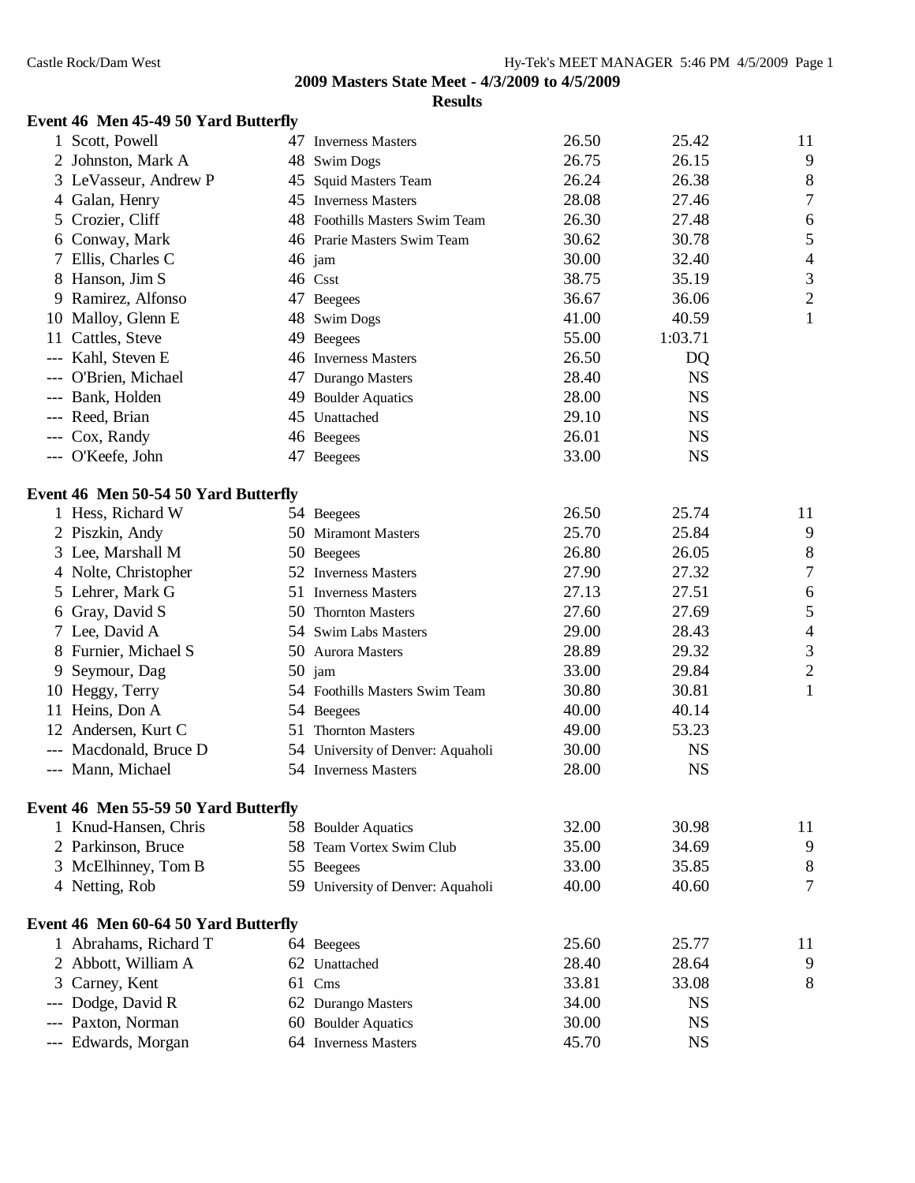## 2009 Masters State Meet - 4/3/2009 to 4/5/2009

### Results

**Event 46 Men 45-49 50 Yard Butterfly**

| Place | Name | Age | Team | Seed Time | Finals Time | Points |
|---|---|---|---|---|---|---|
| 1 | Scott, Powell | 47 | Inverness Masters | 26.50 | 25.42 | 11 |
| 2 | Johnston, Mark A | 48 | Swim Dogs | 26.75 | 26.15 | 9 |
| 3 | LeVasseur, Andrew P | 45 | Squid Masters Team | 26.24 | 26.38 | 8 |
| 4 | Galan, Henry | 45 | Inverness Masters | 28.08 | 27.46 | 7 |
| 5 | Crozier, Cliff | 48 | Foothills Masters Swim Team | 26.30 | 27.48 | 6 |
| 6 | Conway, Mark | 46 | Prarie Masters Swim Team | 30.62 | 30.78 | 5 |
| 7 | Ellis, Charles C | 46 | jam | 30.00 | 32.40 | 4 |
| 8 | Hanson, Jim S | 46 | Csst | 38.75 | 35.19 | 3 |
| 9 | Ramirez, Alfonso | 47 | Beegees | 36.67 | 36.06 | 2 |
| 10 | Malloy, Glenn E | 48 | Swim Dogs | 41.00 | 40.59 | 1 |
| 11 | Cattles, Steve | 49 | Beegees | 55.00 | 1:03.71 | |
| --- | Kahl, Steven E | 46 | Inverness Masters | 26.50 | DQ | |
| --- | O'Brien, Michael | 47 | Durango Masters | 28.40 | NS | |
| --- | Bank, Holden | 49 | Boulder Aquatics | 28.00 | NS | |
| --- | Reed, Brian | 45 | Unattached | 29.10 | NS | |
| --- | Cox, Randy | 46 | Beegees | 26.01 | NS | |
| --- | O'Keefe, John | 47 | Beegees | 33.00 | NS | |

**Event 46 Men 50-54 50 Yard Butterfly**

| Place | Name | Age | Team | Seed Time | Finals Time | Points |
|---|---|---|---|---|---|---|
| 1 | Hess, Richard W | 54 | Beegees | 26.50 | 25.74 | 11 |
| 2 | Piszkin, Andy | 50 | Miramont Masters | 25.70 | 25.84 | 9 |
| 3 | Lee, Marshall M | 50 | Beegees | 26.80 | 26.05 | 8 |
| 4 | Nolte, Christopher | 52 | Inverness Masters | 27.90 | 27.32 | 7 |
| 5 | Lehrer, Mark G | 51 | Inverness Masters | 27.13 | 27.51 | 6 |
| 6 | Gray, David S | 50 | Thornton Masters | 27.60 | 27.69 | 5 |
| 7 | Lee, David A | 54 | Swim Labs Masters | 29.00 | 28.43 | 4 |
| 8 | Furnier, Michael S | 50 | Aurora Masters | 28.89 | 29.32 | 3 |
| 9 | Seymour, Dag | 50 | jam | 33.00 | 29.84 | 2 |
| 10 | Heggy, Terry | 54 | Foothills Masters Swim Team | 30.80 | 30.81 | 1 |
| 11 | Heins, Don A | 54 | Beegees | 40.00 | 40.14 | |
| 12 | Andersen, Kurt C | 51 | Thornton Masters | 49.00 | 53.23 | |
| --- | Macdonald, Bruce D | 54 | University of Denver: Aquaholi | 30.00 | NS | |
| --- | Mann, Michael | 54 | Inverness Masters | 28.00 | NS | |

**Event 46 Men 55-59 50 Yard Butterfly**

| Place | Name | Age | Team | Seed Time | Finals Time | Points |
|---|---|---|---|---|---|---|
| 1 | Knud-Hansen, Chris | 58 | Boulder Aquatics | 32.00 | 30.98 | 11 |
| 2 | Parkinson, Bruce | 58 | Team Vortex Swim Club | 35.00 | 34.69 | 9 |
| 3 | McElhinney, Tom B | 55 | Beegees | 33.00 | 35.85 | 8 |
| 4 | Netting, Rob | 59 | University of Denver: Aquaholi | 40.00 | 40.60 | 7 |

**Event 46 Men 60-64 50 Yard Butterfly**

| Place | Name | Age | Team | Seed Time | Finals Time | Points |
|---|---|---|---|---|---|---|
| 1 | Abrahams, Richard T | 64 | Beegees | 25.60 | 25.77 | 11 |
| 2 | Abbott, William A | 62 | Unattached | 28.40 | 28.64 | 9 |
| 3 | Carney, Kent | 61 | Cms | 33.81 | 33.08 | 8 |
| --- | Dodge, David R | 62 | Durango Masters | 34.00 | NS | |
| --- | Paxton, Norman | 60 | Boulder Aquatics | 30.00 | NS | |
| --- | Edwards, Morgan | 64 | Inverness Masters | 45.70 | NS | |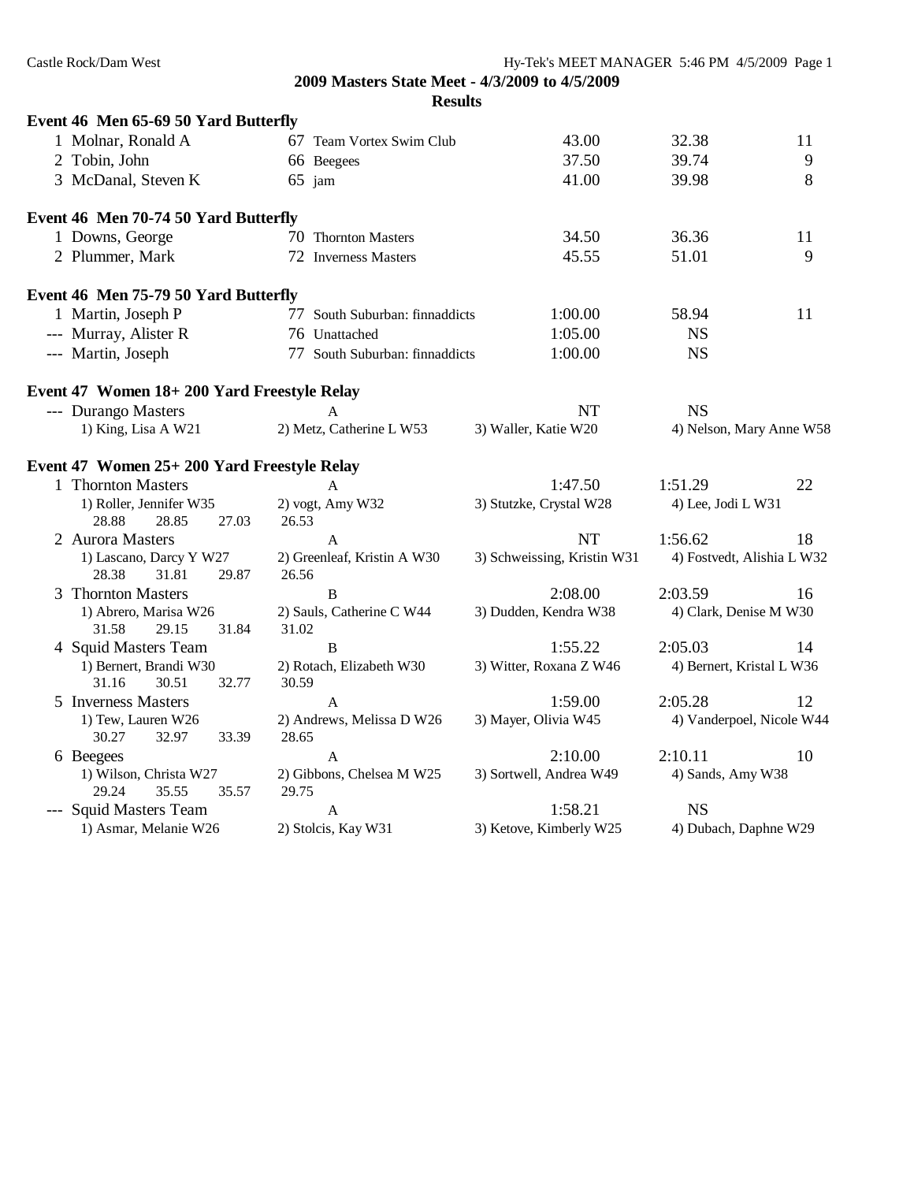## 2009 Masters State Meet - 4/3/2009 to 4/5/2009

### Results

**Event 46 Men 65-69 50 Yard Butterfly**

| Place | Name | Age | Team | Seed Time | Finals Time | Points |
|---|---|---|---|---|---|---|
| 1 | Molnar, Ronald A | 67 | Team Vortex Swim Club | 43.00 | 32.38 | 11 |
| 2 | Tobin, John | 66 | Beegees | 37.50 | 39.74 | 9 |
| 3 | McDanal, Steven K | 65 | jam | 41.00 | 39.98 | 8 |

**Event 46 Men 70-74 50 Yard Butterfly**

| Place | Name | Age | Team | Seed Time | Finals Time | Points |
|---|---|---|---|---|---|---|
| 1 | Downs, George | 70 | Thornton Masters | 34.50 | 36.36 | 11 |
| 2 | Plummer, Mark | 72 | Inverness Masters | 45.55 | 51.01 | 9 |

**Event 46 Men 75-79 50 Yard Butterfly**

| Place | Name | Age | Team | Seed Time | Finals Time | Points |
|---|---|---|---|---|---|---|
| 1 | Martin, Joseph P | 77 | South Suburban: finnaddicts | 1:00.00 | 58.94 | 11 |
| --- | Murray, Alister R | 76 | Unattached | 1:05.00 | NS | |
| --- | Martin, Joseph | 77 | South Suburban: finnaddicts | 1:00.00 | NS | |

**Event 47 Women 18+ 200 Yard Freestyle Relay**

--- Durango Masters A — NT — NS
1) King, Lisa A W21 2) Metz, Catherine L W53 3) Waller, Katie W20 4) Nelson, Mary Anne W58

**Event 47 Women 25+ 200 Yard Freestyle Relay**

1 Thornton Masters A — 1:47.50 — 1:51.29 — 22
1) Roller, Jennifer W35 2) vogt, Amy W32 3) Stutzke, Crystal W28 4) Lee, Jodi L W31
28.88 28.85 27.03 26.53

2 Aurora Masters A — NT — 1:56.62 — 18
1) Lascano, Darcy Y W27 2) Greenleaf, Kristin A W30 3) Schweissing, Kristin W31 4) Fostvedt, Alishia L W32
28.38 31.81 29.87 26.56

3 Thornton Masters B — 2:08.00 — 2:03.59 — 16
1) Abrero, Marisa W26 2) Sauls, Catherine C W44 3) Dudden, Kendra W38 4) Clark, Denise M W30
31.58 29.15 31.84 31.02

4 Squid Masters Team B — 1:55.22 — 2:05.03 — 14
1) Bernert, Brandi W30 2) Rotach, Elizabeth W30 3) Witter, Roxana Z W46 4) Bernert, Kristal L W36
31.16 30.51 32.77 30.59

5 Inverness Masters A — 1:59.00 — 2:05.28 — 12
1) Tew, Lauren W26 2) Andrews, Melissa D W26 3) Mayer, Olivia W45 4) Vanderpoel, Nicole W44
30.27 32.97 33.39 28.65

6 Beegees A — 2:10.00 — 2:10.11 — 10
1) Wilson, Christa W27 2) Gibbons, Chelsea M W25 3) Sortwell, Andrea W49 4) Sands, Amy W38
29.24 35.55 35.57 29.75

--- Squid Masters Team A — 1:58.21 — NS
1) Asmar, Melanie W26 2) Stolcis, Kay W31 3) Ketove, Kimberly W25 4) Dubach, Daphne W29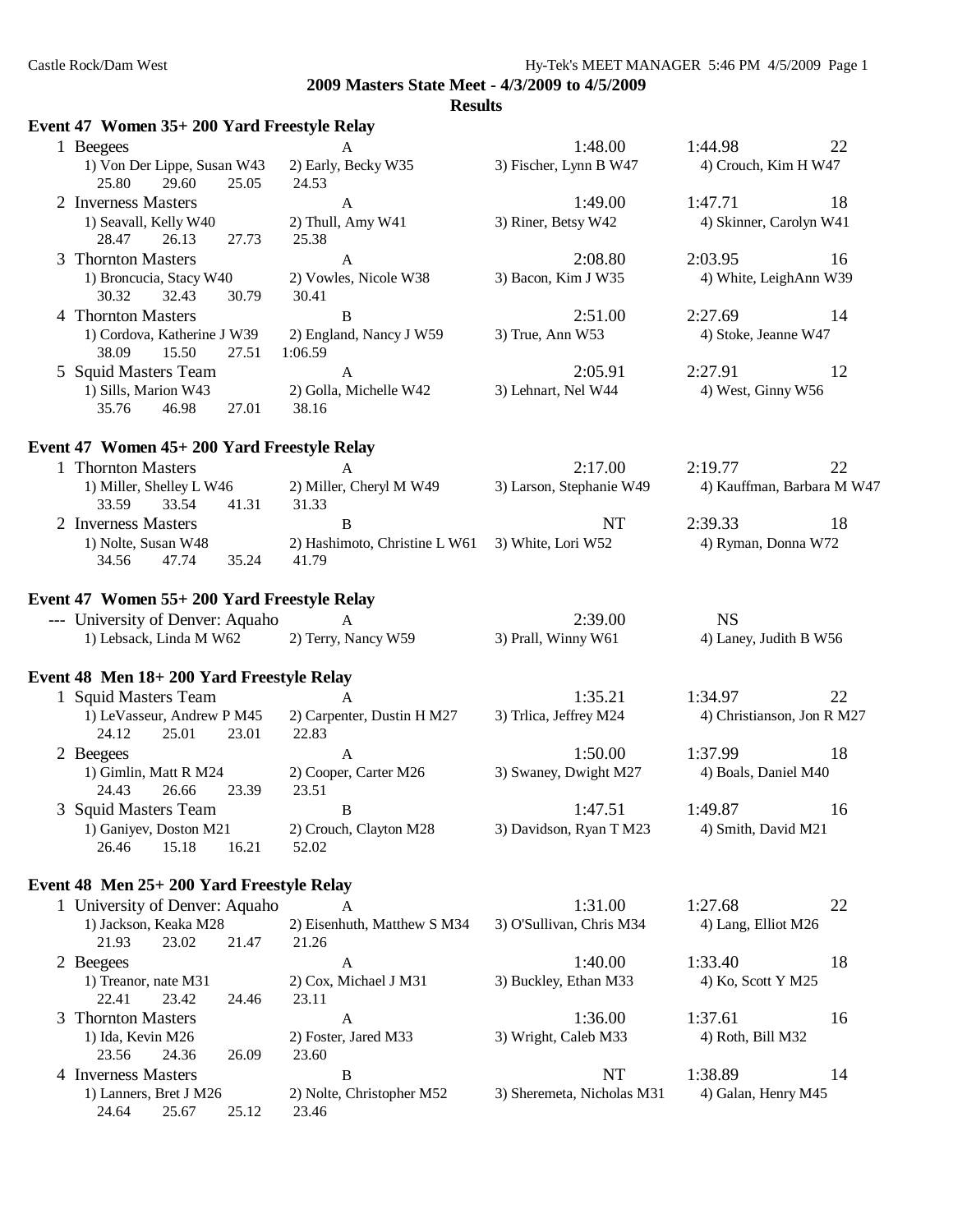## 2009 Masters State Meet - 4/3/2009 to 4/5/2009

### Results

**Event 47 Women 35+ 200 Yard Freestyle Relay**

1 Beegees A 1:48.00 1:44.98 22
1) Von Der Lippe, Susan W43 2) Early, Becky W35 3) Fischer, Lynn B W47 4) Crouch, Kim H W47
25.80 29.60 25.05 24.53

2 Inverness Masters A 1:49.00 1:47.71 18
1) Seavall, Kelly W40 2) Thull, Amy W41 3) Riner, Betsy W42 4) Skinner, Carolyn W41
28.47 26.13 27.73 25.38

3 Thornton Masters A 2:08.80 2:03.95 16
1) Broncucia, Stacy W40 2) Vowles, Nicole W38 3) Bacon, Kim J W35 4) White, LeighAnn W39
30.32 32.43 30.79 30.41

4 Thornton Masters B 2:51.00 2:27.69 14
1) Cordova, Katherine J W39 2) England, Nancy J W59 3) True, Ann W53 4) Stoke, Jeanne W47
38.09 15.50 27.51 1:06.59

5 Squid Masters Team A 2:05.91 2:27.91 12
1) Sills, Marion W43 2) Golla, Michelle W42 3) Lehnart, Nel W44 4) West, Ginny W56
35.76 46.98 27.01 38.16

**Event 47 Women 45+ 200 Yard Freestyle Relay**

1 Thornton Masters A 2:17.00 2:19.77 22
1) Miller, Shelley L W46 2) Miller, Cheryl M W49 3) Larson, Stephanie W49 4) Kauffman, Barbara M W47
33.59 33.54 41.31 31.33

2 Inverness Masters B NT 2:39.33 18
1) Nolte, Susan W48 2) Hashimoto, Christine L W61 3) White, Lori W52 4) Ryman, Donna W72
34.56 47.74 35.24 41.79

**Event 47 Women 55+ 200 Yard Freestyle Relay**

--- University of Denver: Aquaho A 2:39.00 NS
1) Lebsack, Linda M W62 2) Terry, Nancy W59 3) Prall, Winny W61 4) Laney, Judith B W56

**Event 48 Men 18+ 200 Yard Freestyle Relay**

1 Squid Masters Team A 1:35.21 1:34.97 22
1) LeVasseur, Andrew P M45 2) Carpenter, Dustin H M27 3) Trlica, Jeffrey M24 4) Christianson, Jon R M27
24.12 25.01 23.01 22.83

2 Beegees A 1:50.00 1:37.99 18
1) Gimlin, Matt R M24 2) Cooper, Carter M26 3) Swaney, Dwight M27 4) Boals, Daniel M40
24.43 26.66 23.39 23.51

3 Squid Masters Team B 1:47.51 1:49.87 16
1) Ganiyev, Doston M21 2) Crouch, Clayton M28 3) Davidson, Ryan T M23 4) Smith, David M21
26.46 15.18 16.21 52.02

**Event 48 Men 25+ 200 Yard Freestyle Relay**

1 University of Denver: Aquaho A 1:31.00 1:27.68 22
1) Jackson, Keaka M28 2) Eisenhuth, Matthew S M34 3) O'Sullivan, Chris M34 4) Lang, Elliot M26
21.93 23.02 21.47 21.26

2 Beegees A 1:40.00 1:33.40 18
1) Treanor, nate M31 2) Cox, Michael J M31 3) Buckley, Ethan M33 4) Ko, Scott Y M25
22.41 23.42 24.46 23.11

3 Thornton Masters A 1:36.00 1:37.61 16
1) Ida, Kevin M26 2) Foster, Jared M33 3) Wright, Caleb M33 4) Roth, Bill M32
23.56 24.36 26.09 23.60

4 Inverness Masters B NT 1:38.89 14
1) Lanners, Bret J M26 2) Nolte, Christopher M52 3) Sheremeta, Nicholas M31 4) Galan, Henry M45
24.64 25.67 25.12 23.46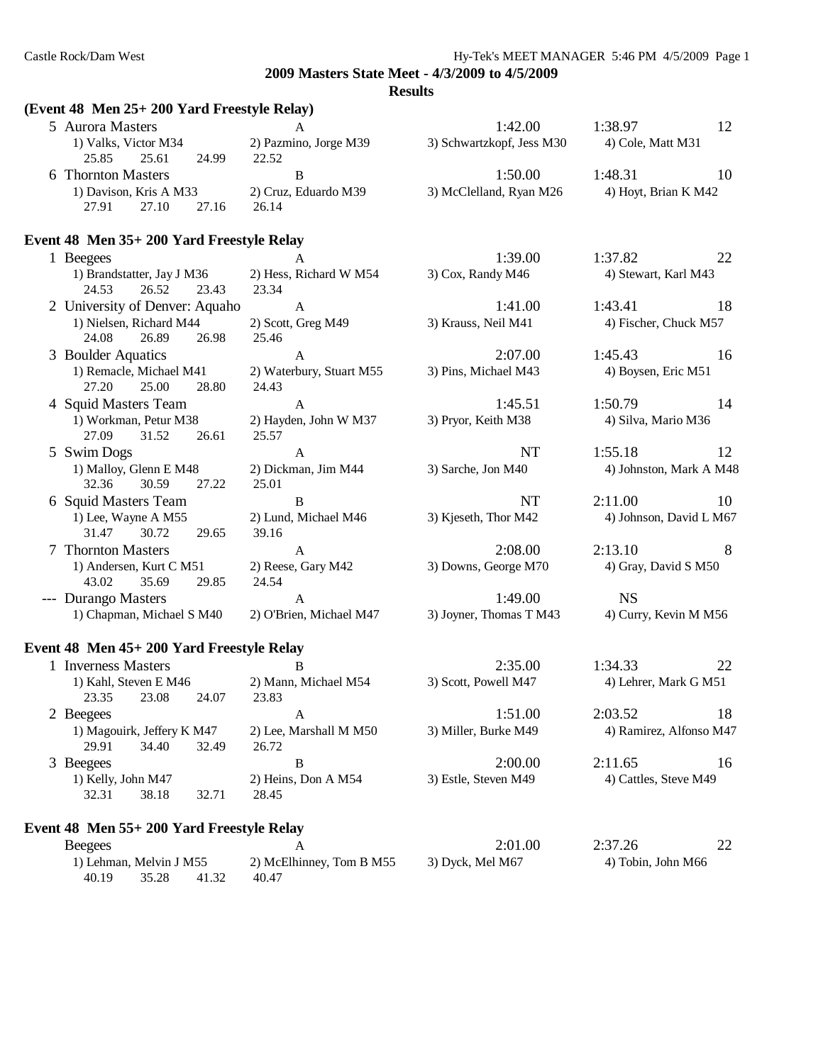2009 Masters State Meet - 4/3/2009 to 4/5/2009

**Results**

### (Event 48 Men 25+ 200 Yard Freestyle Relay)

| Place | Team | Relay | Seed Time | Finals Time | Points |
|---|---|---|---|---|---|
| 5 | Aurora Masters | A | 1:42.00 | 1:38.97 | 12 |
| | 1) Valks, Victor M34 | 2) Pazmino, Jorge M39 | 3) Schwartzkopf, Jess M30 | 4) Cole, Matt M31 | |
| | 25.85 25.61 24.99 22.52 | | | | |
| 6 | Thornton Masters | B | 1:50.00 | 1:48.31 | 10 |
| | 1) Davison, Kris A M33 | 2) Cruz, Eduardo M39 | 3) McClelland, Ryan M26 | 4) Hoyt, Brian K M42 | |
| | 27.91 27.10 27.16 26.14 | | | | |

### Event 48 Men 35+ 200 Yard Freestyle Relay

| Place | Team | Relay | Seed Time | Finals Time | Points |
|---|---|---|---|---|---|
| 1 | Beegees | A | 1:39.00 | 1:37.82 | 22 |
| | 1) Brandstatter, Jay J M36 | 2) Hess, Richard W M54 | 3) Cox, Randy M46 | 4) Stewart, Karl M43 | |
| | 24.53 26.52 23.43 23.34 | | | | |
| 2 | University of Denver: Aquaho | A | 1:41.00 | 1:43.41 | 18 |
| | 1) Nielsen, Richard M44 | 2) Scott, Greg M49 | 3) Krauss, Neil M41 | 4) Fischer, Chuck M57 | |
| | 24.08 26.89 26.98 25.46 | | | | |
| 3 | Boulder Aquatics | A | 2:07.00 | 1:45.43 | 16 |
| | 1) Remacle, Michael M41 | 2) Waterbury, Stuart M55 | 3) Pins, Michael M43 | 4) Boysen, Eric M51 | |
| | 27.20 25.00 28.80 24.43 | | | | |
| 4 | Squid Masters Team | A | 1:45.51 | 1:50.79 | 14 |
| | 1) Workman, Petur M38 | 2) Hayden, John W M37 | 3) Pryor, Keith M38 | 4) Silva, Mario M36 | |
| | 27.09 31.52 26.61 25.57 | | | | |
| 5 | Swim Dogs | A | NT | 1:55.18 | 12 |
| | 1) Malloy, Glenn E M48 | 2) Dickman, Jim M44 | 3) Sarche, Jon M40 | 4) Johnston, Mark A M48 | |
| | 32.36 30.59 27.22 25.01 | | | | |
| 6 | Squid Masters Team | B | NT | 2:11.00 | 10 |
| | 1) Lee, Wayne A M55 | 2) Lund, Michael M46 | 3) Kjeseth, Thor M42 | 4) Johnson, David L M67 | |
| | 31.47 30.72 29.65 39.16 | | | | |
| 7 | Thornton Masters | A | 2:08.00 | 2:13.10 | 8 |
| | 1) Andersen, Kurt C M51 | 2) Reese, Gary M42 | 3) Downs, George M70 | 4) Gray, David S M50 | |
| | 43.02 35.69 29.85 24.54 | | | | |
| --- | Durango Masters | A | 1:49.00 | NS | |
| | 1) Chapman, Michael S M40 | 2) O'Brien, Michael M47 | 3) Joyner, Thomas T M43 | 4) Curry, Kevin M M56 | |

### Event 48 Men 45+ 200 Yard Freestyle Relay

| Place | Team | Relay | Seed Time | Finals Time | Points |
|---|---|---|---|---|---|
| 1 | Inverness Masters | B | 2:35.00 | 1:34.33 | 22 |
| | 1) Kahl, Steven E M46 | 2) Mann, Michael M54 | 3) Scott, Powell M47 | 4) Lehrer, Mark G M51 | |
| | 23.35 23.08 24.07 23.83 | | | | |
| 2 | Beegees | A | 1:51.00 | 2:03.52 | 18 |
| | 1) Magouirk, Jeffery K M47 | 2) Lee, Marshall M M50 | 3) Miller, Burke M49 | 4) Ramirez, Alfonso M47 | |
| | 29.91 34.40 32.49 26.72 | | | | |
| 3 | Beegees | B | 2:00.00 | 2:11.65 | 16 |
| | 1) Kelly, John M47 | 2) Heins, Don A M54 | 3) Estle, Steven M49 | 4) Cattles, Steve M49 | |
| | 32.31 38.18 32.71 28.45 | | | | |

### Event 48 Men 55+ 200 Yard Freestyle Relay

| Place | Team | Relay | Seed Time | Finals Time | Points |
|---|---|---|---|---|---|
| | Beegees | A | 2:01.00 | 2:37.26 | 22 |
| | 1) Lehman, Melvin J M55 | 2) McElhinney, Tom B M55 | 3) Dyck, Mel M67 | 4) Tobin, John M66 | |
| | 40.19 35.28 41.32 40.47 | | | | |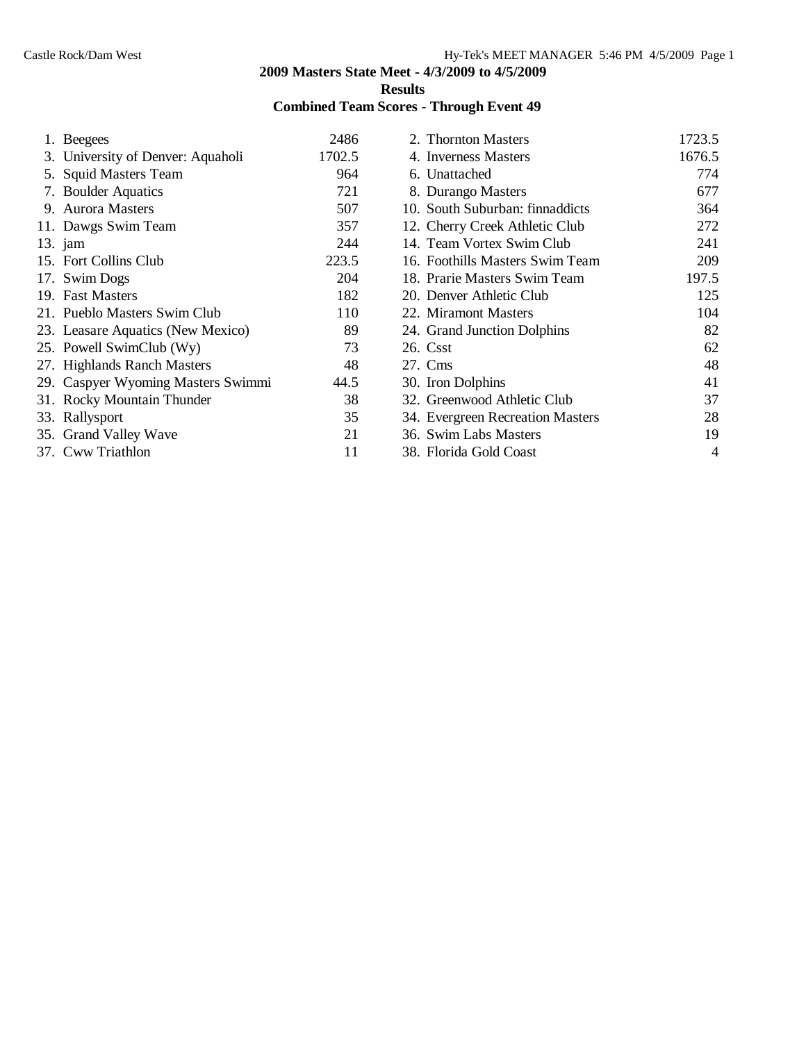**2009 Masters State Meet - 4/3/2009 to 4/5/2009**

**Results**

**Combined Team Scores - Through Event 49**

| | | | | | |
|---|---|---|---|---|---|
| 1. | Beegees | 2486 | 2. | Thornton Masters | 1723.5 |
| 3. | University of Denver: Aquaholi | 1702.5 | 4. | Inverness Masters | 1676.5 |
| 5. | Squid Masters Team | 964 | 6. | Unattached | 774 |
| 7. | Boulder Aquatics | 721 | 8. | Durango Masters | 677 |
| 9. | Aurora Masters | 507 | 10. | South Suburban: finnaddicts | 364 |
| 11. | Dawgs Swim Team | 357 | 12. | Cherry Creek Athletic Club | 272 |
| 13. | jam | 244 | 14. | Team Vortex Swim Club | 241 |
| 15. | Fort Collins Club | 223.5 | 16. | Foothills Masters Swim Team | 209 |
| 17. | Swim Dogs | 204 | 18. | Prarie Masters Swim Team | 197.5 |
| 19. | Fast Masters | 182 | 20. | Denver Athletic Club | 125 |
| 21. | Pueblo Masters Swim Club | 110 | 22. | Miramont Masters | 104 |
| 23. | Leasare Aquatics (New Mexico) | 89 | 24. | Grand Junction Dolphins | 82 |
| 25. | Powell SwimClub (Wy) | 73 | 26. | Csst | 62 |
| 27. | Highlands Ranch Masters | 48 | 27. | Cms | 48 |
| 29. | Caspyer Wyoming Masters Swimmi | 44.5 | 30. | Iron Dolphins | 41 |
| 31. | Rocky Mountain Thunder | 38 | 32. | Greenwood Athletic Club | 37 |
| 33. | Rallysport | 35 | 34. | Evergreen Recreation Masters | 28 |
| 35. | Grand Valley Wave | 21 | 36. | Swim Labs Masters | 19 |
| 37. | Cww Triathlon | 11 | 38. | Florida Gold Coast | 4 |